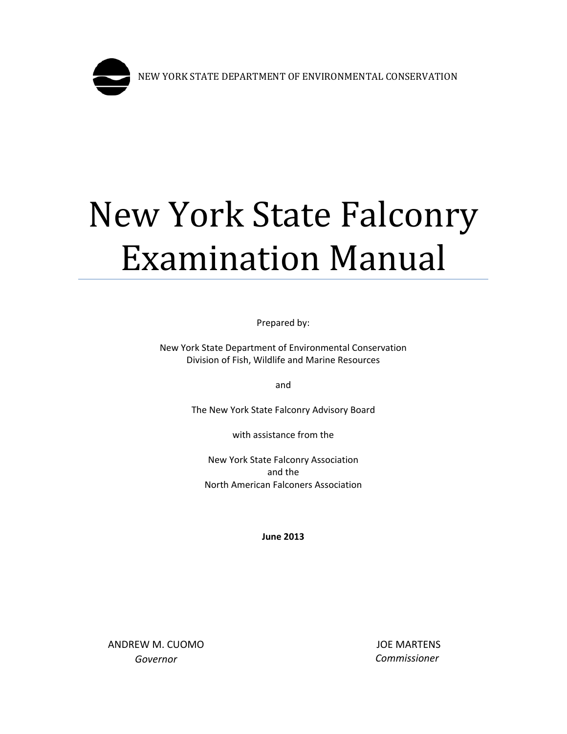NEW YORK STATE DEPARTMENT OF ENVIRONMENTAL CONSERVATION

# New York State Falconry Examination Manual

Prepared by:

New York State Department of Environmental Conservation
Division of Fish, Wildlife and Marine Resources

and

The New York State Falconry Advisory Board

with assistance from the

New York State Falconry Association
and the
North American Falconers Association

**June 2013**

ANDREW M. CUOMO
*Governor*

JOE MARTENS
*Commissioner*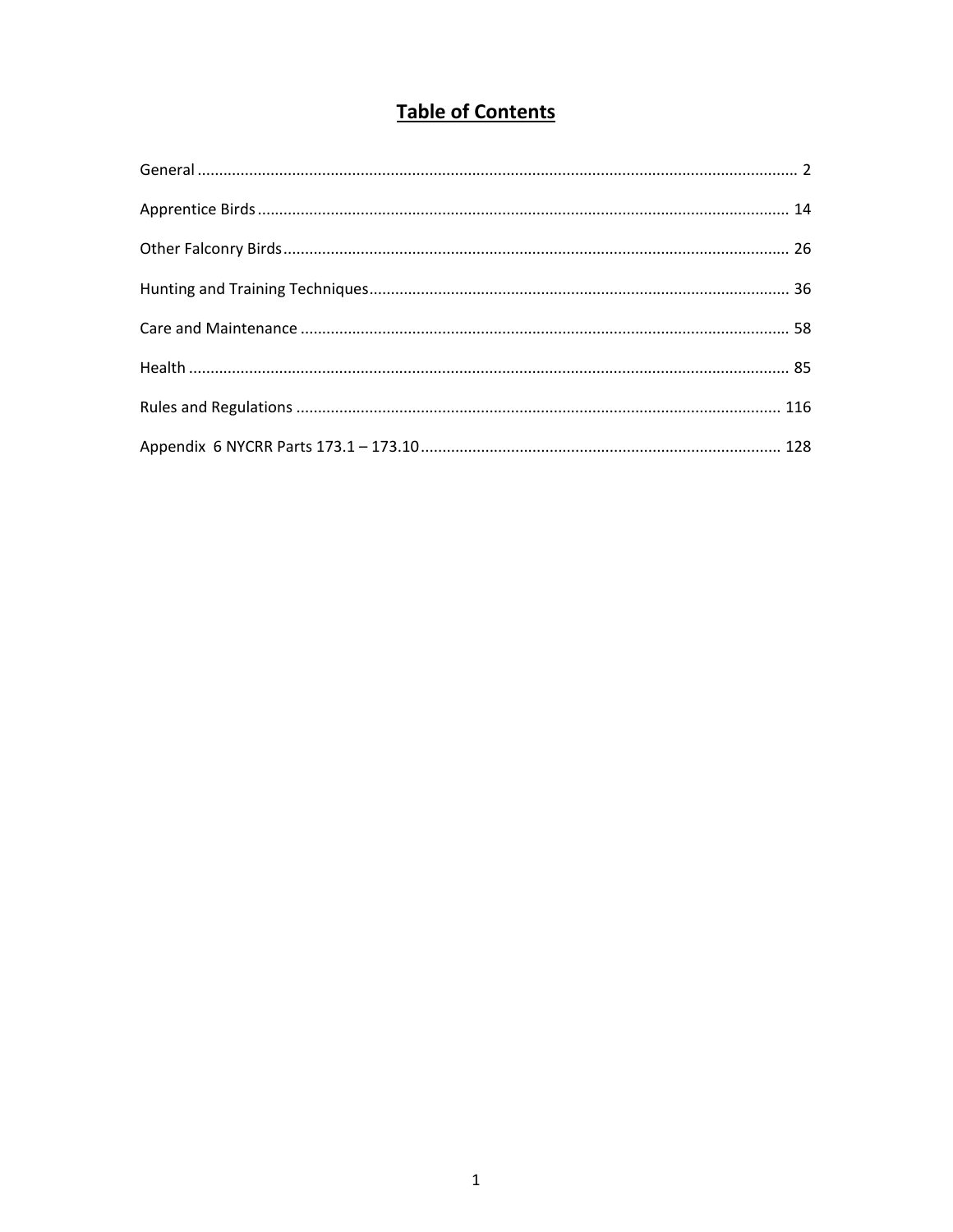# Table of Contents

| | |
|---|---|
| General | 2 |
| Apprentice Birds | 14 |
| Other Falconry Birds | 26 |
| Hunting and Training Techniques | 36 |
| Care and Maintenance | 58 |
| Health | 85 |
| Rules and Regulations | 116 |
| Appendix 6 NYCRR Parts 173.1 – 173.10 | 128 |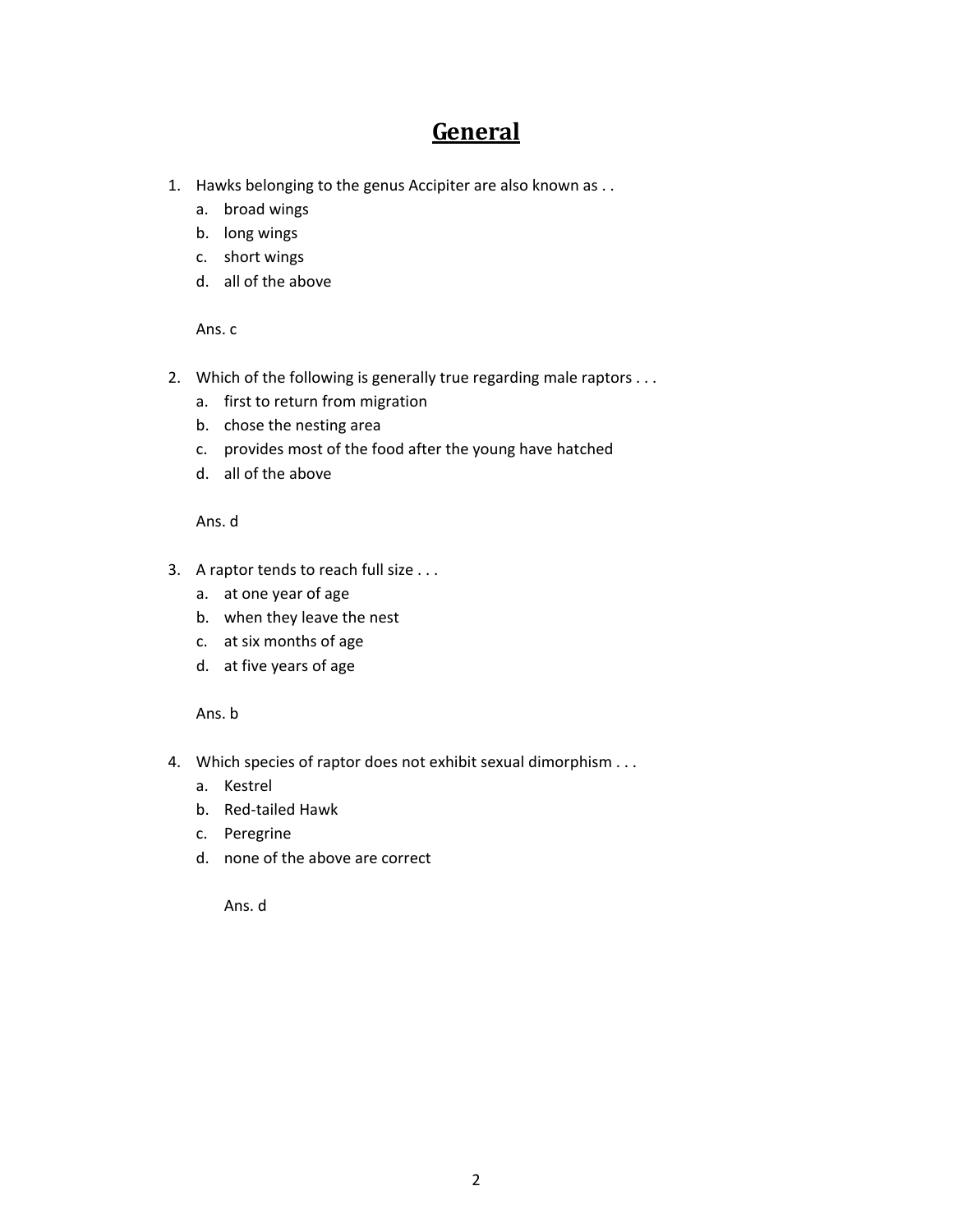# General

1. Hawks belonging to the genus Accipiter are also known as . .
   a. broad wings
   b. long wings
   c. short wings
   d. all of the above

   Ans. c

2. Which of the following is generally true regarding male raptors . . .
   a. first to return from migration
   b. chose the nesting area
   c. provides most of the food after the young have hatched
   d. all of the above

   Ans. d

3. A raptor tends to reach full size . . .
   a. at one year of age
   b. when they leave the nest
   c. at six months of age
   d. at five years of age

   Ans. b

4. Which species of raptor does not exhibit sexual dimorphism . . .
   a. Kestrel
   b. Red-tailed Hawk
   c. Peregrine
   d. none of the above are correct

   Ans. d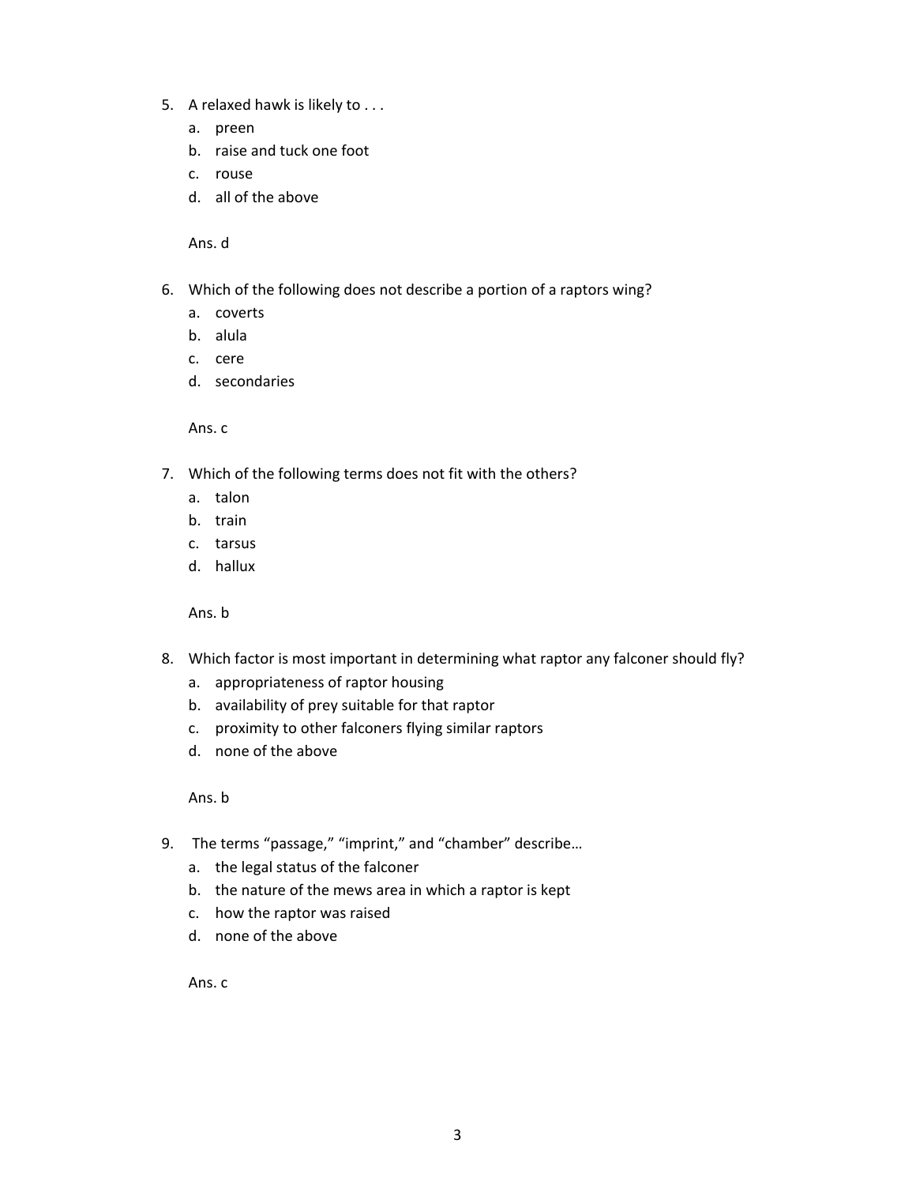5. A relaxed hawk is likely to . . .
    a. preen
    b. raise and tuck one foot
    c. rouse
    d. all of the above

    Ans. d

6. Which of the following does not describe a portion of a raptors wing?
    a. coverts
    b. alula
    c. cere
    d. secondaries

    Ans. c

7. Which of the following terms does not fit with the others?
    a. talon
    b. train
    c. tarsus
    d. hallux

    Ans. b

8. Which factor is most important in determining what raptor any falconer should fly?
    a. appropriateness of raptor housing
    b. availability of prey suitable for that raptor
    c. proximity to other falconers flying similar raptors
    d. none of the above

    Ans. b

9. The terms "passage," "imprint," and "chamber" describe…
    a. the legal status of the falconer
    b. the nature of the mews area in which a raptor is kept
    c. how the raptor was raised
    d. none of the above

    Ans. c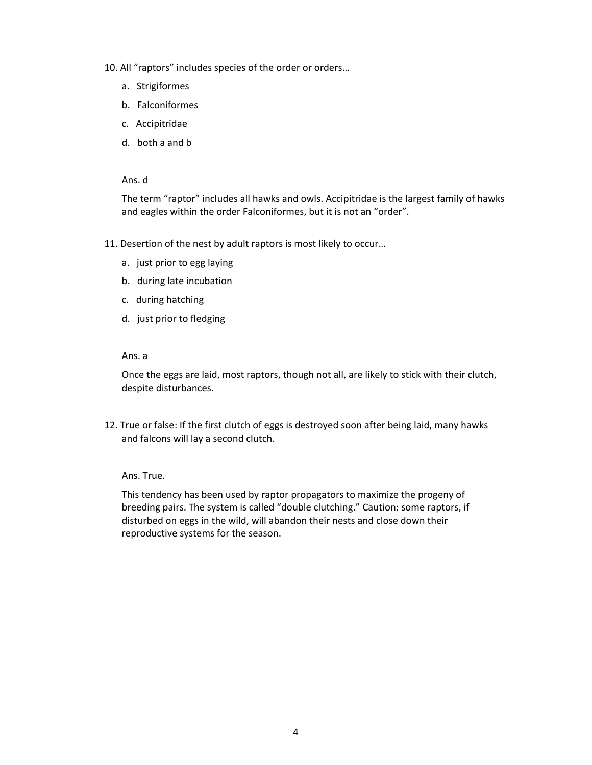10. All "raptors" includes species of the order or orders…

    a. Strigiformes

    b. Falconiformes

    c. Accipitridae

    d. both a and b

    Ans. d

    The term "raptor" includes all hawks and owls. Accipitridae is the largest family of hawks and eagles within the order Falconiformes, but it is not an "order".

11. Desertion of the nest by adult raptors is most likely to occur…

    a. just prior to egg laying

    b. during late incubation

    c. during hatching

    d. just prior to fledging

    Ans. a

    Once the eggs are laid, most raptors, though not all, are likely to stick with their clutch, despite disturbances.

12. True or false: If the first clutch of eggs is destroyed soon after being laid, many hawks and falcons will lay a second clutch.

    Ans. True.

    This tendency has been used by raptor propagators to maximize the progeny of breeding pairs. The system is called "double clutching." Caution: some raptors, if disturbed on eggs in the wild, will abandon their nests and close down their reproductive systems for the season.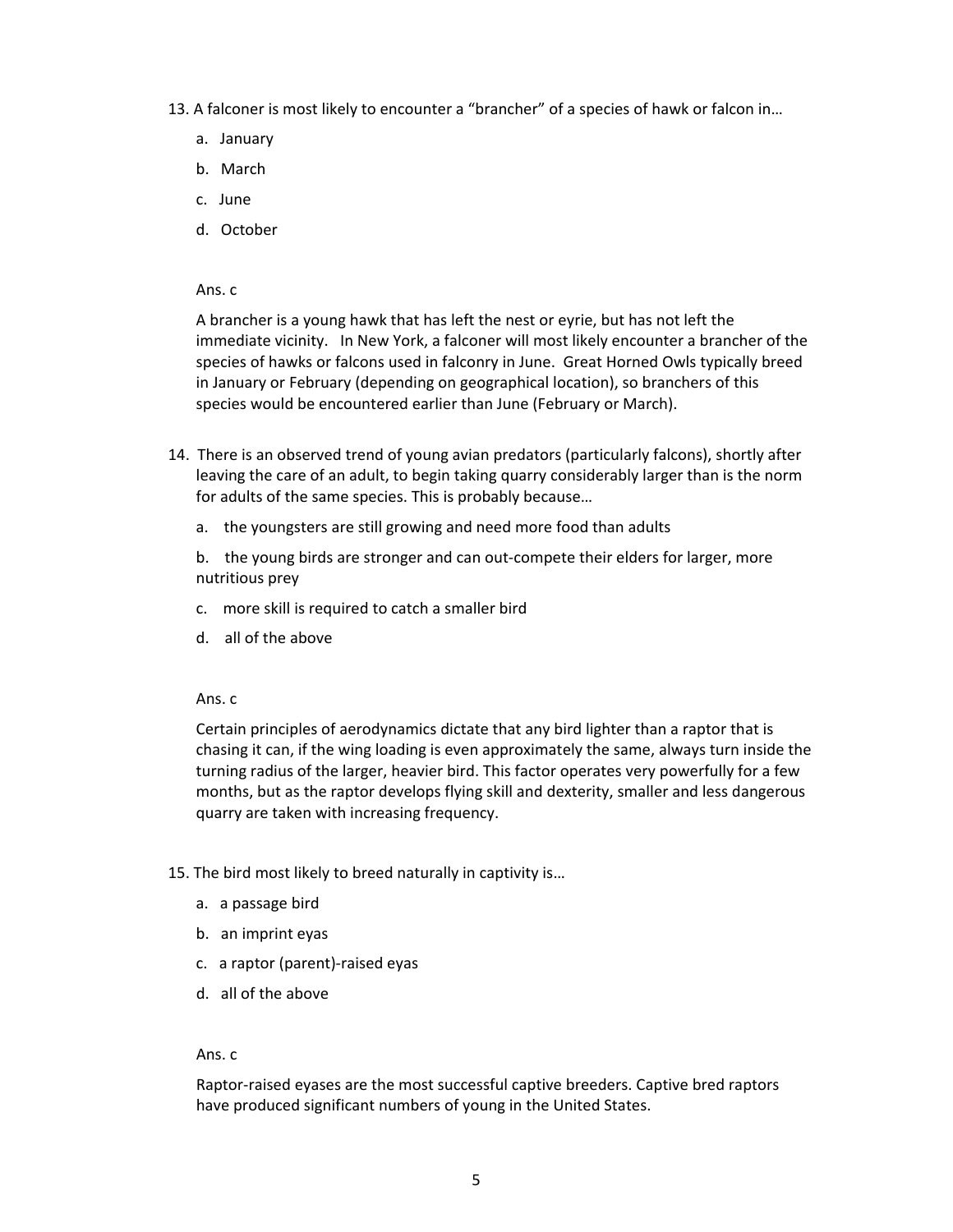13. A falconer is most likely to encounter a "brancher" of a species of hawk or falcon in…

   a. January

   b. March

   c. June

   d. October

   Ans. c

   A brancher is a young hawk that has left the nest or eyrie, but has not left the immediate vicinity. In New York, a falconer will most likely encounter a brancher of the species of hawks or falcons used in falconry in June. Great Horned Owls typically breed in January or February (depending on geographical location), so branchers of this species would be encountered earlier than June (February or March).

14. There is an observed trend of young avian predators (particularly falcons), shortly after leaving the care of an adult, to begin taking quarry considerably larger than is the norm for adults of the same species. This is probably because…

   a. the youngsters are still growing and need more food than adults

   b. the young birds are stronger and can out-compete their elders for larger, more nutritious prey

   c. more skill is required to catch a smaller bird

   d. all of the above

   Ans. c

   Certain principles of aerodynamics dictate that any bird lighter than a raptor that is chasing it can, if the wing loading is even approximately the same, always turn inside the turning radius of the larger, heavier bird. This factor operates very powerfully for a few months, but as the raptor develops flying skill and dexterity, smaller and less dangerous quarry are taken with increasing frequency.

15. The bird most likely to breed naturally in captivity is…

   a. a passage bird

   b. an imprint eyas

   c. a raptor (parent)-raised eyas

   d. all of the above

   Ans. c

   Raptor-raised eyases are the most successful captive breeders. Captive bred raptors have produced significant numbers of young in the United States.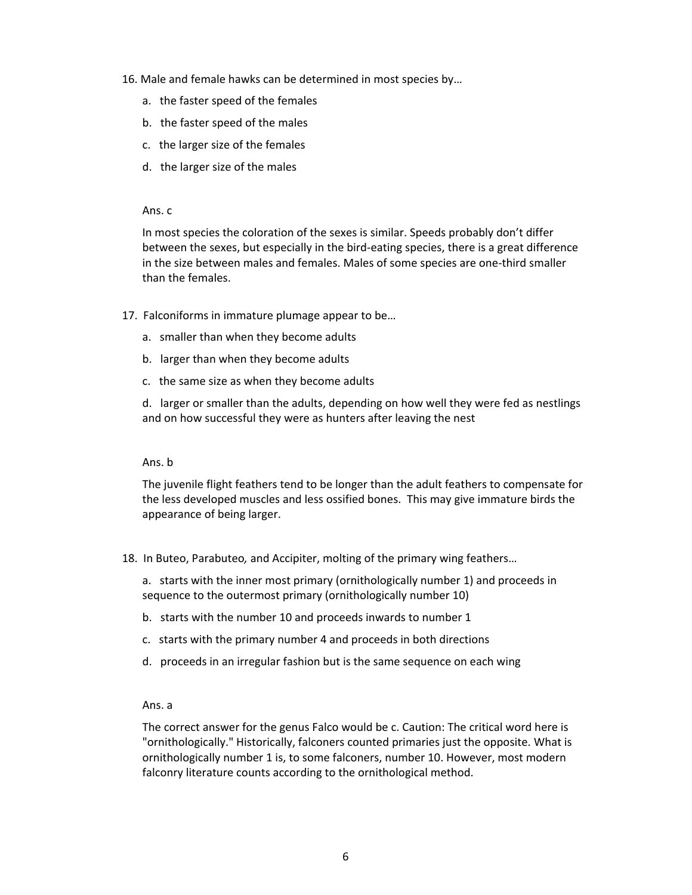16. Male and female hawks can be determined in most species by…

    a. the faster speed of the females

    b. the faster speed of the males

    c. the larger size of the females

    d. the larger size of the males

    Ans. c

    In most species the coloration of the sexes is similar. Speeds probably don't differ between the sexes, but especially in the bird-eating species, there is a great difference in the size between males and females. Males of some species are one-third smaller than the females.

17. Falconiforms in immature plumage appear to be…

    a. smaller than when they become adults

    b. larger than when they become adults

    c. the same size as when they become adults

    d. larger or smaller than the adults, depending on how well they were fed as nestlings and on how successful they were as hunters after leaving the nest

    Ans. b

    The juvenile flight feathers tend to be longer than the adult feathers to compensate for the less developed muscles and less ossified bones. This may give immature birds the appearance of being larger.

18. In Buteo, Parabuteo, and Accipiter, molting of the primary wing feathers…

    a. starts with the inner most primary (ornithologically number 1) and proceeds in sequence to the outermost primary (ornithologically number 10)

    b. starts with the number 10 and proceeds inwards to number 1

    c. starts with the primary number 4 and proceeds in both directions

    d. proceeds in an irregular fashion but is the same sequence on each wing

    Ans. a

    The correct answer for the genus Falco would be c. Caution: The critical word here is "ornithologically." Historically, falconers counted primaries just the opposite. What is ornithologically number 1 is, to some falconers, number 10. However, most modern falconry literature counts according to the ornithological method.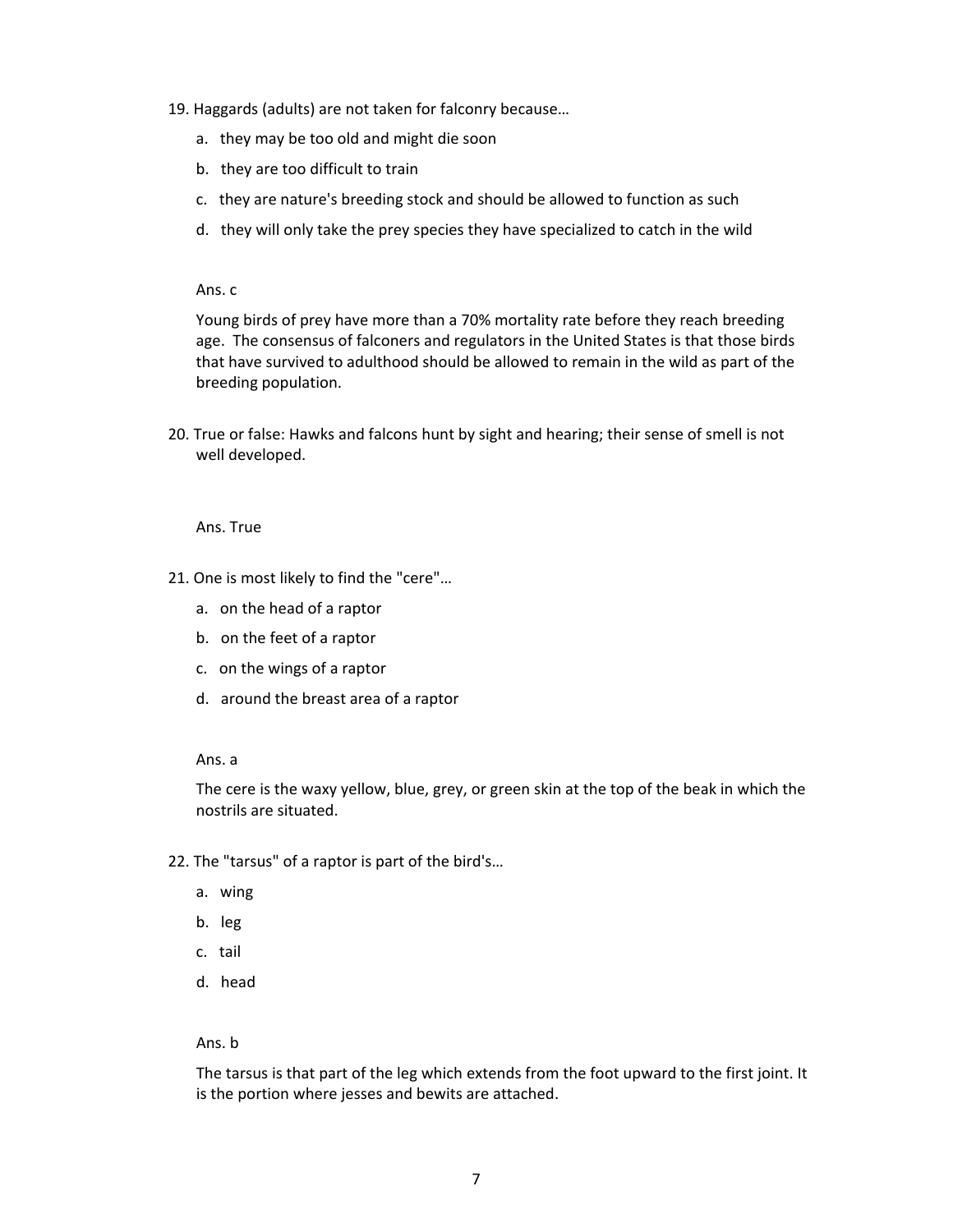19. Haggards (adults) are not taken for falconry because…

    a. they may be too old and might die soon
    b. they are too difficult to train
    c. they are nature's breeding stock and should be allowed to function as such
    d. they will only take the prey species they have specialized to catch in the wild

    Ans. c

    Young birds of prey have more than a 70% mortality rate before they reach breeding age. The consensus of falconers and regulators in the United States is that those birds that have survived to adulthood should be allowed to remain in the wild as part of the breeding population.

20. True or false: Hawks and falcons hunt by sight and hearing; their sense of smell is not well developed.

    Ans. True

21. One is most likely to find the "cere"…

    a. on the head of a raptor
    b. on the feet of a raptor
    c. on the wings of a raptor
    d. around the breast area of a raptor

    Ans. a

    The cere is the waxy yellow, blue, grey, or green skin at the top of the beak in which the nostrils are situated.

22. The "tarsus" of a raptor is part of the bird's…

    a. wing
    b. leg
    c. tail
    d. head

    Ans. b

    The tarsus is that part of the leg which extends from the foot upward to the first joint. It is the portion where jesses and bewits are attached.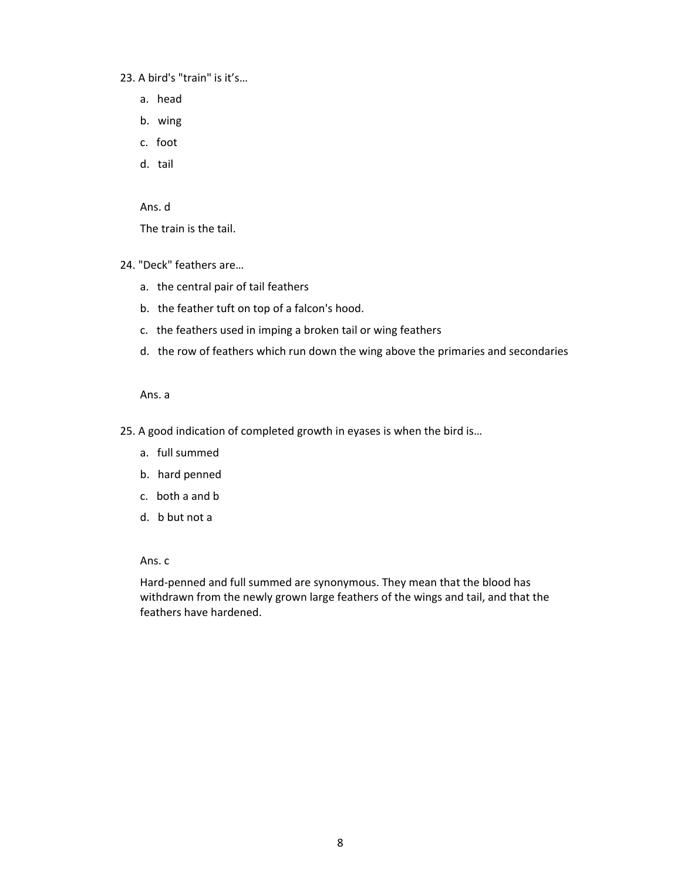23. A bird's "train" is it's…

    a. head
    b. wing
    c. foot
    d. tail

    Ans. d

    The train is the tail.

24. "Deck" feathers are…

    a. the central pair of tail feathers
    b. the feather tuft on top of a falcon's hood.
    c. the feathers used in imping a broken tail or wing feathers
    d. the row of feathers which run down the wing above the primaries and secondaries

    Ans. a

25. A good indication of completed growth in eyases is when the bird is…

    a. full summed
    b. hard penned
    c. both a and b
    d. b but not a

    Ans. c

    Hard-penned and full summed are synonymous. They mean that the blood has withdrawn from the newly grown large feathers of the wings and tail, and that the feathers have hardened.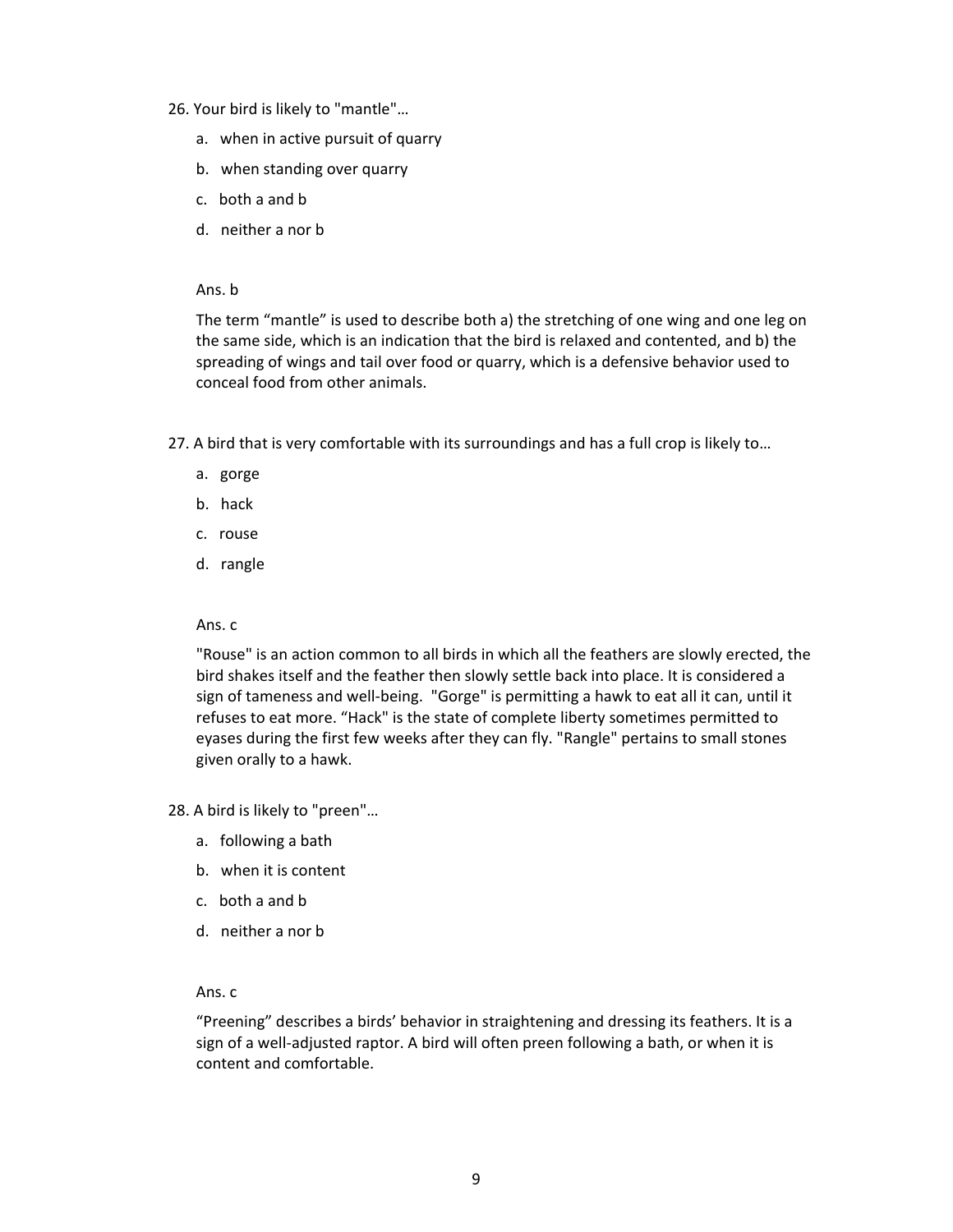26. Your bird is likely to "mantle"…

   a. when in active pursuit of quarry

   b. when standing over quarry

   c. both a and b

   d. neither a nor b

   Ans. b

   The term "mantle" is used to describe both a) the stretching of one wing and one leg on the same side, which is an indication that the bird is relaxed and contented, and b) the spreading of wings and tail over food or quarry, which is a defensive behavior used to conceal food from other animals.

27. A bird that is very comfortable with its surroundings and has a full crop is likely to…

   a. gorge

   b. hack

   c. rouse

   d. rangle

   Ans. c

   "Rouse" is an action common to all birds in which all the feathers are slowly erected, the bird shakes itself and the feather then slowly settle back into place. It is considered a sign of tameness and well-being. "Gorge" is permitting a hawk to eat all it can, until it refuses to eat more. "Hack" is the state of complete liberty sometimes permitted to eyases during the first few weeks after they can fly. "Rangle" pertains to small stones given orally to a hawk.

28. A bird is likely to "preen"…

   a. following a bath

   b. when it is content

   c. both a and b

   d. neither a nor b

   Ans. c

   "Preening" describes a birds' behavior in straightening and dressing its feathers. It is a sign of a well-adjusted raptor. A bird will often preen following a bath, or when it is content and comfortable.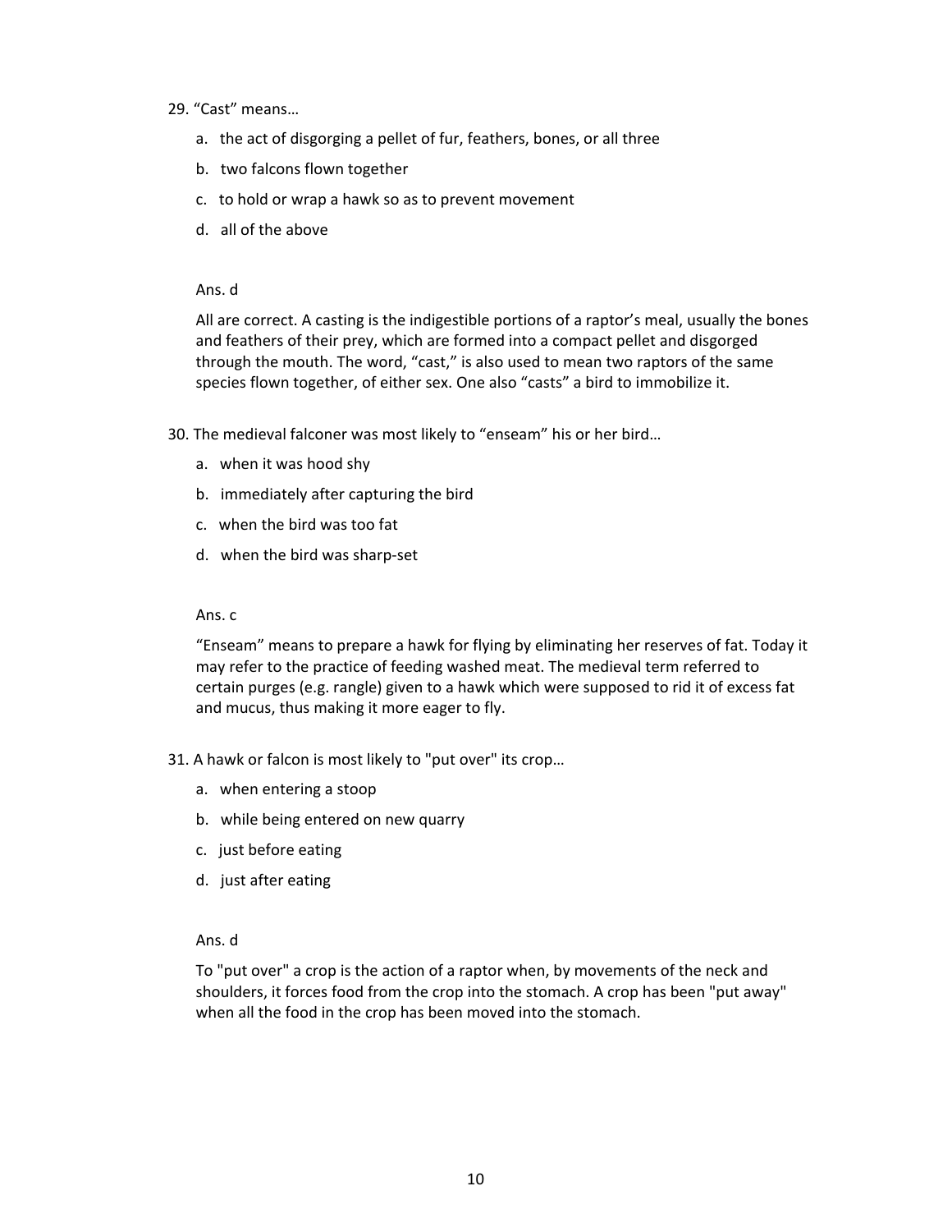29. "Cast" means…

    a. the act of disgorging a pellet of fur, feathers, bones, or all three
    b. two falcons flown together
    c. to hold or wrap a hawk so as to prevent movement
    d. all of the above

    Ans. d

    All are correct. A casting is the indigestible portions of a raptor's meal, usually the bones and feathers of their prey, which are formed into a compact pellet and disgorged through the mouth. The word, "cast," is also used to mean two raptors of the same species flown together, of either sex. One also "casts" a bird to immobilize it.

30. The medieval falconer was most likely to "enseam" his or her bird…

    a. when it was hood shy
    b. immediately after capturing the bird
    c. when the bird was too fat
    d. when the bird was sharp-set

    Ans. c

    "Enseam" means to prepare a hawk for flying by eliminating her reserves of fat. Today it may refer to the practice of feeding washed meat. The medieval term referred to certain purges (e.g. rangle) given to a hawk which were supposed to rid it of excess fat and mucus, thus making it more eager to fly.

31. A hawk or falcon is most likely to "put over" its crop…

    a. when entering a stoop
    b. while being entered on new quarry
    c. just before eating
    d. just after eating

    Ans. d

    To "put over" a crop is the action of a raptor when, by movements of the neck and shoulders, it forces food from the crop into the stomach. A crop has been "put away" when all the food in the crop has been moved into the stomach.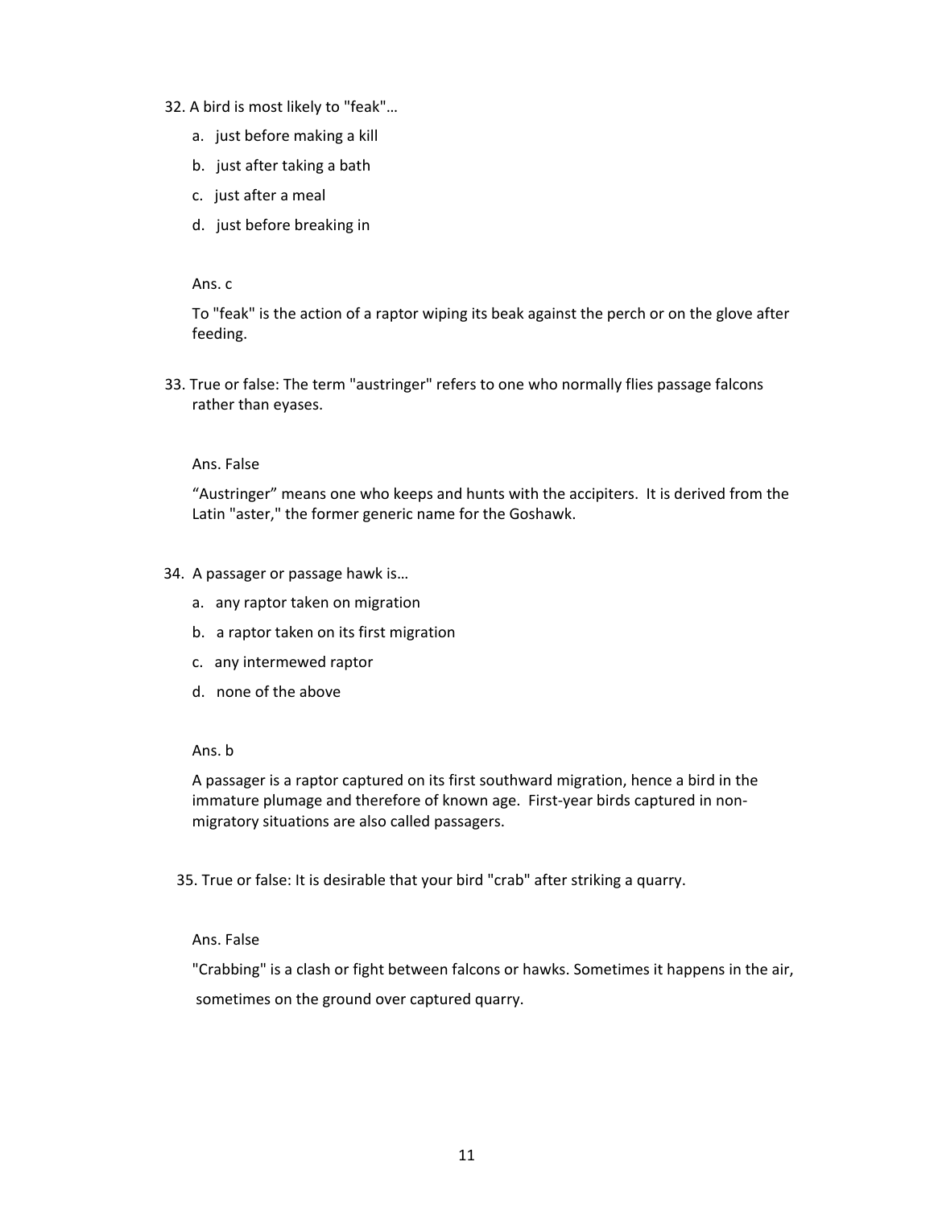32. A bird is most likely to "feak"…

    a. just before making a kill
    b. just after taking a bath
    c. just after a meal
    d. just before breaking in

    Ans. c

    To "feak" is the action of a raptor wiping its beak against the perch or on the glove after feeding.

33. True or false: The term "austringer" refers to one who normally flies passage falcons rather than eyases.

    Ans. False

    “Austringer” means one who keeps and hunts with the accipiters. It is derived from the Latin "aster," the former generic name for the Goshawk.

34. A passager or passage hawk is…

    a. any raptor taken on migration
    b. a raptor taken on its first migration
    c. any intermewed raptor
    d. none of the above

    Ans. b

    A passager is a raptor captured on its first southward migration, hence a bird in the immature plumage and therefore of known age. First-year birds captured in non-migratory situations are also called passagers.

35. True or false: It is desirable that your bird "crab" after striking a quarry.

    Ans. False

    "Crabbing" is a clash or fight between falcons or hawks. Sometimes it happens in the air, sometimes on the ground over captured quarry.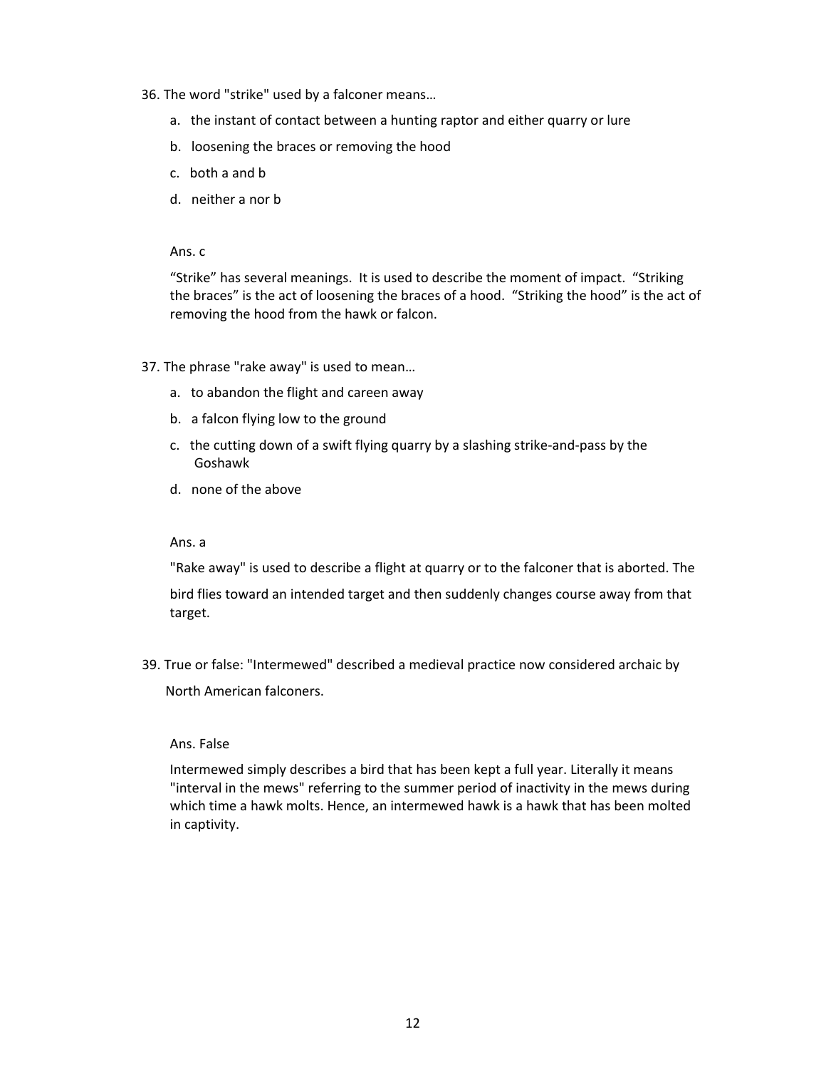36. The word "strike" used by a falconer means…

   a. the instant of contact between a hunting raptor and either quarry or lure
   b. loosening the braces or removing the hood
   c. both a and b
   d. neither a nor b

   Ans. c

   "Strike" has several meanings. It is used to describe the moment of impact. "Striking the braces" is the act of loosening the braces of a hood. "Striking the hood" is the act of removing the hood from the hawk or falcon.

37. The phrase "rake away" is used to mean…

   a. to abandon the flight and careen away
   b. a falcon flying low to the ground
   c. the cutting down of a swift flying quarry by a slashing strike-and-pass by the Goshawk
   d. none of the above

   Ans. a

   "Rake away" is used to describe a flight at quarry or to the falconer that is aborted. The bird flies toward an intended target and then suddenly changes course away from that target.

39. True or false: "Intermewed" described a medieval practice now considered archaic by North American falconers.

   Ans. False

   Intermewed simply describes a bird that has been kept a full year. Literally it means "interval in the mews" referring to the summer period of inactivity in the mews during which time a hawk molts. Hence, an intermewed hawk is a hawk that has been molted in captivity.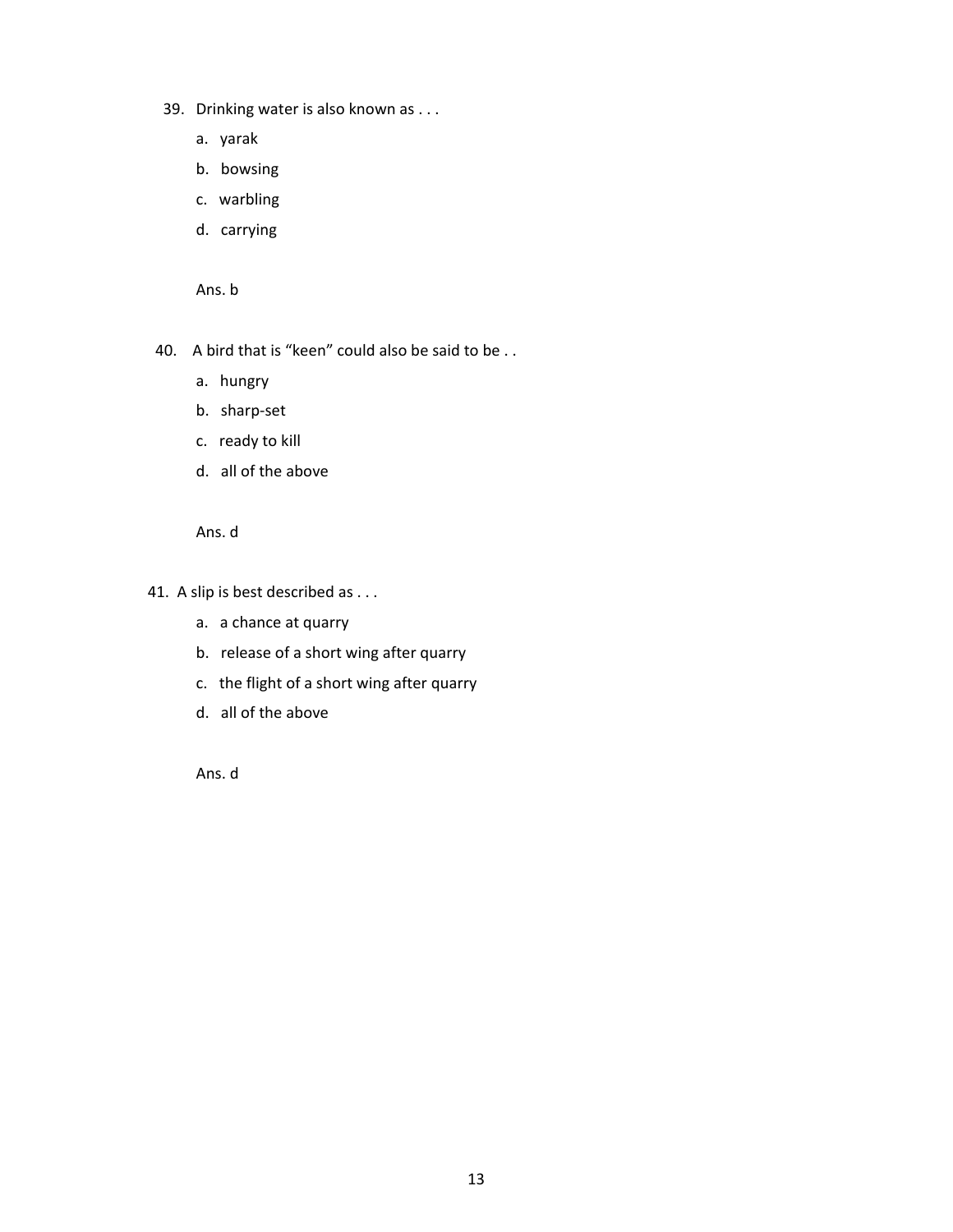39. Drinking water is also known as . . .

    a. yarak

    b. bowsing

    c. warbling

    d. carrying

    Ans. b

40. A bird that is "keen" could also be said to be . .

    a. hungry

    b. sharp-set

    c. ready to kill

    d. all of the above

    Ans. d

41. A slip is best described as . . .

    a. a chance at quarry

    b. release of a short wing after quarry

    c. the flight of a short wing after quarry

    d. all of the above

    Ans. d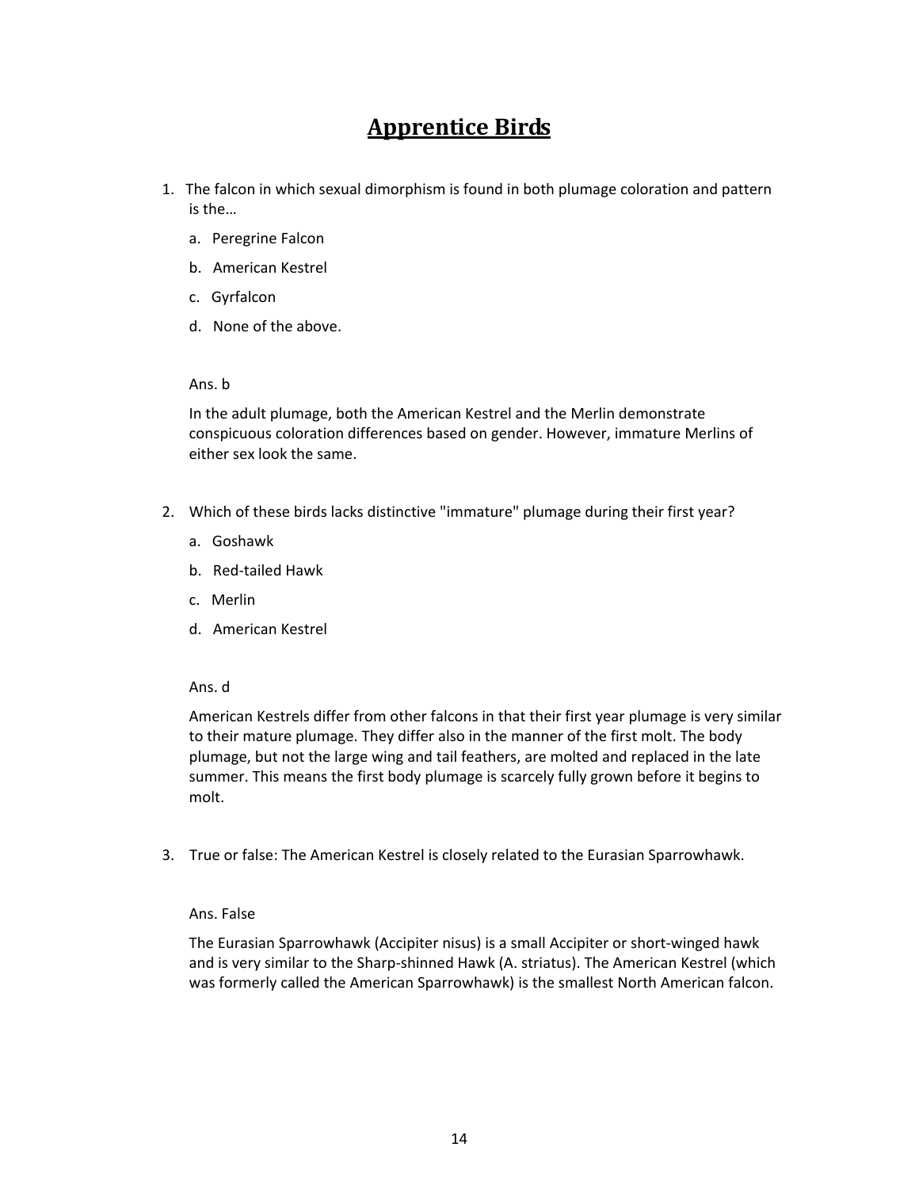# Apprentice Birds

1. The falcon in which sexual dimorphism is found in both plumage coloration and pattern is the…

   a. Peregrine Falcon

   b. American Kestrel

   c. Gyrfalcon

   d. None of the above.

   Ans. b

   In the adult plumage, both the American Kestrel and the Merlin demonstrate conspicuous coloration differences based on gender. However, immature Merlins of either sex look the same.

2. Which of these birds lacks distinctive "immature" plumage during their first year?

   a. Goshawk

   b. Red-tailed Hawk

   c. Merlin

   d. American Kestrel

   Ans. d

   American Kestrels differ from other falcons in that their first year plumage is very similar to their mature plumage. They differ also in the manner of the first molt. The body plumage, but not the large wing and tail feathers, are molted and replaced in the late summer. This means the first body plumage is scarcely fully grown before it begins to molt.

3. True or false: The American Kestrel is closely related to the Eurasian Sparrowhawk.

   Ans. False

   The Eurasian Sparrowhawk (Accipiter nisus) is a small Accipiter or short-winged hawk and is very similar to the Sharp-shinned Hawk (A. striatus). The American Kestrel (which was formerly called the American Sparrowhawk) is the smallest North American falcon.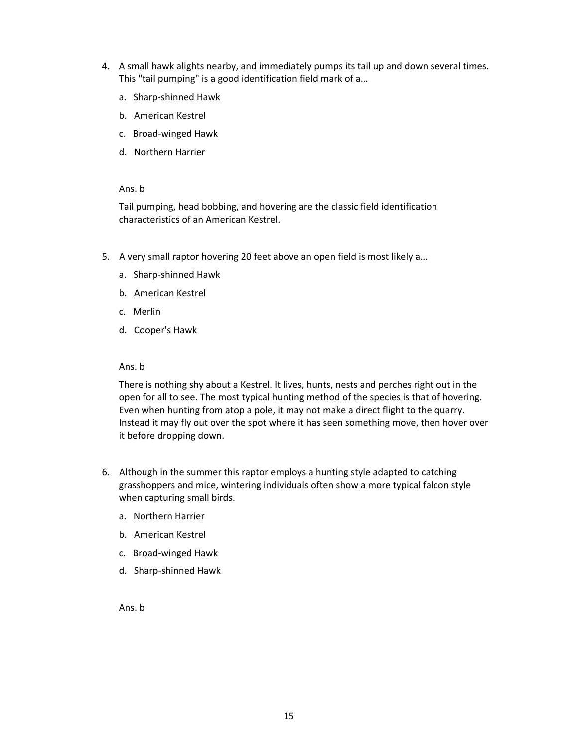4. A small hawk alights nearby, and immediately pumps its tail up and down several times. This "tail pumping" is a good identification field mark of a…

   a. Sharp-shinned Hawk

   b. American Kestrel

   c. Broad-winged Hawk

   d. Northern Harrier

   Ans. b

   Tail pumping, head bobbing, and hovering are the classic field identification characteristics of an American Kestrel.

5. A very small raptor hovering 20 feet above an open field is most likely a…

   a. Sharp-shinned Hawk

   b. American Kestrel

   c. Merlin

   d. Cooper's Hawk

   Ans. b

   There is nothing shy about a Kestrel. It lives, hunts, nests and perches right out in the open for all to see. The most typical hunting method of the species is that of hovering. Even when hunting from atop a pole, it may not make a direct flight to the quarry. Instead it may fly out over the spot where it has seen something move, then hover over it before dropping down.

6. Although in the summer this raptor employs a hunting style adapted to catching grasshoppers and mice, wintering individuals often show a more typical falcon style when capturing small birds.

   a. Northern Harrier

   b. American Kestrel

   c. Broad-winged Hawk

   d. Sharp-shinned Hawk

   Ans. b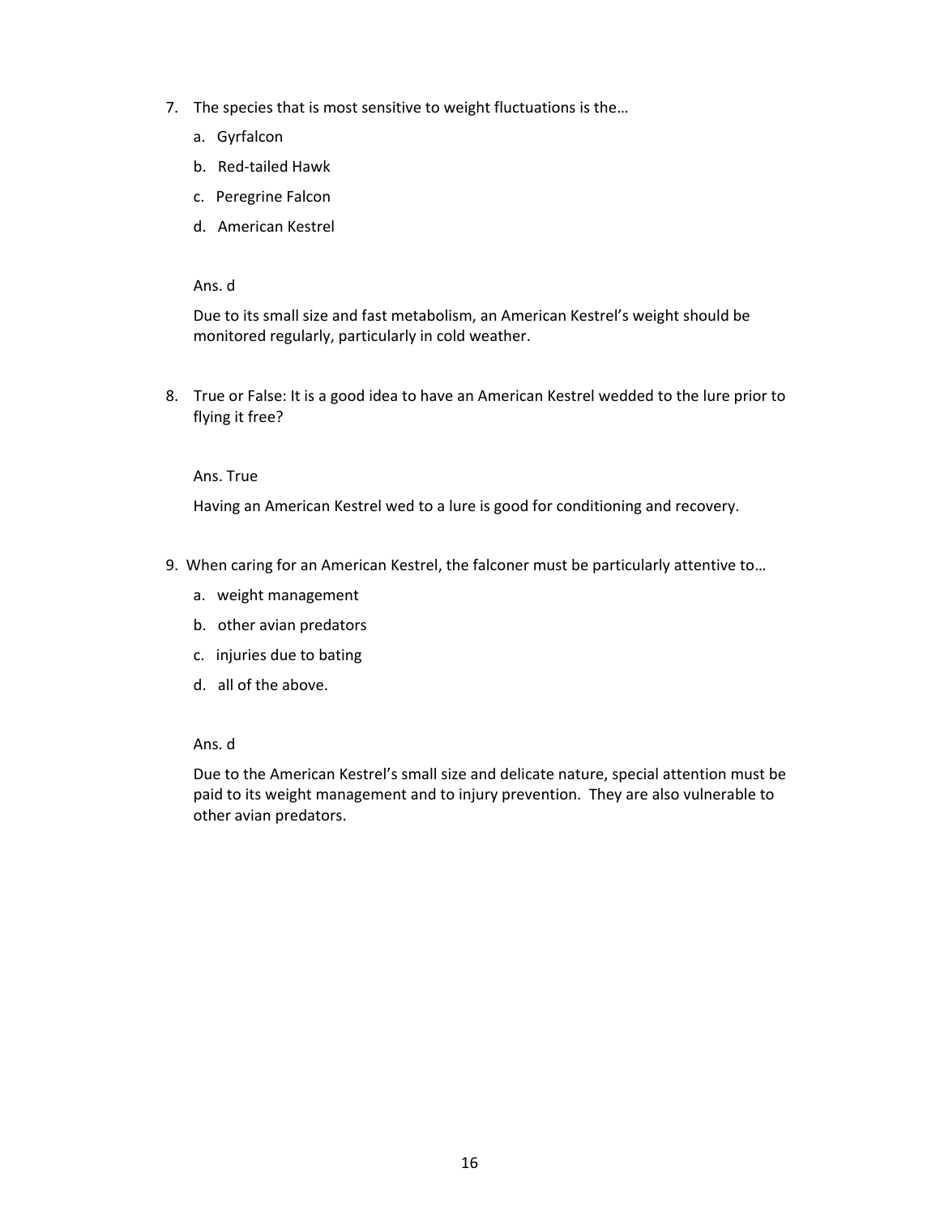7. The species that is most sensitive to weight fluctuations is the…
   a. Gyrfalcon
   b. Red-tailed Hawk
   c. Peregrine Falcon
   d. American Kestrel

   Ans. d

   Due to its small size and fast metabolism, an American Kestrel's weight should be monitored regularly, particularly in cold weather.

8. True or False: It is a good idea to have an American Kestrel wedded to the lure prior to flying it free?

   Ans. True

   Having an American Kestrel wed to a lure is good for conditioning and recovery.

9. When caring for an American Kestrel, the falconer must be particularly attentive to…
   a. weight management
   b. other avian predators
   c. injuries due to bating
   d. all of the above.

   Ans. d

   Due to the American Kestrel's small size and delicate nature, special attention must be paid to its weight management and to injury prevention. They are also vulnerable to other avian predators.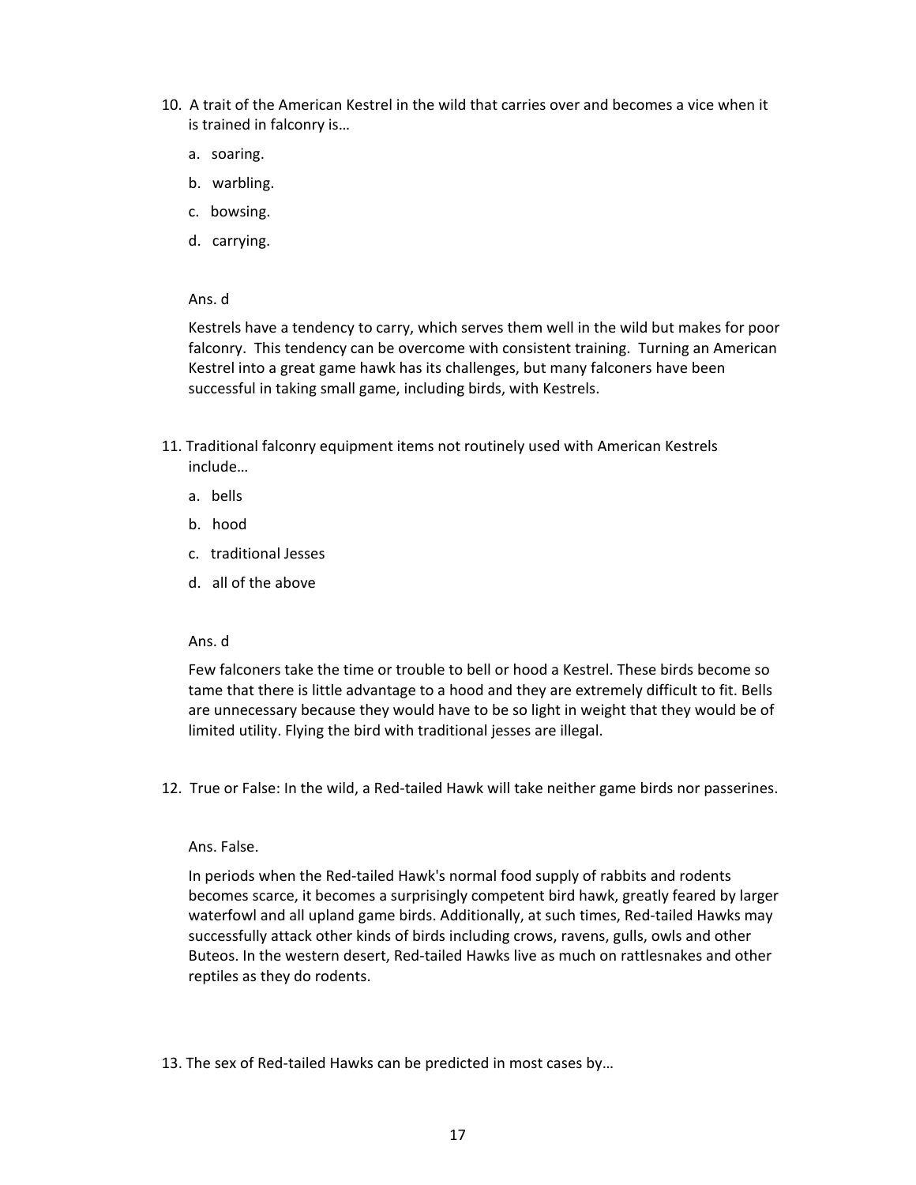10. A trait of the American Kestrel in the wild that carries over and becomes a vice when it is trained in falconry is…

    a. soaring.

    b. warbling.

    c. bowsing.

    d. carrying.

    Ans. d

    Kestrels have a tendency to carry, which serves them well in the wild but makes for poor falconry. This tendency can be overcome with consistent training. Turning an American Kestrel into a great game hawk has its challenges, but many falconers have been successful in taking small game, including birds, with Kestrels.

11. Traditional falconry equipment items not routinely used with American Kestrels include…

    a. bells

    b. hood

    c. traditional Jesses

    d. all of the above

    Ans. d

    Few falconers take the time or trouble to bell or hood a Kestrel. These birds become so tame that there is little advantage to a hood and they are extremely difficult to fit. Bells are unnecessary because they would have to be so light in weight that they would be of limited utility. Flying the bird with traditional jesses are illegal.

12. True or False: In the wild, a Red-tailed Hawk will take neither game birds nor passerines.

    Ans. False.

    In periods when the Red-tailed Hawk's normal food supply of rabbits and rodents becomes scarce, it becomes a surprisingly competent bird hawk, greatly feared by larger waterfowl and all upland game birds. Additionally, at such times, Red-tailed Hawks may successfully attack other kinds of birds including crows, ravens, gulls, owls and other Buteos. In the western desert, Red-tailed Hawks live as much on rattlesnakes and other reptiles as they do rodents.

13. The sex of Red-tailed Hawks can be predicted in most cases by…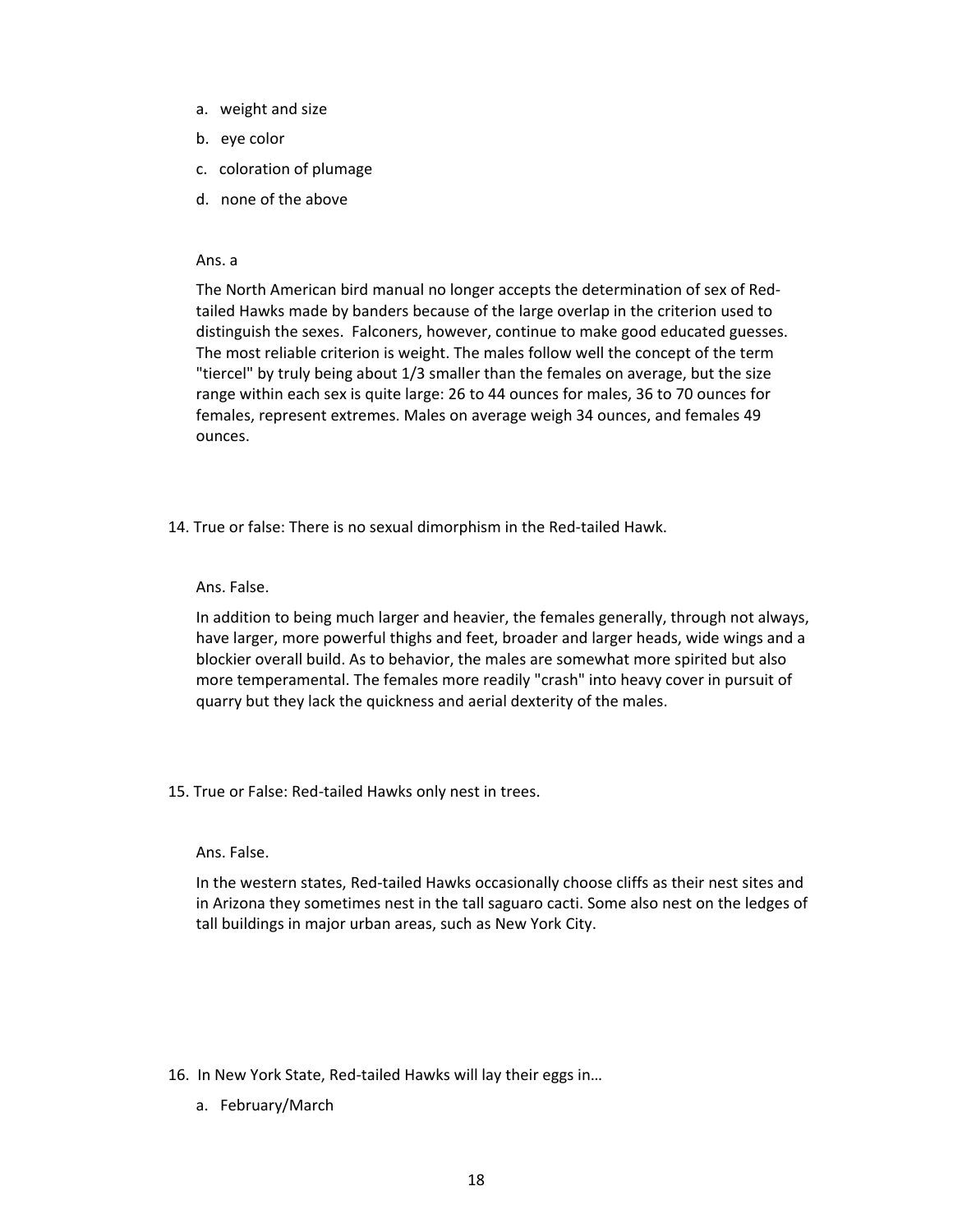a. weight and size

b. eye color

c. coloration of plumage

d. none of the above

Ans. a

The North American bird manual no longer accepts the determination of sex of Red-tailed Hawks made by banders because of the large overlap in the criterion used to distinguish the sexes. Falconers, however, continue to make good educated guesses. The most reliable criterion is weight. The males follow well the concept of the term "tiercel" by truly being about 1/3 smaller than the females on average, but the size range within each sex is quite large: 26 to 44 ounces for males, 36 to 70 ounces for females, represent extremes. Males on average weigh 34 ounces, and females 49 ounces.

14. True or false: There is no sexual dimorphism in the Red-tailed Hawk.

Ans. False.

In addition to being much larger and heavier, the females generally, through not always, have larger, more powerful thighs and feet, broader and larger heads, wide wings and a blockier overall build. As to behavior, the males are somewhat more spirited but also more temperamental. The females more readily "crash" into heavy cover in pursuit of quarry but they lack the quickness and aerial dexterity of the males.

15. True or False: Red-tailed Hawks only nest in trees.

Ans. False.

In the western states, Red-tailed Hawks occasionally choose cliffs as their nest sites and in Arizona they sometimes nest in the tall saguaro cacti. Some also nest on the ledges of tall buildings in major urban areas, such as New York City.

16. In New York State, Red-tailed Hawks will lay their eggs in…

a. February/March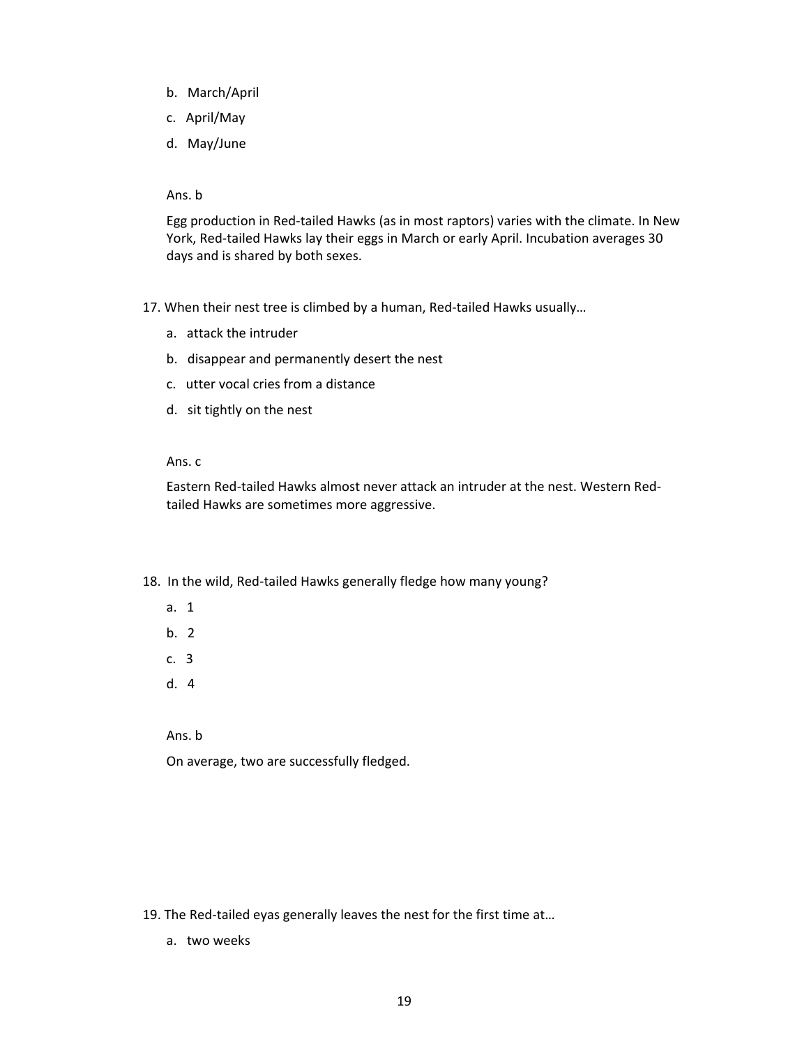b. March/April

c. April/May

d. May/June

Ans. b

Egg production in Red-tailed Hawks (as in most raptors) varies with the climate. In New York, Red-tailed Hawks lay their eggs in March or early April. Incubation averages 30 days and is shared by both sexes.

17. When their nest tree is climbed by a human, Red-tailed Hawks usually…

a. attack the intruder

b. disappear and permanently desert the nest

c. utter vocal cries from a distance

d. sit tightly on the nest

Ans. c

Eastern Red-tailed Hawks almost never attack an intruder at the nest. Western Red-tailed Hawks are sometimes more aggressive.

18. In the wild, Red-tailed Hawks generally fledge how many young?

a. 1

b. 2

c. 3

d. 4

Ans. b

On average, two are successfully fledged.

19. The Red-tailed eyas generally leaves the nest for the first time at…

a. two weeks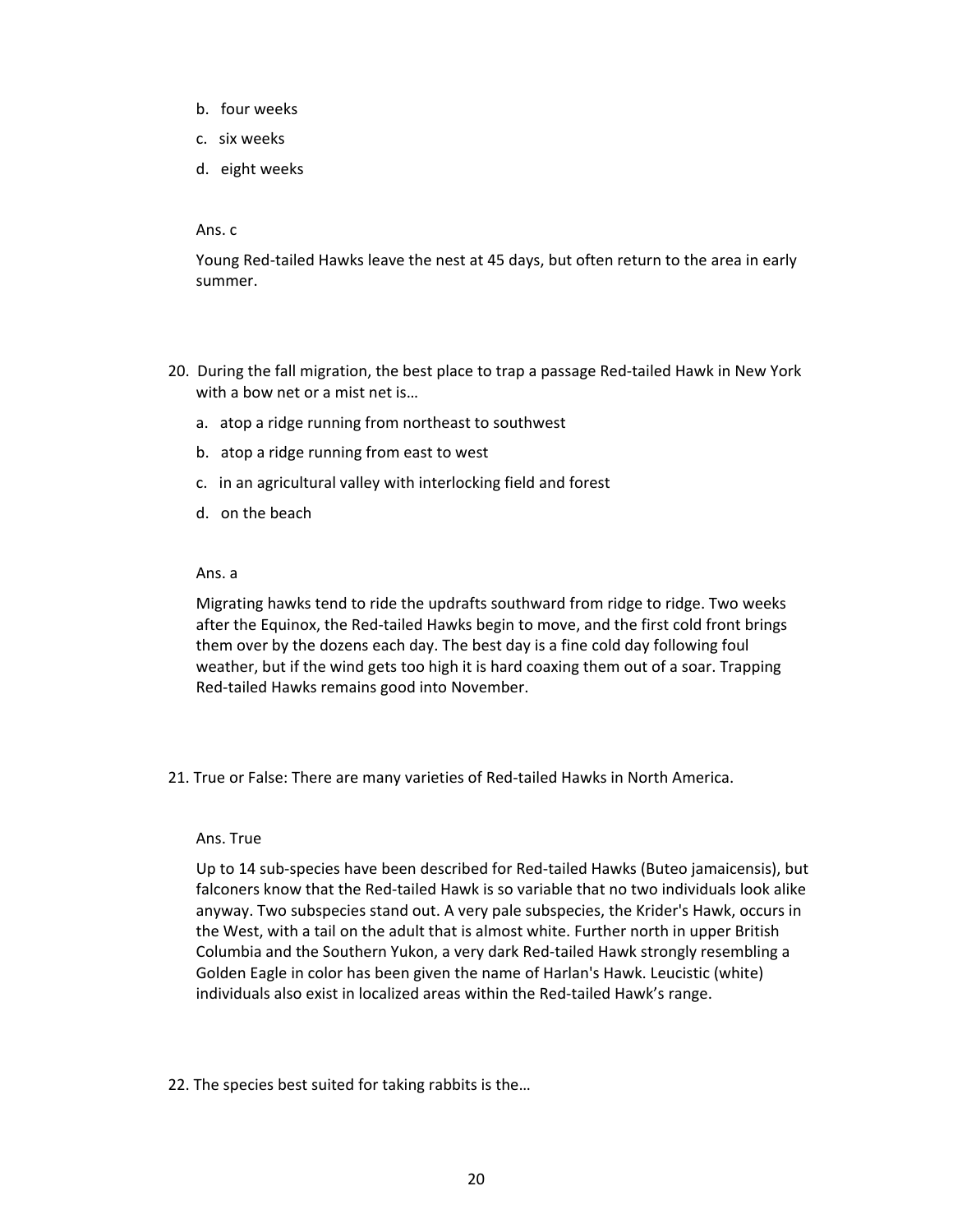b. four weeks

c. six weeks

d. eight weeks

Ans. c

Young Red-tailed Hawks leave the nest at 45 days, but often return to the area in early summer.

20. During the fall migration, the best place to trap a passage Red-tailed Hawk in New York with a bow net or a mist net is…

    a. atop a ridge running from northeast to southwest

    b. atop a ridge running from east to west

    c. in an agricultural valley with interlocking field and forest

    d. on the beach

    Ans. a

    Migrating hawks tend to ride the updrafts southward from ridge to ridge. Two weeks after the Equinox, the Red-tailed Hawks begin to move, and the first cold front brings them over by the dozens each day. The best day is a fine cold day following foul weather, but if the wind gets too high it is hard coaxing them out of a soar. Trapping Red-tailed Hawks remains good into November.

21. True or False: There are many varieties of Red-tailed Hawks in North America.

    Ans. True

    Up to 14 sub-species have been described for Red-tailed Hawks (Buteo jamaicensis), but falconers know that the Red-tailed Hawk is so variable that no two individuals look alike anyway. Two subspecies stand out. A very pale subspecies, the Krider's Hawk, occurs in the West, with a tail on the adult that is almost white. Further north in upper British Columbia and the Southern Yukon, a very dark Red-tailed Hawk strongly resembling a Golden Eagle in color has been given the name of Harlan's Hawk. Leucistic (white) individuals also exist in localized areas within the Red-tailed Hawk's range.

22. The species best suited for taking rabbits is the…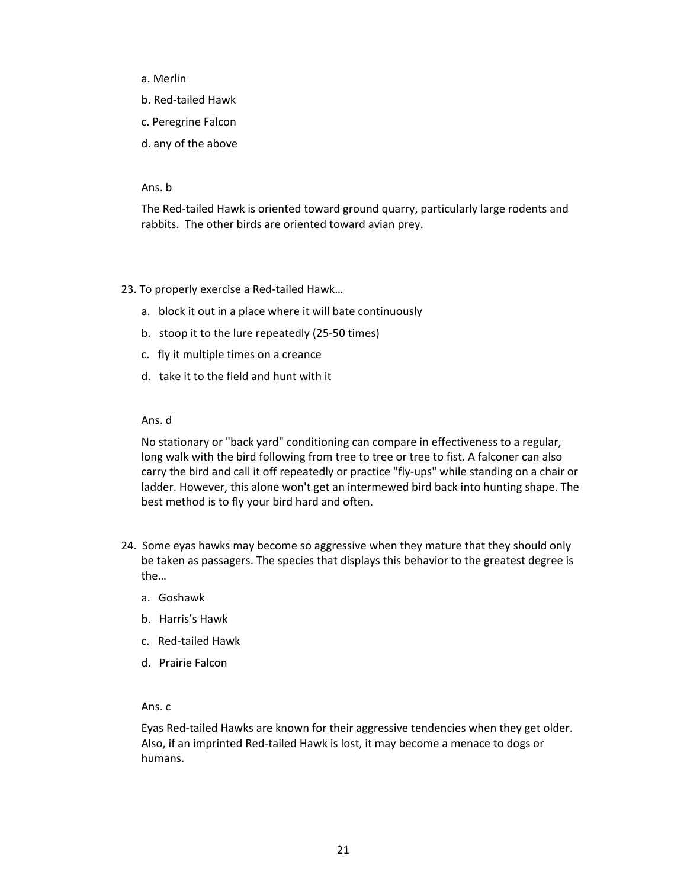a. Merlin

b. Red-tailed Hawk

c. Peregrine Falcon

d. any of the above

Ans. b

The Red-tailed Hawk is oriented toward ground quarry, particularly large rodents and rabbits. The other birds are oriented toward avian prey.

23. To properly exercise a Red-tailed Hawk…

   a. block it out in a place where it will bate continuously

   b. stoop it to the lure repeatedly (25-50 times)

   c. fly it multiple times on a creance

   d. take it to the field and hunt with it

   Ans. d

   No stationary or "back yard" conditioning can compare in effectiveness to a regular, long walk with the bird following from tree to tree or tree to fist. A falconer can also carry the bird and call it off repeatedly or practice "fly-ups" while standing on a chair or ladder. However, this alone won't get an intermewed bird back into hunting shape. The best method is to fly your bird hard and often.

24. Some eyas hawks may become so aggressive when they mature that they should only be taken as passagers. The species that displays this behavior to the greatest degree is the…

   a. Goshawk

   b. Harris's Hawk

   c. Red-tailed Hawk

   d. Prairie Falcon

   Ans. c

   Eyas Red-tailed Hawks are known for their aggressive tendencies when they get older. Also, if an imprinted Red-tailed Hawk is lost, it may become a menace to dogs or humans.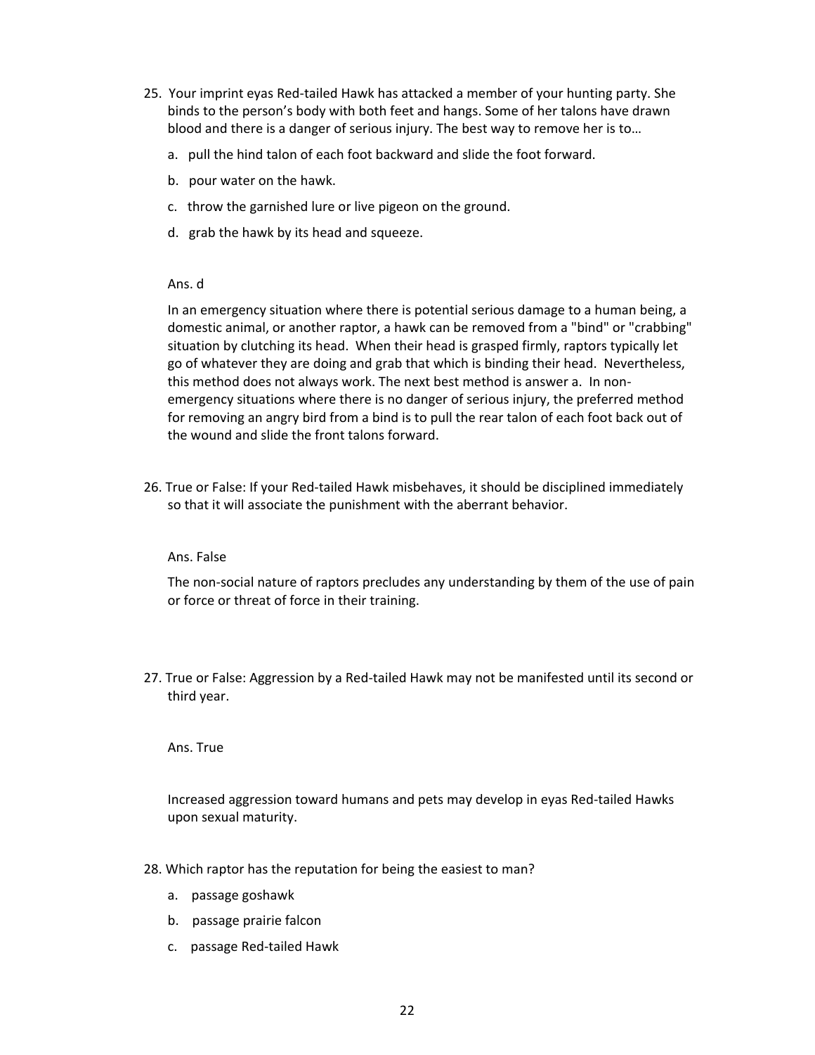25. Your imprint eyas Red-tailed Hawk has attacked a member of your hunting party. She binds to the person's body with both feet and hangs. Some of her talons have drawn blood and there is a danger of serious injury. The best way to remove her is to…

    a. pull the hind talon of each foot backward and slide the foot forward.

    b. pour water on the hawk.

    c. throw the garnished lure or live pigeon on the ground.

    d. grab the hawk by its head and squeeze.

    Ans. d

    In an emergency situation where there is potential serious damage to a human being, a domestic animal, or another raptor, a hawk can be removed from a "bind" or "crabbing" situation by clutching its head. When their head is grasped firmly, raptors typically let go of whatever they are doing and grab that which is binding their head. Nevertheless, this method does not always work. The next best method is answer a. In non-emergency situations where there is no danger of serious injury, the preferred method for removing an angry bird from a bind is to pull the rear talon of each foot back out of the wound and slide the front talons forward.

26. True or False: If your Red-tailed Hawk misbehaves, it should be disciplined immediately so that it will associate the punishment with the aberrant behavior.

    Ans. False

    The non-social nature of raptors precludes any understanding by them of the use of pain or force or threat of force in their training.

27. True or False: Aggression by a Red-tailed Hawk may not be manifested until its second or third year.

    Ans. True

    Increased aggression toward humans and pets may develop in eyas Red-tailed Hawks upon sexual maturity.

28. Which raptor has the reputation for being the easiest to man?

    a. passage goshawk

    b. passage prairie falcon

    c. passage Red-tailed Hawk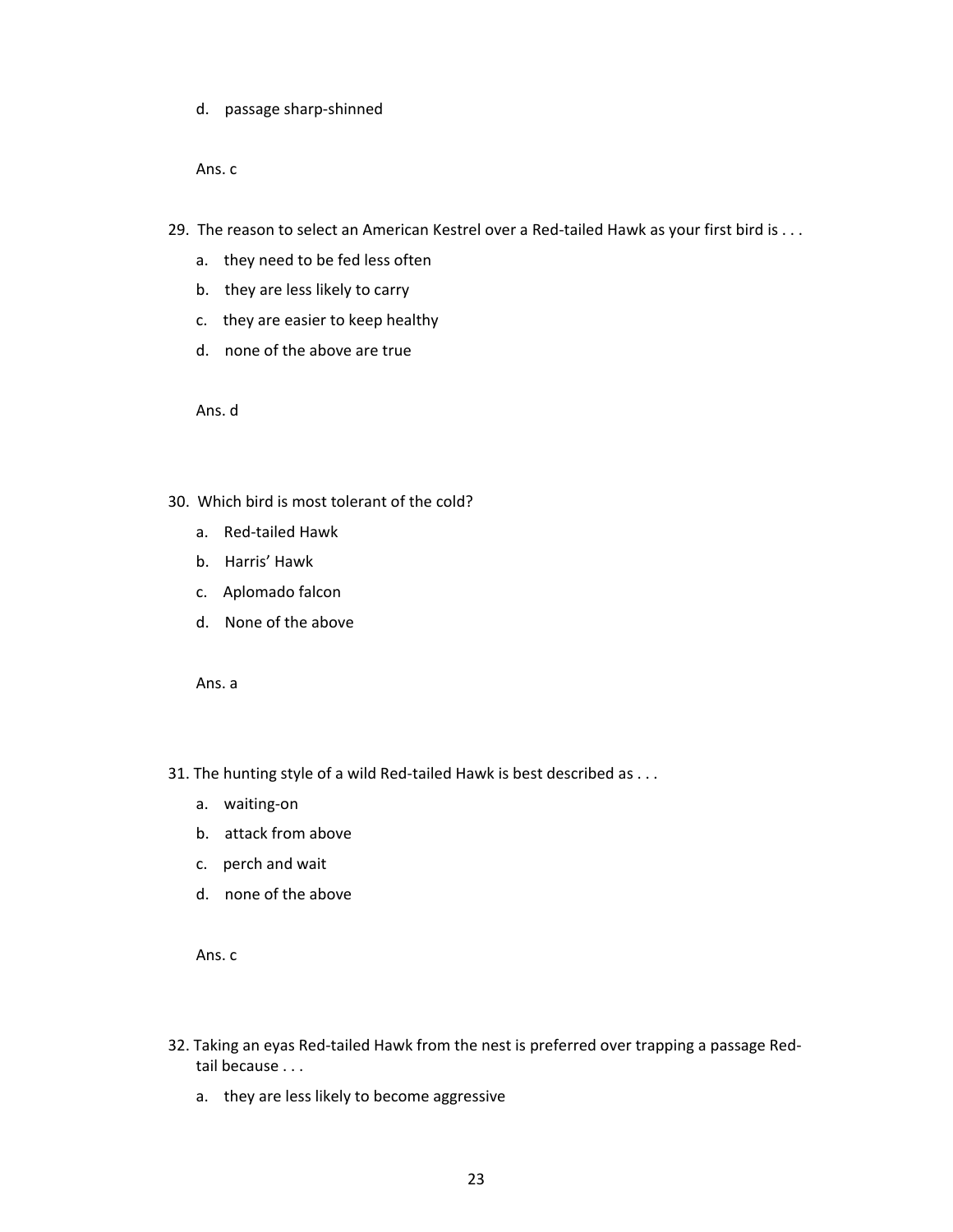d. passage sharp-shinned

Ans. c

29. The reason to select an American Kestrel over a Red-tailed Hawk as your first bird is . . .

    a. they need to be fed less often
    b. they are less likely to carry
    c. they are easier to keep healthy
    d. none of the above are true

    Ans. d

30. Which bird is most tolerant of the cold?

    a. Red-tailed Hawk
    b. Harris' Hawk
    c. Aplomado falcon
    d. None of the above

    Ans. a

31. The hunting style of a wild Red-tailed Hawk is best described as . . .

    a. waiting-on
    b. attack from above
    c. perch and wait
    d. none of the above

    Ans. c

32. Taking an eyas Red-tailed Hawk from the nest is preferred over trapping a passage Red-tail because . . .

    a. they are less likely to become aggressive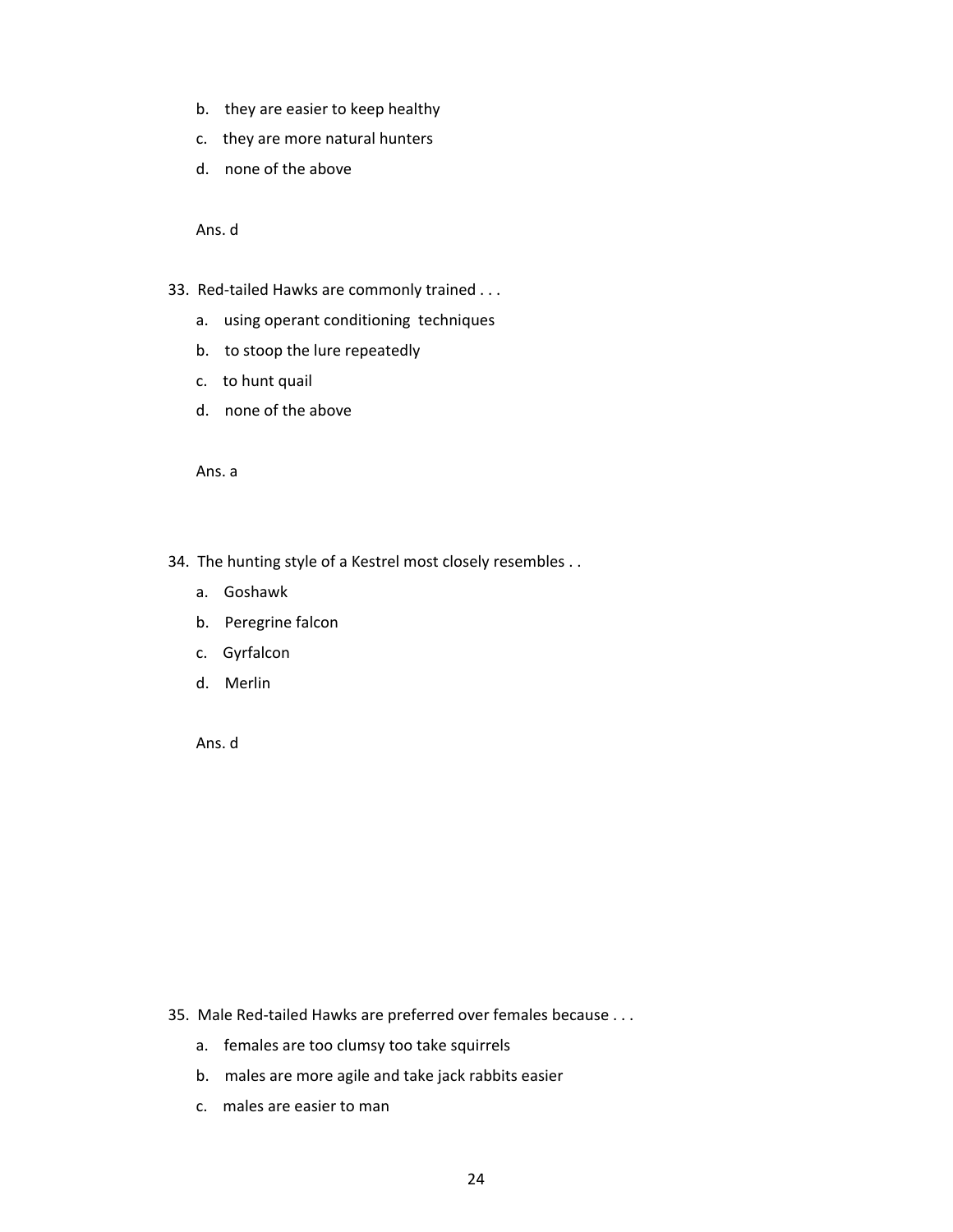b. they are easier to keep healthy

c. they are more natural hunters

d. none of the above

Ans. d

33. Red-tailed Hawks are commonly trained . . .

    a. using operant conditioning techniques

    b. to stoop the lure repeatedly

    c. to hunt quail

    d. none of the above

    Ans. a

34. The hunting style of a Kestrel most closely resembles . .

    a. Goshawk

    b. Peregrine falcon

    c. Gyrfalcon

    d. Merlin

    Ans. d

35. Male Red-tailed Hawks are preferred over females because . . .

    a. females are too clumsy too take squirrels

    b. males are more agile and take jack rabbits easier

    c. males are easier to man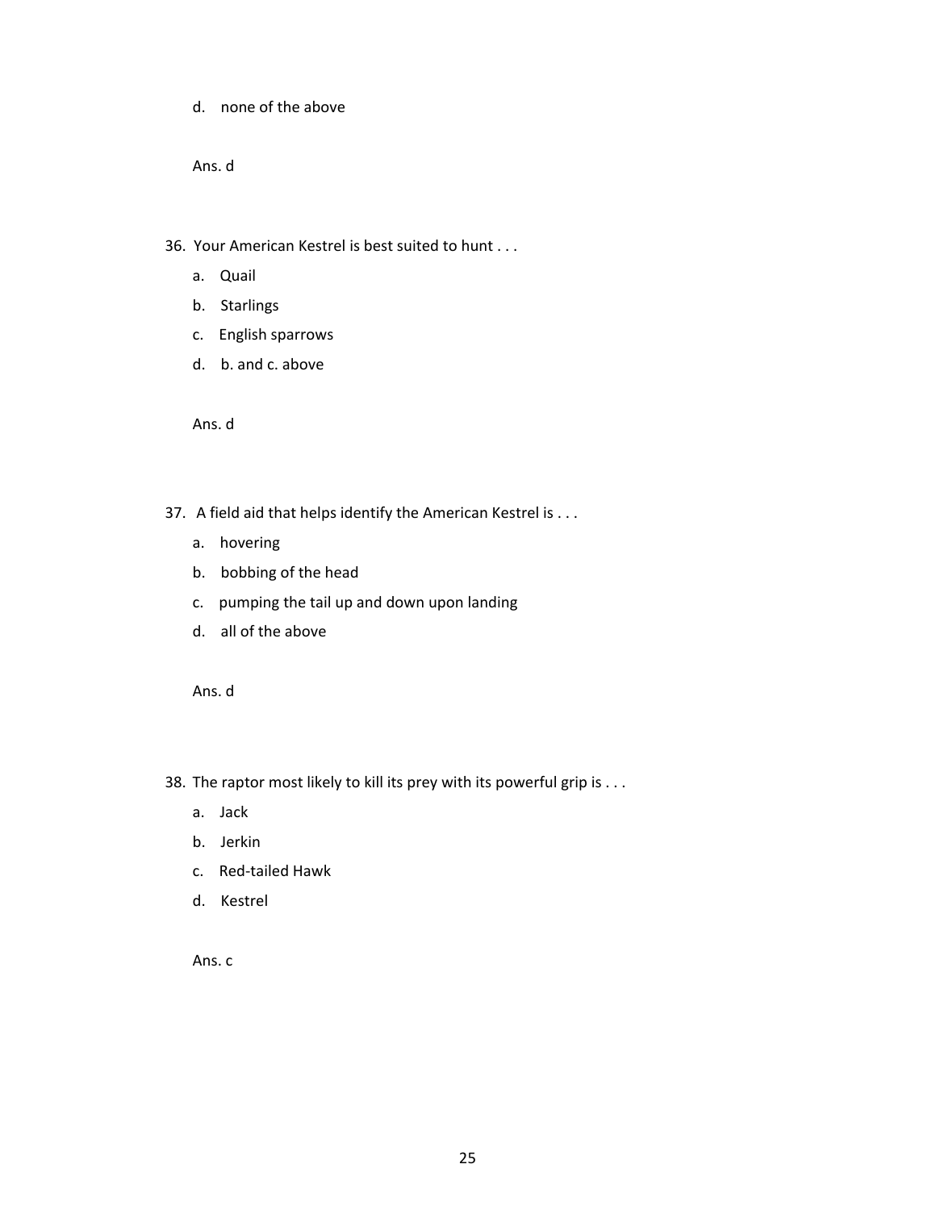d. none of the above

Ans. d

36. Your American Kestrel is best suited to hunt . . .

    a. Quail
    b. Starlings
    c. English sparrows
    d. b. and c. above

    Ans. d

37. A field aid that helps identify the American Kestrel is . . .

    a. hovering
    b. bobbing of the head
    c. pumping the tail up and down upon landing
    d. all of the above

    Ans. d

38. The raptor most likely to kill its prey with its powerful grip is . . .

    a. Jack
    b. Jerkin
    c. Red-tailed Hawk
    d. Kestrel

    Ans. c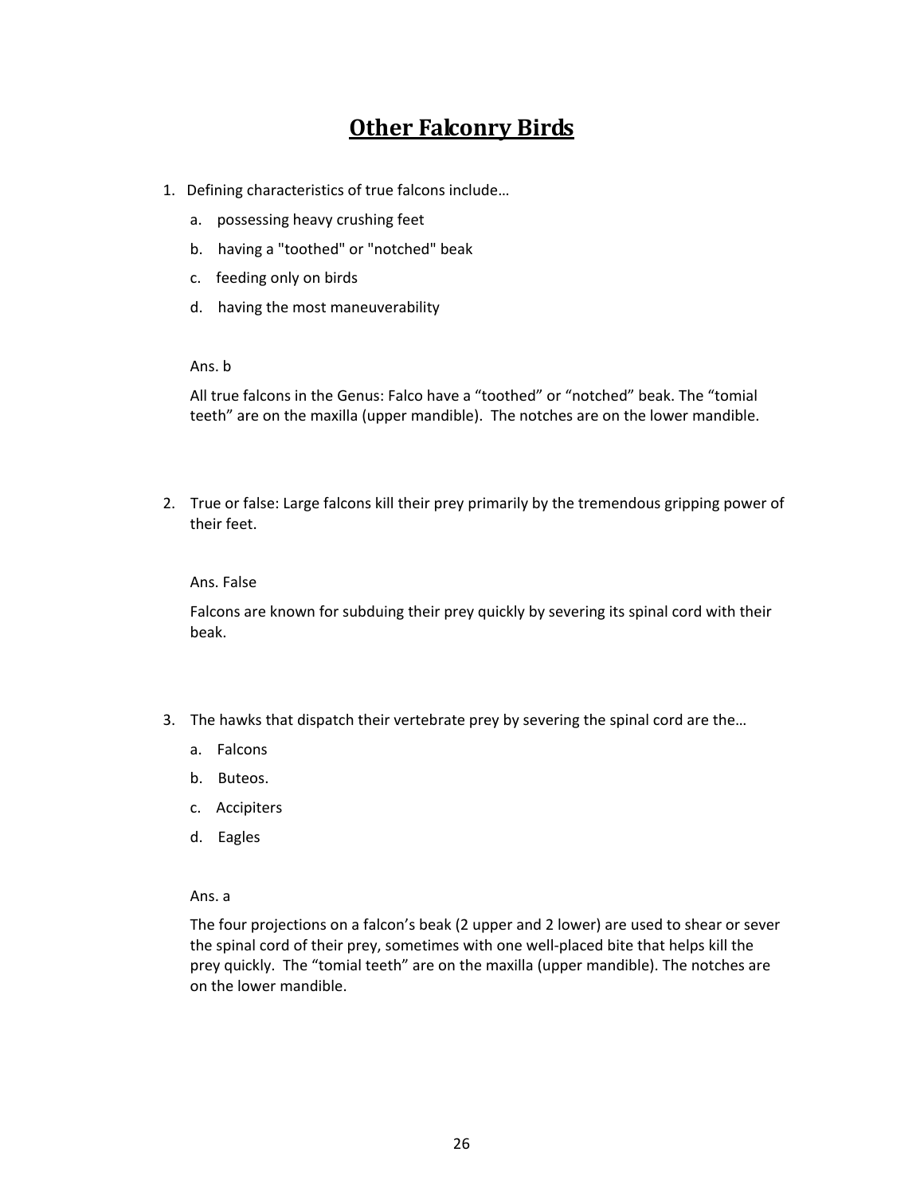# Other Falconry Birds

1. Defining characteristics of true falcons include…
   a. possessing heavy crushing feet
   b. having a "toothed" or "notched" beak
   c. feeding only on birds
   d. having the most maneuverability

   Ans. b

   All true falcons in the Genus: Falco have a "toothed" or "notched" beak. The "tomial teeth" are on the maxilla (upper mandible). The notches are on the lower mandible.

2. True or false: Large falcons kill their prey primarily by the tremendous gripping power of their feet.

   Ans. False

   Falcons are known for subduing their prey quickly by severing its spinal cord with their beak.

3. The hawks that dispatch their vertebrate prey by severing the spinal cord are the…
   a. Falcons
   b. Buteos.
   c. Accipiters
   d. Eagles

   Ans. a

   The four projections on a falcon's beak (2 upper and 2 lower) are used to shear or sever the spinal cord of their prey, sometimes with one well-placed bite that helps kill the prey quickly. The "tomial teeth" are on the maxilla (upper mandible). The notches are on the lower mandible.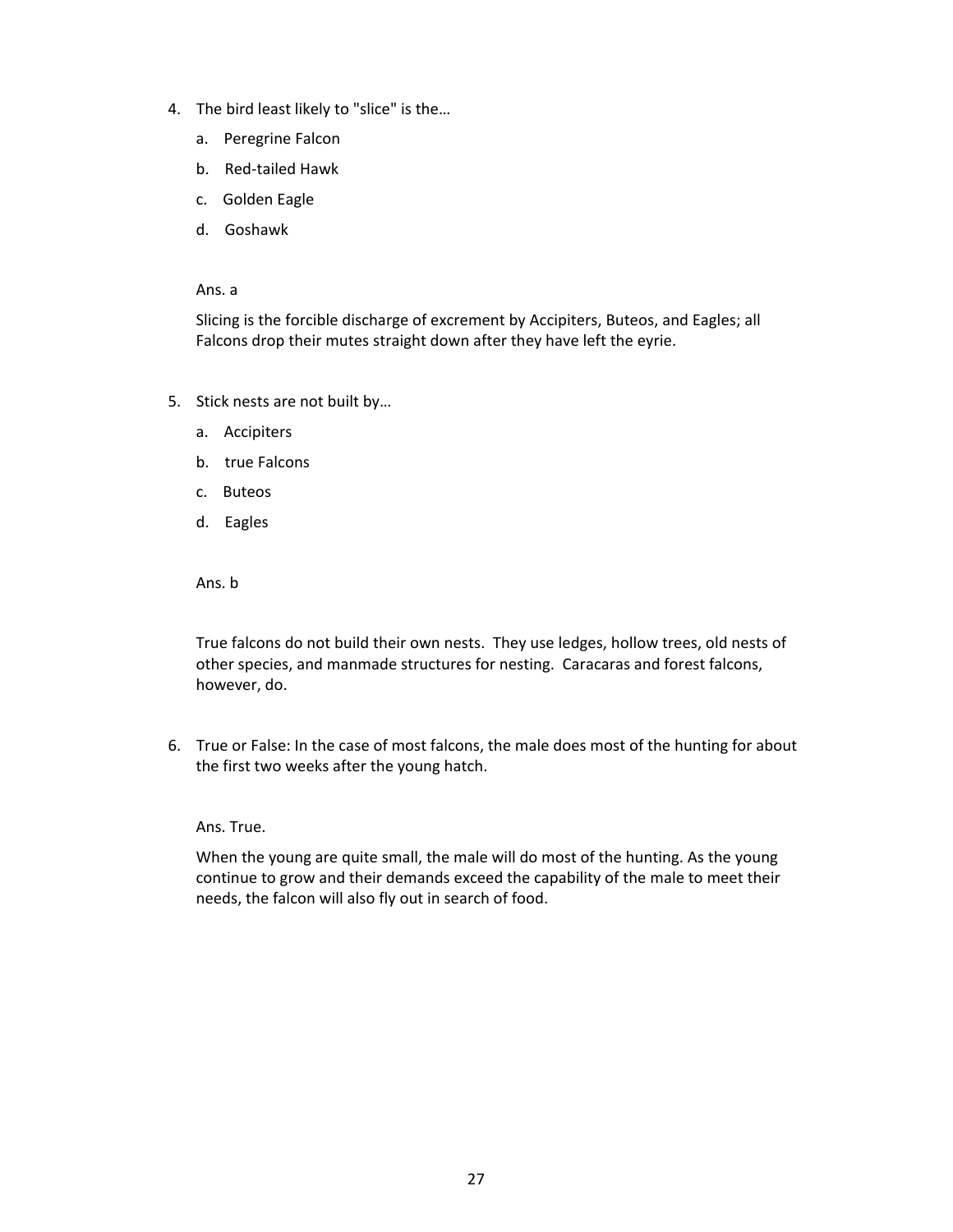4. The bird least likely to "slice" is the…

   a. Peregrine Falcon

   b. Red-tailed Hawk

   c. Golden Eagle

   d. Goshawk

   Ans. a

   Slicing is the forcible discharge of excrement by Accipiters, Buteos, and Eagles; all Falcons drop their mutes straight down after they have left the eyrie.

5. Stick nests are not built by…

   a. Accipiters

   b. true Falcons

   c. Buteos

   d. Eagles

   Ans. b

   True falcons do not build their own nests. They use ledges, hollow trees, old nests of other species, and manmade structures for nesting. Caracaras and forest falcons, however, do.

6. True or False: In the case of most falcons, the male does most of the hunting for about the first two weeks after the young hatch.

   Ans. True.

   When the young are quite small, the male will do most of the hunting. As the young continue to grow and their demands exceed the capability of the male to meet their needs, the falcon will also fly out in search of food.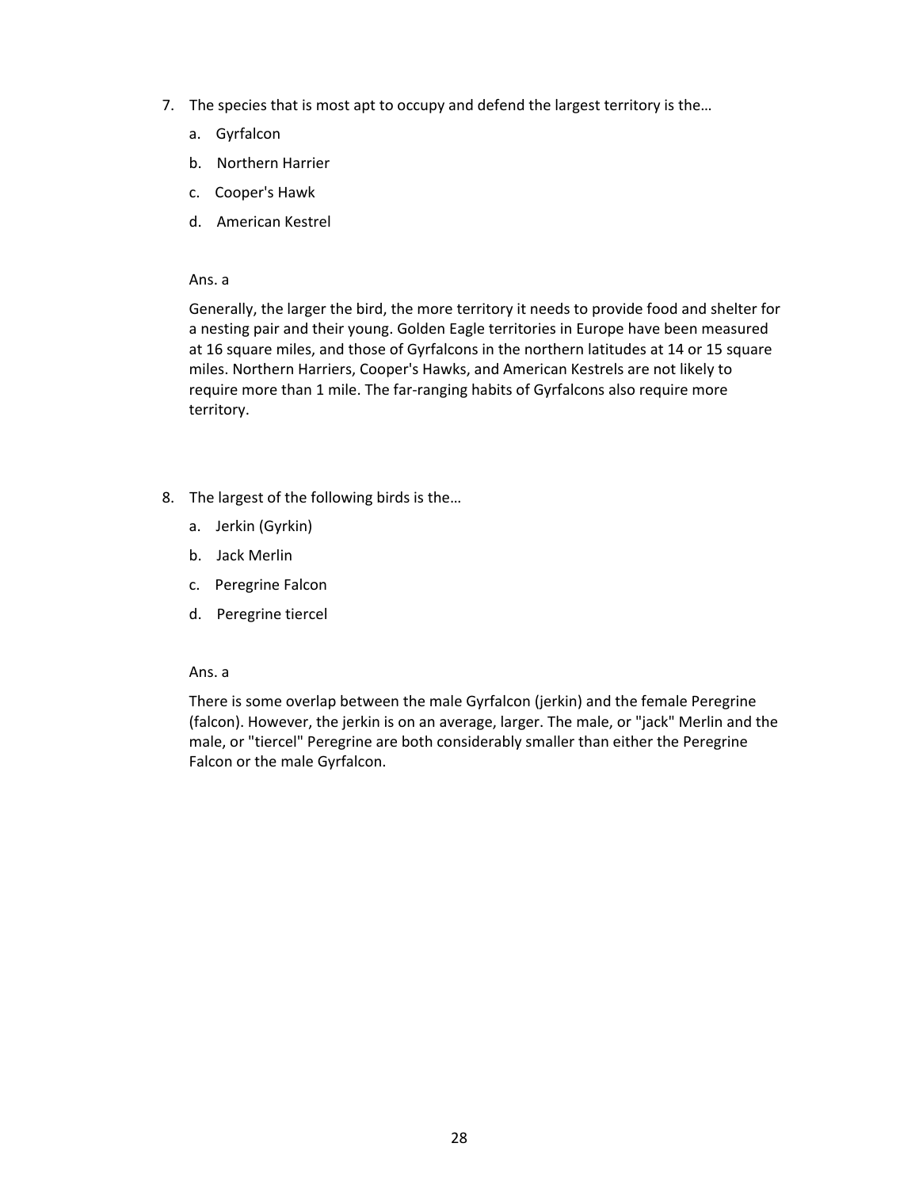7. The species that is most apt to occupy and defend the largest territory is the…
   a. Gyrfalcon
   b. Northern Harrier
   c. Cooper's Hawk
   d. American Kestrel

   Ans. a

   Generally, the larger the bird, the more territory it needs to provide food and shelter for a nesting pair and their young. Golden Eagle territories in Europe have been measured at 16 square miles, and those of Gyrfalcons in the northern latitudes at 14 or 15 square miles. Northern Harriers, Cooper's Hawks, and American Kestrels are not likely to require more than 1 mile. The far-ranging habits of Gyrfalcons also require more territory.

8. The largest of the following birds is the…
   a. Jerkin (Gyrkin)
   b. Jack Merlin
   c. Peregrine Falcon
   d. Peregrine tiercel

   Ans. a

   There is some overlap between the male Gyrfalcon (jerkin) and the female Peregrine (falcon). However, the jerkin is on an average, larger. The male, or "jack" Merlin and the male, or "tiercel" Peregrine are both considerably smaller than either the Peregrine Falcon or the male Gyrfalcon.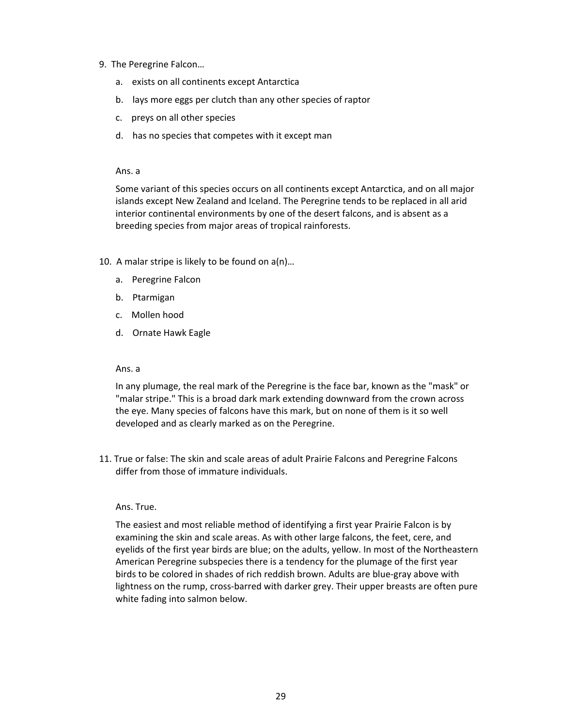9. The Peregrine Falcon…

    a. exists on all continents except Antarctica

    b. lays more eggs per clutch than any other species of raptor

    c. preys on all other species

    d. has no species that competes with it except man

    Ans. a

    Some variant of this species occurs on all continents except Antarctica, and on all major islands except New Zealand and Iceland. The Peregrine tends to be replaced in all arid interior continental environments by one of the desert falcons, and is absent as a breeding species from major areas of tropical rainforests.

10. A malar stripe is likely to be found on a(n)…

    a. Peregrine Falcon

    b. Ptarmigan

    c. Mollen hood

    d. Ornate Hawk Eagle

    Ans. a

    In any plumage, the real mark of the Peregrine is the face bar, known as the "mask" or "malar stripe." This is a broad dark mark extending downward from the crown across the eye. Many species of falcons have this mark, but on none of them is it so well developed and as clearly marked as on the Peregrine.

11. True or false: The skin and scale areas of adult Prairie Falcons and Peregrine Falcons differ from those of immature individuals.

    Ans. True.

    The easiest and most reliable method of identifying a first year Prairie Falcon is by examining the skin and scale areas. As with other large falcons, the feet, cere, and eyelids of the first year birds are blue; on the adults, yellow. In most of the Northeastern American Peregrine subspecies there is a tendency for the plumage of the first year birds to be colored in shades of rich reddish brown. Adults are blue-gray above with lightness on the rump, cross-barred with darker grey. Their upper breasts are often pure white fading into salmon below.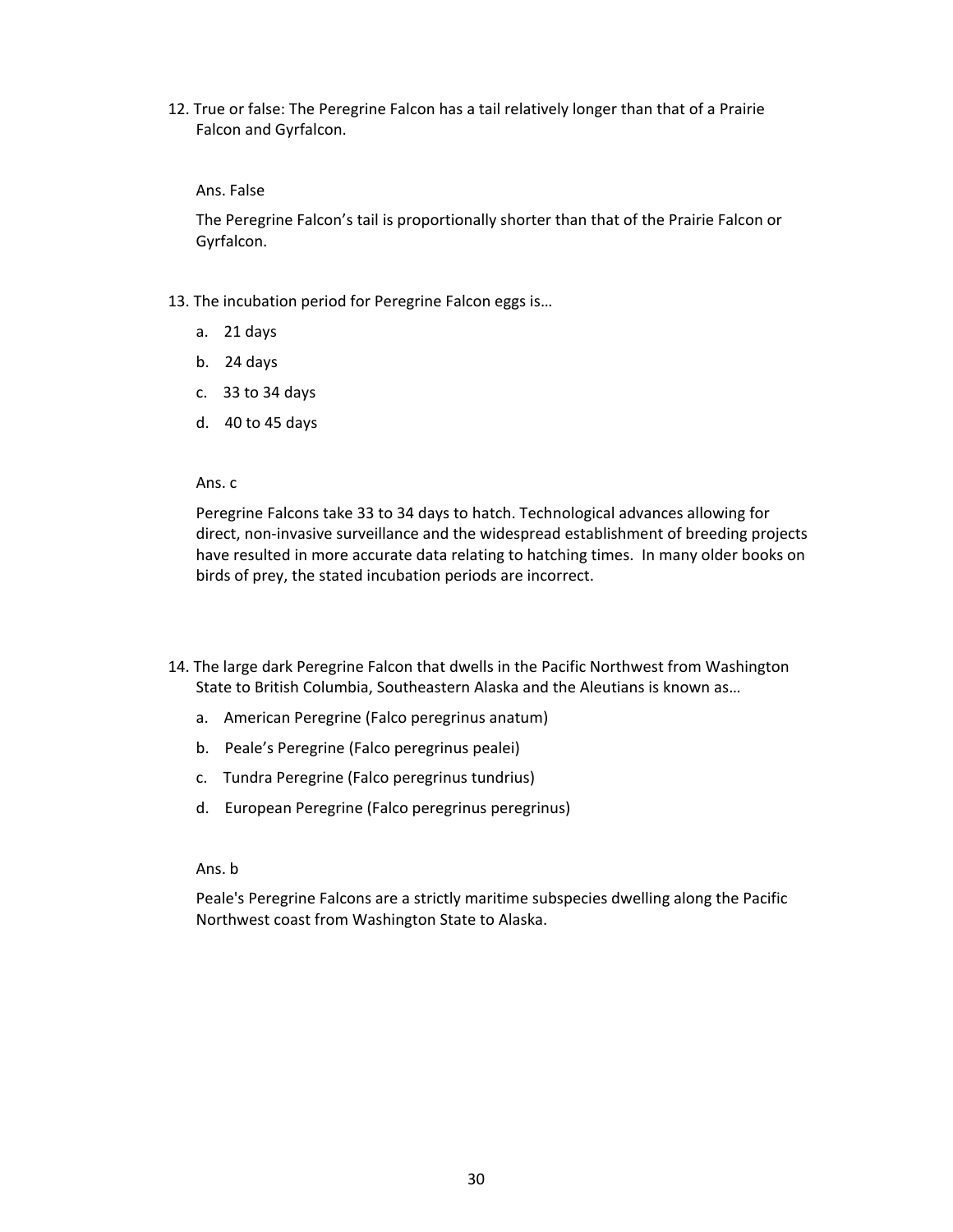12. True or false: The Peregrine Falcon has a tail relatively longer than that of a Prairie Falcon and Gyrfalcon.

    Ans. False

    The Peregrine Falcon's tail is proportionally shorter than that of the Prairie Falcon or Gyrfalcon.

13. The incubation period for Peregrine Falcon eggs is…

    a. 21 days

    b. 24 days

    c. 33 to 34 days

    d. 40 to 45 days

    Ans. c

    Peregrine Falcons take 33 to 34 days to hatch. Technological advances allowing for direct, non-invasive surveillance and the widespread establishment of breeding projects have resulted in more accurate data relating to hatching times. In many older books on birds of prey, the stated incubation periods are incorrect.

14. The large dark Peregrine Falcon that dwells in the Pacific Northwest from Washington State to British Columbia, Southeastern Alaska and the Aleutians is known as…

    a. American Peregrine (Falco peregrinus anatum)

    b. Peale's Peregrine (Falco peregrinus pealei)

    c. Tundra Peregrine (Falco peregrinus tundrius)

    d. European Peregrine (Falco peregrinus peregrinus)

    Ans. b

    Peale's Peregrine Falcons are a strictly maritime subspecies dwelling along the Pacific Northwest coast from Washington State to Alaska.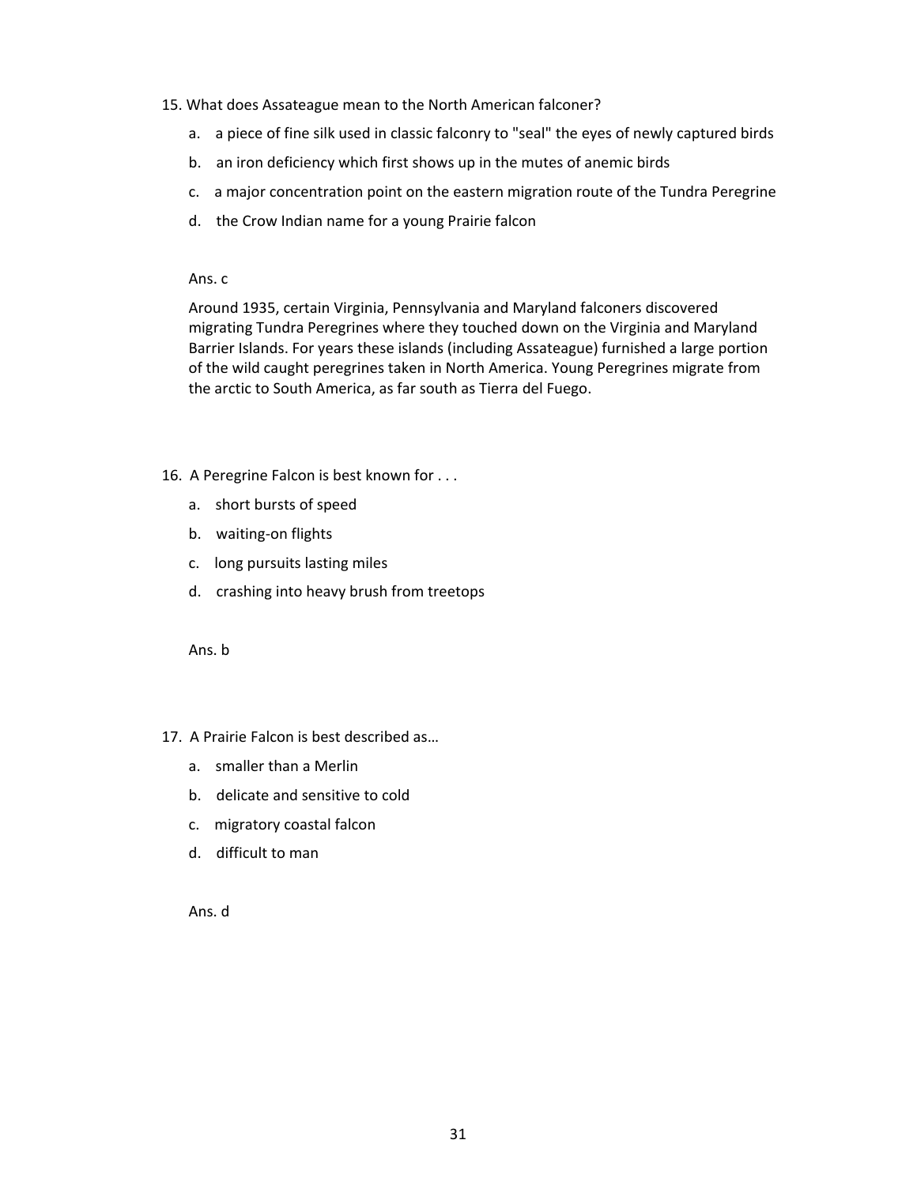15. What does Assateague mean to the North American falconer?

   a. a piece of fine silk used in classic falconry to "seal" the eyes of newly captured birds
   b. an iron deficiency which first shows up in the mutes of anemic birds
   c. a major concentration point on the eastern migration route of the Tundra Peregrine
   d. the Crow Indian name for a young Prairie falcon

   Ans. c

   Around 1935, certain Virginia, Pennsylvania and Maryland falconers discovered migrating Tundra Peregrines where they touched down on the Virginia and Maryland Barrier Islands. For years these islands (including Assateague) furnished a large portion of the wild caught peregrines taken in North America. Young Peregrines migrate from the arctic to South America, as far south as Tierra del Fuego.

16. A Peregrine Falcon is best known for . . .

   a. short bursts of speed
   b. waiting-on flights
   c. long pursuits lasting miles
   d. crashing into heavy brush from treetops

   Ans. b

17. A Prairie Falcon is best described as…

   a. smaller than a Merlin
   b. delicate and sensitive to cold
   c. migratory coastal falcon
   d. difficult to man

   Ans. d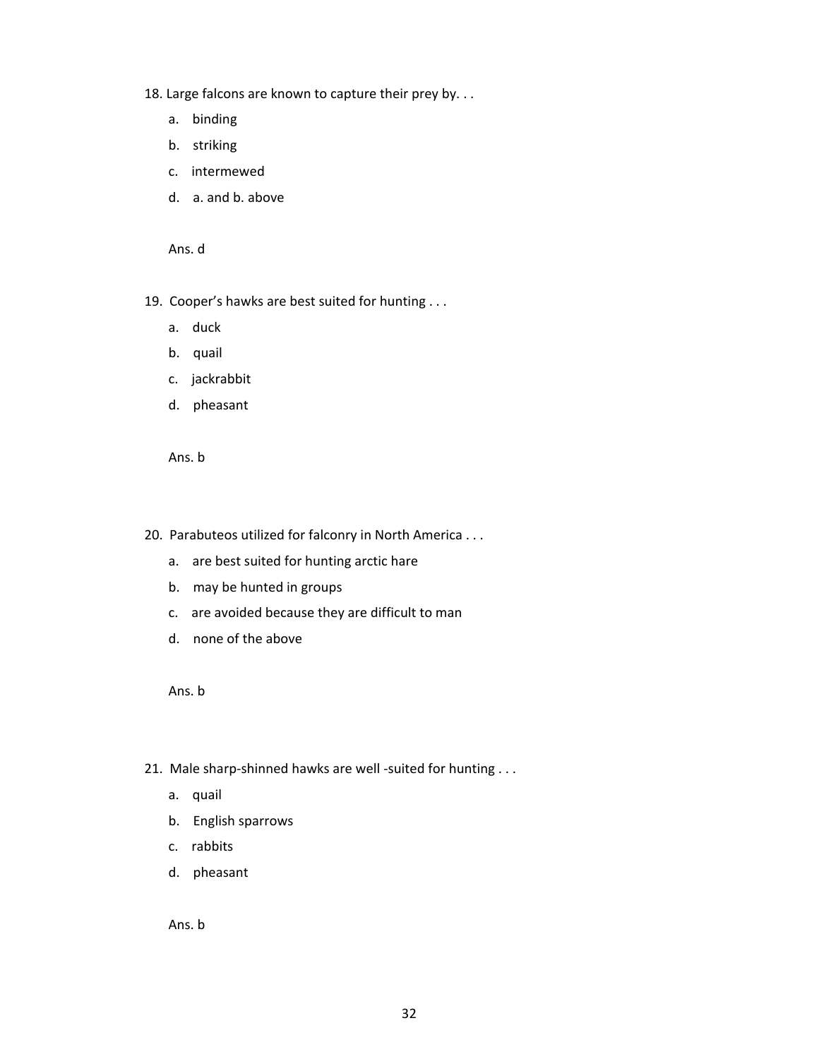18. Large falcons are known to capture their prey by. . .

    a. binding

    b. striking

    c. intermewed

    d. a. and b. above

    Ans. d

19. Cooper's hawks are best suited for hunting . . .

    a. duck

    b. quail

    c. jackrabbit

    d. pheasant

    Ans. b

20. Parabuteos utilized for falconry in North America . . .

    a. are best suited for hunting arctic hare

    b. may be hunted in groups

    c. are avoided because they are difficult to man

    d. none of the above

    Ans. b

21. Male sharp-shinned hawks are well -suited for hunting . . .

    a. quail

    b. English sparrows

    c. rabbits

    d. pheasant

    Ans. b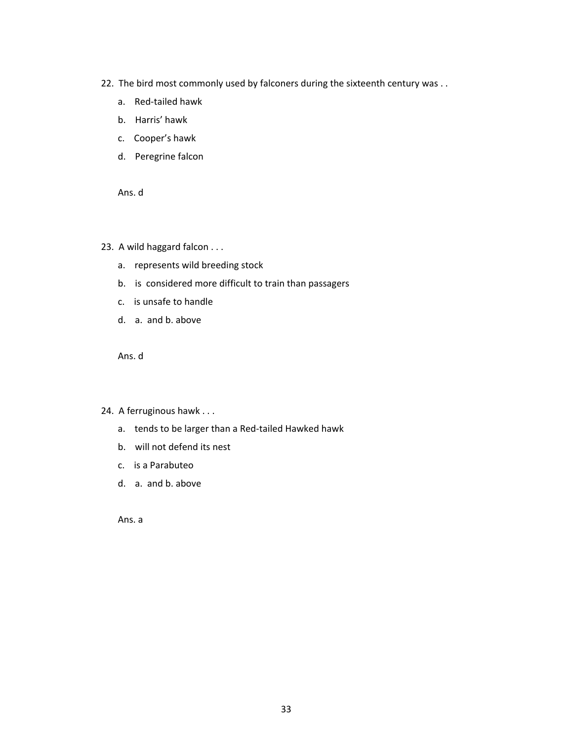22. The bird most commonly used by falconers during the sixteenth century was . .

    a. Red-tailed hawk

    b. Harris' hawk

    c. Cooper's hawk

    d. Peregrine falcon

    Ans. d

23. A wild haggard falcon . . .

    a. represents wild breeding stock

    b. is considered more difficult to train than passagers

    c. is unsafe to handle

    d. a. and b. above

    Ans. d

24. A ferruginous hawk . . .

    a. tends to be larger than a Red-tailed Hawked hawk

    b. will not defend its nest

    c. is a Parabuteo

    d. a. and b. above

    Ans. a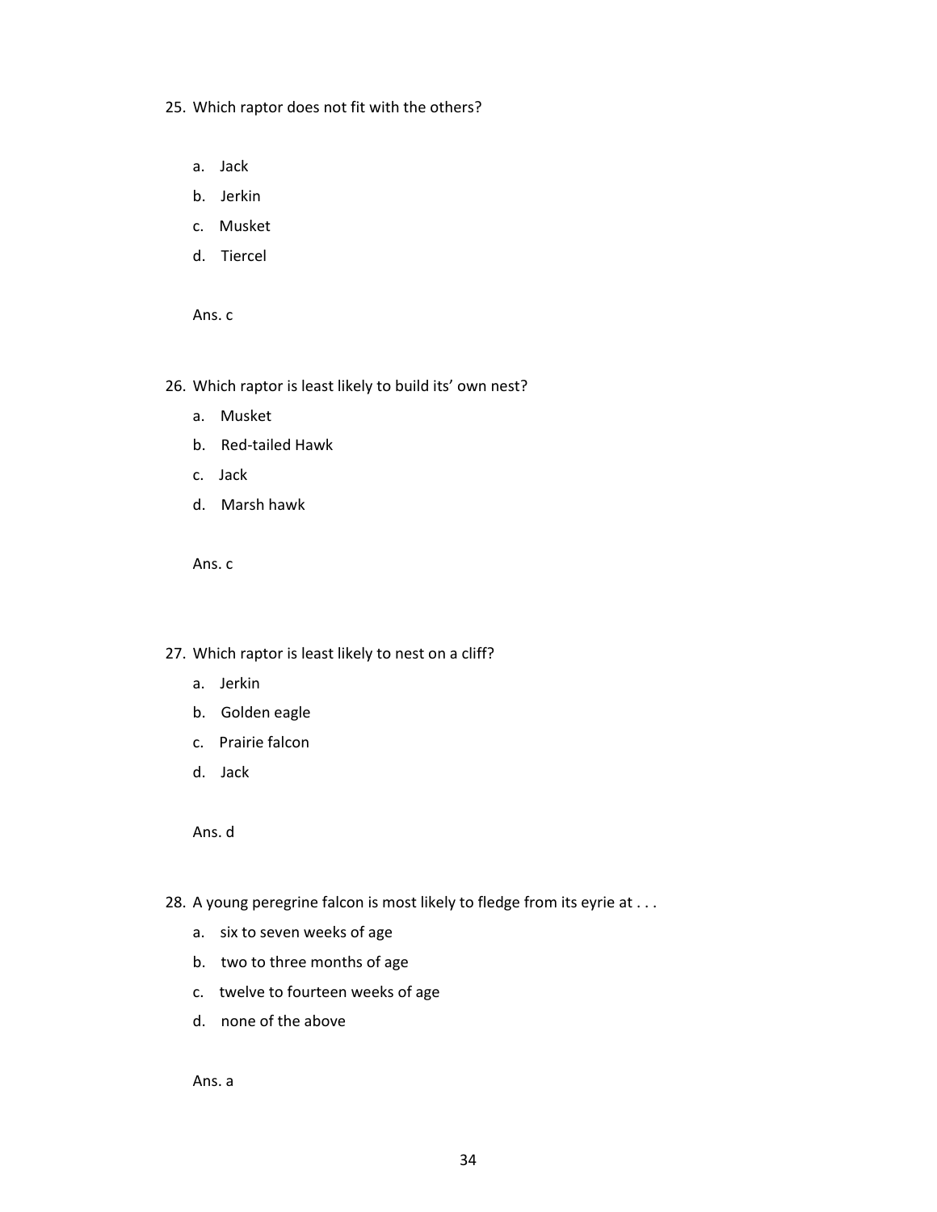25. Which raptor does not fit with the others?

    a. Jack
    b. Jerkin
    c. Musket
    d. Tiercel

    Ans. c

26. Which raptor is least likely to build its' own nest?

    a. Musket
    b. Red-tailed Hawk
    c. Jack
    d. Marsh hawk

    Ans. c

27. Which raptor is least likely to nest on a cliff?

    a. Jerkin
    b. Golden eagle
    c. Prairie falcon
    d. Jack

    Ans. d

28. A young peregrine falcon is most likely to fledge from its eyrie at . . .

    a. six to seven weeks of age
    b. two to three months of age
    c. twelve to fourteen weeks of age
    d. none of the above

    Ans. a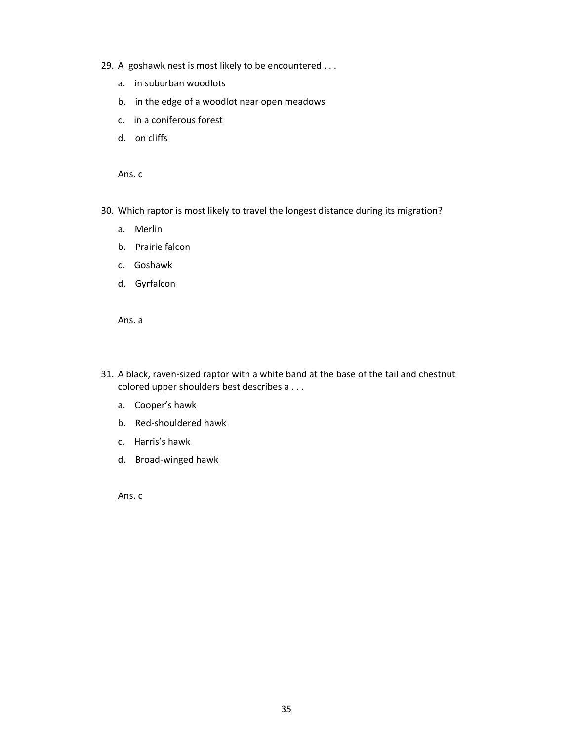29. A goshawk nest is most likely to be encountered . . .

    a. in suburban woodlots

    b. in the edge of a woodlot near open meadows

    c. in a coniferous forest

    d. on cliffs

    Ans. c

30. Which raptor is most likely to travel the longest distance during its migration?

    a. Merlin

    b. Prairie falcon

    c. Goshawk

    d. Gyrfalcon

    Ans. a

31. A black, raven-sized raptor with a white band at the base of the tail and chestnut colored upper shoulders best describes a . . .

    a. Cooper's hawk

    b. Red-shouldered hawk

    c. Harris's hawk

    d. Broad-winged hawk

    Ans. c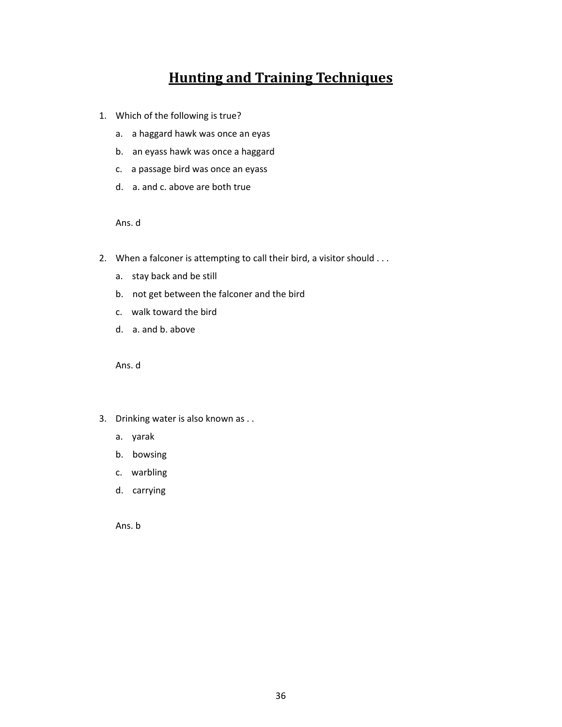# Hunting and Training Techniques

1. Which of the following is true?
   a. a haggard hawk was once an eyas
   b. an eyass hawk was once a haggard
   c. a passage bird was once an eyass
   d. a. and c. above are both true

   Ans. d

2. When a falconer is attempting to call their bird, a visitor should . . .
   a. stay back and be still
   b. not get between the falconer and the bird
   c. walk toward the bird
   d. a. and b. above

   Ans. d

3. Drinking water is also known as . .
   a. yarak
   b. bowsing
   c. warbling
   d. carrying

   Ans. b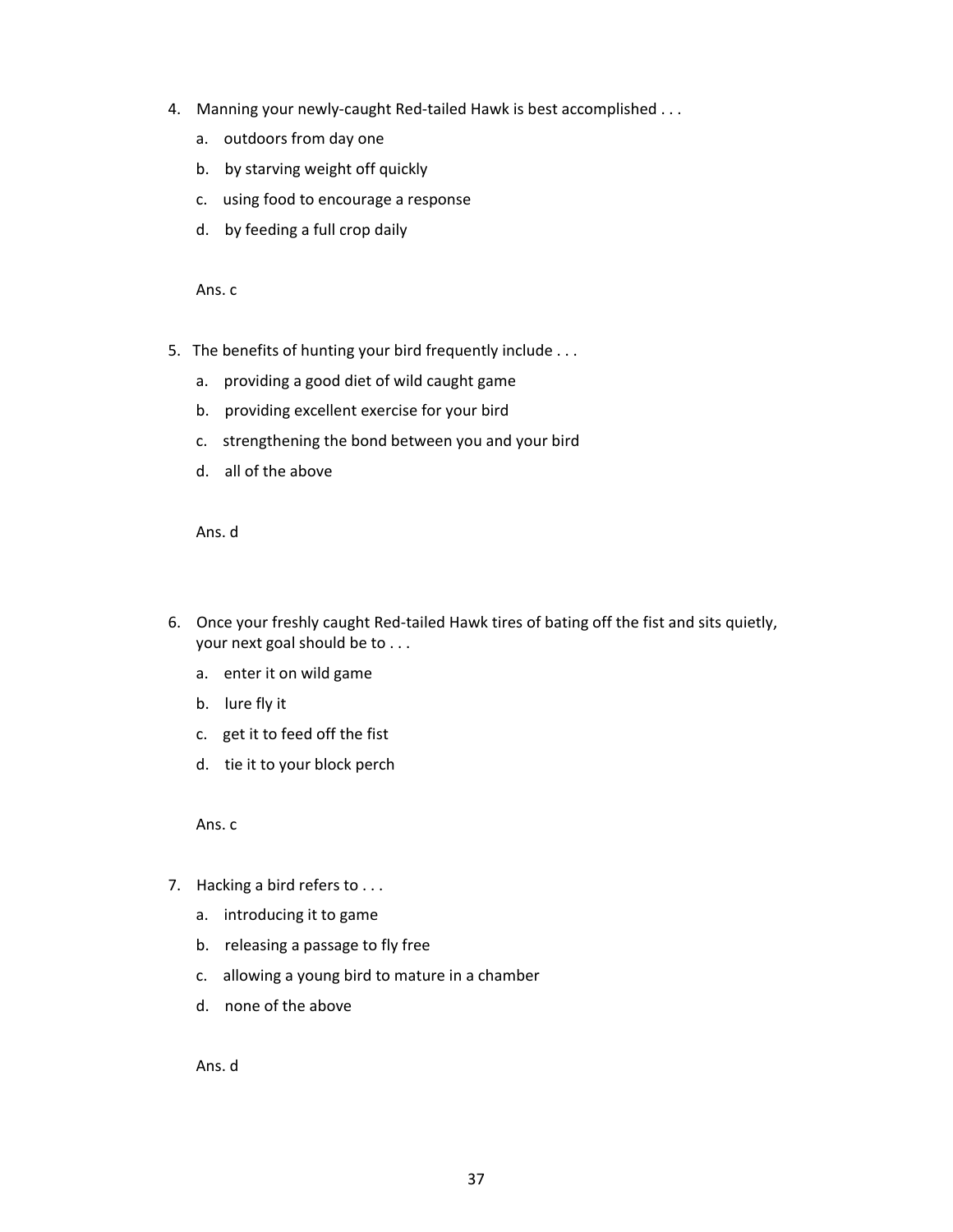4. Manning your newly-caught Red-tailed Hawk is best accomplished . . .

   a. outdoors from day one

   b. by starving weight off quickly

   c. using food to encourage a response

   d. by feeding a full crop daily

   Ans. c

5. The benefits of hunting your bird frequently include . . .

   a. providing a good diet of wild caught game

   b. providing excellent exercise for your bird

   c. strengthening the bond between you and your bird

   d. all of the above

   Ans. d

6. Once your freshly caught Red-tailed Hawk tires of bating off the fist and sits quietly, your next goal should be to . . .

   a. enter it on wild game

   b. lure fly it

   c. get it to feed off the fist

   d. tie it to your block perch

   Ans. c

7. Hacking a bird refers to . . .

   a. introducing it to game

   b. releasing a passage to fly free

   c. allowing a young bird to mature in a chamber

   d. none of the above

   Ans. d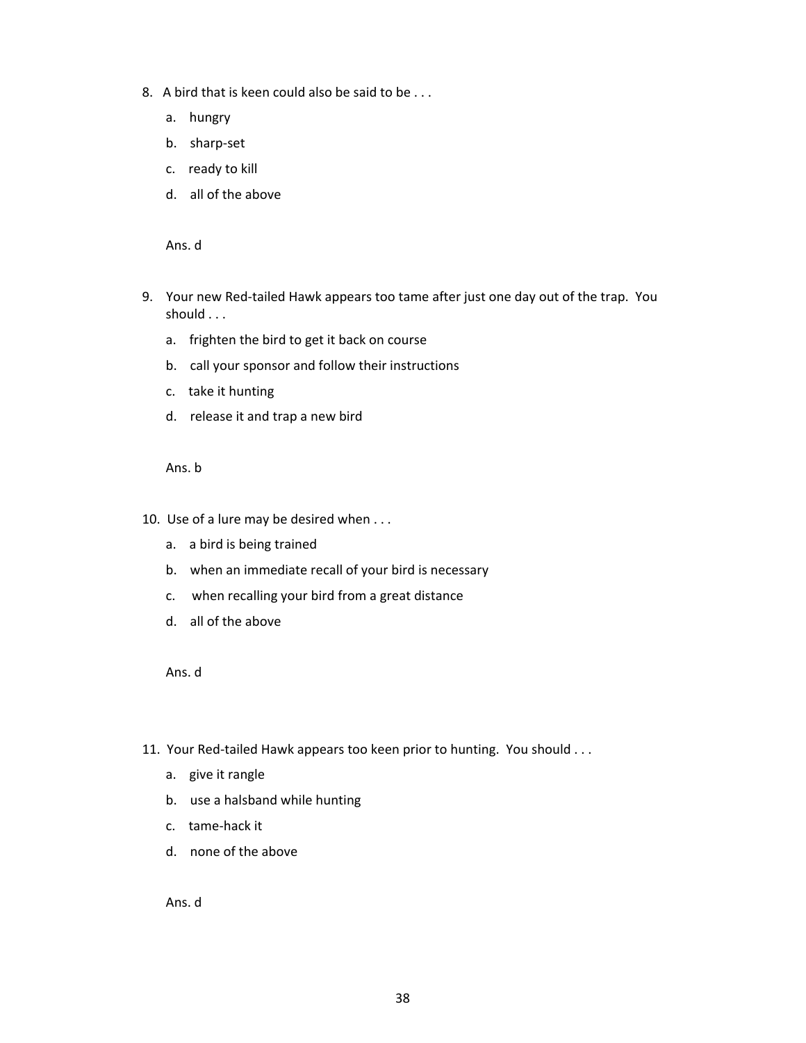8. A bird that is keen could also be said to be . . .

   a. hungry

   b. sharp-set

   c. ready to kill

   d. all of the above

   Ans. d

9. Your new Red-tailed Hawk appears too tame after just one day out of the trap. You should . . .

   a. frighten the bird to get it back on course

   b. call your sponsor and follow their instructions

   c. take it hunting

   d. release it and trap a new bird

   Ans. b

10. Use of a lure may be desired when . . .

    a. a bird is being trained

    b. when an immediate recall of your bird is necessary

    c. when recalling your bird from a great distance

    d. all of the above

    Ans. d

11. Your Red-tailed Hawk appears too keen prior to hunting. You should . . .

    a. give it rangle

    b. use a halsband while hunting

    c. tame-hack it

    d. none of the above

    Ans. d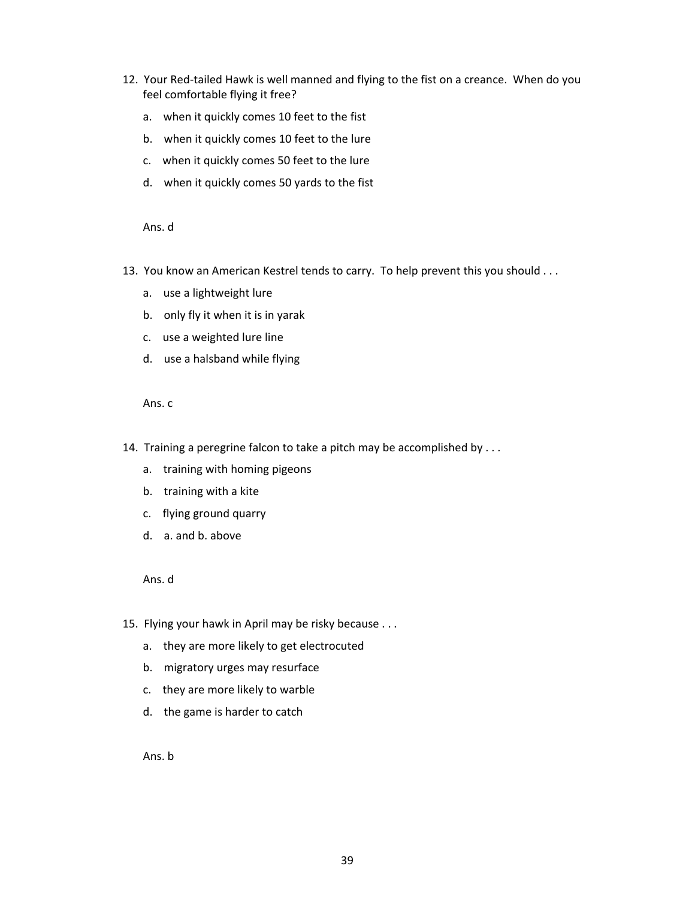12. Your Red-tailed Hawk is well manned and flying to the fist on a creance. When do you feel comfortable flying it free?

    a. when it quickly comes 10 feet to the fist

    b. when it quickly comes 10 feet to the lure

    c. when it quickly comes 50 feet to the lure

    d. when it quickly comes 50 yards to the fist

    Ans. d

13. You know an American Kestrel tends to carry. To help prevent this you should . . .

    a. use a lightweight lure

    b. only fly it when it is in yarak

    c. use a weighted lure line

    d. use a halsband while flying

    Ans. c

14. Training a peregrine falcon to take a pitch may be accomplished by . . .

    a. training with homing pigeons

    b. training with a kite

    c. flying ground quarry

    d. a. and b. above

    Ans. d

15. Flying your hawk in April may be risky because . . .

    a. they are more likely to get electrocuted

    b. migratory urges may resurface

    c. they are more likely to warble

    d. the game is harder to catch

    Ans. b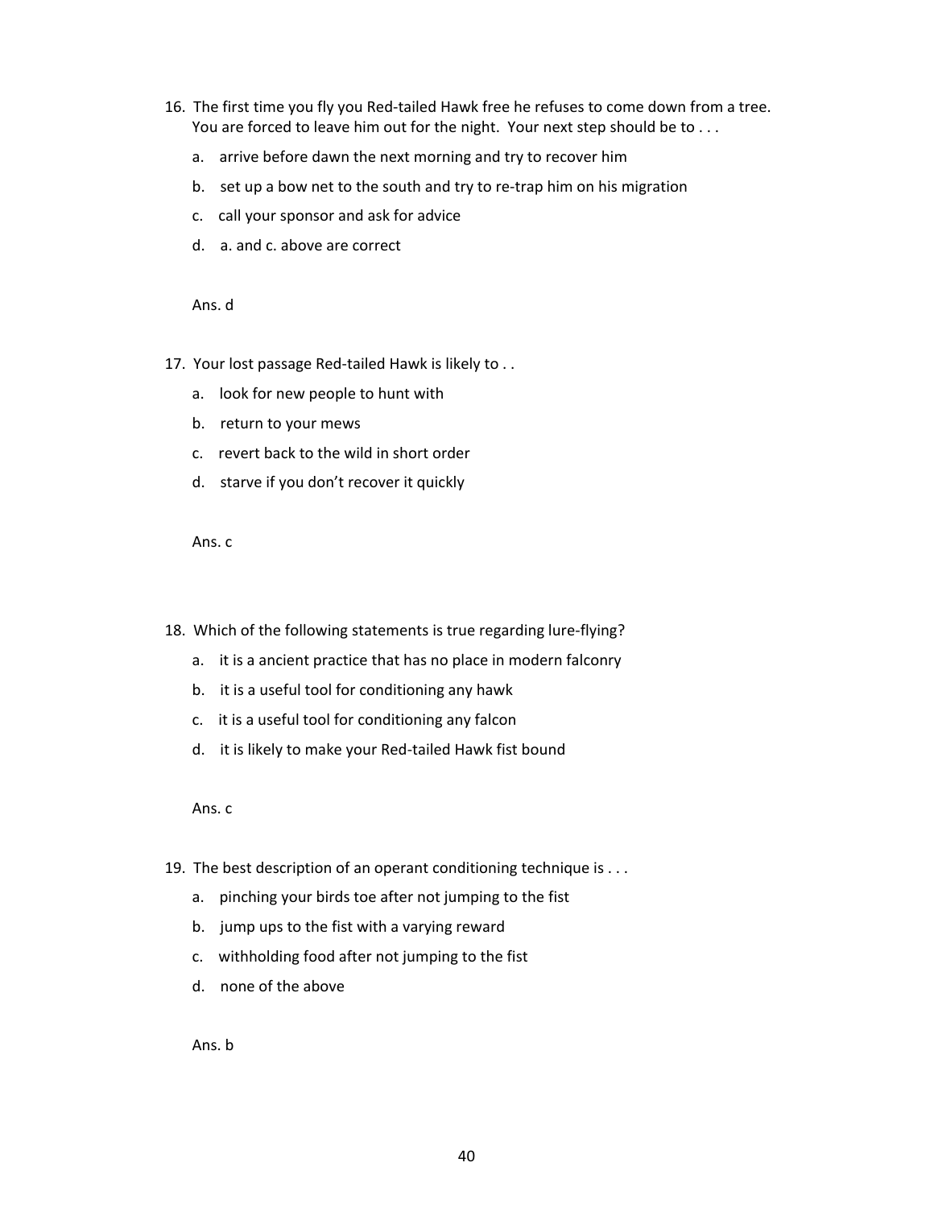16. The first time you fly you Red-tailed Hawk free he refuses to come down from a tree. You are forced to leave him out for the night. Your next step should be to . . .

    a. arrive before dawn the next morning and try to recover him

    b. set up a bow net to the south and try to re-trap him on his migration

    c. call your sponsor and ask for advice

    d. a. and c. above are correct

    Ans. d

17. Your lost passage Red-tailed Hawk is likely to . .

    a. look for new people to hunt with

    b. return to your mews

    c. revert back to the wild in short order

    d. starve if you don't recover it quickly

    Ans. c

18. Which of the following statements is true regarding lure-flying?

    a. it is a ancient practice that has no place in modern falconry

    b. it is a useful tool for conditioning any hawk

    c. it is a useful tool for conditioning any falcon

    d. it is likely to make your Red-tailed Hawk fist bound

    Ans. c

19. The best description of an operant conditioning technique is . . .

    a. pinching your birds toe after not jumping to the fist

    b. jump ups to the fist with a varying reward

    c. withholding food after not jumping to the fist

    d. none of the above

    Ans. b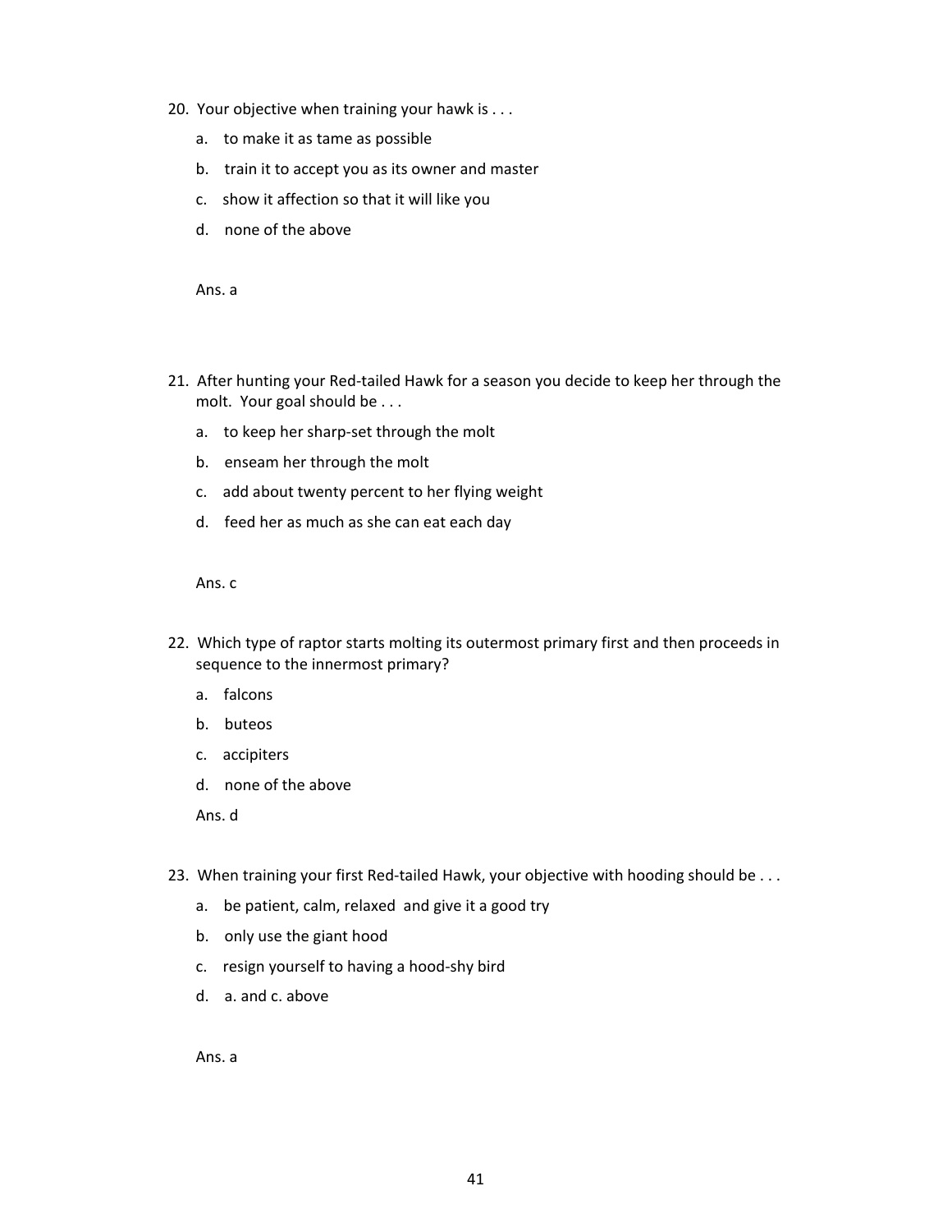20. Your objective when training your hawk is . . .

    a. to make it as tame as possible

    b. train it to accept you as its owner and master

    c. show it affection so that it will like you

    d. none of the above

    Ans. a

21. After hunting your Red-tailed Hawk for a season you decide to keep her through the molt. Your goal should be . . .

    a. to keep her sharp-set through the molt

    b. enseam her through the molt

    c. add about twenty percent to her flying weight

    d. feed her as much as she can eat each day

    Ans. c

22. Which type of raptor starts molting its outermost primary first and then proceeds in sequence to the innermost primary?

    a. falcons

    b. buteos

    c. accipiters

    d. none of the above

    Ans. d

23. When training your first Red-tailed Hawk, your objective with hooding should be . . .

    a. be patient, calm, relaxed and give it a good try

    b. only use the giant hood

    c. resign yourself to having a hood-shy bird

    d. a. and c. above

    Ans. a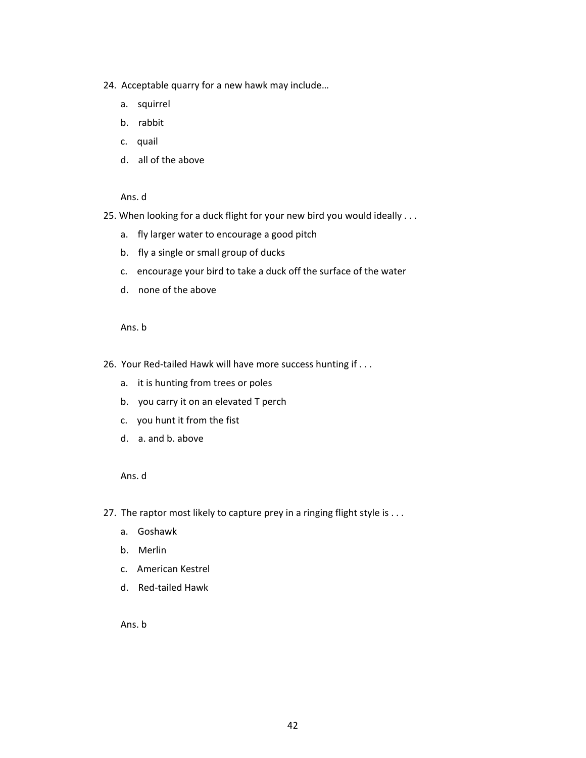24. Acceptable quarry for a new hawk may include…

    a. squirrel

    b. rabbit

    c. quail

    d. all of the above

    Ans. d

25. When looking for a duck flight for your new bird you would ideally . . .

    a. fly larger water to encourage a good pitch

    b. fly a single or small group of ducks

    c. encourage your bird to take a duck off the surface of the water

    d. none of the above

    Ans. b

26. Your Red-tailed Hawk will have more success hunting if . . .

    a. it is hunting from trees or poles

    b. you carry it on an elevated T perch

    c. you hunt it from the fist

    d. a. and b. above

    Ans. d

27. The raptor most likely to capture prey in a ringing flight style is . . .

    a. Goshawk

    b. Merlin

    c. American Kestrel

    d. Red-tailed Hawk

    Ans. b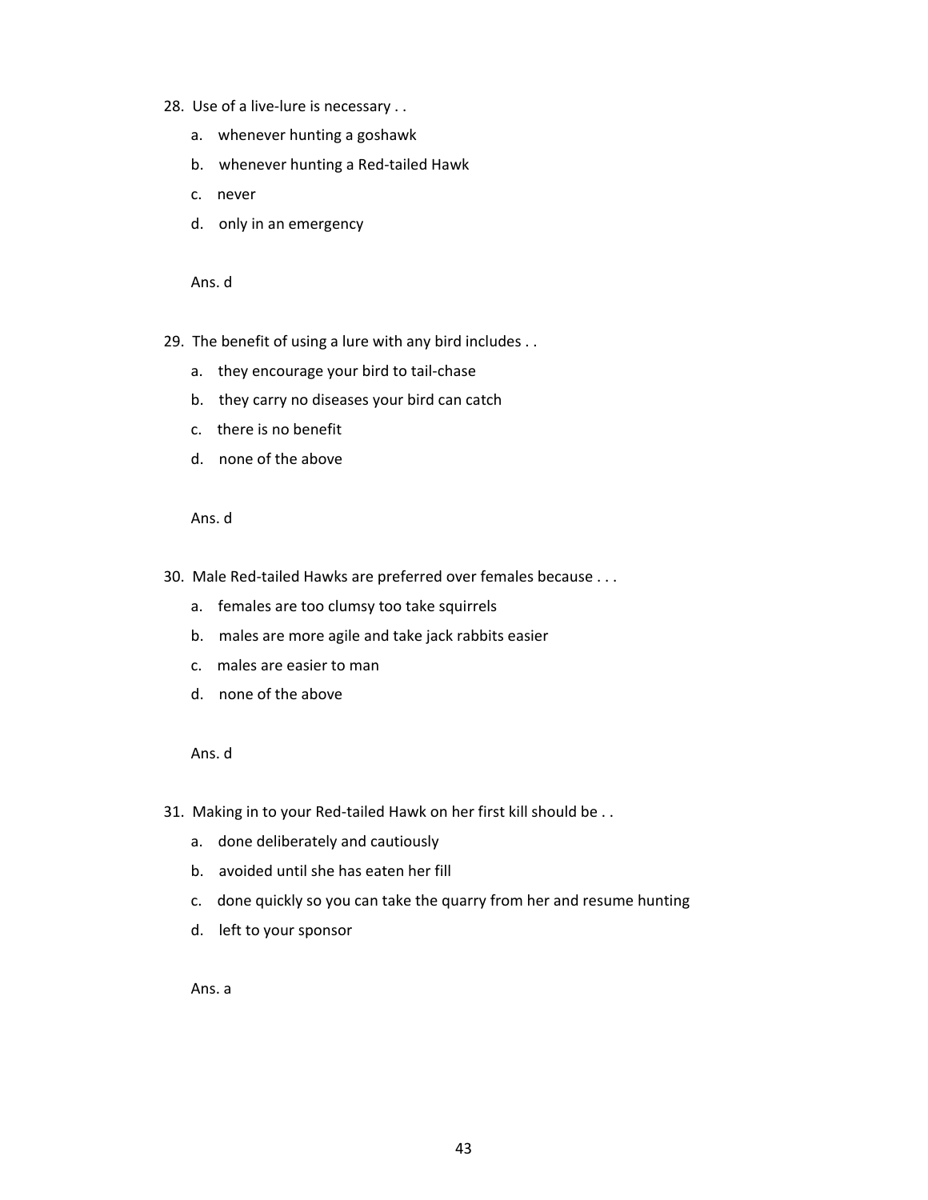28. Use of a live-lure is necessary . .

    a. whenever hunting a goshawk

    b. whenever hunting a Red-tailed Hawk

    c. never

    d. only in an emergency

    Ans. d

29. The benefit of using a lure with any bird includes . .

    a. they encourage your bird to tail-chase

    b. they carry no diseases your bird can catch

    c. there is no benefit

    d. none of the above

    Ans. d

30. Male Red-tailed Hawks are preferred over females because . . .

    a. females are too clumsy too take squirrels

    b. males are more agile and take jack rabbits easier

    c. males are easier to man

    d. none of the above

    Ans. d

31. Making in to your Red-tailed Hawk on her first kill should be . .

    a. done deliberately and cautiously

    b. avoided until she has eaten her fill

    c. done quickly so you can take the quarry from her and resume hunting

    d. left to your sponsor

    Ans. a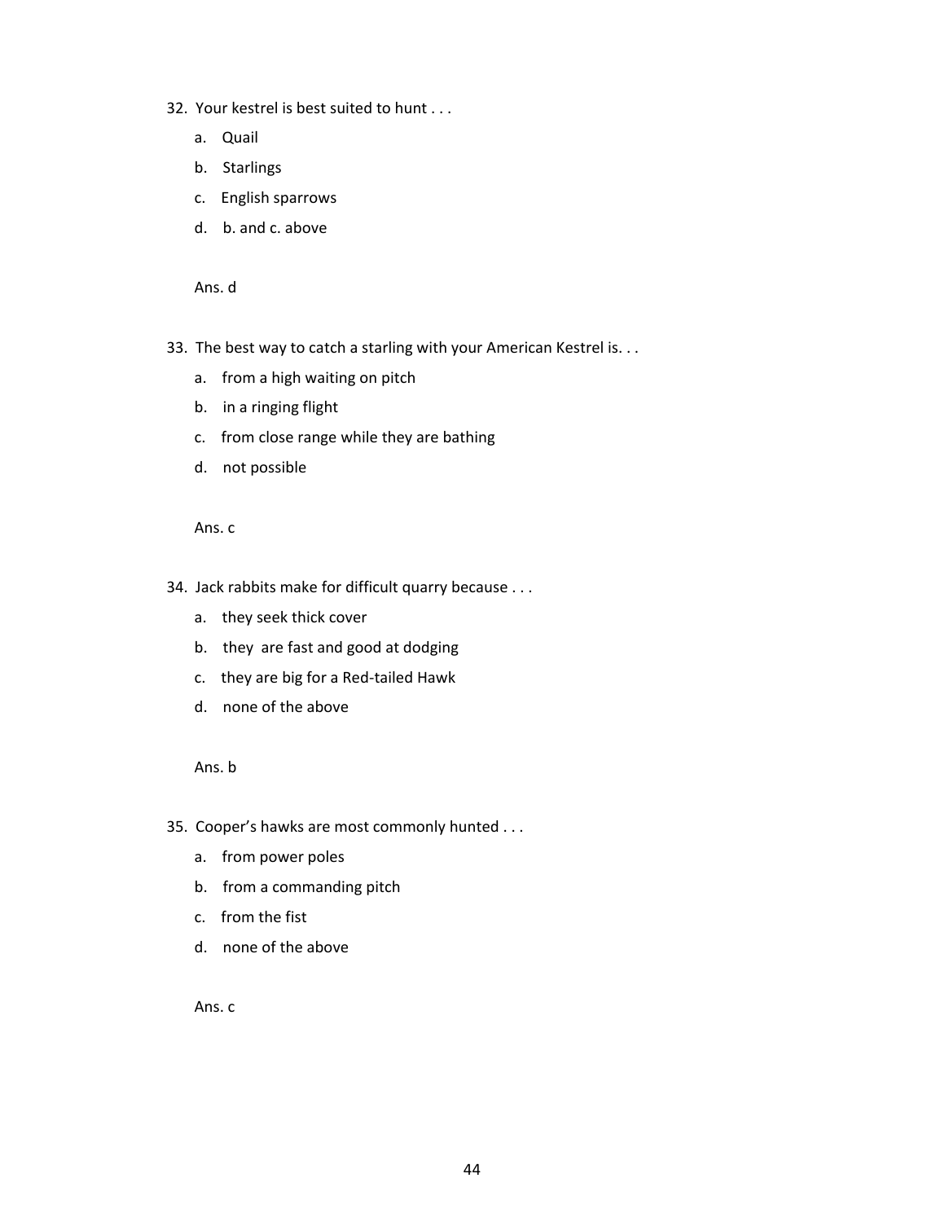32. Your kestrel is best suited to hunt . . .
    a. Quail
    b. Starlings
    c. English sparrows
    d. b. and c. above

    Ans. d

33. The best way to catch a starling with your American Kestrel is. . .
    a. from a high waiting on pitch
    b. in a ringing flight
    c. from close range while they are bathing
    d. not possible

    Ans. c

34. Jack rabbits make for difficult quarry because . . .
    a. they seek thick cover
    b. they are fast and good at dodging
    c. they are big for a Red-tailed Hawk
    d. none of the above

    Ans. b

35. Cooper's hawks are most commonly hunted . . .
    a. from power poles
    b. from a commanding pitch
    c. from the fist
    d. none of the above

    Ans. c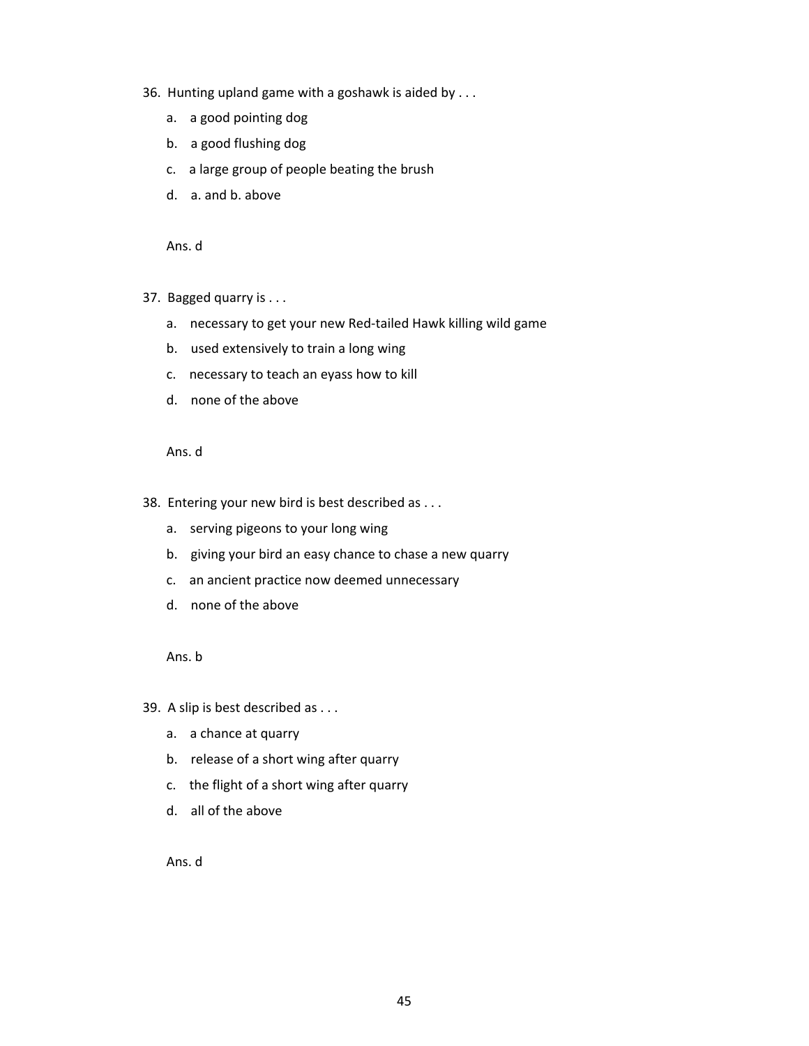36. Hunting upland game with a goshawk is aided by . . .
    a. a good pointing dog
    b. a good flushing dog
    c. a large group of people beating the brush
    d. a. and b. above

    Ans. d

37. Bagged quarry is . . .
    a. necessary to get your new Red-tailed Hawk killing wild game
    b. used extensively to train a long wing
    c. necessary to teach an eyass how to kill
    d. none of the above

    Ans. d

38. Entering your new bird is best described as . . .
    a. serving pigeons to your long wing
    b. giving your bird an easy chance to chase a new quarry
    c. an ancient practice now deemed unnecessary
    d. none of the above

    Ans. b

39. A slip is best described as . . .
    a. a chance at quarry
    b. release of a short wing after quarry
    c. the flight of a short wing after quarry
    d. all of the above

    Ans. d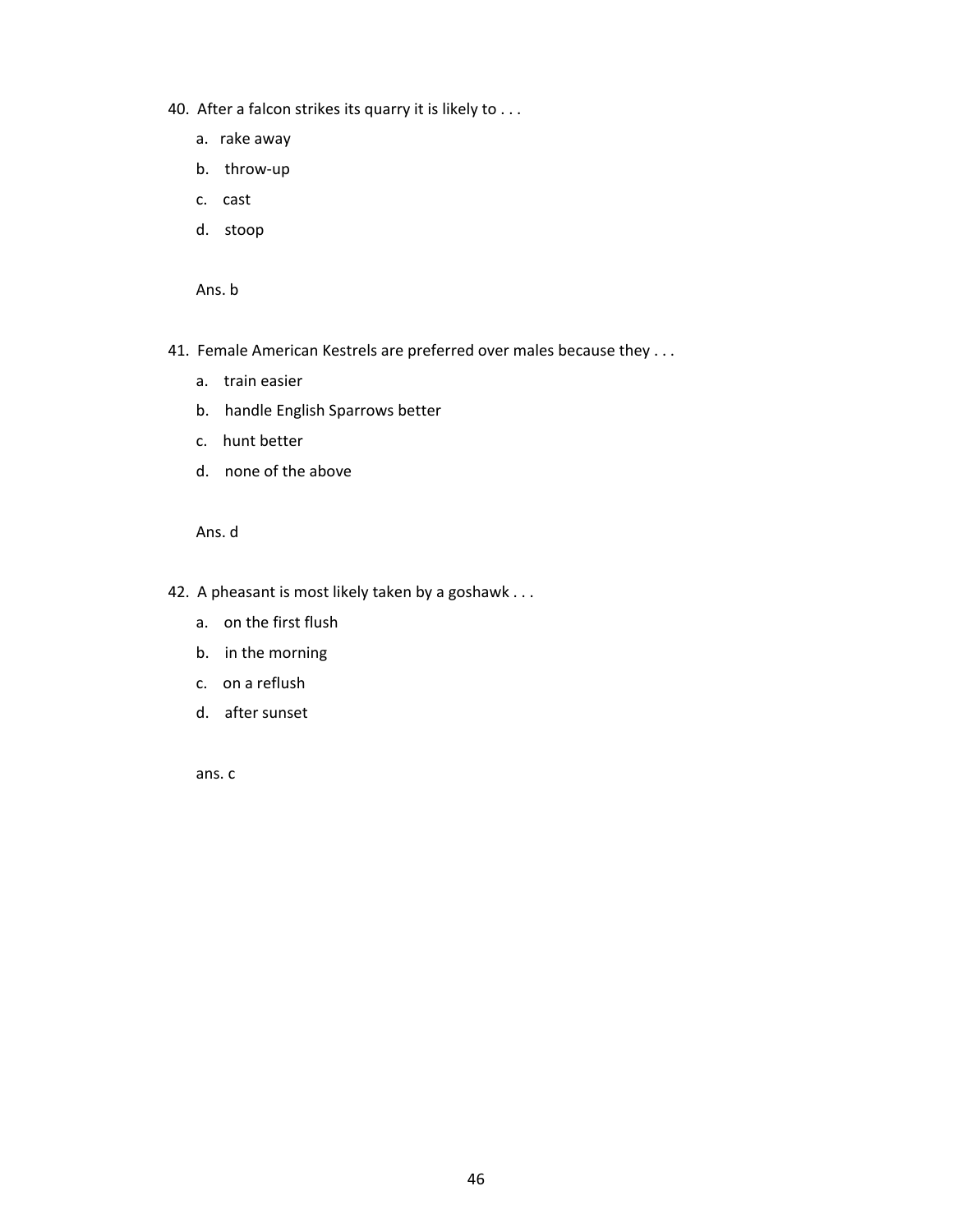40. After a falcon strikes its quarry it is likely to . . .

    a. rake away
    b. throw-up
    c. cast
    d. stoop

    Ans. b

41. Female American Kestrels are preferred over males because they . . .

    a. train easier
    b. handle English Sparrows better
    c. hunt better
    d. none of the above

    Ans. d

42. A pheasant is most likely taken by a goshawk . . .

    a. on the first flush
    b. in the morning
    c. on a reflush
    d. after sunset

    ans. c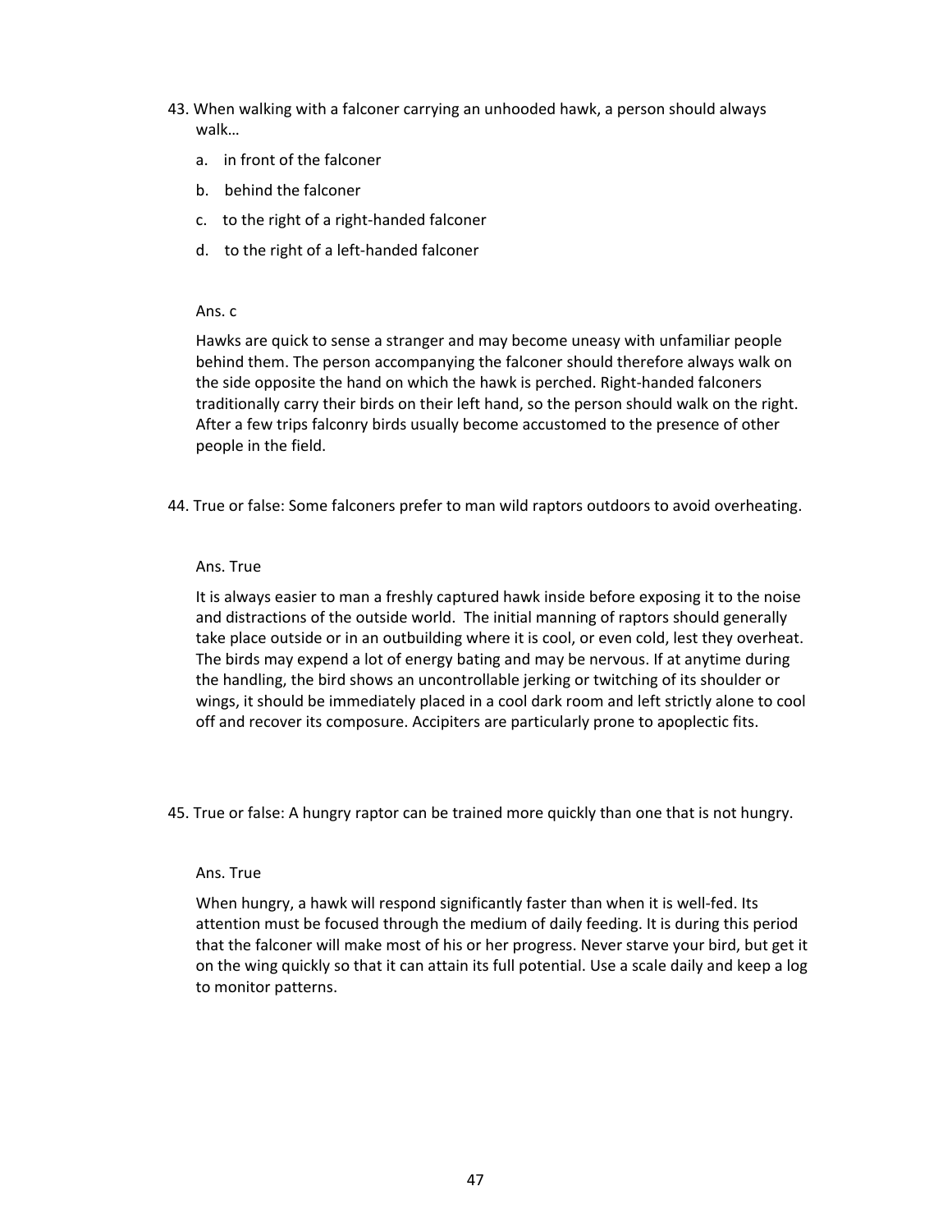43. When walking with a falconer carrying an unhooded hawk, a person should always walk…

    a. in front of the falconer

    b. behind the falconer

    c. to the right of a right-handed falconer

    d. to the right of a left-handed falconer

    Ans. c

    Hawks are quick to sense a stranger and may become uneasy with unfamiliar people behind them. The person accompanying the falconer should therefore always walk on the side opposite the hand on which the hawk is perched. Right-handed falconers traditionally carry their birds on their left hand, so the person should walk on the right. After a few trips falconry birds usually become accustomed to the presence of other people in the field.

44. True or false: Some falconers prefer to man wild raptors outdoors to avoid overheating.

    Ans. True

    It is always easier to man a freshly captured hawk inside before exposing it to the noise and distractions of the outside world. The initial manning of raptors should generally take place outside or in an outbuilding where it is cool, or even cold, lest they overheat. The birds may expend a lot of energy bating and may be nervous. If at anytime during the handling, the bird shows an uncontrollable jerking or twitching of its shoulder or wings, it should be immediately placed in a cool dark room and left strictly alone to cool off and recover its composure. Accipiters are particularly prone to apoplectic fits.

45. True or false: A hungry raptor can be trained more quickly than one that is not hungry.

    Ans. True

    When hungry, a hawk will respond significantly faster than when it is well-fed. Its attention must be focused through the medium of daily feeding. It is during this period that the falconer will make most of his or her progress. Never starve your bird, but get it on the wing quickly so that it can attain its full potential. Use a scale daily and keep a log to monitor patterns.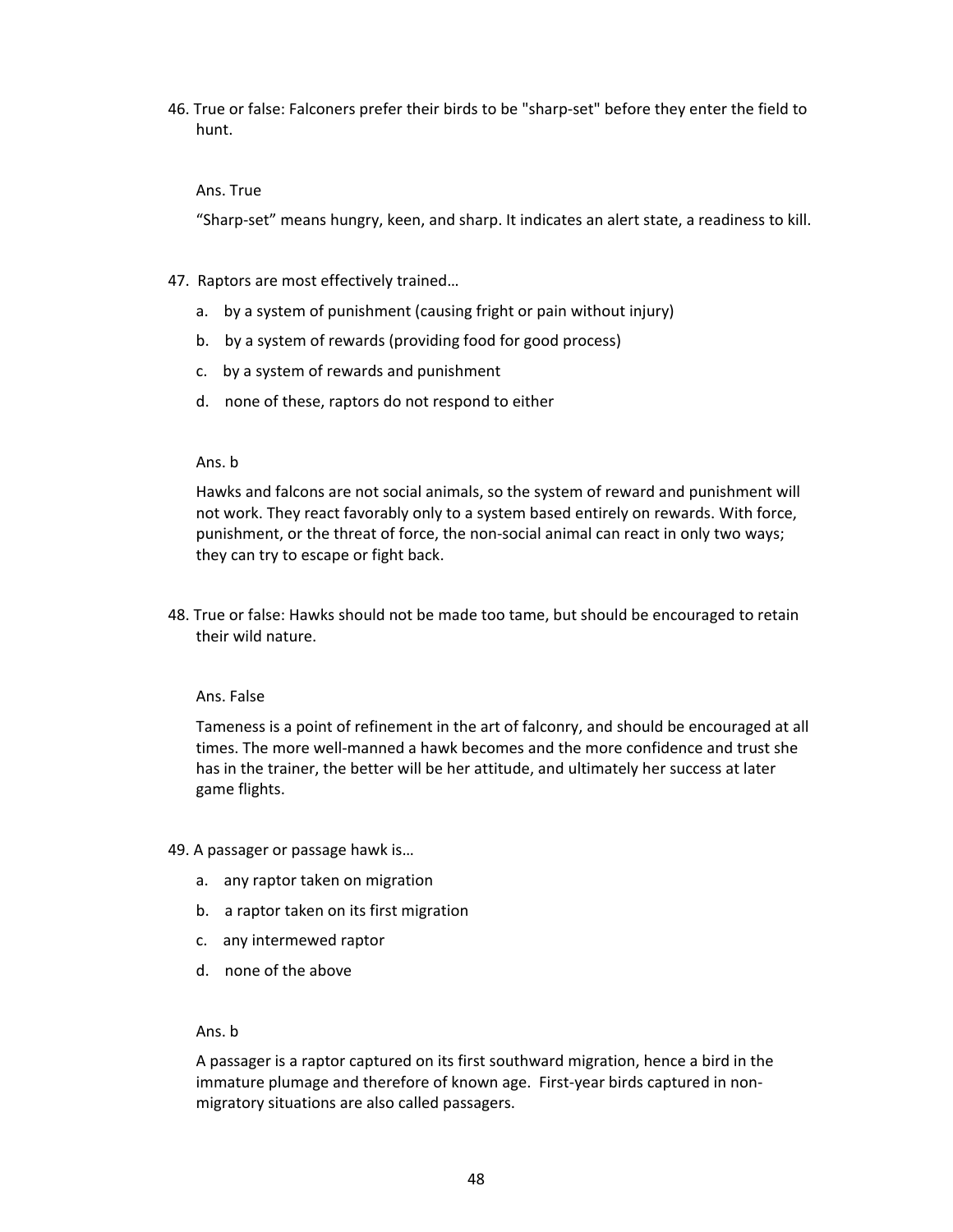46. True or false: Falconers prefer their birds to be "sharp-set" before they enter the field to hunt.

    Ans. True

    “Sharp-set” means hungry, keen, and sharp. It indicates an alert state, a readiness to kill.

47. Raptors are most effectively trained…

    a. by a system of punishment (causing fright or pain without injury)

    b. by a system of rewards (providing food for good process)

    c. by a system of rewards and punishment

    d. none of these, raptors do not respond to either

    Ans. b

    Hawks and falcons are not social animals, so the system of reward and punishment will not work. They react favorably only to a system based entirely on rewards. With force, punishment, or the threat of force, the non-social animal can react in only two ways; they can try to escape or fight back.

48. True or false: Hawks should not be made too tame, but should be encouraged to retain their wild nature.

    Ans. False

    Tameness is a point of refinement in the art of falconry, and should be encouraged at all times. The more well-manned a hawk becomes and the more confidence and trust she has in the trainer, the better will be her attitude, and ultimately her success at later game flights.

49. A passager or passage hawk is…

    a. any raptor taken on migration

    b. a raptor taken on its first migration

    c. any intermewed raptor

    d. none of the above

    Ans. b

    A passager is a raptor captured on its first southward migration, hence a bird in the immature plumage and therefore of known age. First-year birds captured in non-migratory situations are also called passagers.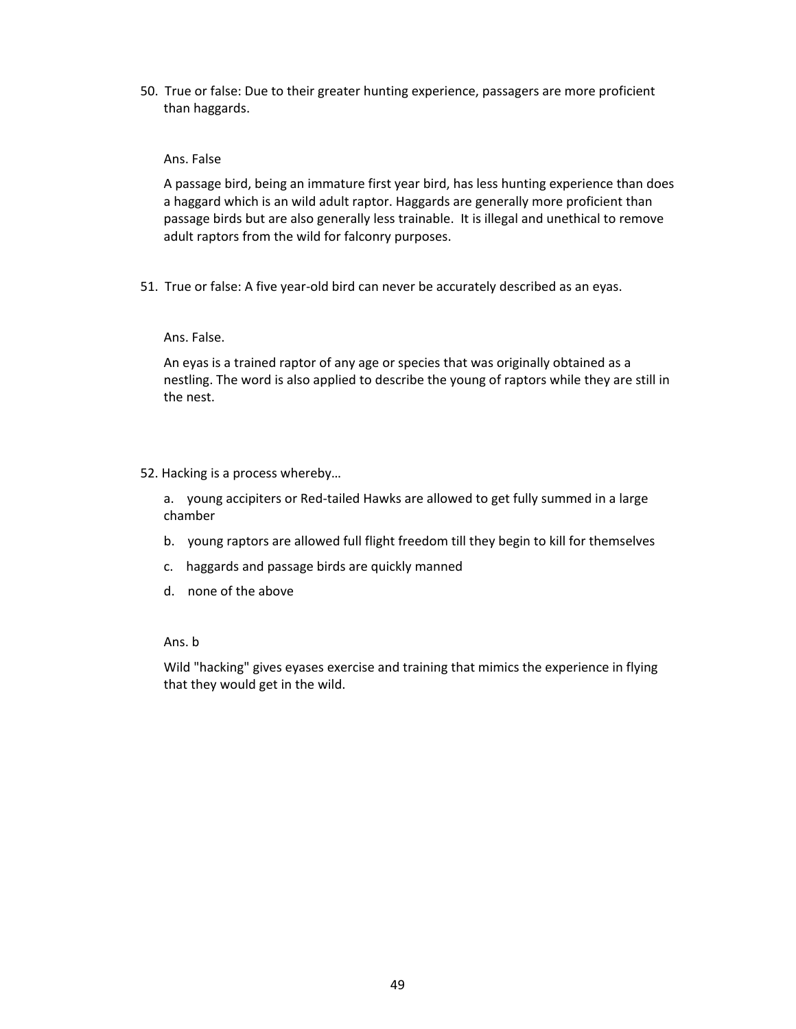50. True or false: Due to their greater hunting experience, passagers are more proficient than haggards.

    Ans. False

    A passage bird, being an immature first year bird, has less hunting experience than does a haggard which is an wild adult raptor. Haggards are generally more proficient than passage birds but are also generally less trainable. It is illegal and unethical to remove adult raptors from the wild for falconry purposes.

51. True or false: A five year-old bird can never be accurately described as an eyas.

    Ans. False.

    An eyas is a trained raptor of any age or species that was originally obtained as a nestling. The word is also applied to describe the young of raptors while they are still in the nest.

52. Hacking is a process whereby…

    a. young accipiters or Red-tailed Hawks are allowed to get fully summed in a large chamber

    b. young raptors are allowed full flight freedom till they begin to kill for themselves

    c. haggards and passage birds are quickly manned

    d. none of the above

    Ans. b

    Wild "hacking" gives eyases exercise and training that mimics the experience in flying that they would get in the wild.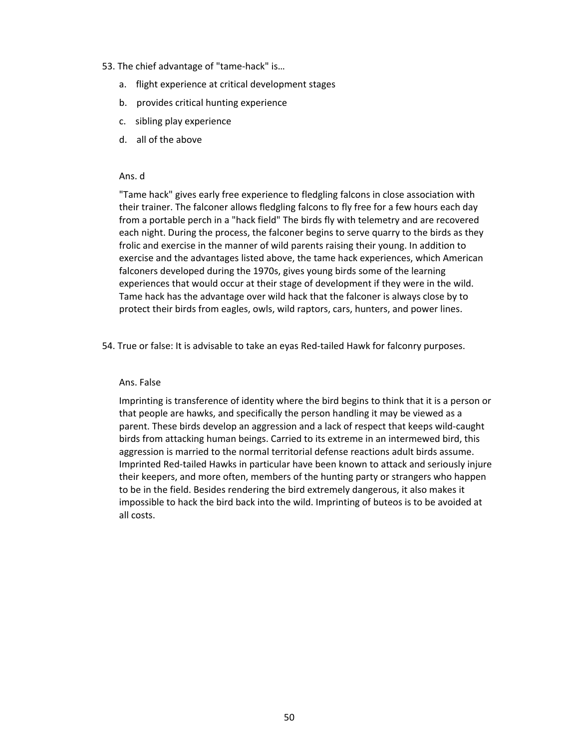53. The chief advantage of "tame-hack" is…

   a. flight experience at critical development stages
   b. provides critical hunting experience
   c. sibling play experience
   d. all of the above

   Ans. d

   "Tame hack" gives early free experience to fledgling falcons in close association with their trainer. The falconer allows fledgling falcons to fly free for a few hours each day from a portable perch in a "hack field" The birds fly with telemetry and are recovered each night. During the process, the falconer begins to serve quarry to the birds as they frolic and exercise in the manner of wild parents raising their young. In addition to exercise and the advantages listed above, the tame hack experiences, which American falconers developed during the 1970s, gives young birds some of the learning experiences that would occur at their stage of development if they were in the wild. Tame hack has the advantage over wild hack that the falconer is always close by to protect their birds from eagles, owls, wild raptors, cars, hunters, and power lines.

54. True or false: It is advisable to take an eyas Red-tailed Hawk for falconry purposes.

   Ans. False

   Imprinting is transference of identity where the bird begins to think that it is a person or that people are hawks, and specifically the person handling it may be viewed as a parent. These birds develop an aggression and a lack of respect that keeps wild-caught birds from attacking human beings. Carried to its extreme in an intermewed bird, this aggression is married to the normal territorial defense reactions adult birds assume. Imprinted Red-tailed Hawks in particular have been known to attack and seriously injure their keepers, and more often, members of the hunting party or strangers who happen to be in the field. Besides rendering the bird extremely dangerous, it also makes it impossible to hack the bird back into the wild. Imprinting of buteos is to be avoided at all costs.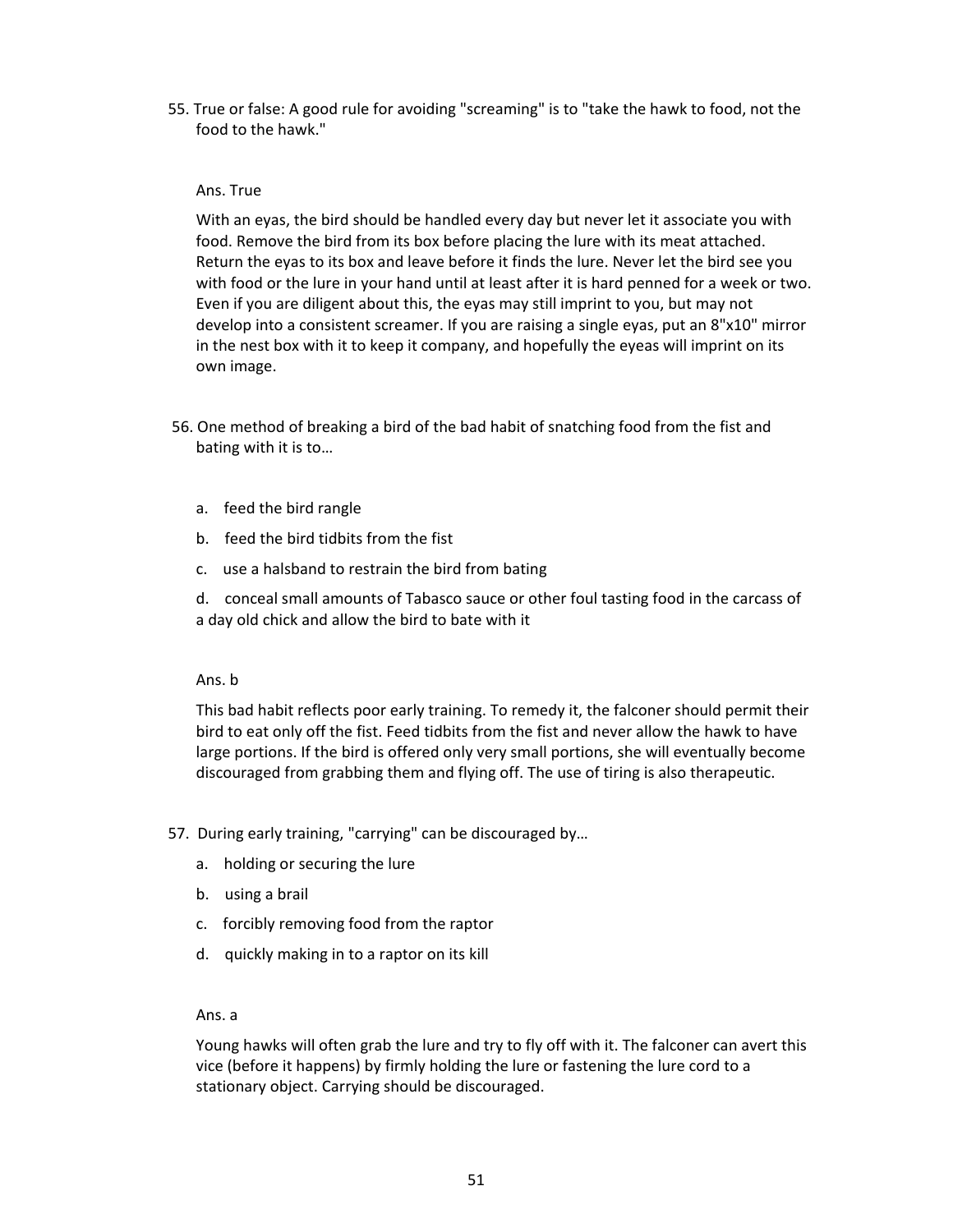55. True or false: A good rule for avoiding "screaming" is to "take the hawk to food, not the food to the hawk."

    Ans. True

    With an eyas, the bird should be handled every day but never let it associate you with food. Remove the bird from its box before placing the lure with its meat attached. Return the eyas to its box and leave before it finds the lure. Never let the bird see you with food or the lure in your hand until at least after it is hard penned for a week or two. Even if you are diligent about this, the eyas may still imprint to you, but may not develop into a consistent screamer. If you are raising a single eyas, put an 8"x10" mirror in the nest box with it to keep it company, and hopefully the eyas will imprint on its own image.

56. One method of breaking a bird of the bad habit of snatching food from the fist and bating with it is to…

    a. feed the bird rangle

    b. feed the bird tidbits from the fist

    c. use a halsband to restrain the bird from bating

    d. conceal small amounts of Tabasco sauce or other foul tasting food in the carcass of a day old chick and allow the bird to bate with it

    Ans. b

    This bad habit reflects poor early training. To remedy it, the falconer should permit their bird to eat only off the fist. Feed tidbits from the fist and never allow the hawk to have large portions. If the bird is offered only very small portions, she will eventually become discouraged from grabbing them and flying off. The use of tiring is also therapeutic.

57. During early training, "carrying" can be discouraged by…

    a. holding or securing the lure

    b. using a brail

    c. forcibly removing food from the raptor

    d. quickly making in to a raptor on its kill

    Ans. a

    Young hawks will often grab the lure and try to fly off with it. The falconer can avert this vice (before it happens) by firmly holding the lure or fastening the lure cord to a stationary object. Carrying should be discouraged.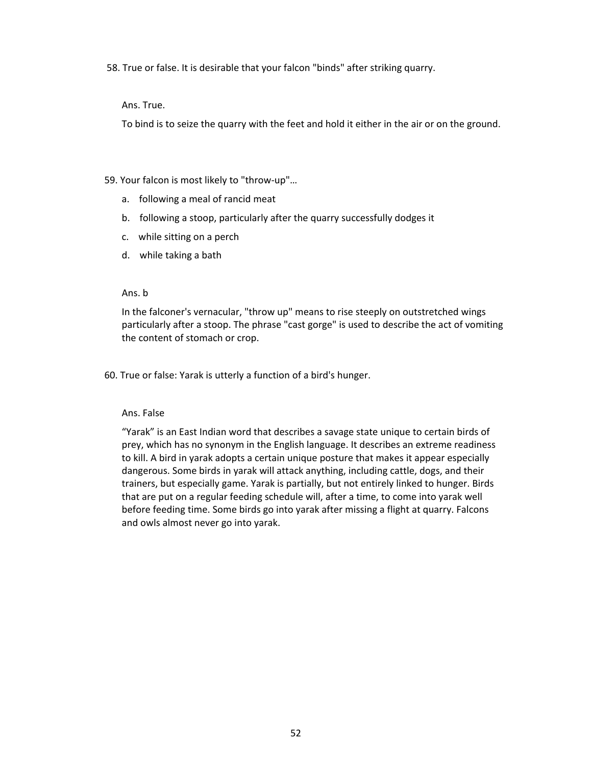58. True or false. It is desirable that your falcon "binds" after striking quarry.

Ans. True.

To bind is to seize the quarry with the feet and hold it either in the air or on the ground.

59. Your falcon is most likely to "throw-up"…

a. following a meal of rancid meat
b. following a stoop, particularly after the quarry successfully dodges it
c. while sitting on a perch
d. while taking a bath

Ans. b

In the falconer's vernacular, "throw up" means to rise steeply on outstretched wings particularly after a stoop. The phrase "cast gorge" is used to describe the act of vomiting the content of stomach or crop.

60. True or false: Yarak is utterly a function of a bird's hunger.

Ans. False

"Yarak" is an East Indian word that describes a savage state unique to certain birds of prey, which has no synonym in the English language. It describes an extreme readiness to kill. A bird in yarak adopts a certain unique posture that makes it appear especially dangerous. Some birds in yarak will attack anything, including cattle, dogs, and their trainers, but especially game. Yarak is partially, but not entirely linked to hunger. Birds that are put on a regular feeding schedule will, after a time, to come into yarak well before feeding time. Some birds go into yarak after missing a flight at quarry. Falcons and owls almost never go into yarak.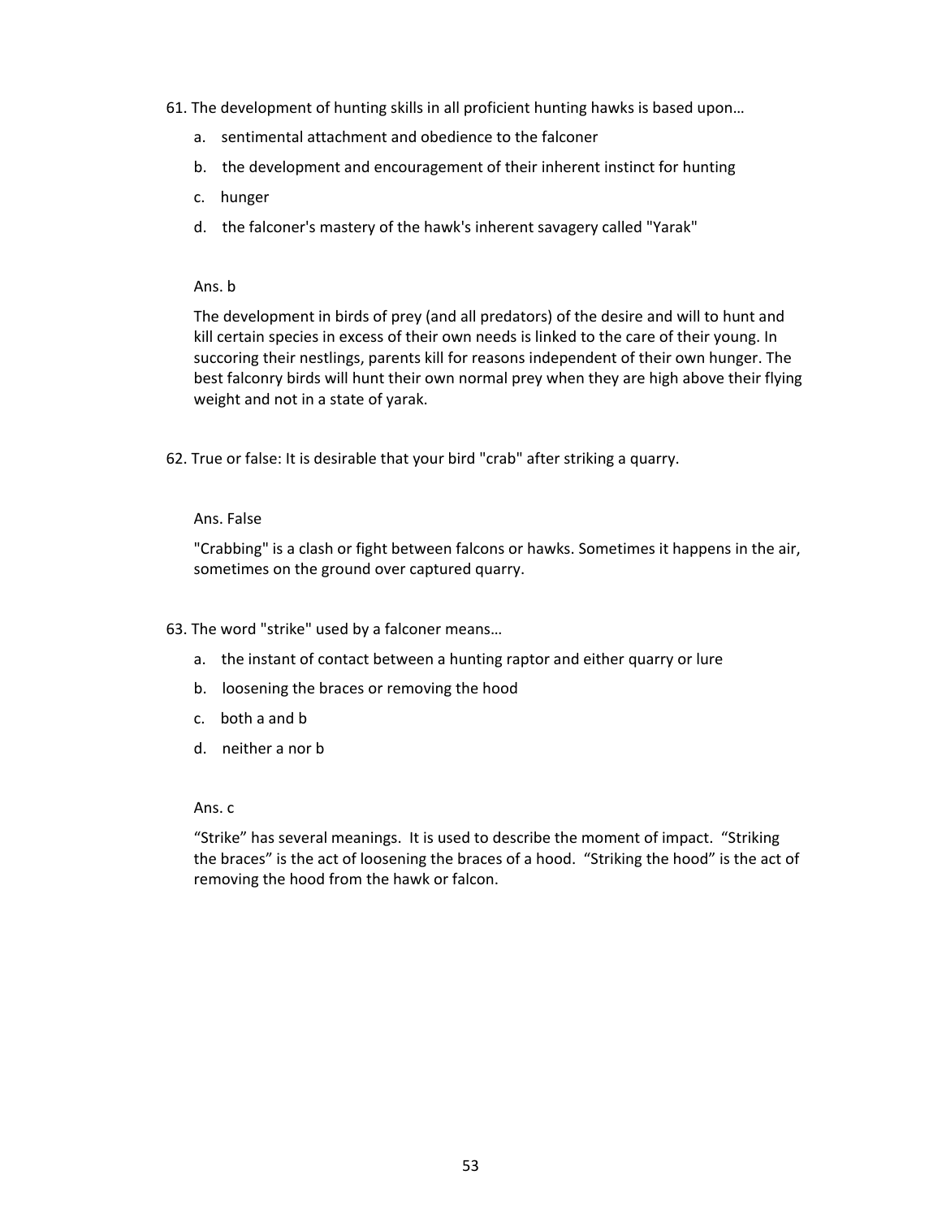61. The development of hunting skills in all proficient hunting hawks is based upon…

   a. sentimental attachment and obedience to the falconer

   b. the development and encouragement of their inherent instinct for hunting

   c. hunger

   d. the falconer's mastery of the hawk's inherent savagery called "Yarak"

   Ans. b

   The development in birds of prey (and all predators) of the desire and will to hunt and kill certain species in excess of their own needs is linked to the care of their young. In succoring their nestlings, parents kill for reasons independent of their own hunger. The best falconry birds will hunt their own normal prey when they are high above their flying weight and not in a state of yarak.

62. True or false: It is desirable that your bird "crab" after striking a quarry.

   Ans. False

   "Crabbing" is a clash or fight between falcons or hawks. Sometimes it happens in the air, sometimes on the ground over captured quarry.

63. The word "strike" used by a falconer means…

   a. the instant of contact between a hunting raptor and either quarry or lure

   b. loosening the braces or removing the hood

   c. both a and b

   d. neither a nor b

   Ans. c

   “Strike” has several meanings. It is used to describe the moment of impact. “Striking the braces” is the act of loosening the braces of a hood. “Striking the hood” is the act of removing the hood from the hawk or falcon.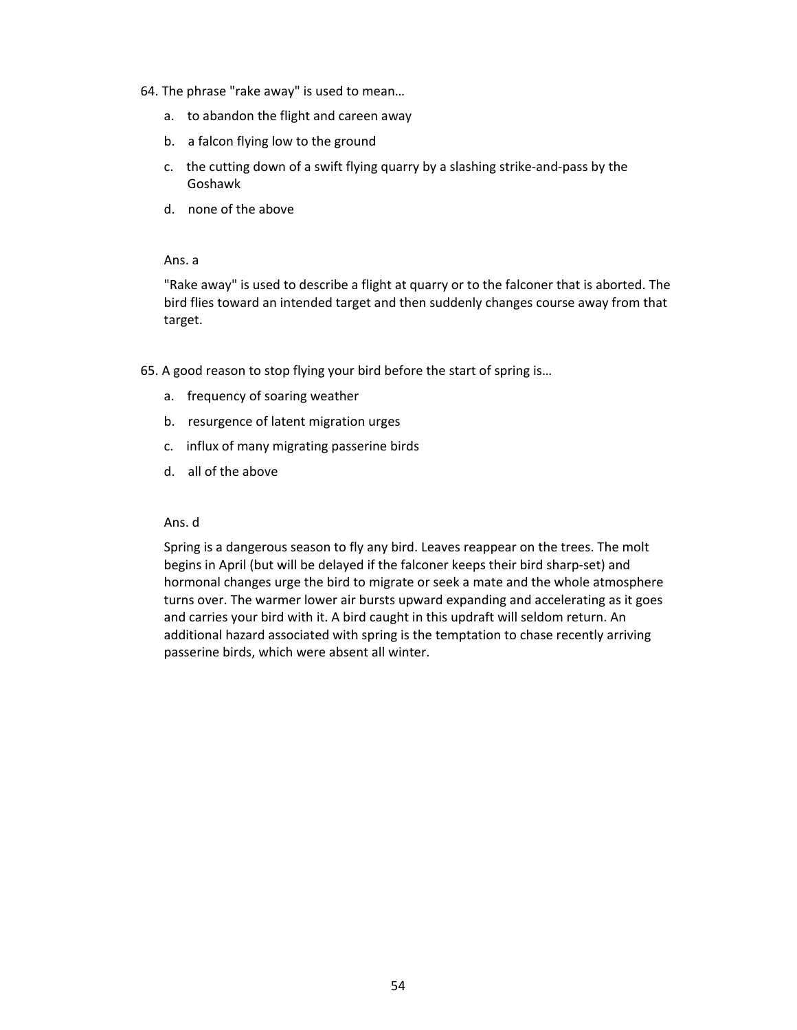64. The phrase "rake away" is used to mean…

   a. to abandon the flight and careen away

   b. a falcon flying low to the ground

   c. the cutting down of a swift flying quarry by a slashing strike-and-pass by the Goshawk

   d. none of the above

   Ans. a

   "Rake away" is used to describe a flight at quarry or to the falconer that is aborted. The bird flies toward an intended target and then suddenly changes course away from that target.

65. A good reason to stop flying your bird before the start of spring is…

   a. frequency of soaring weather

   b. resurgence of latent migration urges

   c. influx of many migrating passerine birds

   d. all of the above

   Ans. d

   Spring is a dangerous season to fly any bird. Leaves reappear on the trees. The molt begins in April (but will be delayed if the falconer keeps their bird sharp-set) and hormonal changes urge the bird to migrate or seek a mate and the whole atmosphere turns over. The warmer lower air bursts upward expanding and accelerating as it goes and carries your bird with it. A bird caught in this updraft will seldom return. An additional hazard associated with spring is the temptation to chase recently arriving passerine birds, which were absent all winter.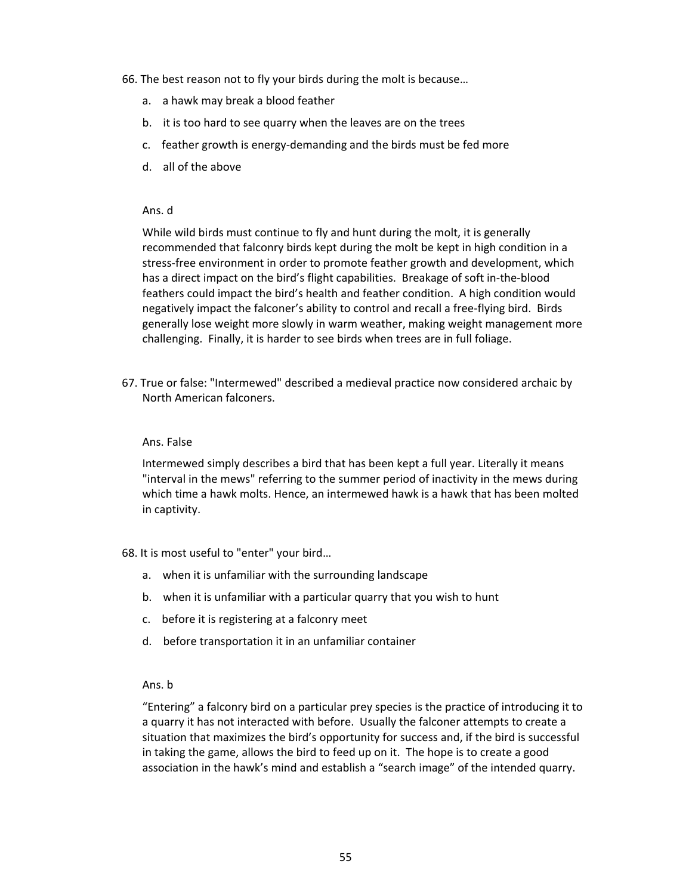66. The best reason not to fly your birds during the molt is because…

   a. a hawk may break a blood feather
   b. it is too hard to see quarry when the leaves are on the trees
   c. feather growth is energy-demanding and the birds must be fed more
   d. all of the above

   Ans. d

   While wild birds must continue to fly and hunt during the molt, it is generally recommended that falconry birds kept during the molt be kept in high condition in a stress-free environment in order to promote feather growth and development, which has a direct impact on the bird's flight capabilities. Breakage of soft in-the-blood feathers could impact the bird's health and feather condition. A high condition would negatively impact the falconer's ability to control and recall a free-flying bird. Birds generally lose weight more slowly in warm weather, making weight management more challenging. Finally, it is harder to see birds when trees are in full foliage.

67. True or false: "Intermewed" described a medieval practice now considered archaic by North American falconers.

   Ans. False

   Intermewed simply describes a bird that has been kept a full year. Literally it means "interval in the mews" referring to the summer period of inactivity in the mews during which time a hawk molts. Hence, an intermewed hawk is a hawk that has been molted in captivity.

68. It is most useful to "enter" your bird…

   a. when it is unfamiliar with the surrounding landscape
   b. when it is unfamiliar with a particular quarry that you wish to hunt
   c. before it is registering at a falconry meet
   d. before transportation it in an unfamiliar container

   Ans. b

   "Entering" a falconry bird on a particular prey species is the practice of introducing it to a quarry it has not interacted with before. Usually the falconer attempts to create a situation that maximizes the bird's opportunity for success and, if the bird is successful in taking the game, allows the bird to feed up on it. The hope is to create a good association in the hawk's mind and establish a "search image" of the intended quarry.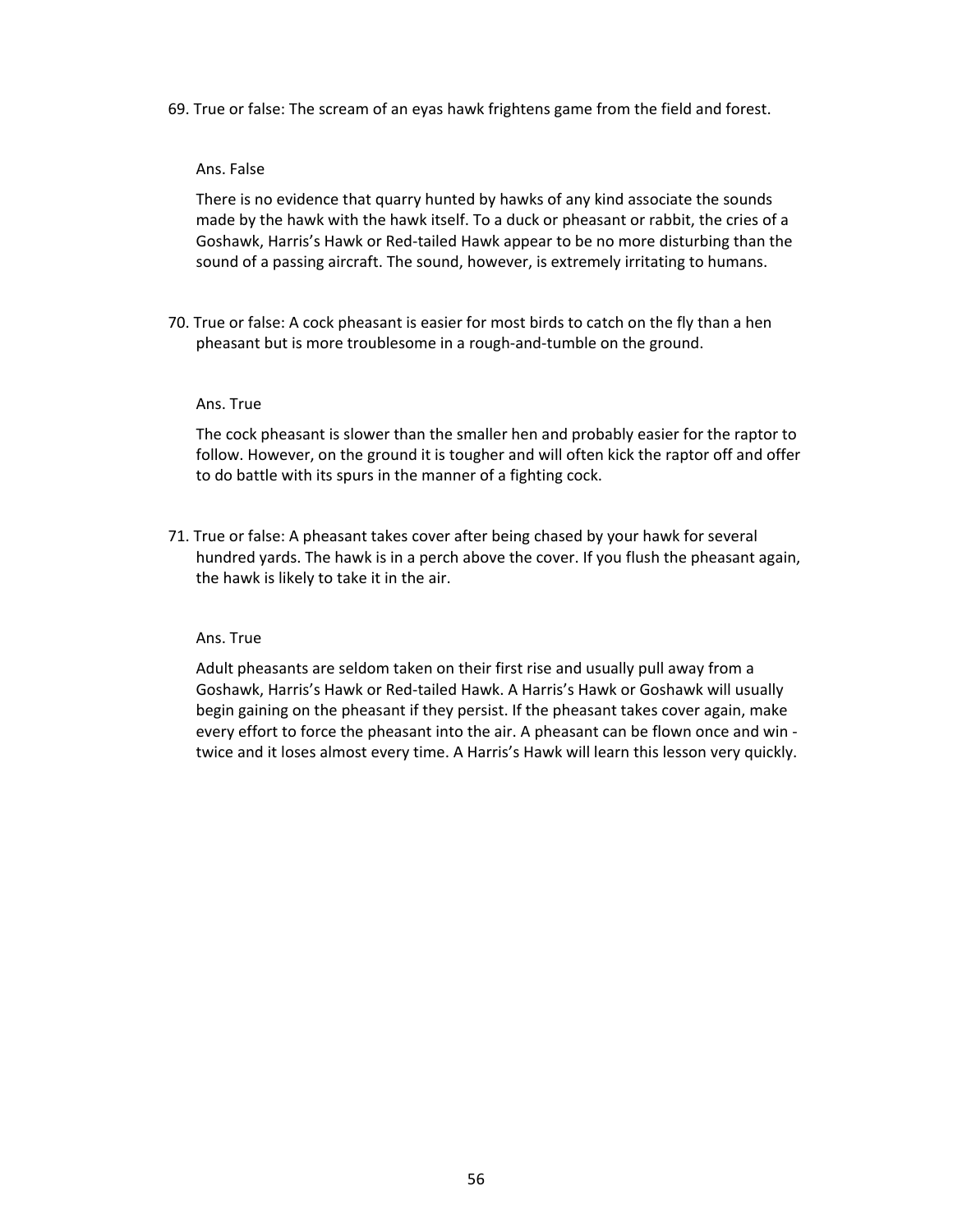69. True or false: The scream of an eyas hawk frightens game from the field and forest.

Ans. False

There is no evidence that quarry hunted by hawks of any kind associate the sounds made by the hawk with the hawk itself. To a duck or pheasant or rabbit, the cries of a Goshawk, Harris's Hawk or Red-tailed Hawk appear to be no more disturbing than the sound of a passing aircraft. The sound, however, is extremely irritating to humans.

70. True or false: A cock pheasant is easier for most birds to catch on the fly than a hen pheasant but is more troublesome in a rough-and-tumble on the ground.

Ans. True

The cock pheasant is slower than the smaller hen and probably easier for the raptor to follow. However, on the ground it is tougher and will often kick the raptor off and offer to do battle with its spurs in the manner of a fighting cock.

71. True or false: A pheasant takes cover after being chased by your hawk for several hundred yards. The hawk is in a perch above the cover. If you flush the pheasant again, the hawk is likely to take it in the air.

Ans. True

Adult pheasants are seldom taken on their first rise and usually pull away from a Goshawk, Harris's Hawk or Red-tailed Hawk. A Harris's Hawk or Goshawk will usually begin gaining on the pheasant if they persist. If the pheasant takes cover again, make every effort to force the pheasant into the air. A pheasant can be flown once and win - twice and it loses almost every time. A Harris's Hawk will learn this lesson very quickly.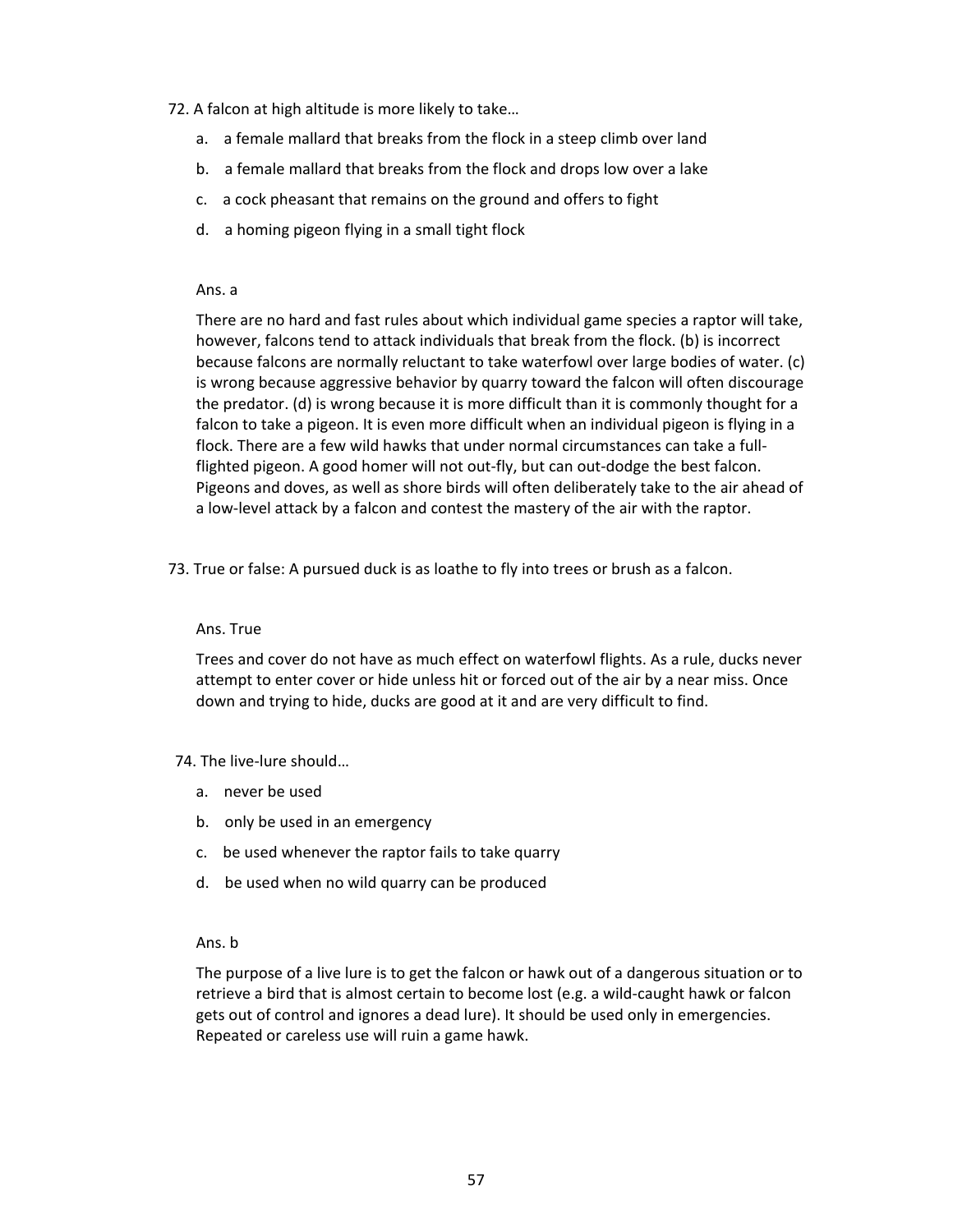72. A falcon at high altitude is more likely to take…

   a. a female mallard that breaks from the flock in a steep climb over land
   b. a female mallard that breaks from the flock and drops low over a lake
   c. a cock pheasant that remains on the ground and offers to fight
   d. a homing pigeon flying in a small tight flock

   Ans. a

   There are no hard and fast rules about which individual game species a raptor will take, however, falcons tend to attack individuals that break from the flock. (b) is incorrect because falcons are normally reluctant to take waterfowl over large bodies of water. (c) is wrong because aggressive behavior by quarry toward the falcon will often discourage the predator. (d) is wrong because it is more difficult than it is commonly thought for a falcon to take a pigeon. It is even more difficult when an individual pigeon is flying in a flock. There are a few wild hawks that under normal circumstances can take a full-flighted pigeon. A good homer will not out-fly, but can out-dodge the best falcon. Pigeons and doves, as well as shore birds will often deliberately take to the air ahead of a low-level attack by a falcon and contest the mastery of the air with the raptor.

73. True or false: A pursued duck is as loathe to fly into trees or brush as a falcon.

   Ans. True

   Trees and cover do not have as much effect on waterfowl flights. As a rule, ducks never attempt to enter cover or hide unless hit or forced out of the air by a near miss. Once down and trying to hide, ducks are good at it and are very difficult to find.

74. The live-lure should…

   a. never be used
   b. only be used in an emergency
   c. be used whenever the raptor fails to take quarry
   d. be used when no wild quarry can be produced

   Ans. b

   The purpose of a live lure is to get the falcon or hawk out of a dangerous situation or to retrieve a bird that is almost certain to become lost (e.g. a wild-caught hawk or falcon gets out of control and ignores a dead lure). It should be used only in emergencies. Repeated or careless use will ruin a game hawk.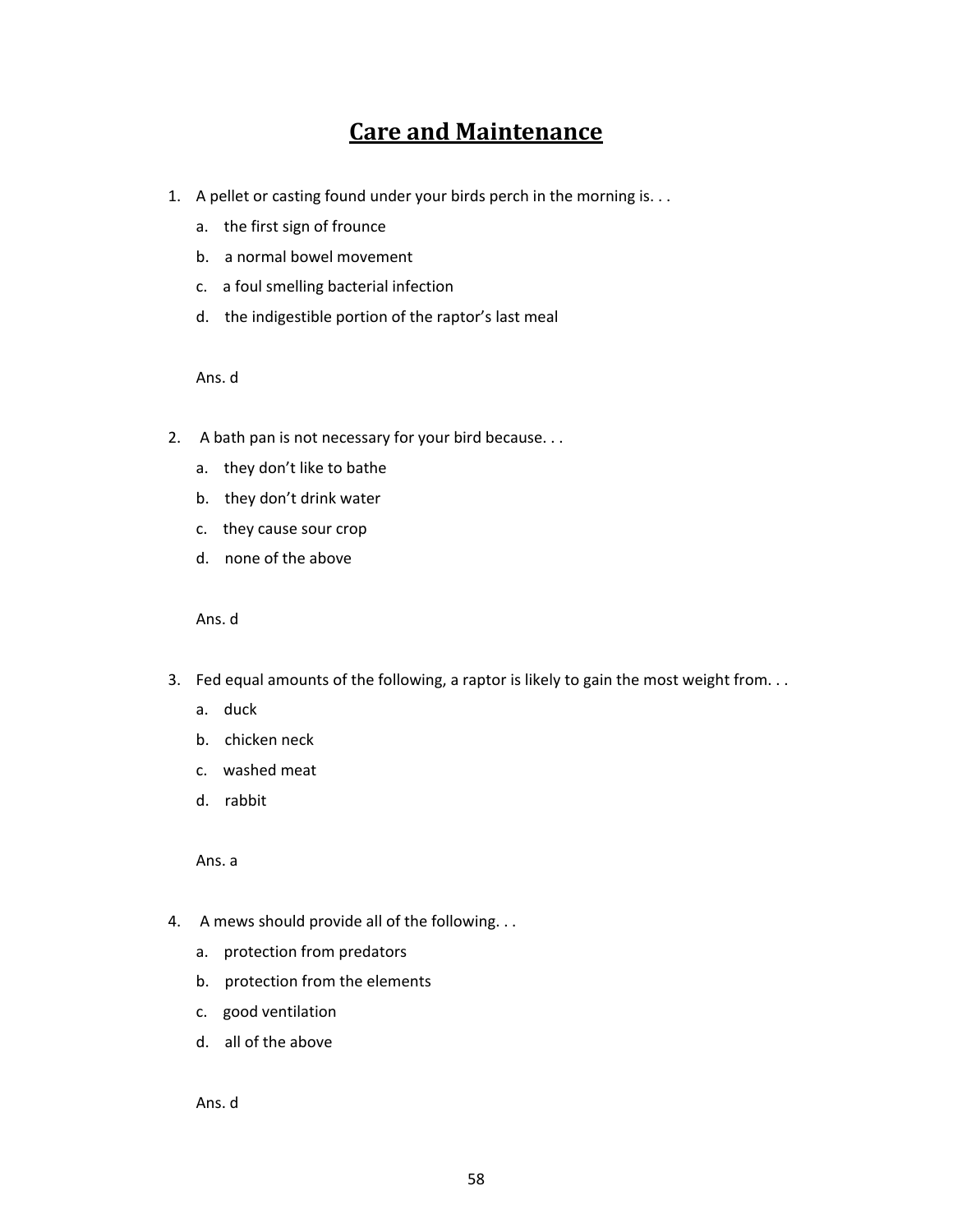# Care and Maintenance

1. A pellet or casting found under your birds perch in the morning is. . .
   a. the first sign of frounce
   b. a normal bowel movement
   c. a foul smelling bacterial infection
   d. the indigestible portion of the raptor's last meal

   Ans. d

2. A bath pan is not necessary for your bird because. . .
   a. they don't like to bathe
   b. they don't drink water
   c. they cause sour crop
   d. none of the above

   Ans. d

3. Fed equal amounts of the following, a raptor is likely to gain the most weight from. . .
   a. duck
   b. chicken neck
   c. washed meat
   d. rabbit

   Ans. a

4. A mews should provide all of the following. . .
   a. protection from predators
   b. protection from the elements
   c. good ventilation
   d. all of the above

   Ans. d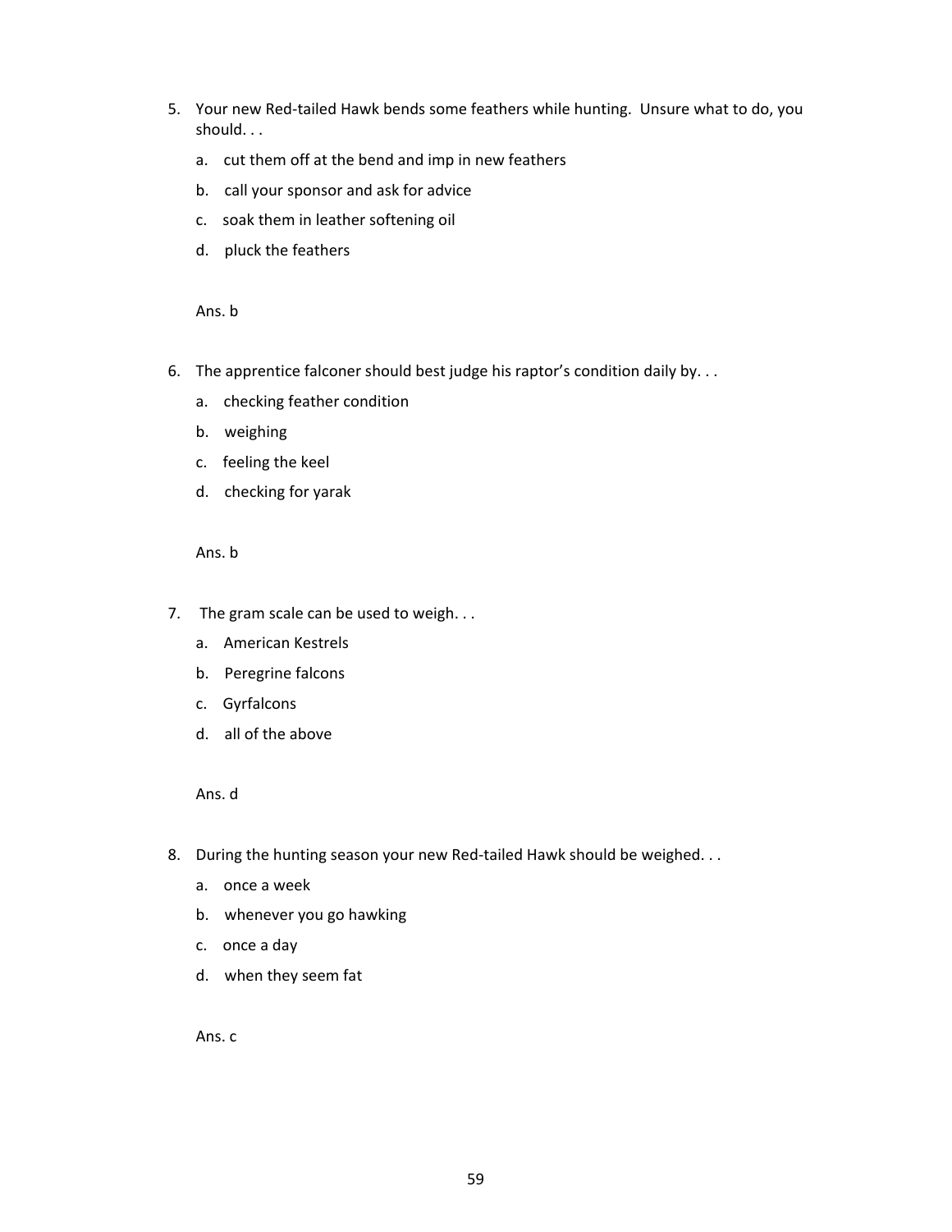5. Your new Red-tailed Hawk bends some feathers while hunting. Unsure what to do, you should. . .

   a. cut them off at the bend and imp in new feathers

   b. call your sponsor and ask for advice

   c. soak them in leather softening oil

   d. pluck the feathers

   Ans. b

6. The apprentice falconer should best judge his raptor's condition daily by. . .

   a. checking feather condition

   b. weighing

   c. feeling the keel

   d. checking for yarak

   Ans. b

7. The gram scale can be used to weigh. . .

   a. American Kestrels

   b. Peregrine falcons

   c. Gyrfalcons

   d. all of the above

   Ans. d

8. During the hunting season your new Red-tailed Hawk should be weighed. . .

   a. once a week

   b. whenever you go hawking

   c. once a day

   d. when they seem fat

   Ans. c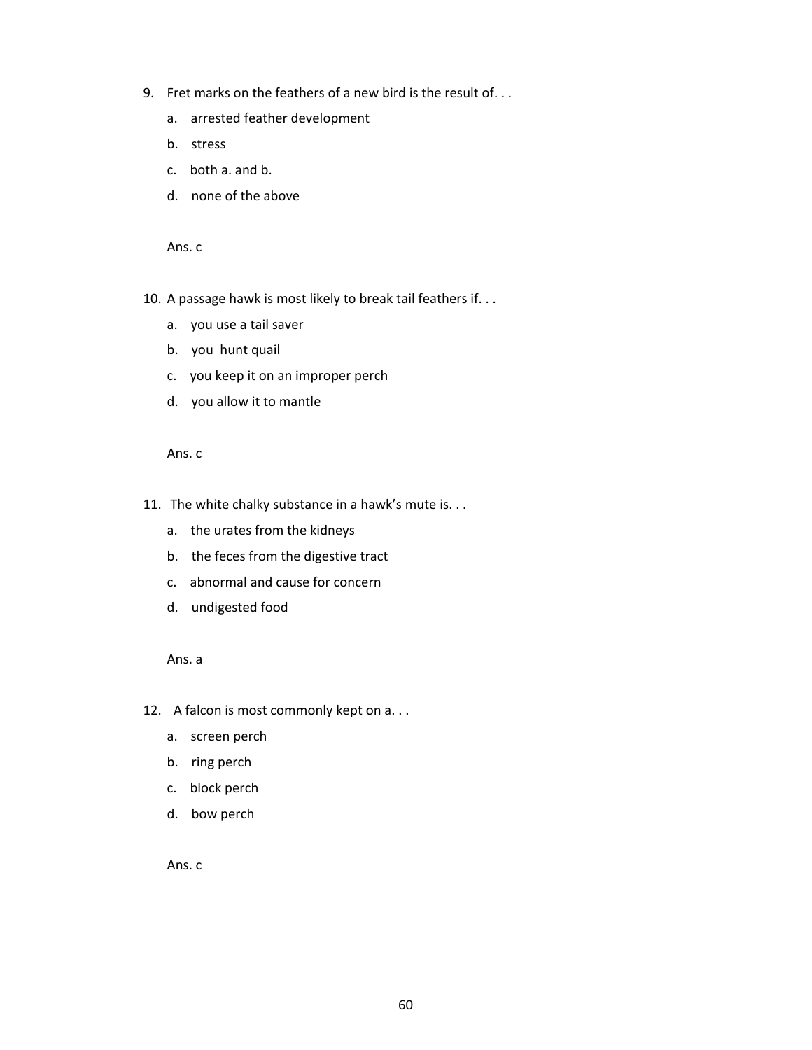9. Fret marks on the feathers of a new bird is the result of. . .
    a. arrested feather development
    b. stress
    c. both a. and b.
    d. none of the above

    Ans. c

10. A passage hawk is most likely to break tail feathers if. . .
    a. you use a tail saver
    b. you hunt quail
    c. you keep it on an improper perch
    d. you allow it to mantle

    Ans. c

11. The white chalky substance in a hawk's mute is. . .
    a. the urates from the kidneys
    b. the feces from the digestive tract
    c. abnormal and cause for concern
    d. undigested food

    Ans. a

12. A falcon is most commonly kept on a. . .
    a. screen perch
    b. ring perch
    c. block perch
    d. bow perch

    Ans. c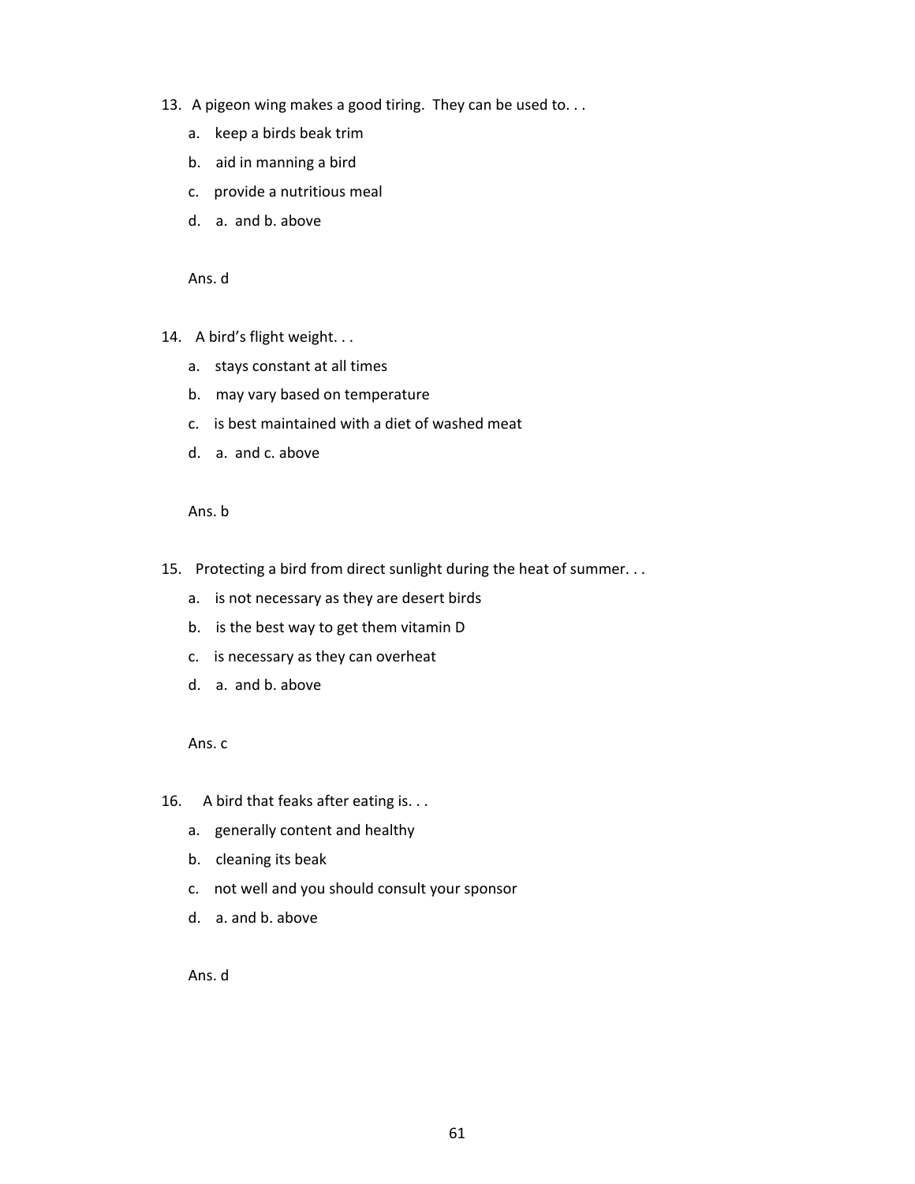13. A pigeon wing makes a good tiring. They can be used to. . .

    a. keep a birds beak trim
    b. aid in manning a bird
    c. provide a nutritious meal
    d. a. and b. above

    Ans. d

14. A bird's flight weight. . .

    a. stays constant at all times
    b. may vary based on temperature
    c. is best maintained with a diet of washed meat
    d. a. and c. above

    Ans. b

15. Protecting a bird from direct sunlight during the heat of summer. . .

    a. is not necessary as they are desert birds
    b. is the best way to get them vitamin D
    c. is necessary as they can overheat
    d. a. and b. above

    Ans. c

16. A bird that feaks after eating is. . .

    a. generally content and healthy
    b. cleaning its beak
    c. not well and you should consult your sponsor
    d. a. and b. above

    Ans. d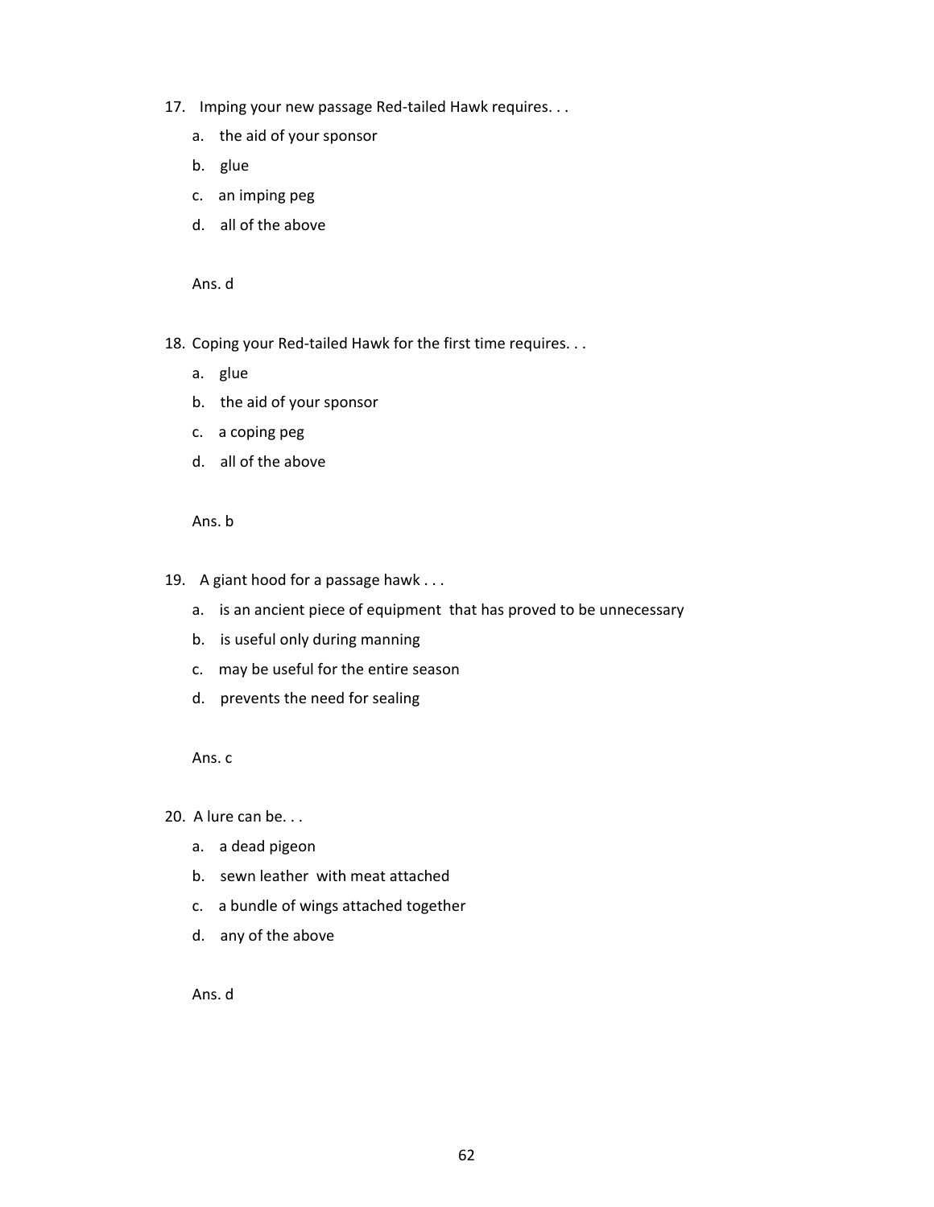17. Imping your new passage Red-tailed Hawk requires. . .
    a. the aid of your sponsor
    b. glue
    c. an imping peg
    d. all of the above

    Ans. d

18. Coping your Red-tailed Hawk for the first time requires. . .
    a. glue
    b. the aid of your sponsor
    c. a coping peg
    d. all of the above

    Ans. b

19. A giant hood for a passage hawk . . .
    a. is an ancient piece of equipment that has proved to be unnecessary
    b. is useful only during manning
    c. may be useful for the entire season
    d. prevents the need for sealing

    Ans. c

20. A lure can be. . .
    a. a dead pigeon
    b. sewn leather with meat attached
    c. a bundle of wings attached together
    d. any of the above

    Ans. d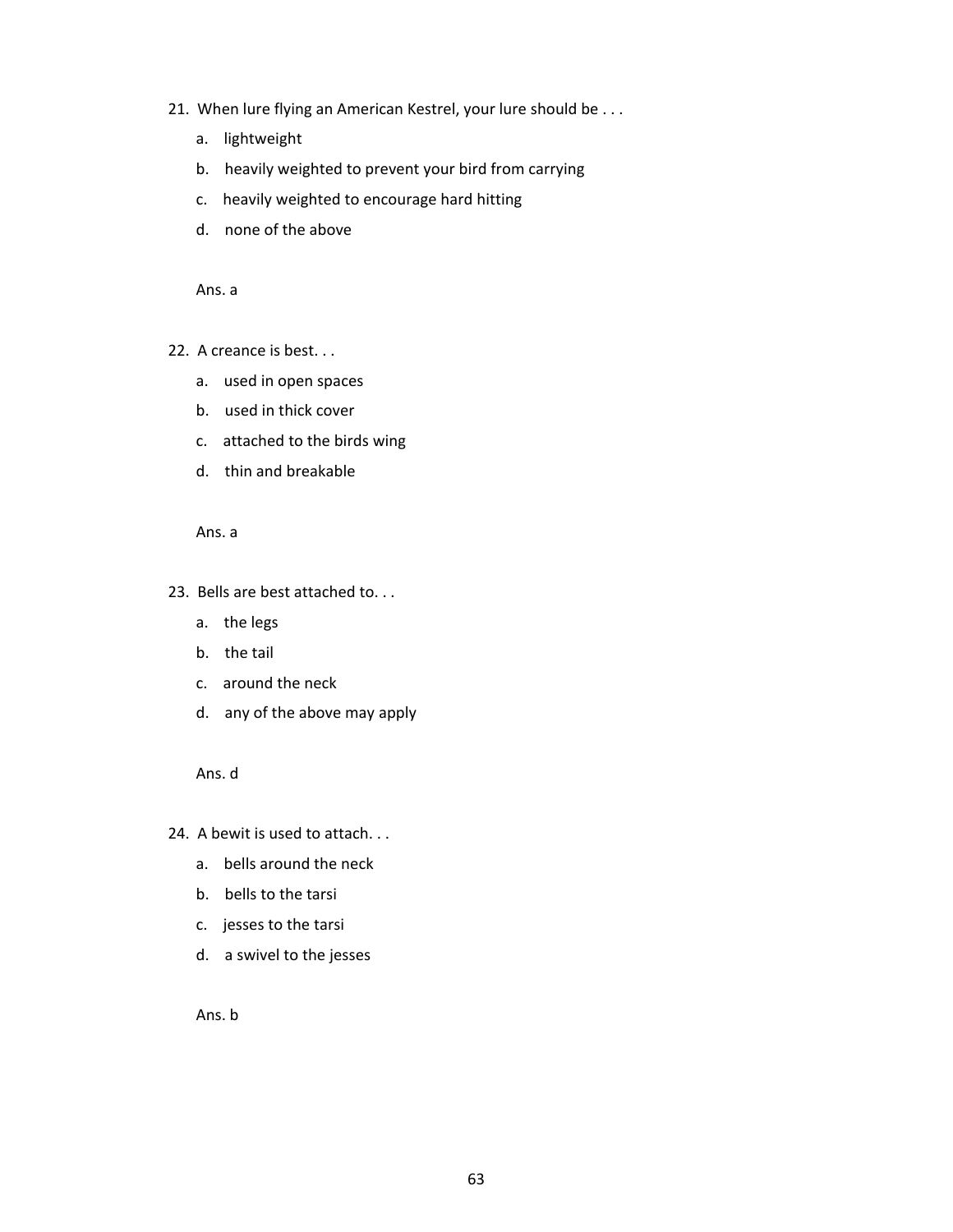21. When lure flying an American Kestrel, your lure should be . . .

    a. lightweight

    b. heavily weighted to prevent your bird from carrying

    c. heavily weighted to encourage hard hitting

    d. none of the above

    Ans. a

22. A creance is best. . .

    a. used in open spaces

    b. used in thick cover

    c. attached to the birds wing

    d. thin and breakable

    Ans. a

23. Bells are best attached to. . .

    a. the legs

    b. the tail

    c. around the neck

    d. any of the above may apply

    Ans. d

24. A bewit is used to attach. . .

    a. bells around the neck

    b. bells to the tarsi

    c. jesses to the tarsi

    d. a swivel to the jesses

    Ans. b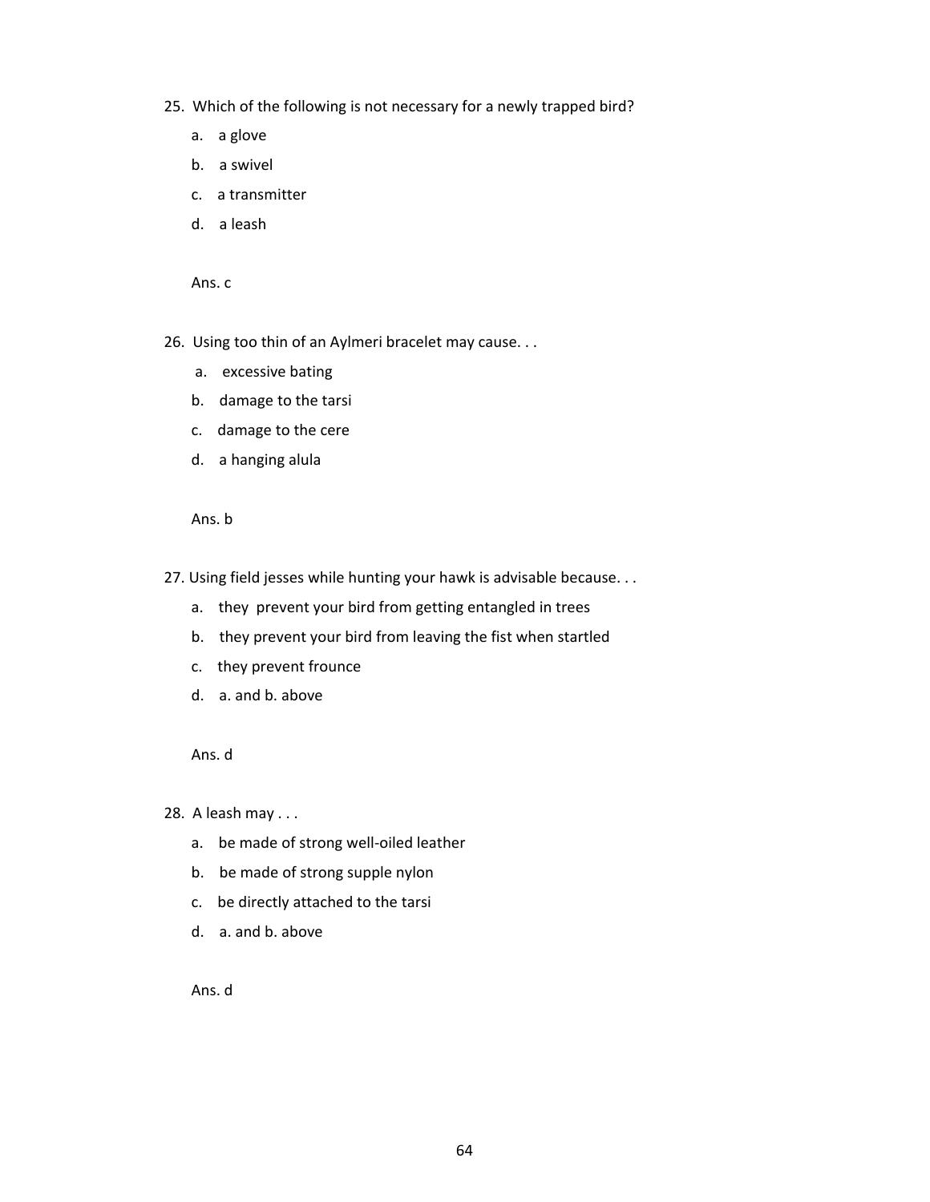25. Which of the following is not necessary for a newly trapped bird?

    a. a glove

    b. a swivel

    c. a transmitter

    d. a leash

    Ans. c

26. Using too thin of an Aylmeri bracelet may cause. . .

    a. excessive bating

    b. damage to the tarsi

    c. damage to the cere

    d. a hanging alula

    Ans. b

27. Using field jesses while hunting your hawk is advisable because. . .

    a. they prevent your bird from getting entangled in trees

    b. they prevent your bird from leaving the fist when startled

    c. they prevent frounce

    d. a. and b. above

    Ans. d

28. A leash may . . .

    a. be made of strong well-oiled leather

    b. be made of strong supple nylon

    c. be directly attached to the tarsi

    d. a. and b. above

    Ans. d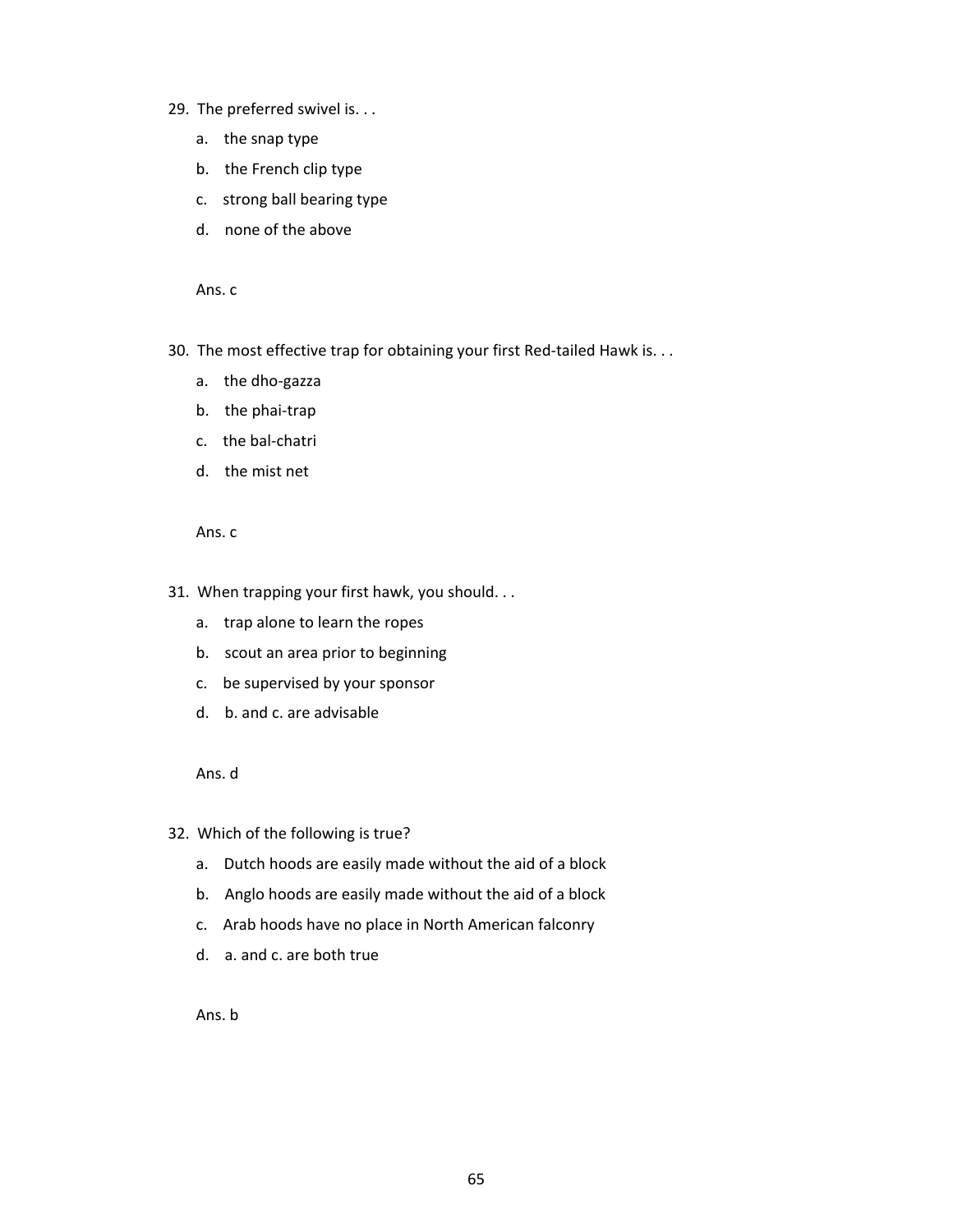29. The preferred swivel is. . .
    a. the snap type
    b. the French clip type
    c. strong ball bearing type
    d. none of the above

    Ans. c

30. The most effective trap for obtaining your first Red-tailed Hawk is. . .
    a. the dho-gazza
    b. the phai-trap
    c. the bal-chatri
    d. the mist net

    Ans. c

31. When trapping your first hawk, you should. . .
    a. trap alone to learn the ropes
    b. scout an area prior to beginning
    c. be supervised by your sponsor
    d. b. and c. are advisable

    Ans. d

32. Which of the following is true?
    a. Dutch hoods are easily made without the aid of a block
    b. Anglo hoods are easily made without the aid of a block
    c. Arab hoods have no place in North American falconry
    d. a. and c. are both true

    Ans. b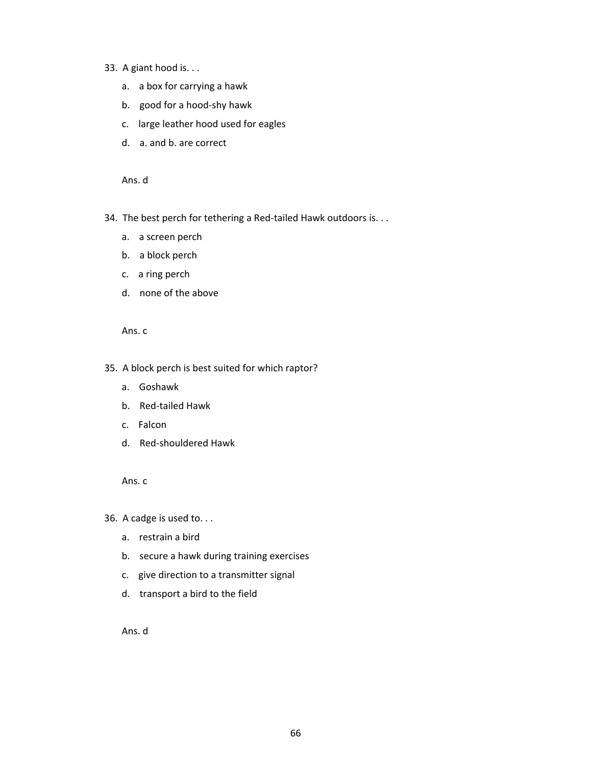33. A giant hood is. . .
    a. a box for carrying a hawk
    b. good for a hood-shy hawk
    c. large leather hood used for eagles
    d. a. and b. are correct

    Ans. d

34. The best perch for tethering a Red-tailed Hawk outdoors is. . .
    a. a screen perch
    b. a block perch
    c. a ring perch
    d. none of the above

    Ans. c

35. A block perch is best suited for which raptor?
    a. Goshawk
    b. Red-tailed Hawk
    c. Falcon
    d. Red-shouldered Hawk

    Ans. c

36. A cadge is used to. . .
    a. restrain a bird
    b. secure a hawk during training exercises
    c. give direction to a transmitter signal
    d. transport a bird to the field

    Ans. d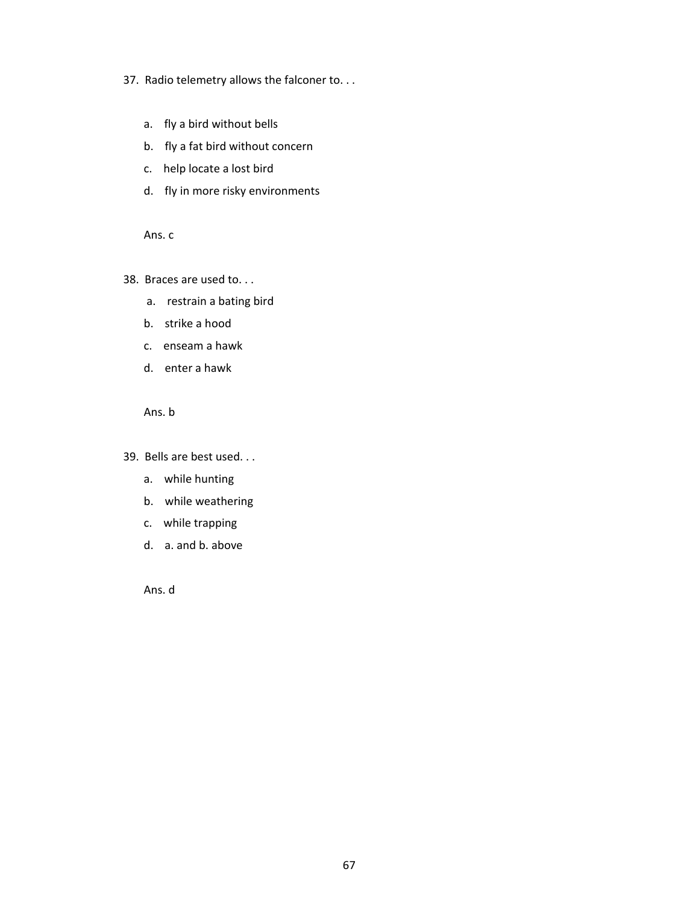37. Radio telemetry allows the falconer to. . .

    a. fly a bird without bells
    b. fly a fat bird without concern
    c. help locate a lost bird
    d. fly in more risky environments

    Ans. c

38. Braces are used to. . .

    a. restrain a bating bird
    b. strike a hood
    c. enseam a hawk
    d. enter a hawk

    Ans. b

39. Bells are best used. . .

    a. while hunting
    b. while weathering
    c. while trapping
    d. a. and b. above

    Ans. d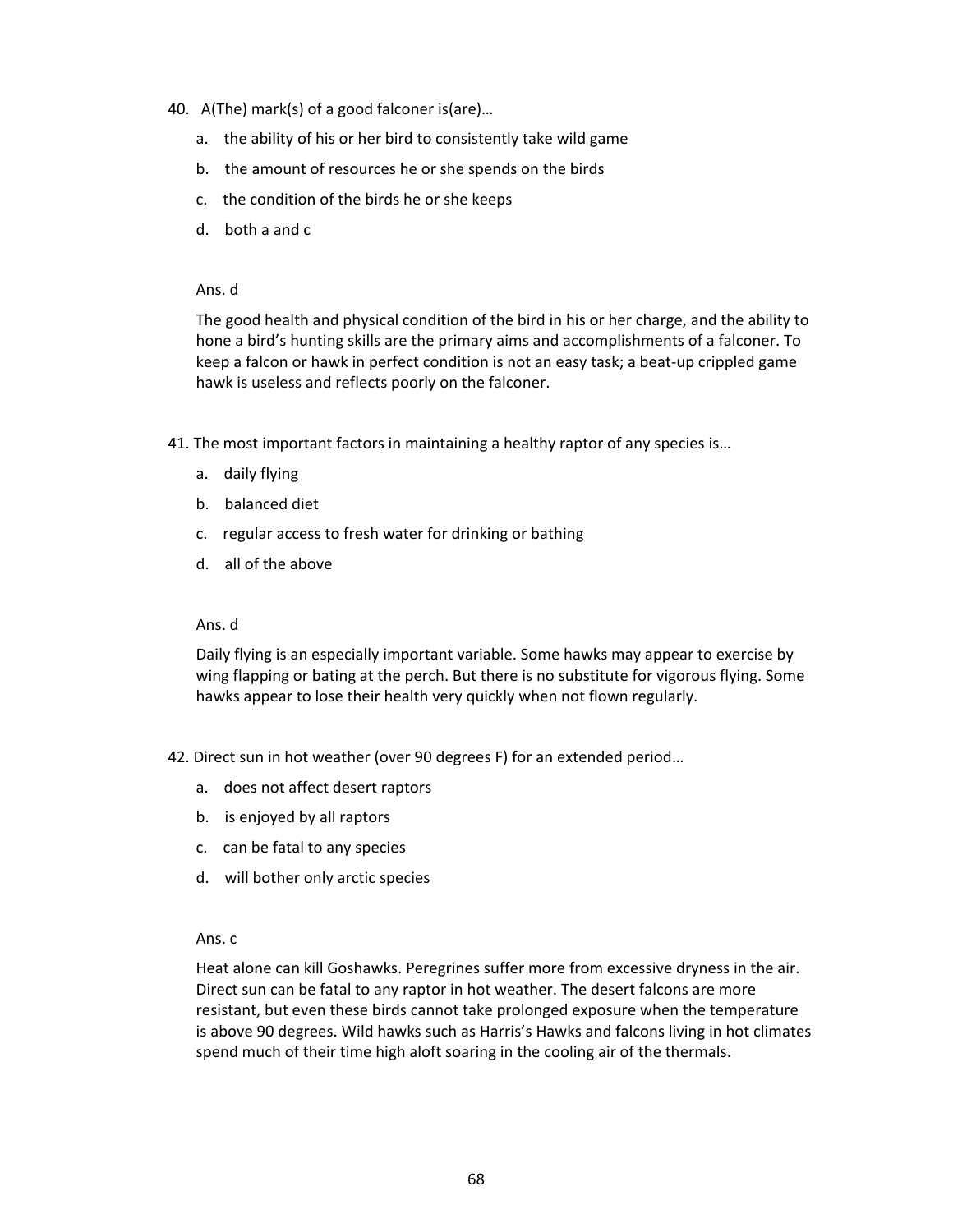40. A(The) mark(s) of a good falconer is(are)…

    a. the ability of his or her bird to consistently take wild game
    b. the amount of resources he or she spends on the birds
    c. the condition of the birds he or she keeps
    d. both a and c

    Ans. d

    The good health and physical condition of the bird in his or her charge, and the ability to hone a bird's hunting skills are the primary aims and accomplishments of a falconer. To keep a falcon or hawk in perfect condition is not an easy task; a beat-up crippled game hawk is useless and reflects poorly on the falconer.

41. The most important factors in maintaining a healthy raptor of any species is…

    a. daily flying
    b. balanced diet
    c. regular access to fresh water for drinking or bathing
    d. all of the above

    Ans. d

    Daily flying is an especially important variable. Some hawks may appear to exercise by wing flapping or bating at the perch. But there is no substitute for vigorous flying. Some hawks appear to lose their health very quickly when not flown regularly.

42. Direct sun in hot weather (over 90 degrees F) for an extended period…

    a. does not affect desert raptors
    b. is enjoyed by all raptors
    c. can be fatal to any species
    d. will bother only arctic species

    Ans. c

    Heat alone can kill Goshawks. Peregrines suffer more from excessive dryness in the air. Direct sun can be fatal to any raptor in hot weather. The desert falcons are more resistant, but even these birds cannot take prolonged exposure when the temperature is above 90 degrees. Wild hawks such as Harris's Hawks and falcons living in hot climates spend much of their time high aloft soaring in the cooling air of the thermals.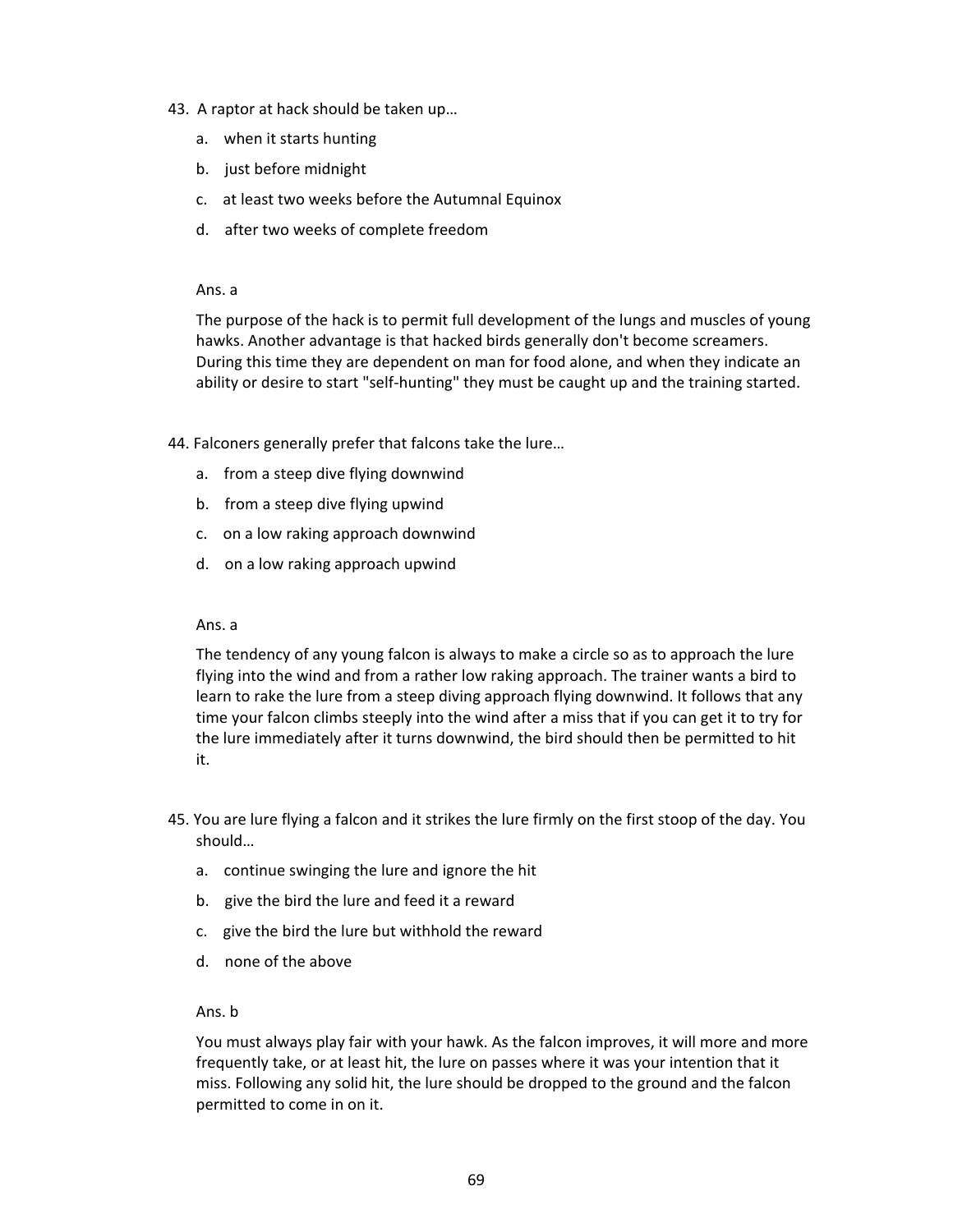43. A raptor at hack should be taken up…

    a. when it starts hunting

    b. just before midnight

    c. at least two weeks before the Autumnal Equinox

    d. after two weeks of complete freedom

    Ans. a

    The purpose of the hack is to permit full development of the lungs and muscles of young hawks. Another advantage is that hacked birds generally don't become screamers. During this time they are dependent on man for food alone, and when they indicate an ability or desire to start "self-hunting" they must be caught up and the training started.

44. Falconers generally prefer that falcons take the lure…

    a. from a steep dive flying downwind

    b. from a steep dive flying upwind

    c. on a low raking approach downwind

    d. on a low raking approach upwind

    Ans. a

    The tendency of any young falcon is always to make a circle so as to approach the lure flying into the wind and from a rather low raking approach. The trainer wants a bird to learn to rake the lure from a steep diving approach flying downwind. It follows that any time your falcon climbs steeply into the wind after a miss that if you can get it to try for the lure immediately after it turns downwind, the bird should then be permitted to hit it.

45. You are lure flying a falcon and it strikes the lure firmly on the first stoop of the day. You should…

    a. continue swinging the lure and ignore the hit

    b. give the bird the lure and feed it a reward

    c. give the bird the lure but withhold the reward

    d. none of the above

    Ans. b

    You must always play fair with your hawk. As the falcon improves, it will more and more frequently take, or at least hit, the lure on passes where it was your intention that it miss. Following any solid hit, the lure should be dropped to the ground and the falcon permitted to come in on it.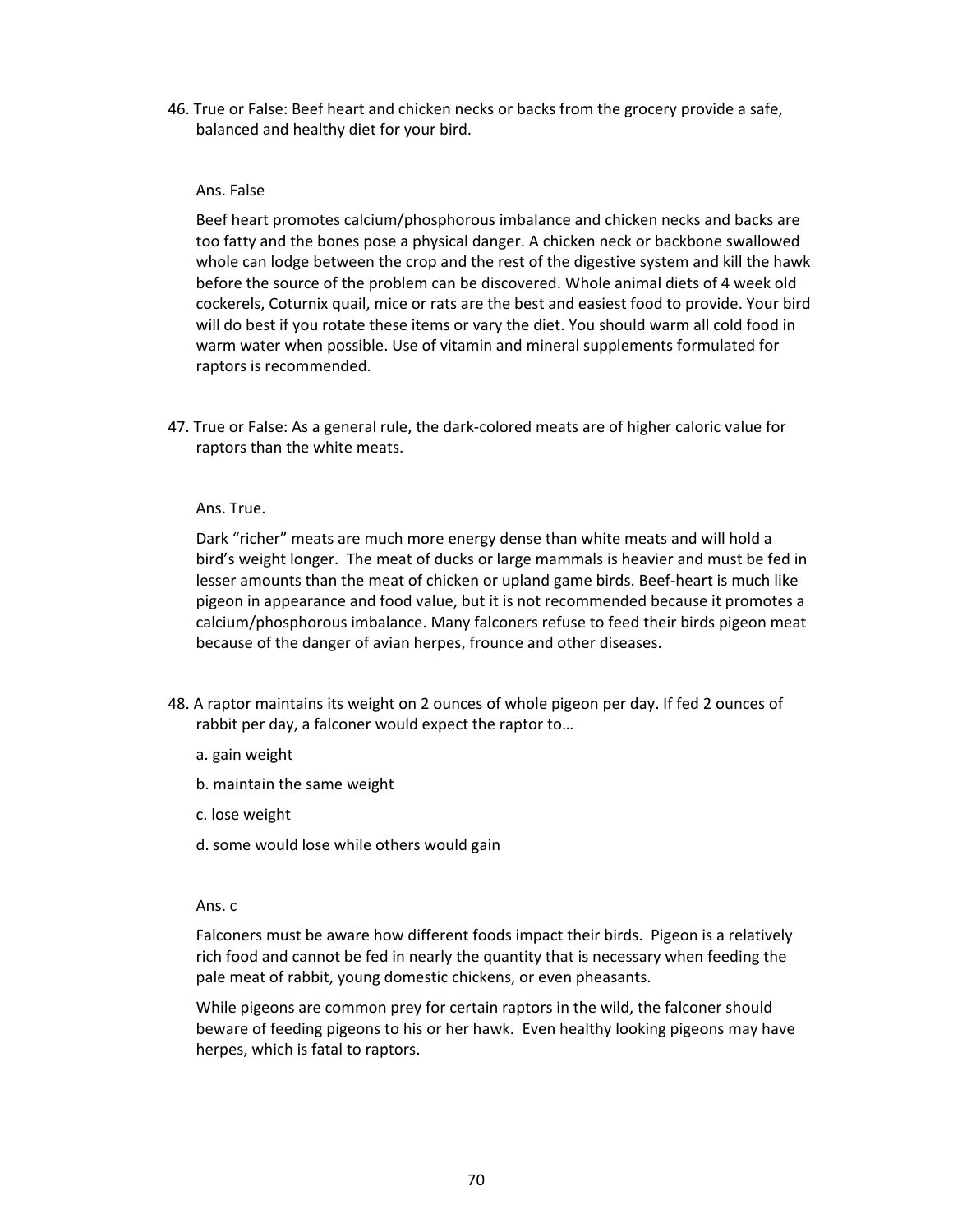46. True or False: Beef heart and chicken necks or backs from the grocery provide a safe, balanced and healthy diet for your bird.

   Ans. False

   Beef heart promotes calcium/phosphorous imbalance and chicken necks and backs are too fatty and the bones pose a physical danger. A chicken neck or backbone swallowed whole can lodge between the crop and the rest of the digestive system and kill the hawk before the source of the problem can be discovered. Whole animal diets of 4 week old cockerels, Coturnix quail, mice or rats are the best and easiest food to provide. Your bird will do best if you rotate these items or vary the diet. You should warm all cold food in warm water when possible. Use of vitamin and mineral supplements formulated for raptors is recommended.

47. True or False: As a general rule, the dark-colored meats are of higher caloric value for raptors than the white meats.

   Ans. True.

   Dark "richer" meats are much more energy dense than white meats and will hold a bird's weight longer. The meat of ducks or large mammals is heavier and must be fed in lesser amounts than the meat of chicken or upland game birds. Beef-heart is much like pigeon in appearance and food value, but it is not recommended because it promotes a calcium/phosphorous imbalance. Many falconers refuse to feed their birds pigeon meat because of the danger of avian herpes, frounce and other diseases.

48. A raptor maintains its weight on 2 ounces of whole pigeon per day. If fed 2 ounces of rabbit per day, a falconer would expect the raptor to…

   a. gain weight

   b. maintain the same weight

   c. lose weight

   d. some would lose while others would gain

   Ans. c

   Falconers must be aware how different foods impact their birds. Pigeon is a relatively rich food and cannot be fed in nearly the quantity that is necessary when feeding the pale meat of rabbit, young domestic chickens, or even pheasants.

   While pigeons are common prey for certain raptors in the wild, the falconer should beware of feeding pigeons to his or her hawk. Even healthy looking pigeons may have herpes, which is fatal to raptors.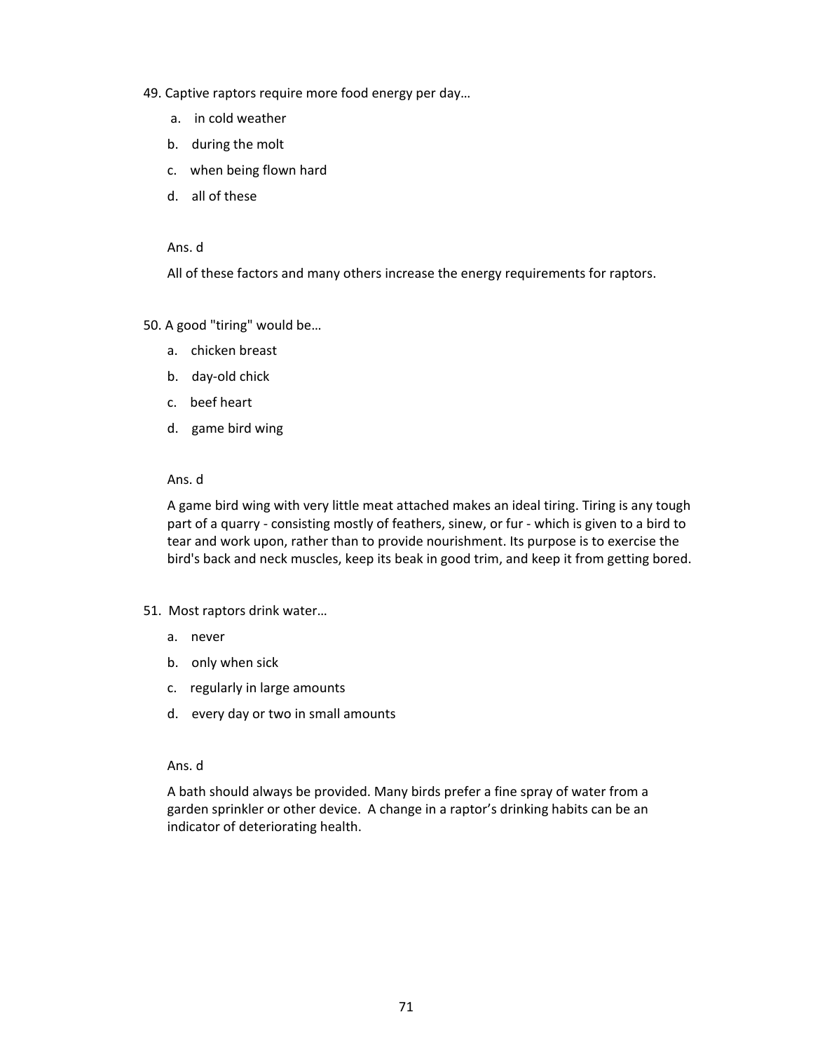49. Captive raptors require more food energy per day…

   a. in cold weather
   b. during the molt
   c. when being flown hard
   d. all of these

   Ans. d

   All of these factors and many others increase the energy requirements for raptors.

50. A good "tiring" would be…

   a. chicken breast
   b. day-old chick
   c. beef heart
   d. game bird wing

   Ans. d

   A game bird wing with very little meat attached makes an ideal tiring. Tiring is any tough part of a quarry - consisting mostly of feathers, sinew, or fur - which is given to a bird to tear and work upon, rather than to provide nourishment. Its purpose is to exercise the bird's back and neck muscles, keep its beak in good trim, and keep it from getting bored.

51. Most raptors drink water…

   a. never
   b. only when sick
   c. regularly in large amounts
   d. every day or two in small amounts

   Ans. d

   A bath should always be provided. Many birds prefer a fine spray of water from a garden sprinkler or other device. A change in a raptor's drinking habits can be an indicator of deteriorating health.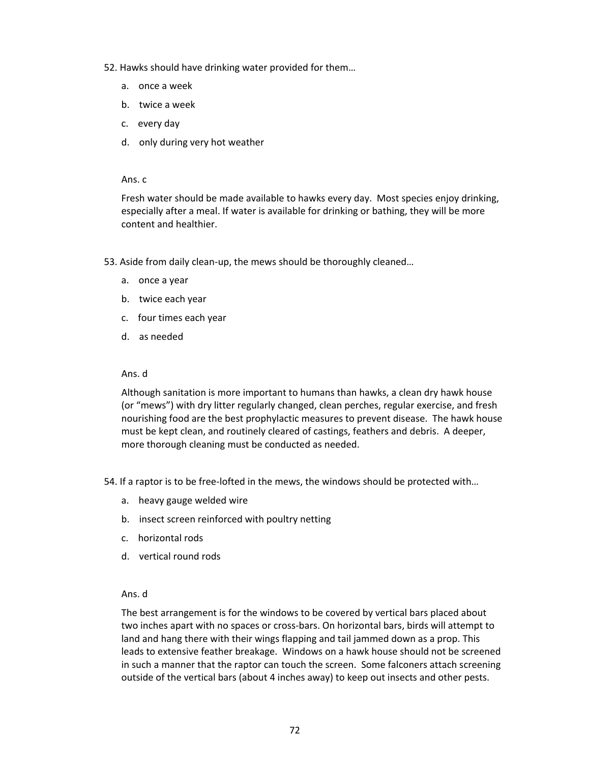52. Hawks should have drinking water provided for them…

   a. once a week
   b. twice a week
   c. every day
   d. only during very hot weather

   Ans. c

   Fresh water should be made available to hawks every day. Most species enjoy drinking, especially after a meal. If water is available for drinking or bathing, they will be more content and healthier.

53. Aside from daily clean-up, the mews should be thoroughly cleaned…

   a. once a year
   b. twice each year
   c. four times each year
   d. as needed

   Ans. d

   Although sanitation is more important to humans than hawks, a clean dry hawk house (or "mews") with dry litter regularly changed, clean perches, regular exercise, and fresh nourishing food are the best prophylactic measures to prevent disease. The hawk house must be kept clean, and routinely cleared of castings, feathers and debris. A deeper, more thorough cleaning must be conducted as needed.

54. If a raptor is to be free-lofted in the mews, the windows should be protected with…

   a. heavy gauge welded wire
   b. insect screen reinforced with poultry netting
   c. horizontal rods
   d. vertical round rods

   Ans. d

   The best arrangement is for the windows to be covered by vertical bars placed about two inches apart with no spaces or cross-bars. On horizontal bars, birds will attempt to land and hang there with their wings flapping and tail jammed down as a prop. This leads to extensive feather breakage. Windows on a hawk house should not be screened in such a manner that the raptor can touch the screen. Some falconers attach screening outside of the vertical bars (about 4 inches away) to keep out insects and other pests.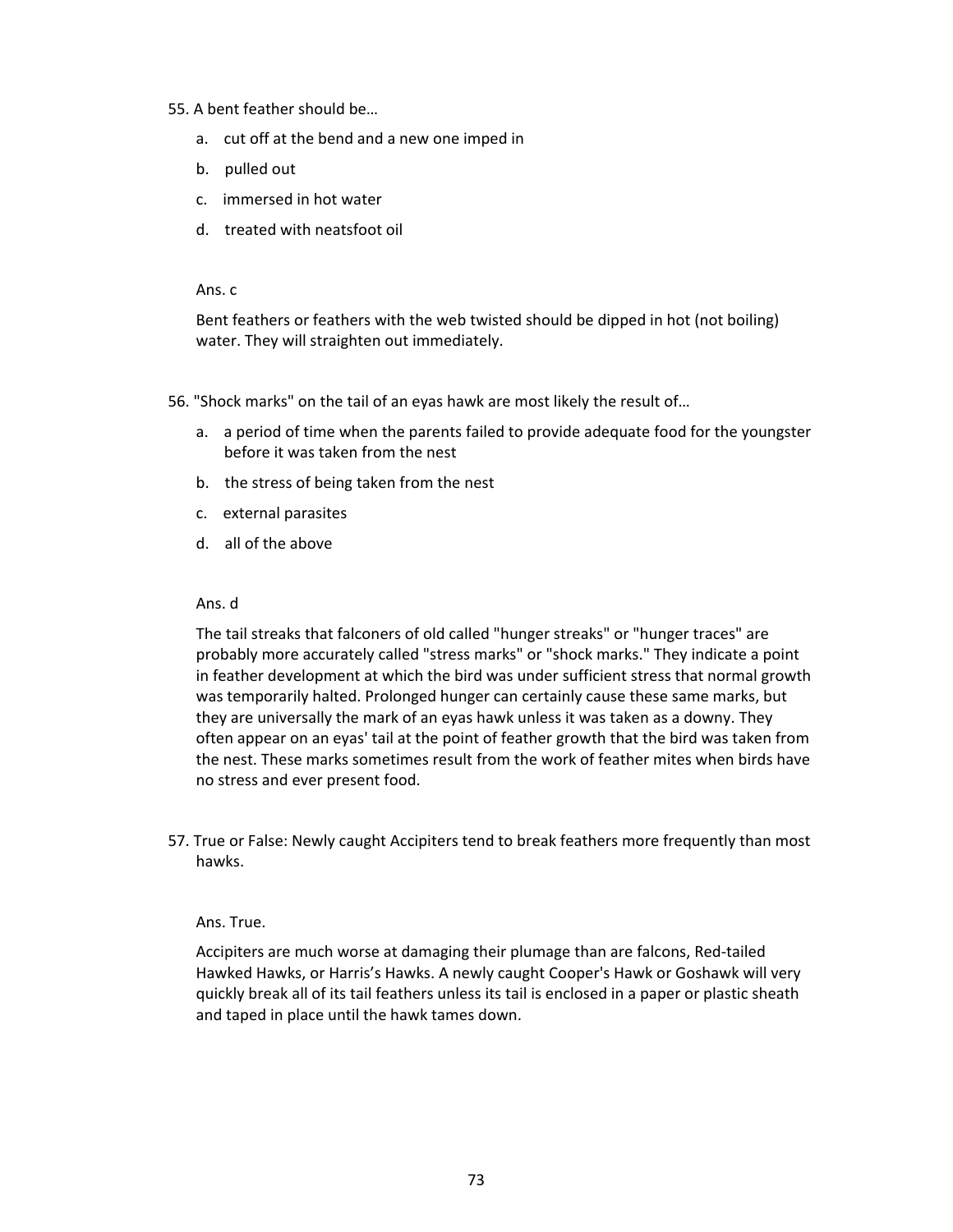55. A bent feather should be…

   a. cut off at the bend and a new one imped in
   b. pulled out
   c. immersed in hot water
   d. treated with neatsfoot oil

   Ans. c

   Bent feathers or feathers with the web twisted should be dipped in hot (not boiling) water. They will straighten out immediately.

56. "Shock marks" on the tail of an eyas hawk are most likely the result of…

   a. a period of time when the parents failed to provide adequate food for the youngster before it was taken from the nest
   b. the stress of being taken from the nest
   c. external parasites
   d. all of the above

   Ans. d

   The tail streaks that falconers of old called "hunger streaks" or "hunger traces" are probably more accurately called "stress marks" or "shock marks." They indicate a point in feather development at which the bird was under sufficient stress that normal growth was temporarily halted. Prolonged hunger can certainly cause these same marks, but they are universally the mark of an eyas hawk unless it was taken as a downy. They often appear on an eyas' tail at the point of feather growth that the bird was taken from the nest. These marks sometimes result from the work of feather mites when birds have no stress and ever present food.

57. True or False: Newly caught Accipiters tend to break feathers more frequently than most hawks.

   Ans. True.

   Accipiters are much worse at damaging their plumage than are falcons, Red-tailed Hawked Hawks, or Harris's Hawks. A newly caught Cooper's Hawk or Goshawk will very quickly break all of its tail feathers unless its tail is enclosed in a paper or plastic sheath and taped in place until the hawk tames down.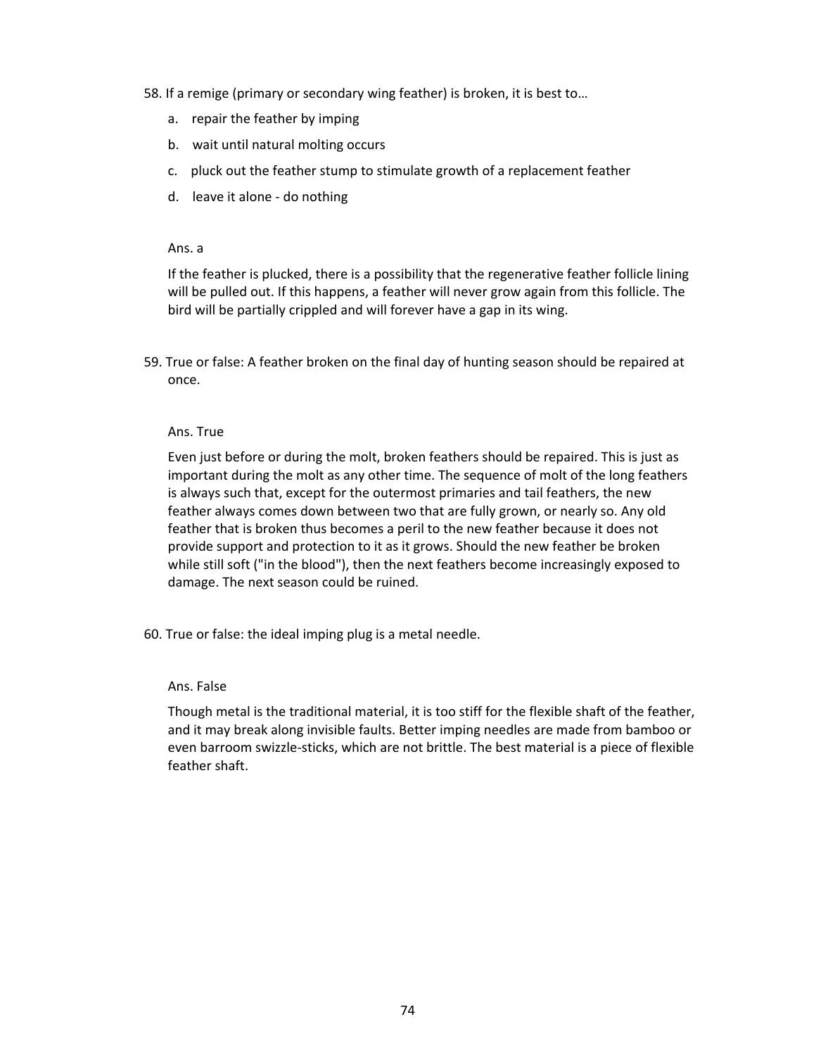58. If a remige (primary or secondary wing feather) is broken, it is best to…

    a. repair the feather by imping

    b. wait until natural molting occurs

    c. pluck out the feather stump to stimulate growth of a replacement feather

    d. leave it alone - do nothing

    Ans. a

    If the feather is plucked, there is a possibility that the regenerative feather follicle lining will be pulled out. If this happens, a feather will never grow again from this follicle. The bird will be partially crippled and will forever have a gap in its wing.

59. True or false: A feather broken on the final day of hunting season should be repaired at once.

    Ans. True

    Even just before or during the molt, broken feathers should be repaired. This is just as important during the molt as any other time. The sequence of molt of the long feathers is always such that, except for the outermost primaries and tail feathers, the new feather always comes down between two that are fully grown, or nearly so. Any old feather that is broken thus becomes a peril to the new feather because it does not provide support and protection to it as it grows. Should the new feather be broken while still soft ("in the blood"), then the next feathers become increasingly exposed to damage. The next season could be ruined.

60. True or false: the ideal imping plug is a metal needle.

    Ans. False

    Though metal is the traditional material, it is too stiff for the flexible shaft of the feather, and it may break along invisible faults. Better imping needles are made from bamboo or even barroom swizzle-sticks, which are not brittle. The best material is a piece of flexible feather shaft.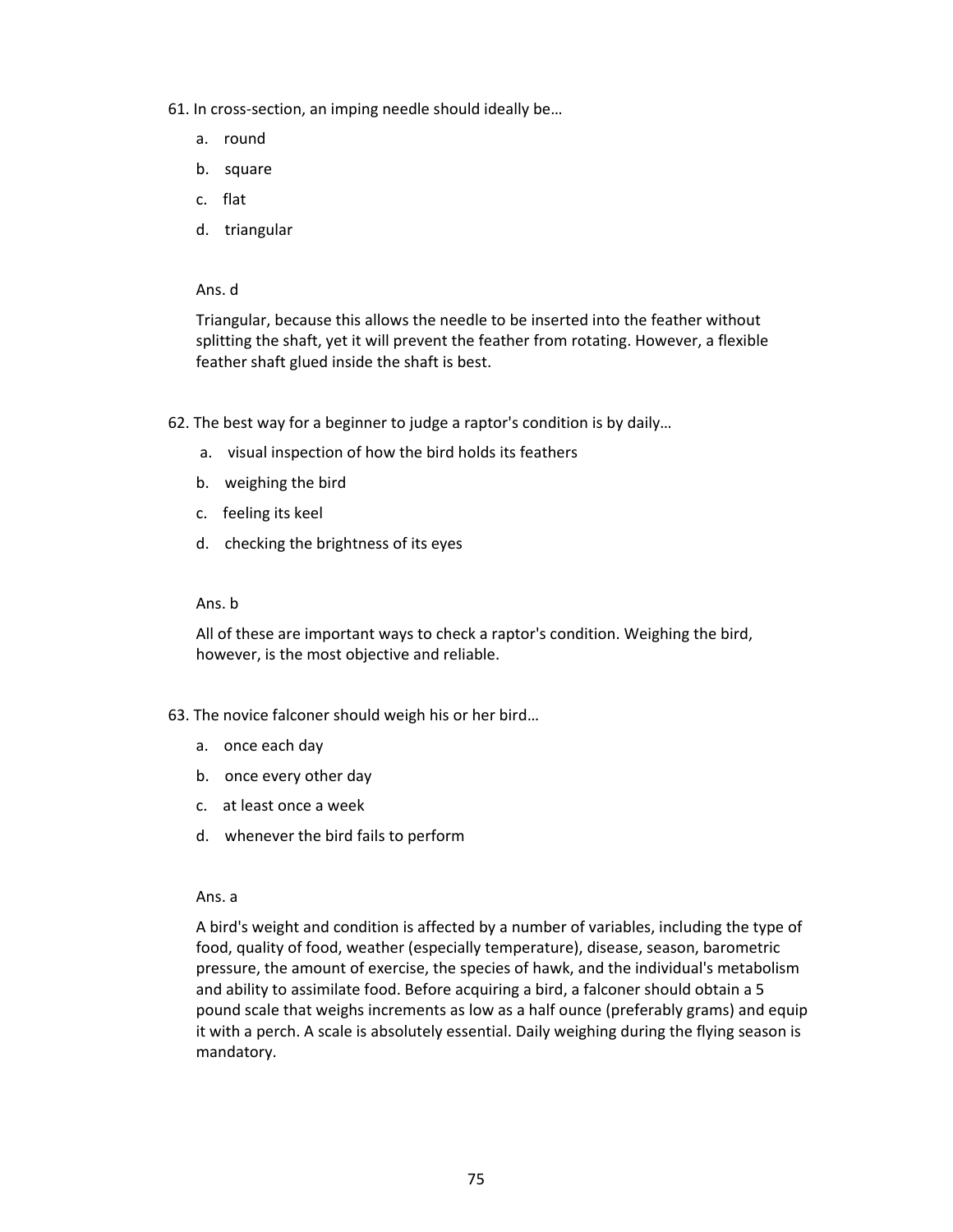61. In cross-section, an imping needle should ideally be…

   a. round
   b. square
   c. flat
   d. triangular

   Ans. d

   Triangular, because this allows the needle to be inserted into the feather without splitting the shaft, yet it will prevent the feather from rotating. However, a flexible feather shaft glued inside the shaft is best.

62. The best way for a beginner to judge a raptor's condition is by daily…

   a. visual inspection of how the bird holds its feathers
   b. weighing the bird
   c. feeling its keel
   d. checking the brightness of its eyes

   Ans. b

   All of these are important ways to check a raptor's condition. Weighing the bird, however, is the most objective and reliable.

63. The novice falconer should weigh his or her bird…

   a. once each day
   b. once every other day
   c. at least once a week
   d. whenever the bird fails to perform

   Ans. a

   A bird's weight and condition is affected by a number of variables, including the type of food, quality of food, weather (especially temperature), disease, season, barometric pressure, the amount of exercise, the species of hawk, and the individual's metabolism and ability to assimilate food. Before acquiring a bird, a falconer should obtain a 5 pound scale that weighs increments as low as a half ounce (preferably grams) and equip it with a perch. A scale is absolutely essential. Daily weighing during the flying season is mandatory.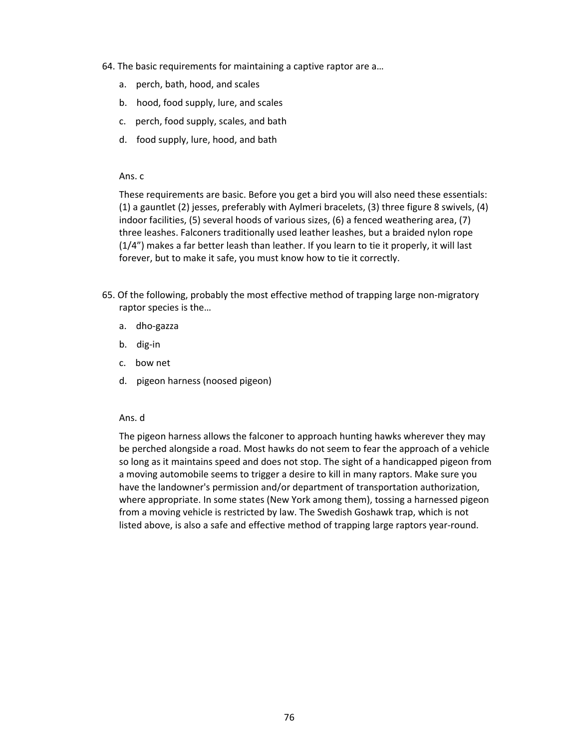64. The basic requirements for maintaining a captive raptor are a…

    a. perch, bath, hood, and scales
    b. hood, food supply, lure, and scales
    c. perch, food supply, scales, and bath
    d. food supply, lure, hood, and bath

    Ans. c

    These requirements are basic. Before you get a bird you will also need these essentials: (1) a gauntlet (2) jesses, preferably with Aylmeri bracelets, (3) three figure 8 swivels, (4) indoor facilities, (5) several hoods of various sizes, (6) a fenced weathering area, (7) three leashes. Falconers traditionally used leather leashes, but a braided nylon rope (1/4") makes a far better leash than leather. If you learn to tie it properly, it will last forever, but to make it safe, you must know how to tie it correctly.

65. Of the following, probably the most effective method of trapping large non-migratory raptor species is the…

    a. dho-gazza
    b. dig-in
    c. bow net
    d. pigeon harness (noosed pigeon)

    Ans. d

    The pigeon harness allows the falconer to approach hunting hawks wherever they may be perched alongside a road. Most hawks do not seem to fear the approach of a vehicle so long as it maintains speed and does not stop. The sight of a handicapped pigeon from a moving automobile seems to trigger a desire to kill in many raptors. Make sure you have the landowner's permission and/or department of transportation authorization, where appropriate. In some states (New York among them), tossing a harnessed pigeon from a moving vehicle is restricted by law. The Swedish Goshawk trap, which is not listed above, is also a safe and effective method of trapping large raptors year-round.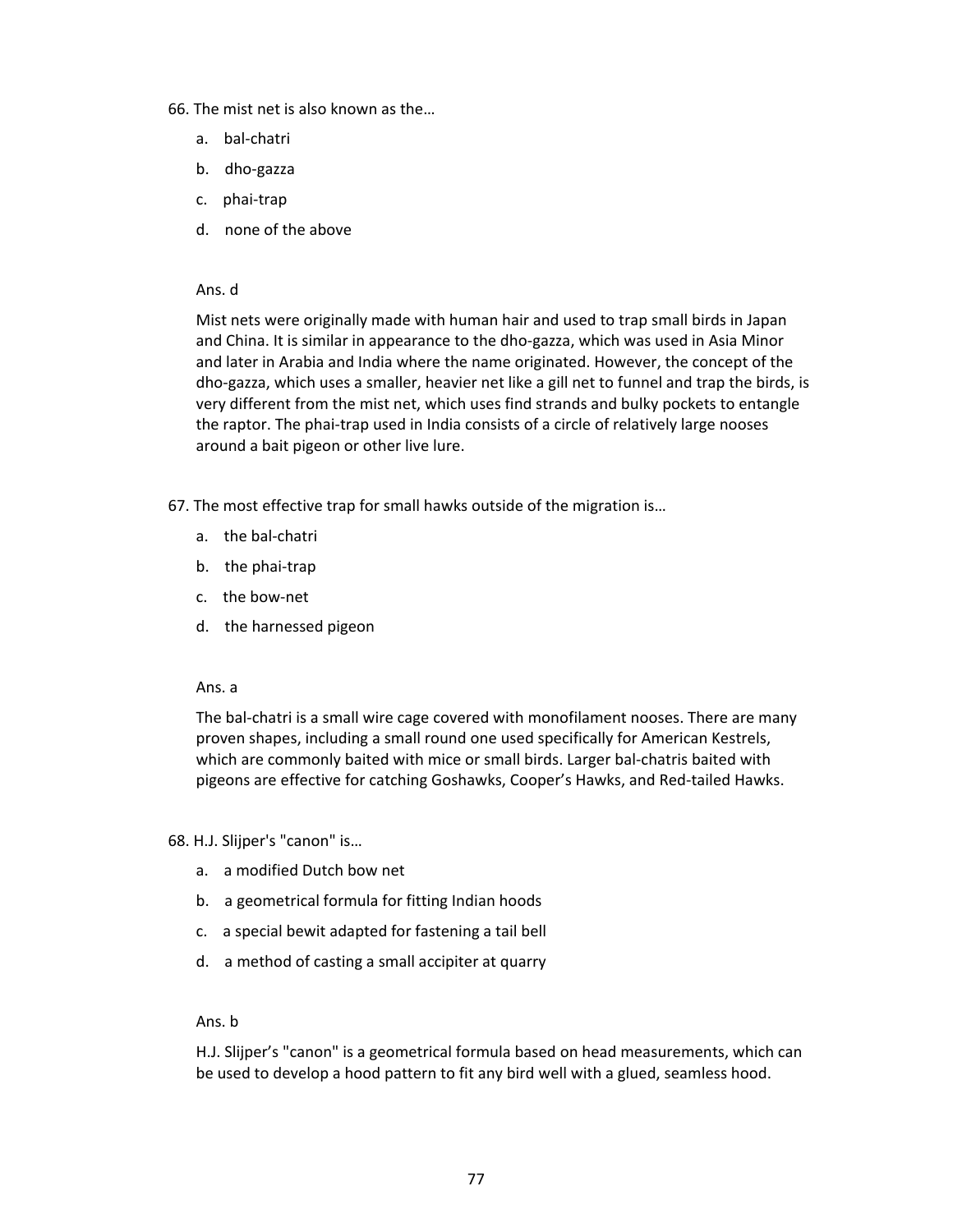66. The mist net is also known as the…

a. bal-chatri

b. dho-gazza

c. phai-trap

d. none of the above

Ans. d

Mist nets were originally made with human hair and used to trap small birds in Japan and China. It is similar in appearance to the dho-gazza, which was used in Asia Minor and later in Arabia and India where the name originated. However, the concept of the dho-gazza, which uses a smaller, heavier net like a gill net to funnel and trap the birds, is very different from the mist net, which uses find strands and bulky pockets to entangle the raptor. The phai-trap used in India consists of a circle of relatively large nooses around a bait pigeon or other live lure.

67. The most effective trap for small hawks outside of the migration is…

a. the bal-chatri

b. the phai-trap

c. the bow-net

d. the harnessed pigeon

Ans. a

The bal-chatri is a small wire cage covered with monofilament nooses. There are many proven shapes, including a small round one used specifically for American Kestrels, which are commonly baited with mice or small birds. Larger bal-chatris baited with pigeons are effective for catching Goshawks, Cooper's Hawks, and Red-tailed Hawks.

68. H.J. Slijper's "canon" is…

a. a modified Dutch bow net

b. a geometrical formula for fitting Indian hoods

c. a special bewit adapted for fastening a tail bell

d. a method of casting a small accipiter at quarry

Ans. b

H.J. Slijper's "canon" is a geometrical formula based on head measurements, which can be used to develop a hood pattern to fit any bird well with a glued, seamless hood.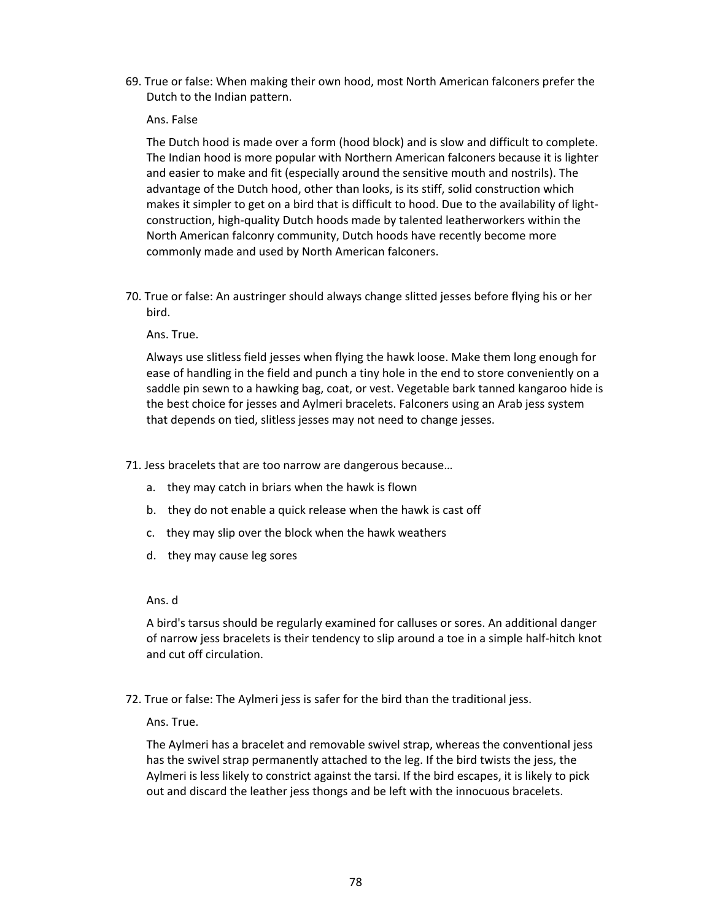69. True or false: When making their own hood, most North American falconers prefer the Dutch to the Indian pattern.

    Ans. False

    The Dutch hood is made over a form (hood block) and is slow and difficult to complete. The Indian hood is more popular with Northern American falconers because it is lighter and easier to make and fit (especially around the sensitive mouth and nostrils). The advantage of the Dutch hood, other than looks, is its stiff, solid construction which makes it simpler to get on a bird that is difficult to hood. Due to the availability of light-construction, high-quality Dutch hoods made by talented leatherworkers within the North American falconry community, Dutch hoods have recently become more commonly made and used by North American falconers.

70. True or false: An austringer should always change slitted jesses before flying his or her bird.

    Ans. True.

    Always use slitless field jesses when flying the hawk loose. Make them long enough for ease of handling in the field and punch a tiny hole in the end to store conveniently on a saddle pin sewn to a hawking bag, coat, or vest. Vegetable bark tanned kangaroo hide is the best choice for jesses and Aylmeri bracelets. Falconers using an Arab jess system that depends on tied, slitless jesses may not need to change jesses.

71. Jess bracelets that are too narrow are dangerous because…

    a. they may catch in briars when the hawk is flown
    b. they do not enable a quick release when the hawk is cast off
    c. they may slip over the block when the hawk weathers
    d. they may cause leg sores

    Ans. d

    A bird's tarsus should be regularly examined for calluses or sores. An additional danger of narrow jess bracelets is their tendency to slip around a toe in a simple half-hitch knot and cut off circulation.

72. True or false: The Aylmeri jess is safer for the bird than the traditional jess.

    Ans. True.

    The Aylmeri has a bracelet and removable swivel strap, whereas the conventional jess has the swivel strap permanently attached to the leg. If the bird twists the jess, the Aylmeri is less likely to constrict against the tarsi. If the bird escapes, it is likely to pick out and discard the leather jess thongs and be left with the innocuous bracelets.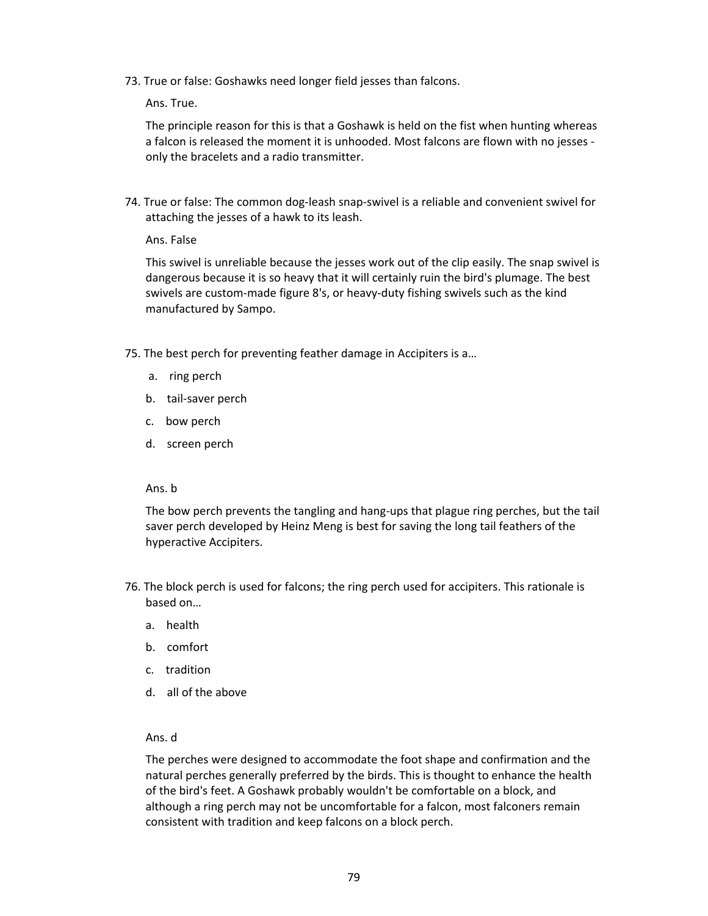73. True or false: Goshawks need longer field jesses than falcons.

    Ans. True.

    The principle reason for this is that a Goshawk is held on the fist when hunting whereas a falcon is released the moment it is unhooded. Most falcons are flown with no jesses - only the bracelets and a radio transmitter.

74. True or false: The common dog-leash snap-swivel is a reliable and convenient swivel for attaching the jesses of a hawk to its leash.

    Ans. False

    This swivel is unreliable because the jesses work out of the clip easily. The snap swivel is dangerous because it is so heavy that it will certainly ruin the bird's plumage. The best swivels are custom-made figure 8's, or heavy-duty fishing swivels such as the kind manufactured by Sampo.

75. The best perch for preventing feather damage in Accipiters is a…

    a. ring perch
    b. tail-saver perch
    c. bow perch
    d. screen perch

    Ans. b

    The bow perch prevents the tangling and hang-ups that plague ring perches, but the tail saver perch developed by Heinz Meng is best for saving the long tail feathers of the hyperactive Accipiters.

76. The block perch is used for falcons; the ring perch used for accipiters. This rationale is based on…

    a. health
    b. comfort
    c. tradition
    d. all of the above

    Ans. d

    The perches were designed to accommodate the foot shape and confirmation and the natural perches generally preferred by the birds. This is thought to enhance the health of the bird's feet. A Goshawk probably wouldn't be comfortable on a block, and although a ring perch may not be uncomfortable for a falcon, most falconers remain consistent with tradition and keep falcons on a block perch.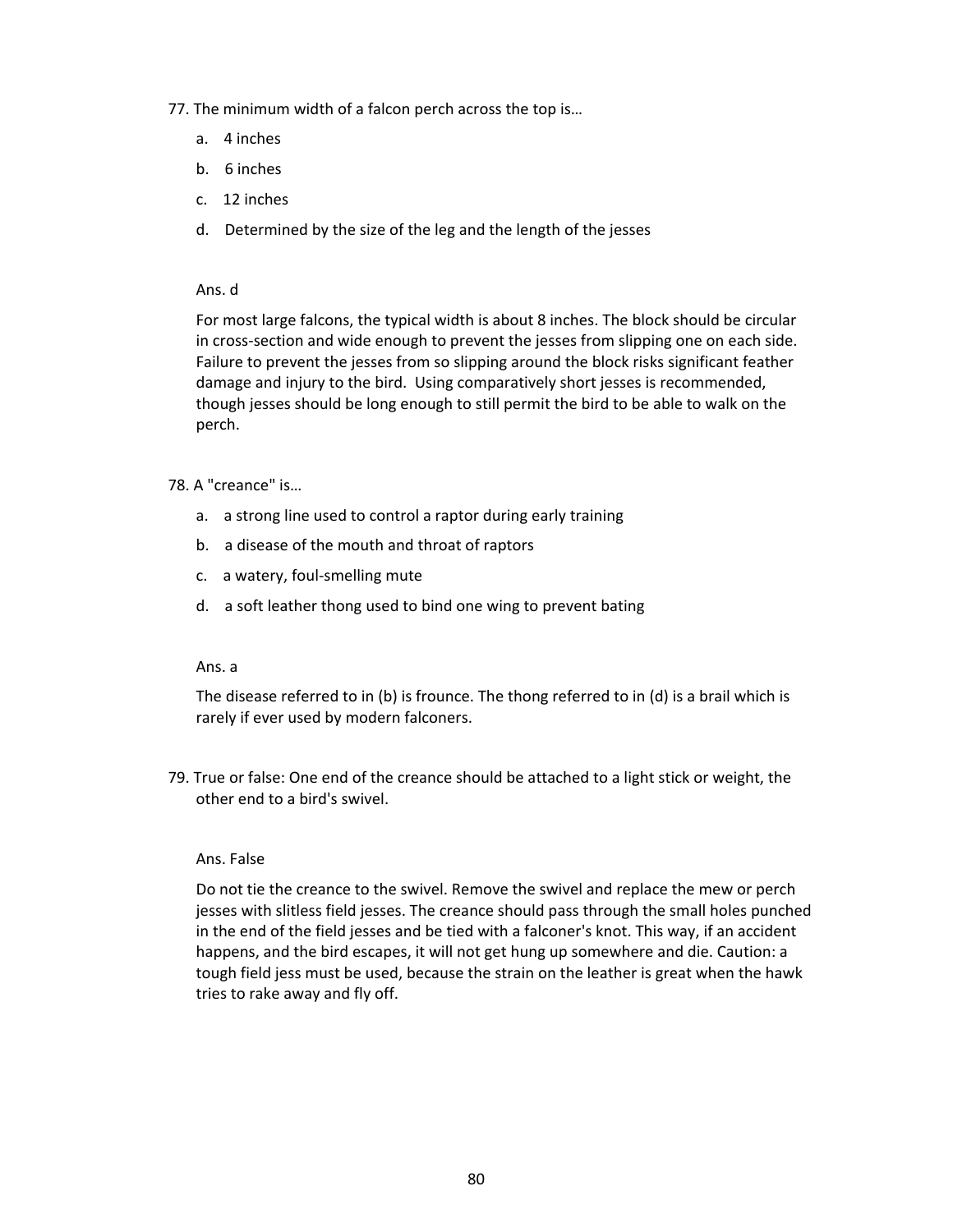77. The minimum width of a falcon perch across the top is…

   a. 4 inches

   b. 6 inches

   c. 12 inches

   d. Determined by the size of the leg and the length of the jesses

   Ans. d

   For most large falcons, the typical width is about 8 inches. The block should be circular in cross-section and wide enough to prevent the jesses from slipping one on each side. Failure to prevent the jesses from so slipping around the block risks significant feather damage and injury to the bird. Using comparatively short jesses is recommended, though jesses should be long enough to still permit the bird to be able to walk on the perch.

78. A "creance" is…

   a. a strong line used to control a raptor during early training

   b. a disease of the mouth and throat of raptors

   c. a watery, foul-smelling mute

   d. a soft leather thong used to bind one wing to prevent bating

   Ans. a

   The disease referred to in (b) is frounce. The thong referred to in (d) is a brail which is rarely if ever used by modern falconers.

79. True or false: One end of the creance should be attached to a light stick or weight, the other end to a bird's swivel.

   Ans. False

   Do not tie the creance to the swivel. Remove the swivel and replace the mew or perch jesses with slitless field jesses. The creance should pass through the small holes punched in the end of the field jesses and be tied with a falconer's knot. This way, if an accident happens, and the bird escapes, it will not get hung up somewhere and die. Caution: a tough field jess must be used, because the strain on the leather is great when the hawk tries to rake away and fly off.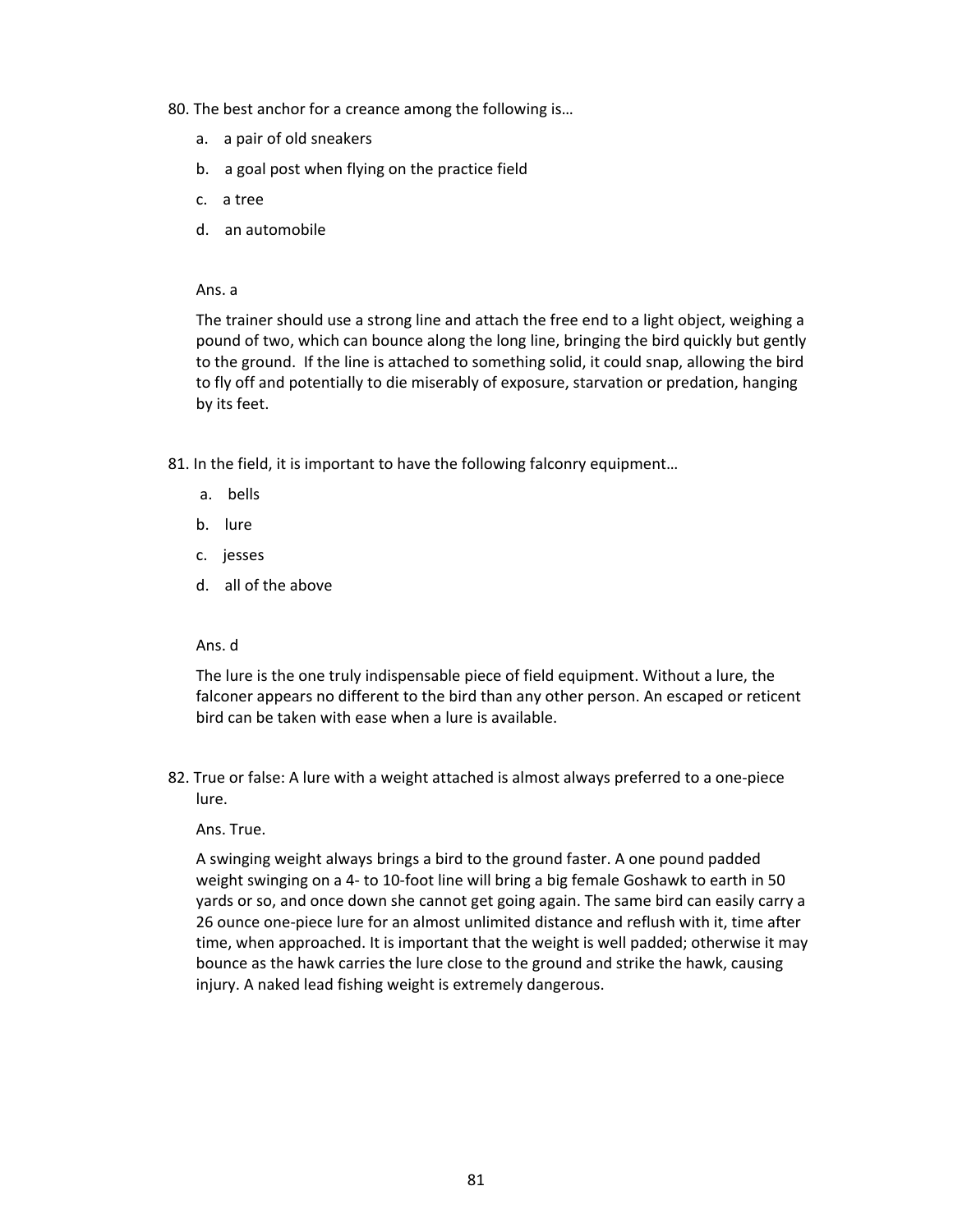80. The best anchor for a creance among the following is…

   a. a pair of old sneakers

   b. a goal post when flying on the practice field

   c. a tree

   d. an automobile

   Ans. a

   The trainer should use a strong line and attach the free end to a light object, weighing a pound of two, which can bounce along the long line, bringing the bird quickly but gently to the ground. If the line is attached to something solid, it could snap, allowing the bird to fly off and potentially to die miserably of exposure, starvation or predation, hanging by its feet.

81. In the field, it is important to have the following falconry equipment…

   a. bells

   b. lure

   c. jesses

   d. all of the above

   Ans. d

   The lure is the one truly indispensable piece of field equipment. Without a lure, the falconer appears no different to the bird than any other person. An escaped or reticent bird can be taken with ease when a lure is available.

82. True or false: A lure with a weight attached is almost always preferred to a one-piece lure.

   Ans. True.

   A swinging weight always brings a bird to the ground faster. A one pound padded weight swinging on a 4- to 10-foot line will bring a big female Goshawk to earth in 50 yards or so, and once down she cannot get going again. The same bird can easily carry a 26 ounce one-piece lure for an almost unlimited distance and reflush with it, time after time, when approached. It is important that the weight is well padded; otherwise it may bounce as the hawk carries the lure close to the ground and strike the hawk, causing injury. A naked lead fishing weight is extremely dangerous.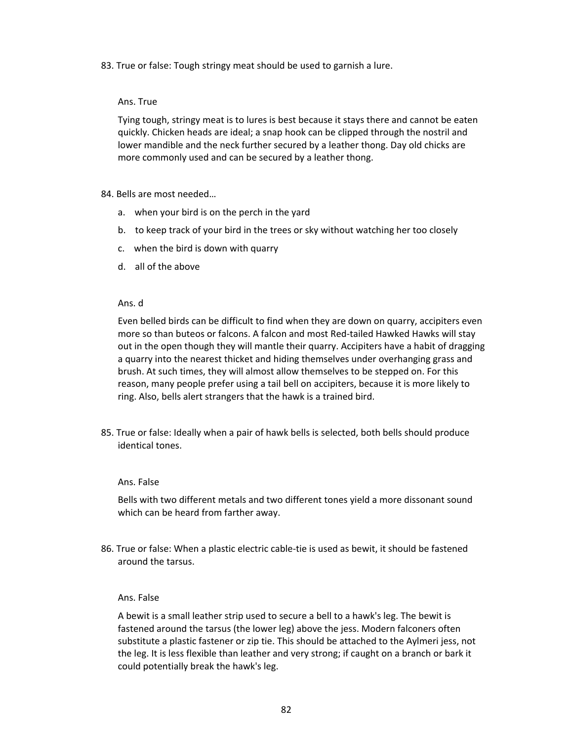83. True or false: Tough stringy meat should be used to garnish a lure.

Ans. True

Tying tough, stringy meat is to lures is best because it stays there and cannot be eaten quickly. Chicken heads are ideal; a snap hook can be clipped through the nostril and lower mandible and the neck further secured by a leather thong. Day old chicks are more commonly used and can be secured by a leather thong.

84. Bells are most needed…

a. when your bird is on the perch in the yard
b. to keep track of your bird in the trees or sky without watching her too closely
c. when the bird is down with quarry
d. all of the above

Ans. d

Even belled birds can be difficult to find when they are down on quarry, accipiters even more so than buteos or falcons. A falcon and most Red-tailed Hawked Hawks will stay out in the open though they will mantle their quarry. Accipiters have a habit of dragging a quarry into the nearest thicket and hiding themselves under overhanging grass and brush. At such times, they will almost allow themselves to be stepped on. For this reason, many people prefer using a tail bell on accipiters, because it is more likely to ring. Also, bells alert strangers that the hawk is a trained bird.

85. True or false: Ideally when a pair of hawk bells is selected, both bells should produce identical tones.

Ans. False

Bells with two different metals and two different tones yield a more dissonant sound which can be heard from farther away.

86. True or false: When a plastic electric cable-tie is used as bewit, it should be fastened around the tarsus.

Ans. False

A bewit is a small leather strip used to secure a bell to a hawk's leg. The bewit is fastened around the tarsus (the lower leg) above the jess. Modern falconers often substitute a plastic fastener or zip tie. This should be attached to the Aylmeri jess, not the leg. It is less flexible than leather and very strong; if caught on a branch or bark it could potentially break the hawk's leg.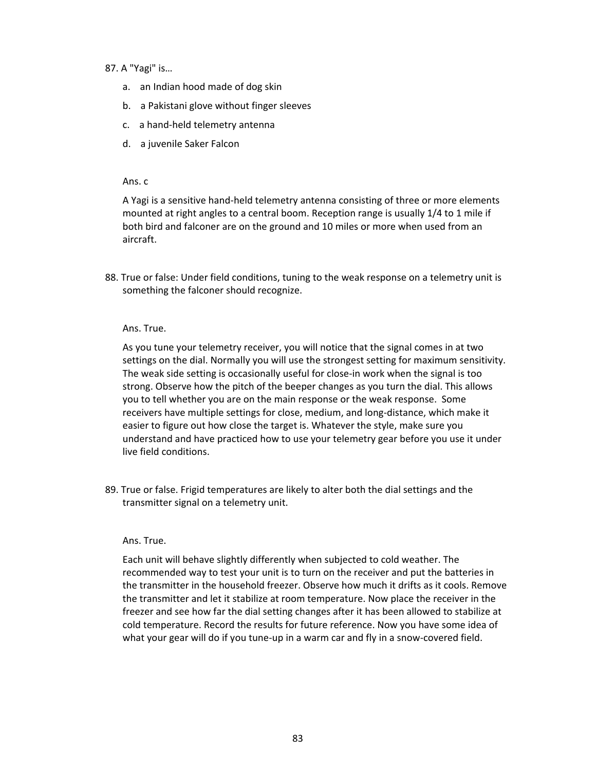87. A "Yagi" is…

   a. an Indian hood made of dog skin
   b. a Pakistani glove without finger sleeves
   c. a hand-held telemetry antenna
   d. a juvenile Saker Falcon

   Ans. c

   A Yagi is a sensitive hand-held telemetry antenna consisting of three or more elements mounted at right angles to a central boom. Reception range is usually 1/4 to 1 mile if both bird and falconer are on the ground and 10 miles or more when used from an aircraft.

88. True or false: Under field conditions, tuning to the weak response on a telemetry unit is something the falconer should recognize.

   Ans. True.

   As you tune your telemetry receiver, you will notice that the signal comes in at two settings on the dial. Normally you will use the strongest setting for maximum sensitivity. The weak side setting is occasionally useful for close-in work when the signal is too strong. Observe how the pitch of the beeper changes as you turn the dial. This allows you to tell whether you are on the main response or the weak response. Some receivers have multiple settings for close, medium, and long-distance, which make it easier to figure out how close the target is. Whatever the style, make sure you understand and have practiced how to use your telemetry gear before you use it under live field conditions.

89. True or false. Frigid temperatures are likely to alter both the dial settings and the transmitter signal on a telemetry unit.

   Ans. True.

   Each unit will behave slightly differently when subjected to cold weather. The recommended way to test your unit is to turn on the receiver and put the batteries in the transmitter in the household freezer. Observe how much it drifts as it cools. Remove the transmitter and let it stabilize at room temperature. Now place the receiver in the freezer and see how far the dial setting changes after it has been allowed to stabilize at cold temperature. Record the results for future reference. Now you have some idea of what your gear will do if you tune-up in a warm car and fly in a snow-covered field.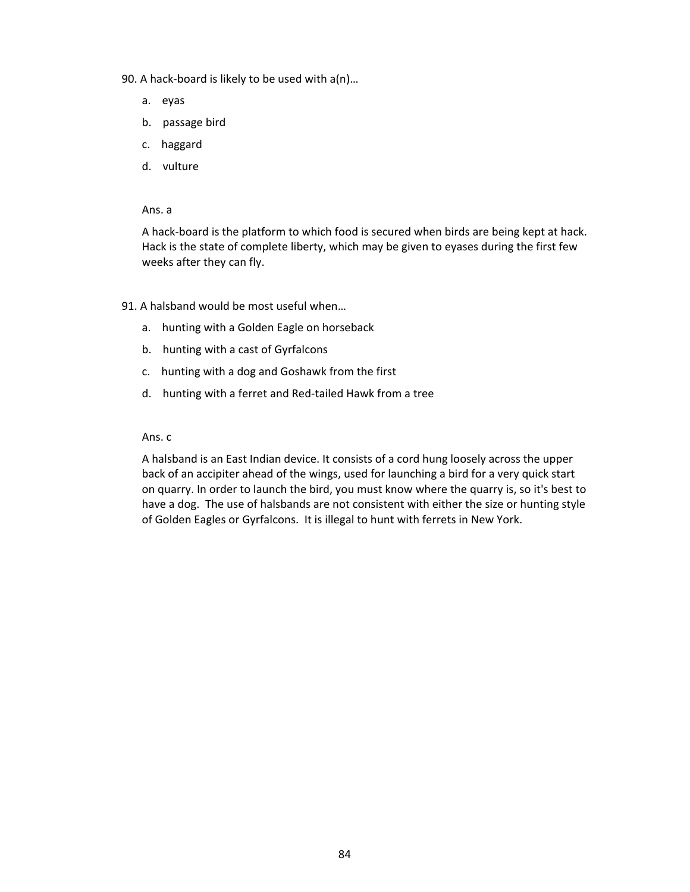90. A hack-board is likely to be used with a(n)…

   a. eyas

   b. passage bird

   c. haggard

   d. vulture

   Ans. a

   A hack-board is the platform to which food is secured when birds are being kept at hack. Hack is the state of complete liberty, which may be given to eyases during the first few weeks after they can fly.

91. A halsband would be most useful when…

   a. hunting with a Golden Eagle on horseback

   b. hunting with a cast of Gyrfalcons

   c. hunting with a dog and Goshawk from the first

   d. hunting with a ferret and Red-tailed Hawk from a tree

   Ans. c

   A halsband is an East Indian device. It consists of a cord hung loosely across the upper back of an accipiter ahead of the wings, used for launching a bird for a very quick start on quarry. In order to launch the bird, you must know where the quarry is, so it's best to have a dog. The use of halsbands are not consistent with either the size or hunting style of Golden Eagles or Gyrfalcons. It is illegal to hunt with ferrets in New York.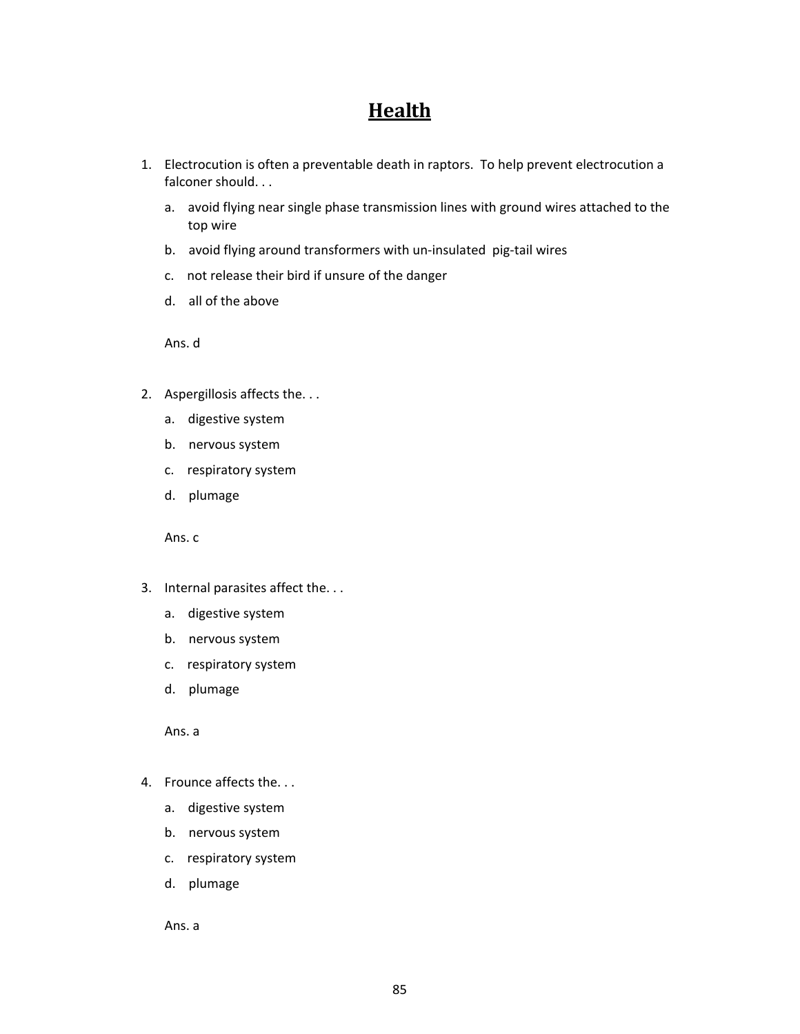# Health

1. Electrocution is often a preventable death in raptors. To help prevent electrocution a falconer should. . .

   a. avoid flying near single phase transmission lines with ground wires attached to the top wire

   b. avoid flying around transformers with un-insulated pig-tail wires

   c. not release their bird if unsure of the danger

   d. all of the above

   Ans. d

2. Aspergillosis affects the. . .

   a. digestive system

   b. nervous system

   c. respiratory system

   d. plumage

   Ans. c

3. Internal parasites affect the. . .

   a. digestive system

   b. nervous system

   c. respiratory system

   d. plumage

   Ans. a

4. Frounce affects the. . .

   a. digestive system

   b. nervous system

   c. respiratory system

   d. plumage

   Ans. a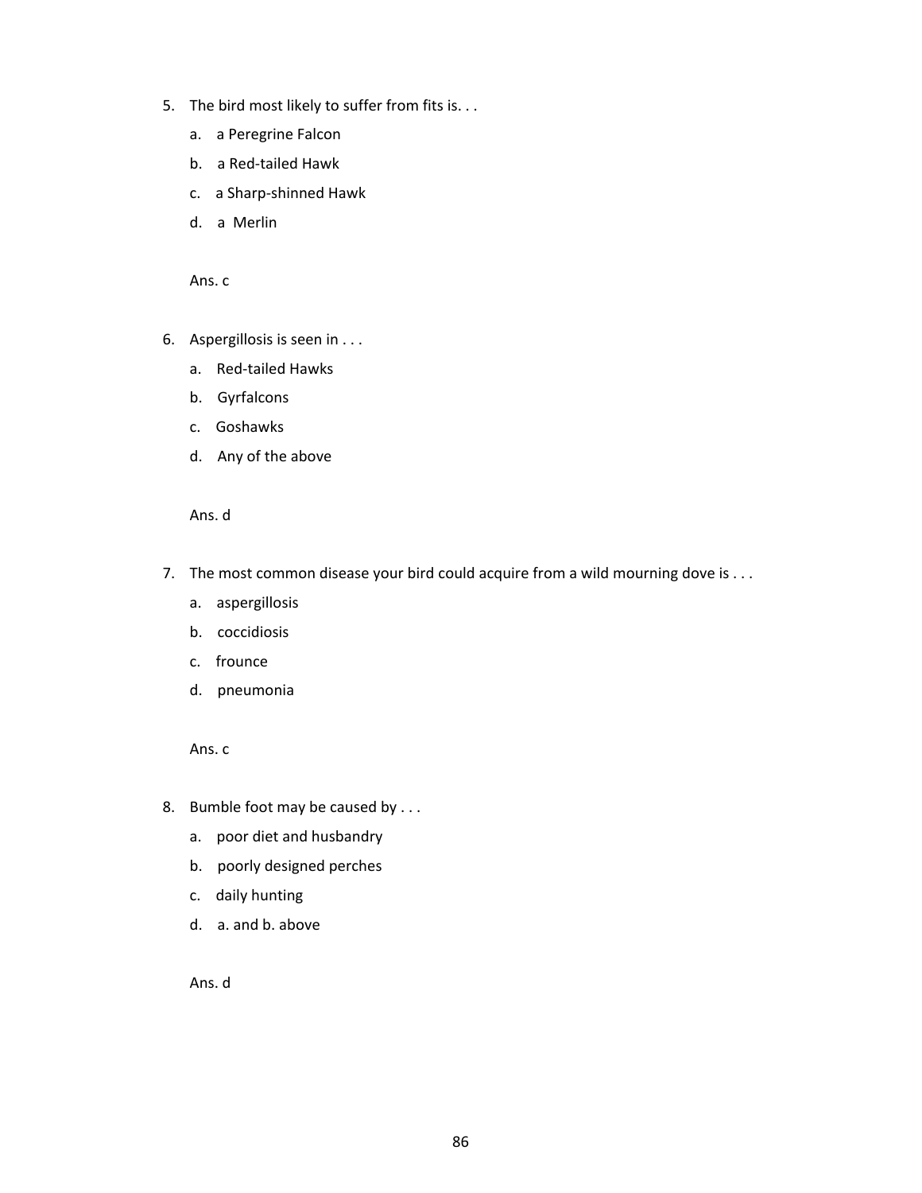5. The bird most likely to suffer from fits is. . .
   a. a Peregrine Falcon
   b. a Red-tailed Hawk
   c. a Sharp-shinned Hawk
   d. a Merlin

   Ans. c

6. Aspergillosis is seen in . . .
   a. Red-tailed Hawks
   b. Gyrfalcons
   c. Goshawks
   d. Any of the above

   Ans. d

7. The most common disease your bird could acquire from a wild mourning dove is . . .
   a. aspergillosis
   b. coccidiosis
   c. frounce
   d. pneumonia

   Ans. c

8. Bumble foot may be caused by . . .
   a. poor diet and husbandry
   b. poorly designed perches
   c. daily hunting
   d. a. and b. above

   Ans. d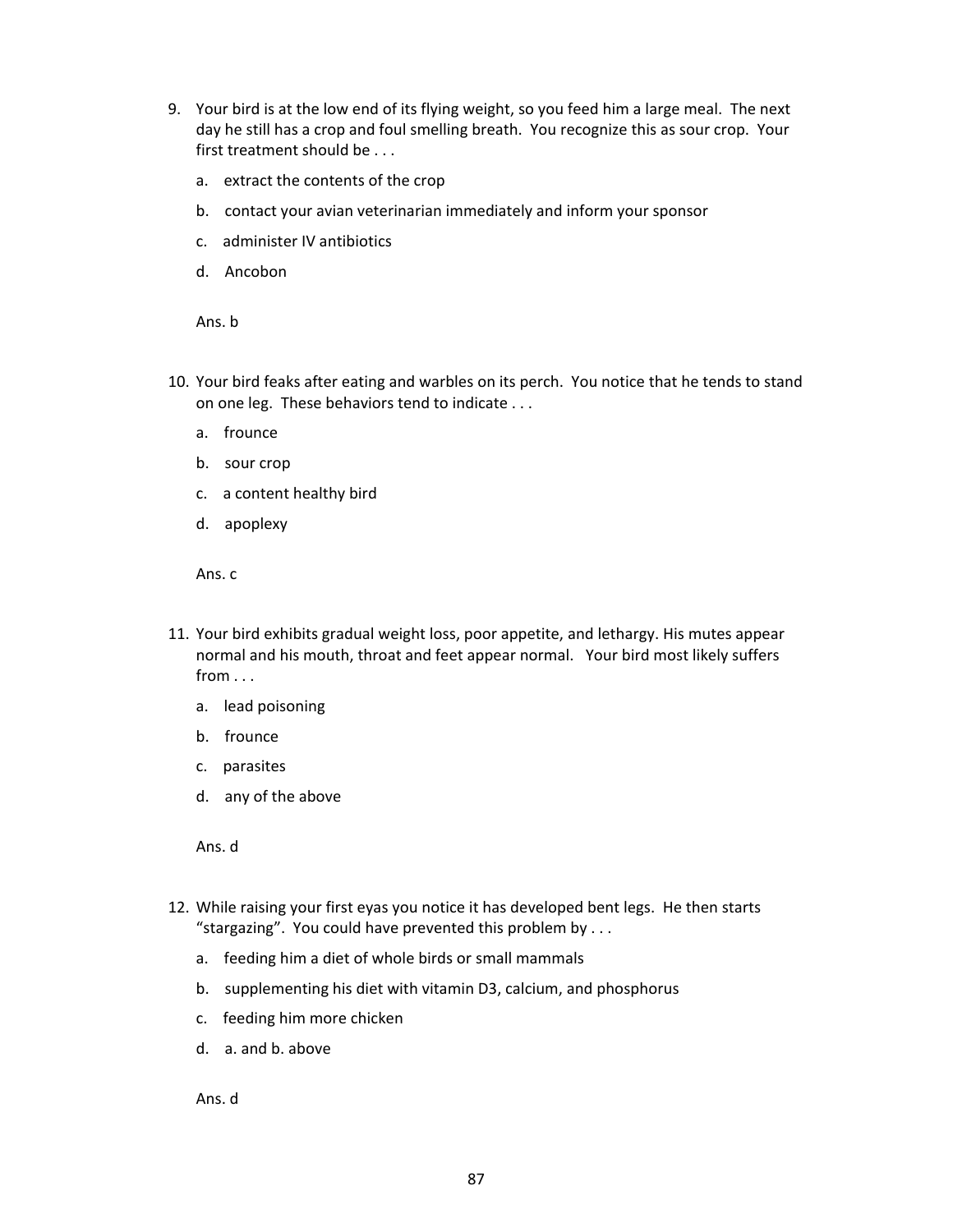9. Your bird is at the low end of its flying weight, so you feed him a large meal. The next day he still has a crop and foul smelling breath. You recognize this as sour crop. Your first treatment should be . . .

   a. extract the contents of the crop

   b. contact your avian veterinarian immediately and inform your sponsor

   c. administer IV antibiotics

   d. Ancobon

   Ans. b

10. Your bird feaks after eating and warbles on its perch. You notice that he tends to stand on one leg. These behaviors tend to indicate . . .

    a. frounce

    b. sour crop

    c. a content healthy bird

    d. apoplexy

    Ans. c

11. Your bird exhibits gradual weight loss, poor appetite, and lethargy. His mutes appear normal and his mouth, throat and feet appear normal. Your bird most likely suffers from . . .

    a. lead poisoning

    b. frounce

    c. parasites

    d. any of the above

    Ans. d

12. While raising your first eyas you notice it has developed bent legs. He then starts "stargazing". You could have prevented this problem by . . .

    a. feeding him a diet of whole birds or small mammals

    b. supplementing his diet with vitamin D3, calcium, and phosphorus

    c. feeding him more chicken

    d. a. and b. above

    Ans. d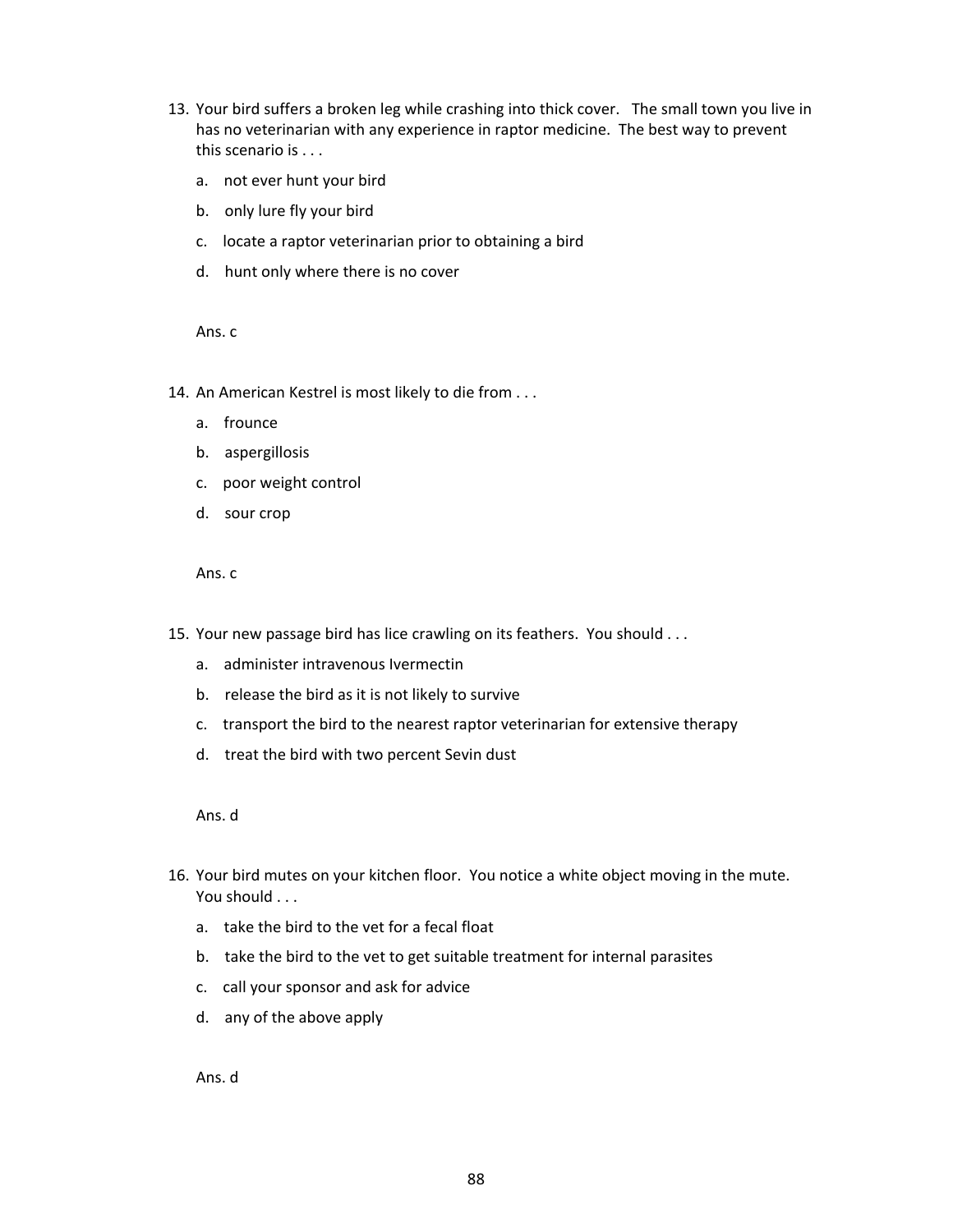13. Your bird suffers a broken leg while crashing into thick cover. The small town you live in has no veterinarian with any experience in raptor medicine. The best way to prevent this scenario is . . .

    a. not ever hunt your bird

    b. only lure fly your bird

    c. locate a raptor veterinarian prior to obtaining a bird

    d. hunt only where there is no cover

    Ans. c

14. An American Kestrel is most likely to die from . . .

    a. frounce

    b. aspergillosis

    c. poor weight control

    d. sour crop

    Ans. c

15. Your new passage bird has lice crawling on its feathers. You should . . .

    a. administer intravenous Ivermectin

    b. release the bird as it is not likely to survive

    c. transport the bird to the nearest raptor veterinarian for extensive therapy

    d. treat the bird with two percent Sevin dust

    Ans. d

16. Your bird mutes on your kitchen floor. You notice a white object moving in the mute. You should . . .

    a. take the bird to the vet for a fecal float

    b. take the bird to the vet to get suitable treatment for internal parasites

    c. call your sponsor and ask for advice

    d. any of the above apply

    Ans. d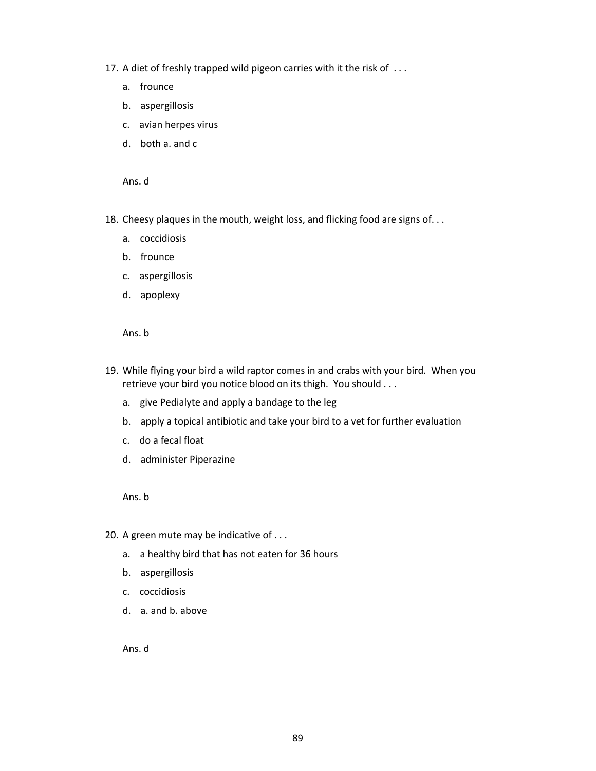17. A diet of freshly trapped wild pigeon carries with it the risk of . . .

    a. frounce

    b. aspergillosis

    c. avian herpes virus

    d. both a. and c

    Ans. d

18. Cheesy plaques in the mouth, weight loss, and flicking food are signs of. . .

    a. coccidiosis

    b. frounce

    c. aspergillosis

    d. apoplexy

    Ans. b

19. While flying your bird a wild raptor comes in and crabs with your bird. When you retrieve your bird you notice blood on its thigh. You should . . .

    a. give Pedialyte and apply a bandage to the leg

    b. apply a topical antibiotic and take your bird to a vet for further evaluation

    c. do a fecal float

    d. administer Piperazine

    Ans. b

20. A green mute may be indicative of . . .

    a. a healthy bird that has not eaten for 36 hours

    b. aspergillosis

    c. coccidiosis

    d. a. and b. above

    Ans. d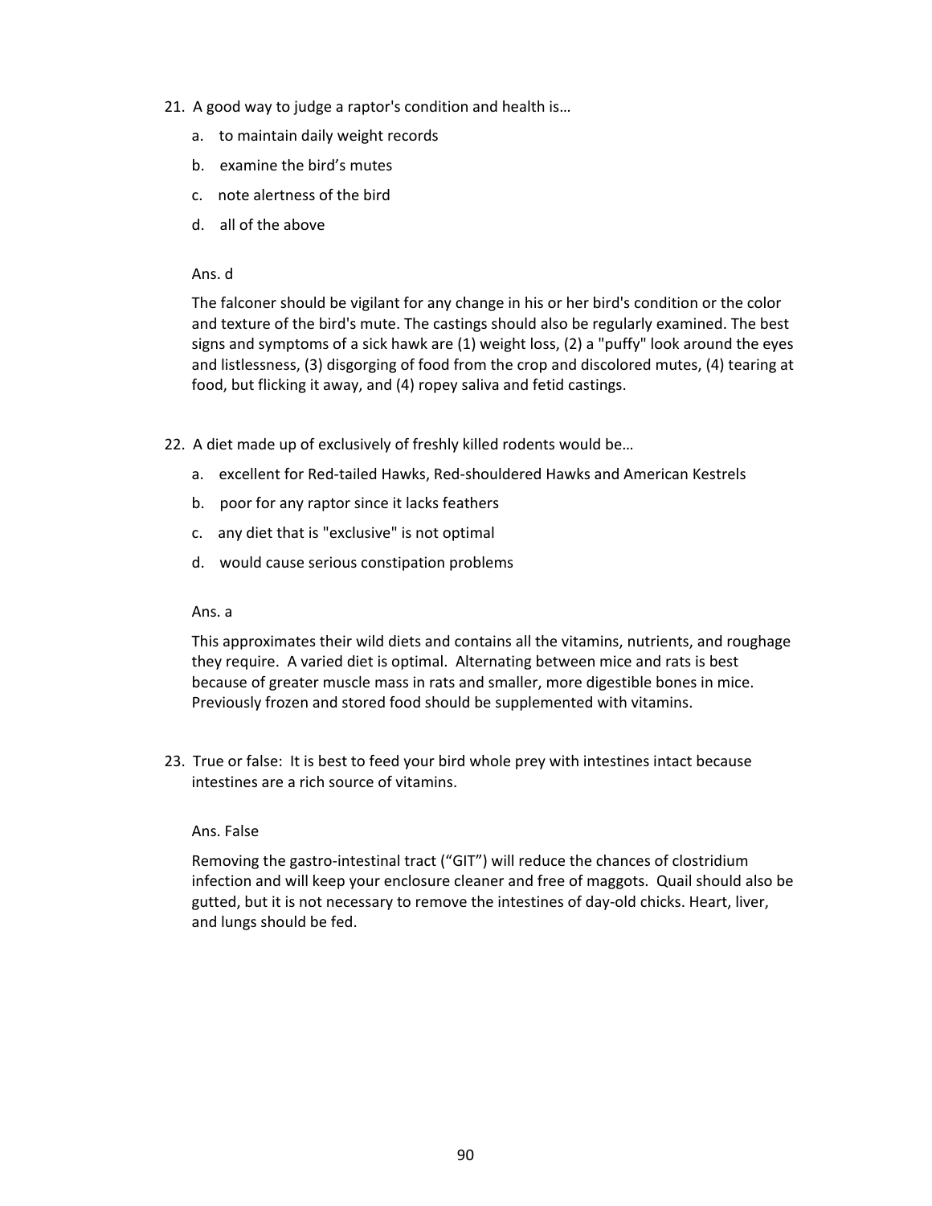21. A good way to judge a raptor's condition and health is…

    a. to maintain daily weight records

    b. examine the bird's mutes

    c. note alertness of the bird

    d. all of the above

    Ans. d

    The falconer should be vigilant for any change in his or her bird's condition or the color and texture of the bird's mute. The castings should also be regularly examined. The best signs and symptoms of a sick hawk are (1) weight loss, (2) a "puffy" look around the eyes and listlessness, (3) disgorging of food from the crop and discolored mutes, (4) tearing at food, but flicking it away, and (4) ropey saliva and fetid castings.

22. A diet made up of exclusively of freshly killed rodents would be…

    a. excellent for Red-tailed Hawks, Red-shouldered Hawks and American Kestrels

    b. poor for any raptor since it lacks feathers

    c. any diet that is "exclusive" is not optimal

    d. would cause serious constipation problems

    Ans. a

    This approximates their wild diets and contains all the vitamins, nutrients, and roughage they require. A varied diet is optimal. Alternating between mice and rats is best because of greater muscle mass in rats and smaller, more digestible bones in mice. Previously frozen and stored food should be supplemented with vitamins.

23. True or false: It is best to feed your bird whole prey with intestines intact because intestines are a rich source of vitamins.

    Ans. False

    Removing the gastro-intestinal tract ("GIT") will reduce the chances of clostridium infection and will keep your enclosure cleaner and free of maggots. Quail should also be gutted, but it is not necessary to remove the intestines of day-old chicks. Heart, liver, and lungs should be fed.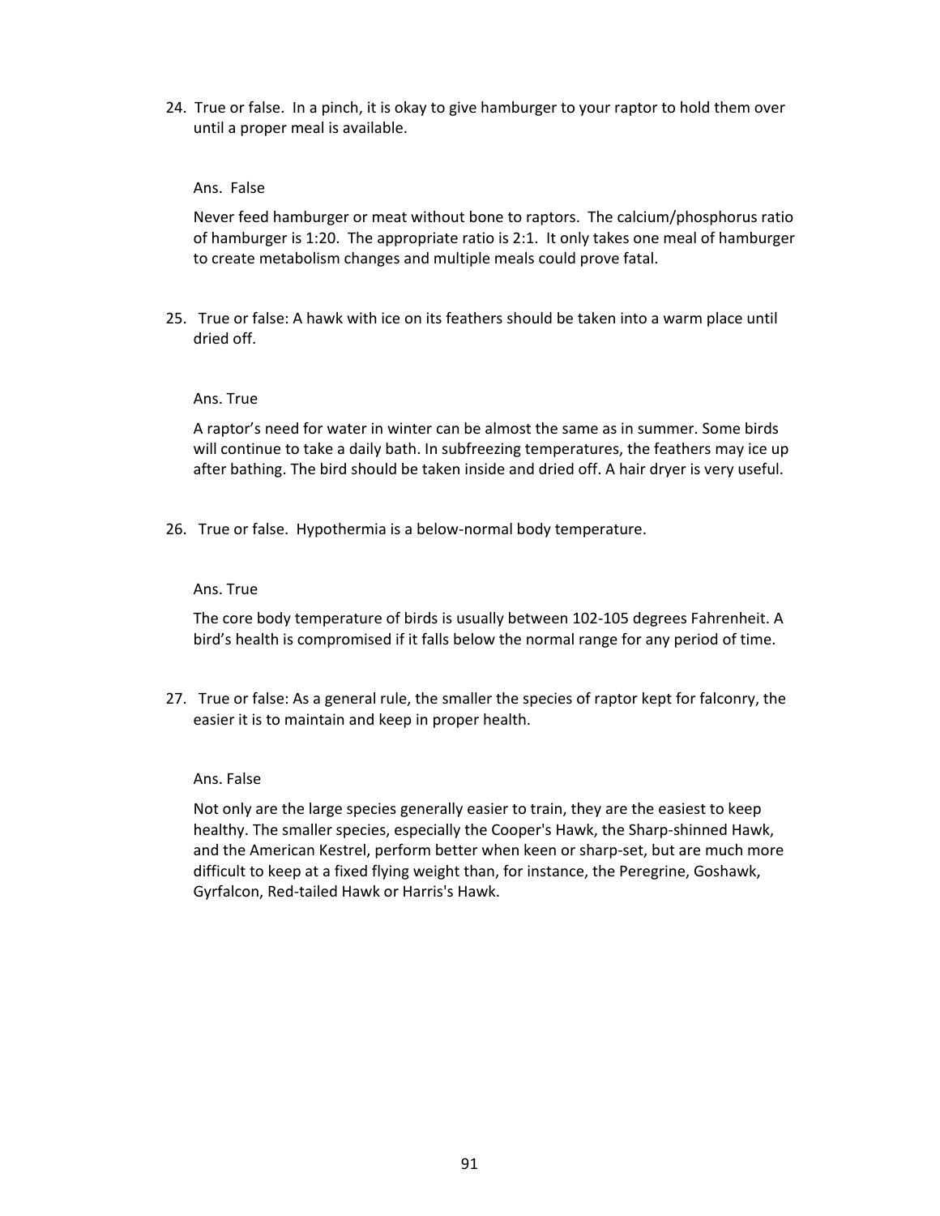24. True or false. In a pinch, it is okay to give hamburger to your raptor to hold them over until a proper meal is available.

    Ans. False

    Never feed hamburger or meat without bone to raptors. The calcium/phosphorus ratio of hamburger is 1:20. The appropriate ratio is 2:1. It only takes one meal of hamburger to create metabolism changes and multiple meals could prove fatal.

25. True or false: A hawk with ice on its feathers should be taken into a warm place until dried off.

    Ans. True

    A raptor's need for water in winter can be almost the same as in summer. Some birds will continue to take a daily bath. In subfreezing temperatures, the feathers may ice up after bathing. The bird should be taken inside and dried off. A hair dryer is very useful.

26. True or false. Hypothermia is a below-normal body temperature.

    Ans. True

    The core body temperature of birds is usually between 102-105 degrees Fahrenheit. A bird's health is compromised if it falls below the normal range for any period of time.

27. True or false: As a general rule, the smaller the species of raptor kept for falconry, the easier it is to maintain and keep in proper health.

    Ans. False

    Not only are the large species generally easier to train, they are the easiest to keep healthy. The smaller species, especially the Cooper's Hawk, the Sharp-shinned Hawk, and the American Kestrel, perform better when keen or sharp-set, but are much more difficult to keep at a fixed flying weight than, for instance, the Peregrine, Goshawk, Gyrfalcon, Red-tailed Hawk or Harris's Hawk.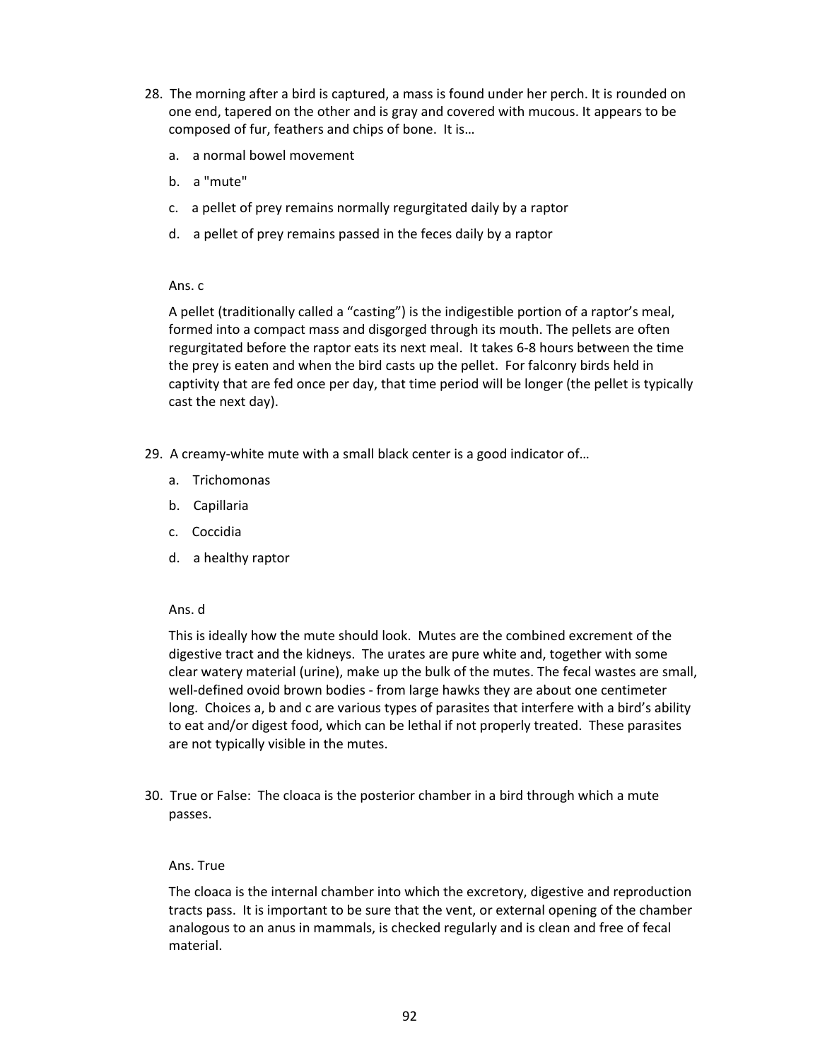28. The morning after a bird is captured, a mass is found under her perch. It is rounded on one end, tapered on the other and is gray and covered with mucous. It appears to be composed of fur, feathers and chips of bone. It is…

    a. a normal bowel movement

    b. a "mute"

    c. a pellet of prey remains normally regurgitated daily by a raptor

    d. a pellet of prey remains passed in the feces daily by a raptor

    Ans. c

    A pellet (traditionally called a "casting") is the indigestible portion of a raptor's meal, formed into a compact mass and disgorged through its mouth. The pellets are often regurgitated before the raptor eats its next meal. It takes 6-8 hours between the time the prey is eaten and when the bird casts up the pellet. For falconry birds held in captivity that are fed once per day, that time period will be longer (the pellet is typically cast the next day).

29. A creamy-white mute with a small black center is a good indicator of…

    a. Trichomonas

    b. Capillaria

    c. Coccidia

    d. a healthy raptor

    Ans. d

    This is ideally how the mute should look. Mutes are the combined excrement of the digestive tract and the kidneys. The urates are pure white and, together with some clear watery material (urine), make up the bulk of the mutes. The fecal wastes are small, well-defined ovoid brown bodies - from large hawks they are about one centimeter long. Choices a, b and c are various types of parasites that interfere with a bird's ability to eat and/or digest food, which can be lethal if not properly treated. These parasites are not typically visible in the mutes.

30. True or False: The cloaca is the posterior chamber in a bird through which a mute passes.

    Ans. True

    The cloaca is the internal chamber into which the excretory, digestive and reproduction tracts pass. It is important to be sure that the vent, or external opening of the chamber analogous to an anus in mammals, is checked regularly and is clean and free of fecal material.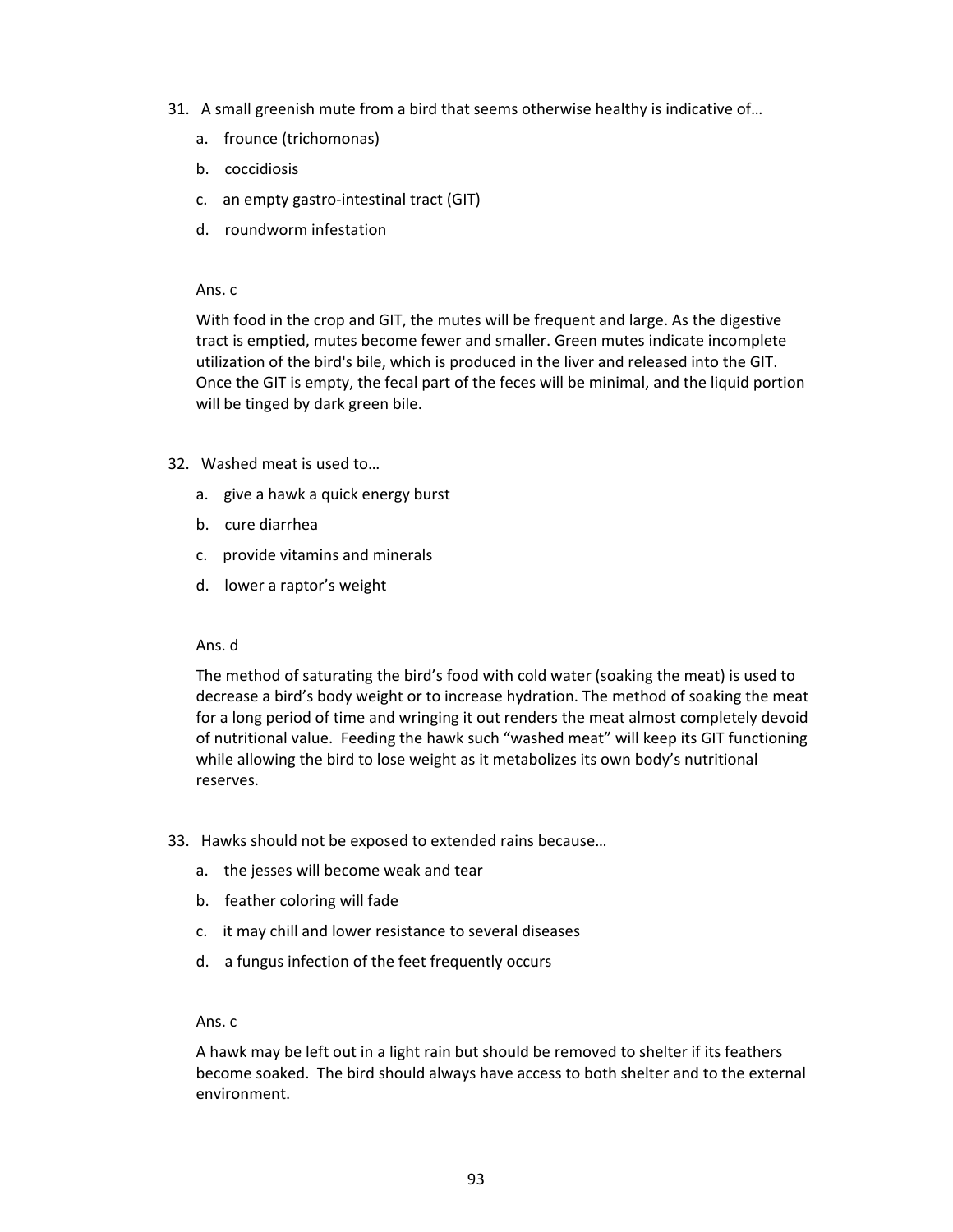31. A small greenish mute from a bird that seems otherwise healthy is indicative of…

    a. frounce (trichomonas)

    b. coccidiosis

    c. an empty gastro-intestinal tract (GIT)

    d. roundworm infestation

    Ans. c

    With food in the crop and GIT, the mutes will be frequent and large. As the digestive tract is emptied, mutes become fewer and smaller. Green mutes indicate incomplete utilization of the bird's bile, which is produced in the liver and released into the GIT. Once the GIT is empty, the fecal part of the feces will be minimal, and the liquid portion will be tinged by dark green bile.

32. Washed meat is used to…

    a. give a hawk a quick energy burst

    b. cure diarrhea

    c. provide vitamins and minerals

    d. lower a raptor's weight

    Ans. d

    The method of saturating the bird's food with cold water (soaking the meat) is used to decrease a bird's body weight or to increase hydration. The method of soaking the meat for a long period of time and wringing it out renders the meat almost completely devoid of nutritional value. Feeding the hawk such "washed meat" will keep its GIT functioning while allowing the bird to lose weight as it metabolizes its own body's nutritional reserves.

33. Hawks should not be exposed to extended rains because…

    a. the jesses will become weak and tear

    b. feather coloring will fade

    c. it may chill and lower resistance to several diseases

    d. a fungus infection of the feet frequently occurs

    Ans. c

    A hawk may be left out in a light rain but should be removed to shelter if its feathers become soaked. The bird should always have access to both shelter and to the external environment.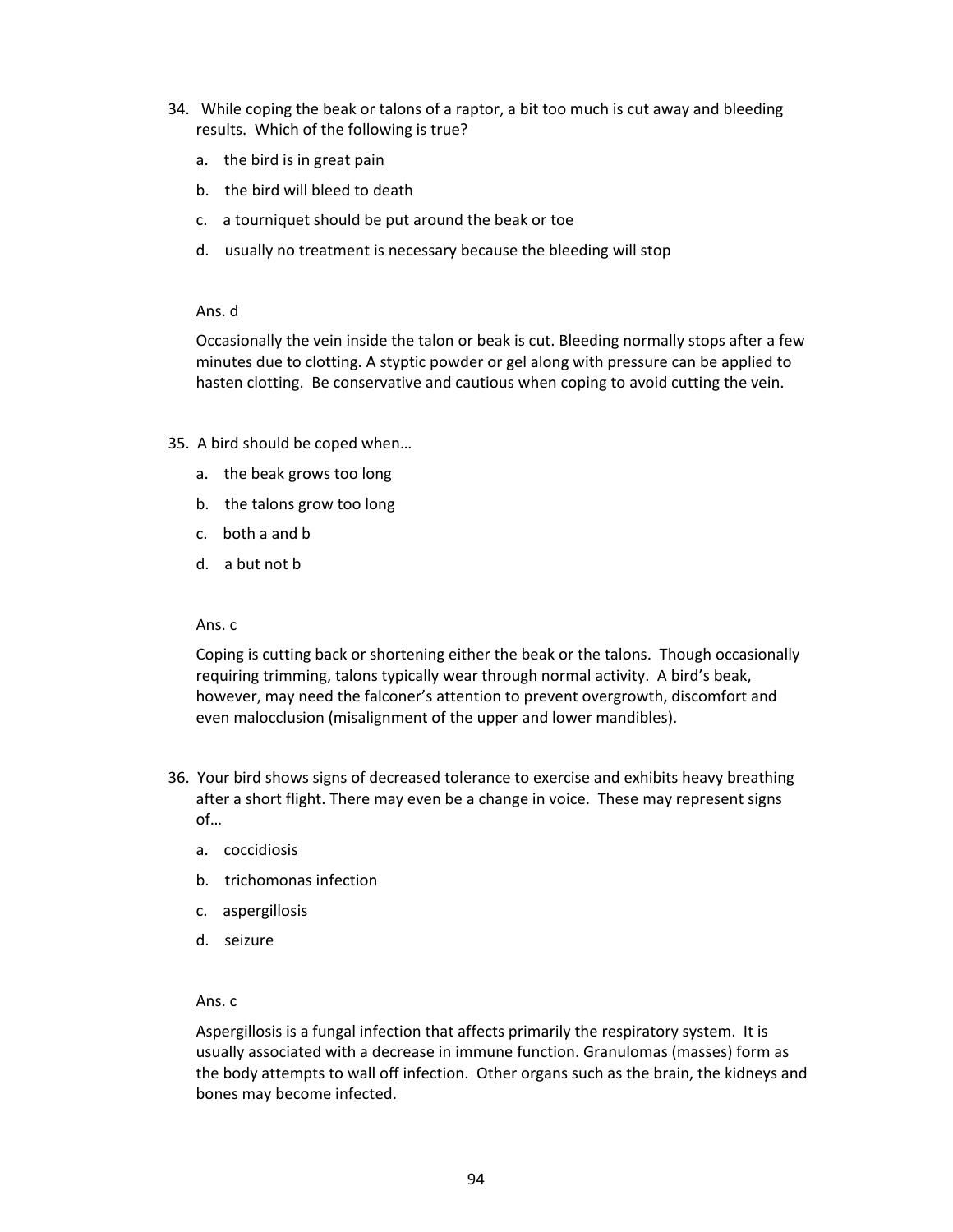34. While coping the beak or talons of a raptor, a bit too much is cut away and bleeding results. Which of the following is true?

    a. the bird is in great pain

    b. the bird will bleed to death

    c. a tourniquet should be put around the beak or toe

    d. usually no treatment is necessary because the bleeding will stop

    Ans. d

    Occasionally the vein inside the talon or beak is cut. Bleeding normally stops after a few minutes due to clotting. A styptic powder or gel along with pressure can be applied to hasten clotting. Be conservative and cautious when coping to avoid cutting the vein.

35. A bird should be coped when…

    a. the beak grows too long

    b. the talons grow too long

    c. both a and b

    d. a but not b

    Ans. c

    Coping is cutting back or shortening either the beak or the talons. Though occasionally requiring trimming, talons typically wear through normal activity. A bird's beak, however, may need the falconer's attention to prevent overgrowth, discomfort and even malocclusion (misalignment of the upper and lower mandibles).

36. Your bird shows signs of decreased tolerance to exercise and exhibits heavy breathing after a short flight. There may even be a change in voice. These may represent signs of…

    a. coccidiosis

    b. trichomonas infection

    c. aspergillosis

    d. seizure

    Ans. c

    Aspergillosis is a fungal infection that affects primarily the respiratory system. It is usually associated with a decrease in immune function. Granulomas (masses) form as the body attempts to wall off infection. Other organs such as the brain, the kidneys and bones may become infected.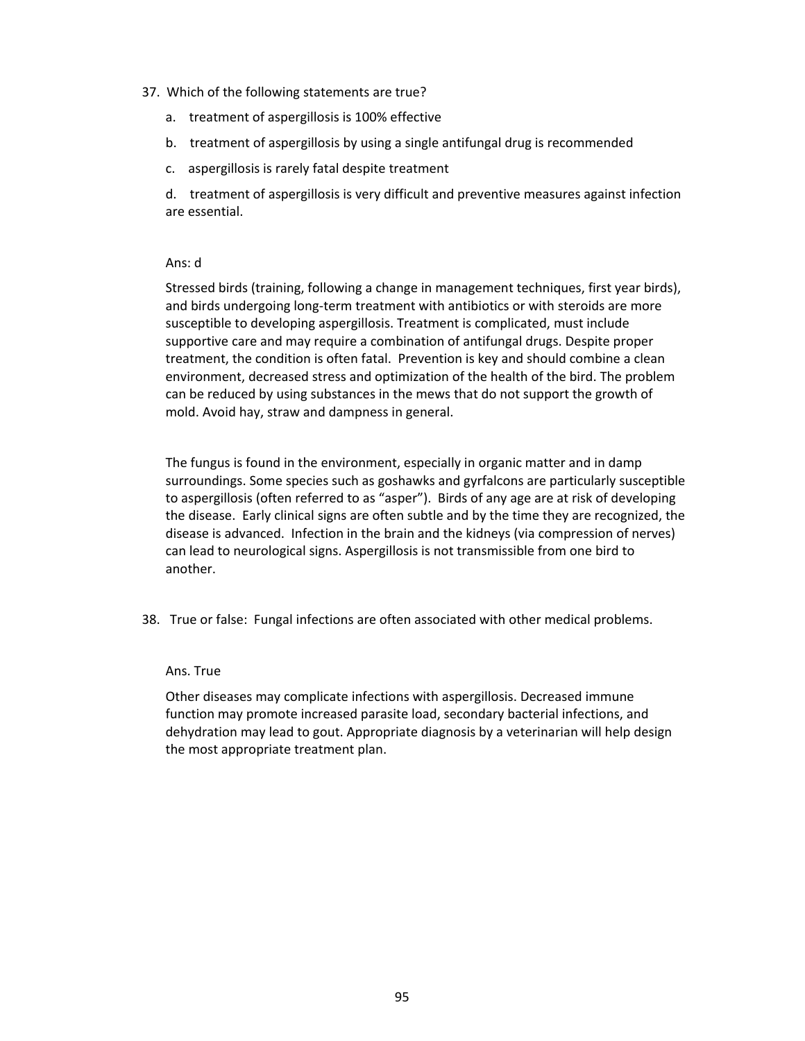37. Which of the following statements are true?

    a. treatment of aspergillosis is 100% effective

    b. treatment of aspergillosis by using a single antifungal drug is recommended

    c. aspergillosis is rarely fatal despite treatment

    d. treatment of aspergillosis is very difficult and preventive measures against infection are essential.

Ans: d

Stressed birds (training, following a change in management techniques, first year birds), and birds undergoing long-term treatment with antibiotics or with steroids are more susceptible to developing aspergillosis. Treatment is complicated, must include supportive care and may require a combination of antifungal drugs. Despite proper treatment, the condition is often fatal. Prevention is key and should combine a clean environment, decreased stress and optimization of the health of the bird. The problem can be reduced by using substances in the mews that do not support the growth of mold. Avoid hay, straw and dampness in general.

The fungus is found in the environment, especially in organic matter and in damp surroundings. Some species such as goshawks and gyrfalcons are particularly susceptible to aspergillosis (often referred to as "asper"). Birds of any age are at risk of developing the disease. Early clinical signs are often subtle and by the time they are recognized, the disease is advanced. Infection in the brain and the kidneys (via compression of nerves) can lead to neurological signs. Aspergillosis is not transmissible from one bird to another.

38. True or false: Fungal infections are often associated with other medical problems.

Ans. True

Other diseases may complicate infections with aspergillosis. Decreased immune function may promote increased parasite load, secondary bacterial infections, and dehydration may lead to gout. Appropriate diagnosis by a veterinarian will help design the most appropriate treatment plan.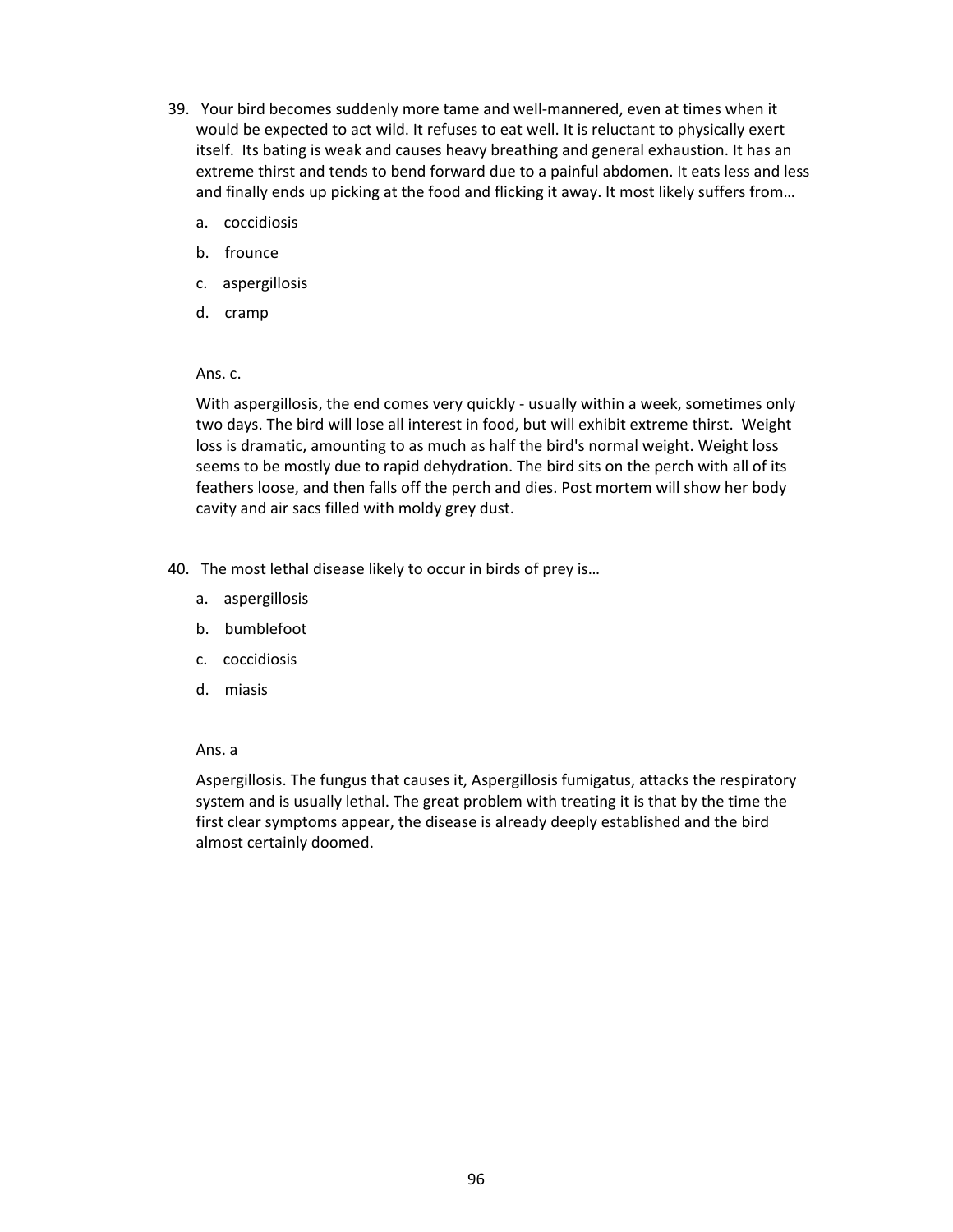39. Your bird becomes suddenly more tame and well-mannered, even at times when it would be expected to act wild. It refuses to eat well. It is reluctant to physically exert itself. Its bating is weak and causes heavy breathing and general exhaustion. It has an extreme thirst and tends to bend forward due to a painful abdomen. It eats less and less and finally ends up picking at the food and flicking it away. It most likely suffers from…

    a. coccidiosis

    b. frounce

    c. aspergillosis

    d. cramp

    Ans. c.

    With aspergillosis, the end comes very quickly - usually within a week, sometimes only two days. The bird will lose all interest in food, but will exhibit extreme thirst. Weight loss is dramatic, amounting to as much as half the bird's normal weight. Weight loss seems to be mostly due to rapid dehydration. The bird sits on the perch with all of its feathers loose, and then falls off the perch and dies. Post mortem will show her body cavity and air sacs filled with moldy grey dust.

40. The most lethal disease likely to occur in birds of prey is…

    a. aspergillosis

    b. bumblefoot

    c. coccidiosis

    d. miasis

    Ans. a

    Aspergillosis. The fungus that causes it, Aspergillosis fumigatus, attacks the respiratory system and is usually lethal. The great problem with treating it is that by the time the first clear symptoms appear, the disease is already deeply established and the bird almost certainly doomed.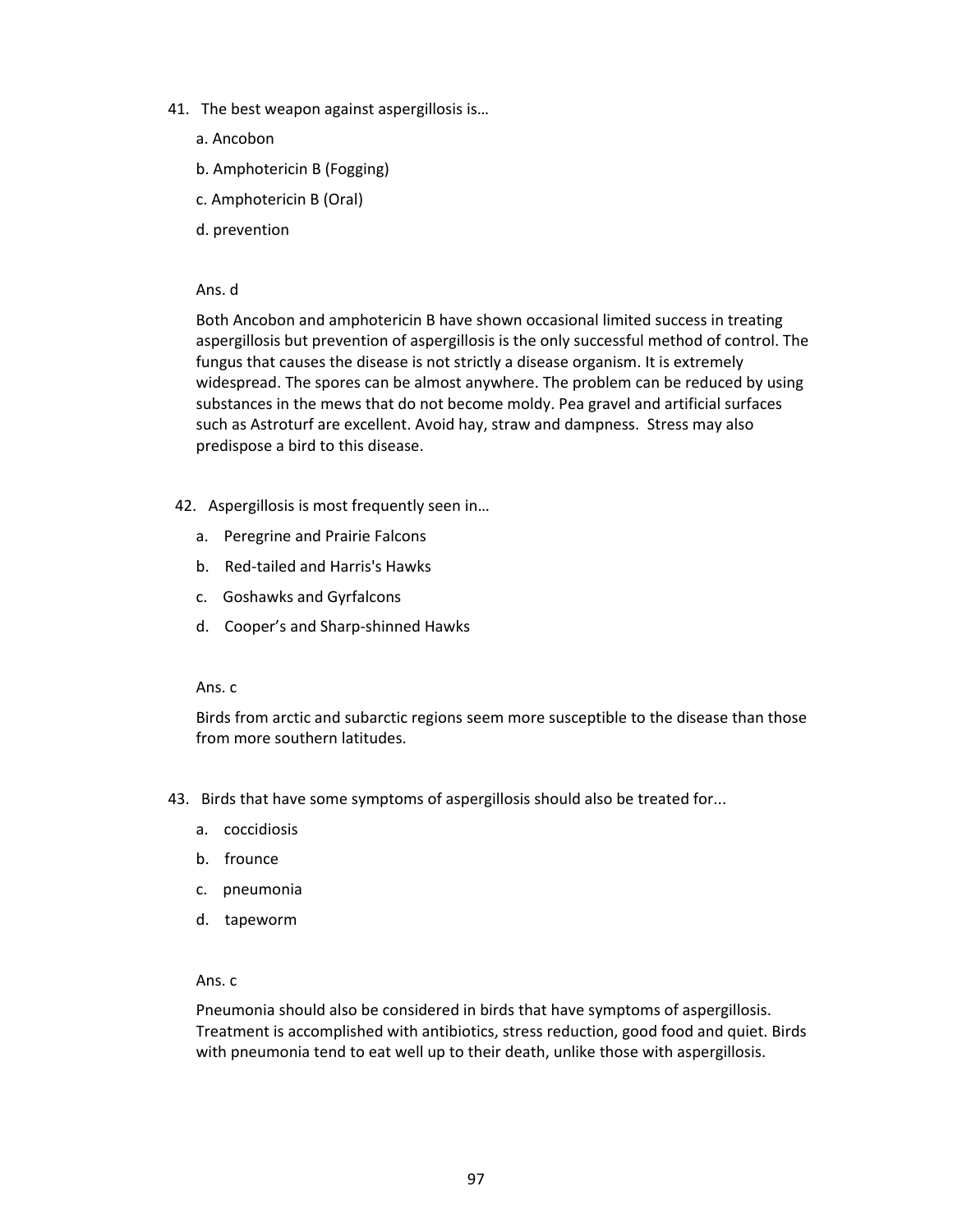41. The best weapon against aspergillosis is…

    a. Ancobon

    b. Amphotericin B (Fogging)

    c. Amphotericin B (Oral)

    d. prevention

    Ans. d

    Both Ancobon and amphotericin B have shown occasional limited success in treating aspergillosis but prevention of aspergillosis is the only successful method of control. The fungus that causes the disease is not strictly a disease organism. It is extremely widespread. The spores can be almost anywhere. The problem can be reduced by using substances in the mews that do not become moldy. Pea gravel and artificial surfaces such as Astroturf are excellent. Avoid hay, straw and dampness. Stress may also predispose a bird to this disease.

42. Aspergillosis is most frequently seen in…

    a. Peregrine and Prairie Falcons

    b. Red-tailed and Harris's Hawks

    c. Goshawks and Gyrfalcons

    d. Cooper's and Sharp-shinned Hawks

    Ans. c

    Birds from arctic and subarctic regions seem more susceptible to the disease than those from more southern latitudes.

43. Birds that have some symptoms of aspergillosis should also be treated for...

    a. coccidiosis

    b. frounce

    c. pneumonia

    d. tapeworm

    Ans. c

    Pneumonia should also be considered in birds that have symptoms of aspergillosis. Treatment is accomplished with antibiotics, stress reduction, good food and quiet. Birds with pneumonia tend to eat well up to their death, unlike those with aspergillosis.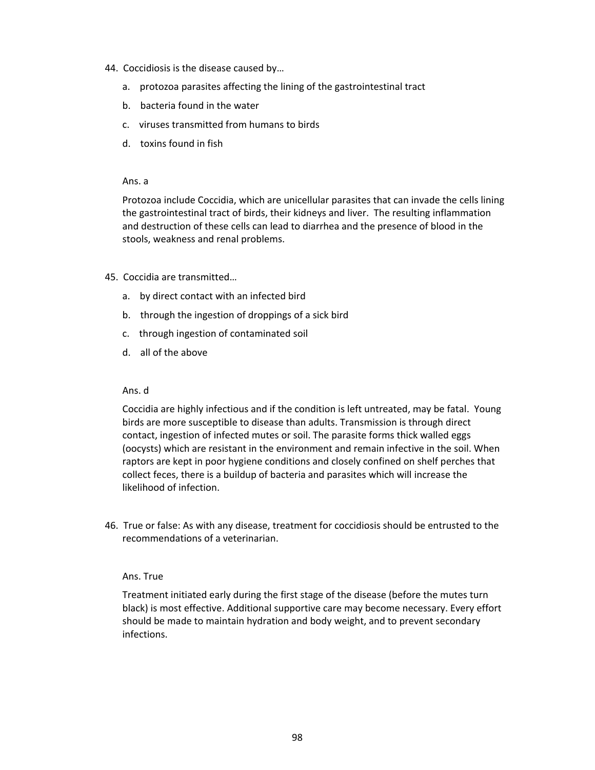44. Coccidiosis is the disease caused by…

    a. protozoa parasites affecting the lining of the gastrointestinal tract

    b. bacteria found in the water

    c. viruses transmitted from humans to birds

    d. toxins found in fish

    Ans. a

    Protozoa include Coccidia, which are unicellular parasites that can invade the cells lining the gastrointestinal tract of birds, their kidneys and liver. The resulting inflammation and destruction of these cells can lead to diarrhea and the presence of blood in the stools, weakness and renal problems.

45. Coccidia are transmitted…

    a. by direct contact with an infected bird

    b. through the ingestion of droppings of a sick bird

    c. through ingestion of contaminated soil

    d. all of the above

    Ans. d

    Coccidia are highly infectious and if the condition is left untreated, may be fatal. Young birds are more susceptible to disease than adults. Transmission is through direct contact, ingestion of infected mutes or soil. The parasite forms thick walled eggs (oocysts) which are resistant in the environment and remain infective in the soil. When raptors are kept in poor hygiene conditions and closely confined on shelf perches that collect feces, there is a buildup of bacteria and parasites which will increase the likelihood of infection.

46. True or false: As with any disease, treatment for coccidiosis should be entrusted to the recommendations of a veterinarian.

    Ans. True

    Treatment initiated early during the first stage of the disease (before the mutes turn black) is most effective. Additional supportive care may become necessary. Every effort should be made to maintain hydration and body weight, and to prevent secondary infections.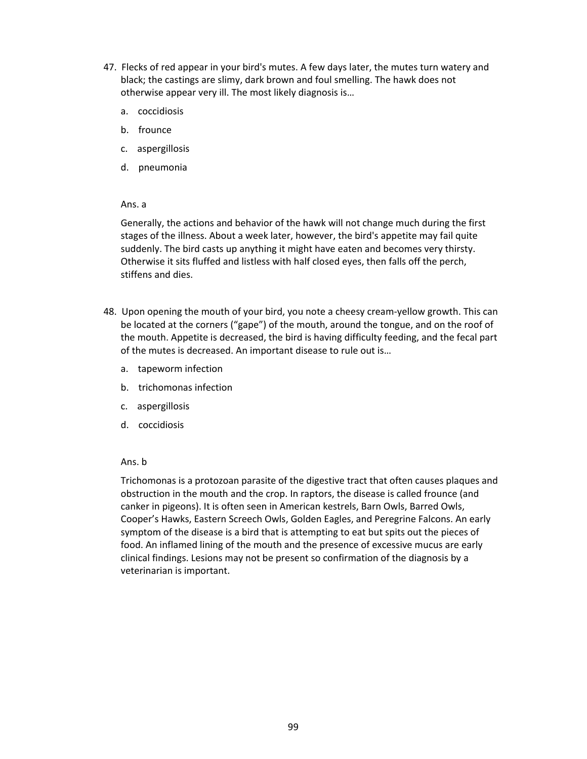47. Flecks of red appear in your bird's mutes. A few days later, the mutes turn watery and black; the castings are slimy, dark brown and foul smelling. The hawk does not otherwise appear very ill. The most likely diagnosis is…

    a. coccidiosis

    b. frounce

    c. aspergillosis

    d. pneumonia

    Ans. a

    Generally, the actions and behavior of the hawk will not change much during the first stages of the illness. About a week later, however, the bird's appetite may fail quite suddenly. The bird casts up anything it might have eaten and becomes very thirsty. Otherwise it sits fluffed and listless with half closed eyes, then falls off the perch, stiffens and dies.

48. Upon opening the mouth of your bird, you note a cheesy cream-yellow growth. This can be located at the corners ("gape") of the mouth, around the tongue, and on the roof of the mouth. Appetite is decreased, the bird is having difficulty feeding, and the fecal part of the mutes is decreased. An important disease to rule out is…

    a. tapeworm infection

    b. trichomonas infection

    c. aspergillosis

    d. coccidiosis

    Ans. b

    Trichomonas is a protozoan parasite of the digestive tract that often causes plaques and obstruction in the mouth and the crop. In raptors, the disease is called frounce (and canker in pigeons). It is often seen in American kestrels, Barn Owls, Barred Owls, Cooper's Hawks, Eastern Screech Owls, Golden Eagles, and Peregrine Falcons. An early symptom of the disease is a bird that is attempting to eat but spits out the pieces of food. An inflamed lining of the mouth and the presence of excessive mucus are early clinical findings. Lesions may not be present so confirmation of the diagnosis by a veterinarian is important.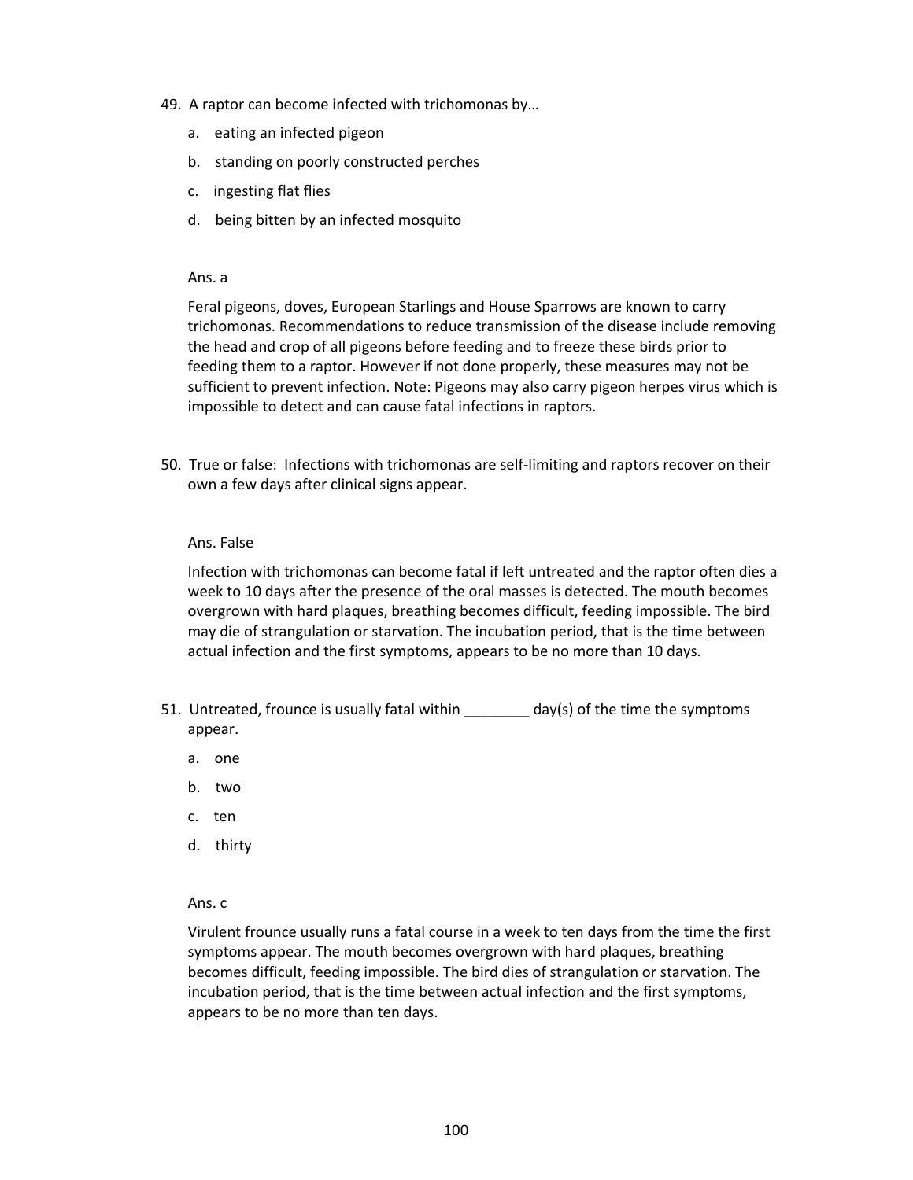49. A raptor can become infected with trichomonas by…

    a. eating an infected pigeon

    b. standing on poorly constructed perches

    c. ingesting flat flies

    d. being bitten by an infected mosquito

    Ans. a

    Feral pigeons, doves, European Starlings and House Sparrows are known to carry trichomonas. Recommendations to reduce transmission of the disease include removing the head and crop of all pigeons before feeding and to freeze these birds prior to feeding them to a raptor. However if not done properly, these measures may not be sufficient to prevent infection. Note: Pigeons may also carry pigeon herpes virus which is impossible to detect and can cause fatal infections in raptors.

50. True or false: Infections with trichomonas are self-limiting and raptors recover on their own a few days after clinical signs appear.

    Ans. False

    Infection with trichomonas can become fatal if left untreated and the raptor often dies a week to 10 days after the presence of the oral masses is detected. The mouth becomes overgrown with hard plaques, breathing becomes difficult, feeding impossible. The bird may die of strangulation or starvation. The incubation period, that is the time between actual infection and the first symptoms, appears to be no more than 10 days.

51. Untreated, frounce is usually fatal within ________ day(s) of the time the symptoms appear.

    a. one

    b. two

    c. ten

    d. thirty

    Ans. c

    Virulent frounce usually runs a fatal course in a week to ten days from the time the first symptoms appear. The mouth becomes overgrown with hard plaques, breathing becomes difficult, feeding impossible. The bird dies of strangulation or starvation. The incubation period, that is the time between actual infection and the first symptoms, appears to be no more than ten days.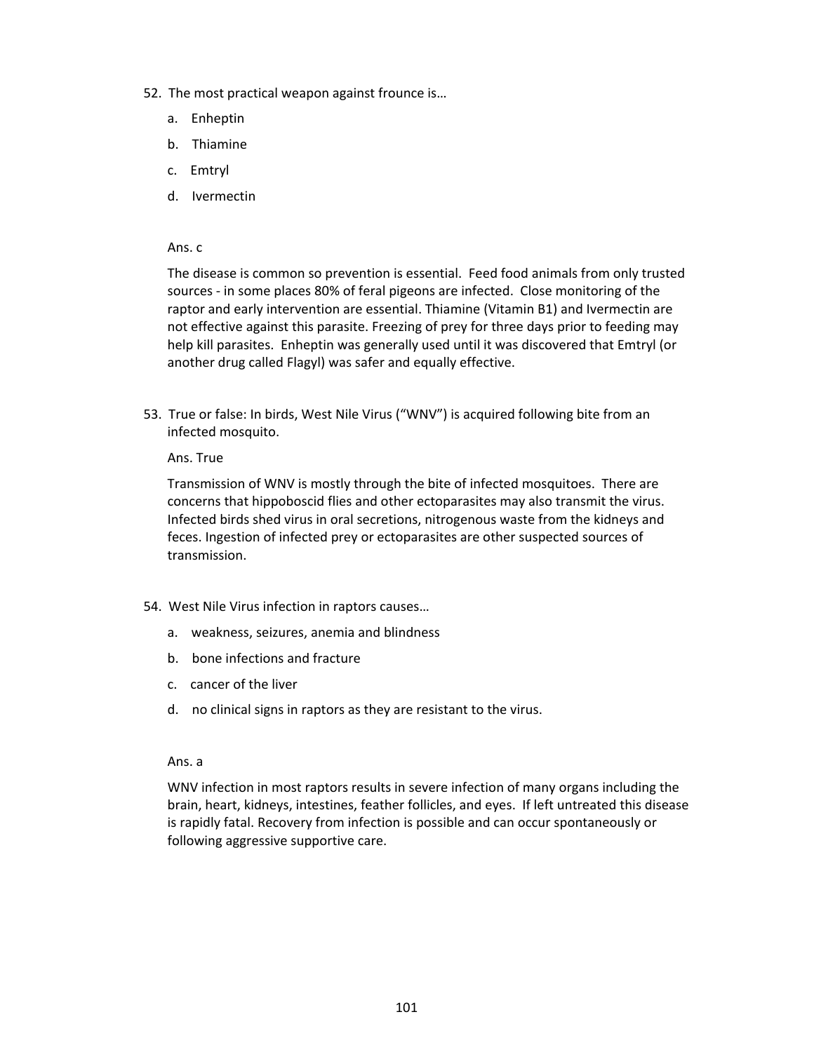52. The most practical weapon against frounce is…

    a. Enheptin

    b. Thiamine

    c. Emtryl

    d. Ivermectin

    Ans. c

    The disease is common so prevention is essential. Feed food animals from only trusted sources - in some places 80% of feral pigeons are infected. Close monitoring of the raptor and early intervention are essential. Thiamine (Vitamin B1) and Ivermectin are not effective against this parasite. Freezing of prey for three days prior to feeding may help kill parasites. Enheptin was generally used until it was discovered that Emtryl (or another drug called Flagyl) was safer and equally effective.

53. True or false: In birds, West Nile Virus ("WNV") is acquired following bite from an infected mosquito.

    Ans. True

    Transmission of WNV is mostly through the bite of infected mosquitoes. There are concerns that hippoboscid flies and other ectoparasites may also transmit the virus. Infected birds shed virus in oral secretions, nitrogenous waste from the kidneys and feces. Ingestion of infected prey or ectoparasites are other suspected sources of transmission.

54. West Nile Virus infection in raptors causes…

    a. weakness, seizures, anemia and blindness

    b. bone infections and fracture

    c. cancer of the liver

    d. no clinical signs in raptors as they are resistant to the virus.

    Ans. a

    WNV infection in most raptors results in severe infection of many organs including the brain, heart, kidneys, intestines, feather follicles, and eyes. If left untreated this disease is rapidly fatal. Recovery from infection is possible and can occur spontaneously or following aggressive supportive care.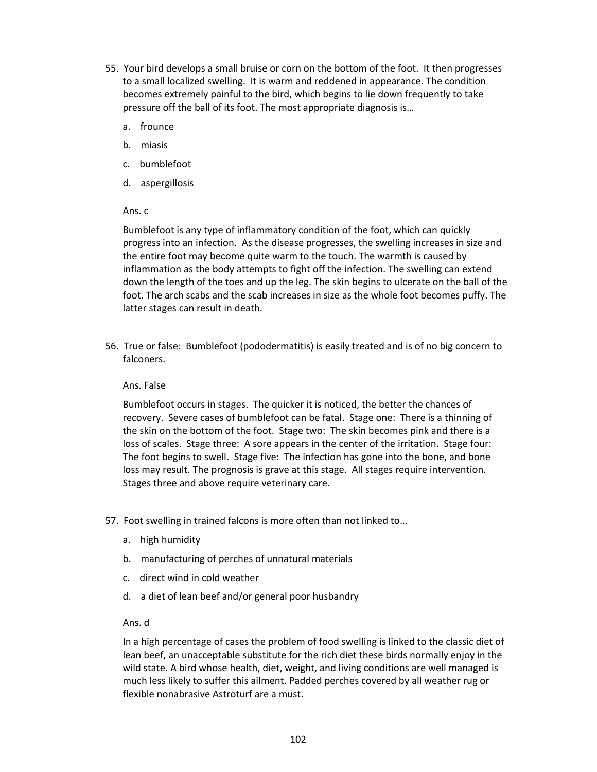55. Your bird develops a small bruise or corn on the bottom of the foot. It then progresses to a small localized swelling. It is warm and reddened in appearance. The condition becomes extremely painful to the bird, which begins to lie down frequently to take pressure off the ball of its foot. The most appropriate diagnosis is…

    a. frounce

    b. miasis

    c. bumblefoot

    d. aspergillosis

    Ans. c

    Bumblefoot is any type of inflammatory condition of the foot, which can quickly progress into an infection. As the disease progresses, the swelling increases in size and the entire foot may become quite warm to the touch. The warmth is caused by inflammation as the body attempts to fight off the infection. The swelling can extend down the length of the toes and up the leg. The skin begins to ulcerate on the ball of the foot. The arch scabs and the scab increases in size as the whole foot becomes puffy. The latter stages can result in death.

56. True or false: Bumblefoot (pododermatitis) is easily treated and is of no big concern to falconers.

    Ans. False

    Bumblefoot occurs in stages. The quicker it is noticed, the better the chances of recovery. Severe cases of bumblefoot can be fatal. Stage one: There is a thinning of the skin on the bottom of the foot. Stage two: The skin becomes pink and there is a loss of scales. Stage three: A sore appears in the center of the irritation. Stage four: The foot begins to swell. Stage five: The infection has gone into the bone, and bone loss may result. The prognosis is grave at this stage. All stages require intervention. Stages three and above require veterinary care.

57. Foot swelling in trained falcons is more often than not linked to…

    a. high humidity

    b. manufacturing of perches of unnatural materials

    c. direct wind in cold weather

    d. a diet of lean beef and/or general poor husbandry

    Ans. d

    In a high percentage of cases the problem of food swelling is linked to the classic diet of lean beef, an unacceptable substitute for the rich diet these birds normally enjoy in the wild state. A bird whose health, diet, weight, and living conditions are well managed is much less likely to suffer this ailment. Padded perches covered by all weather rug or flexible nonabrasive Astroturf are a must.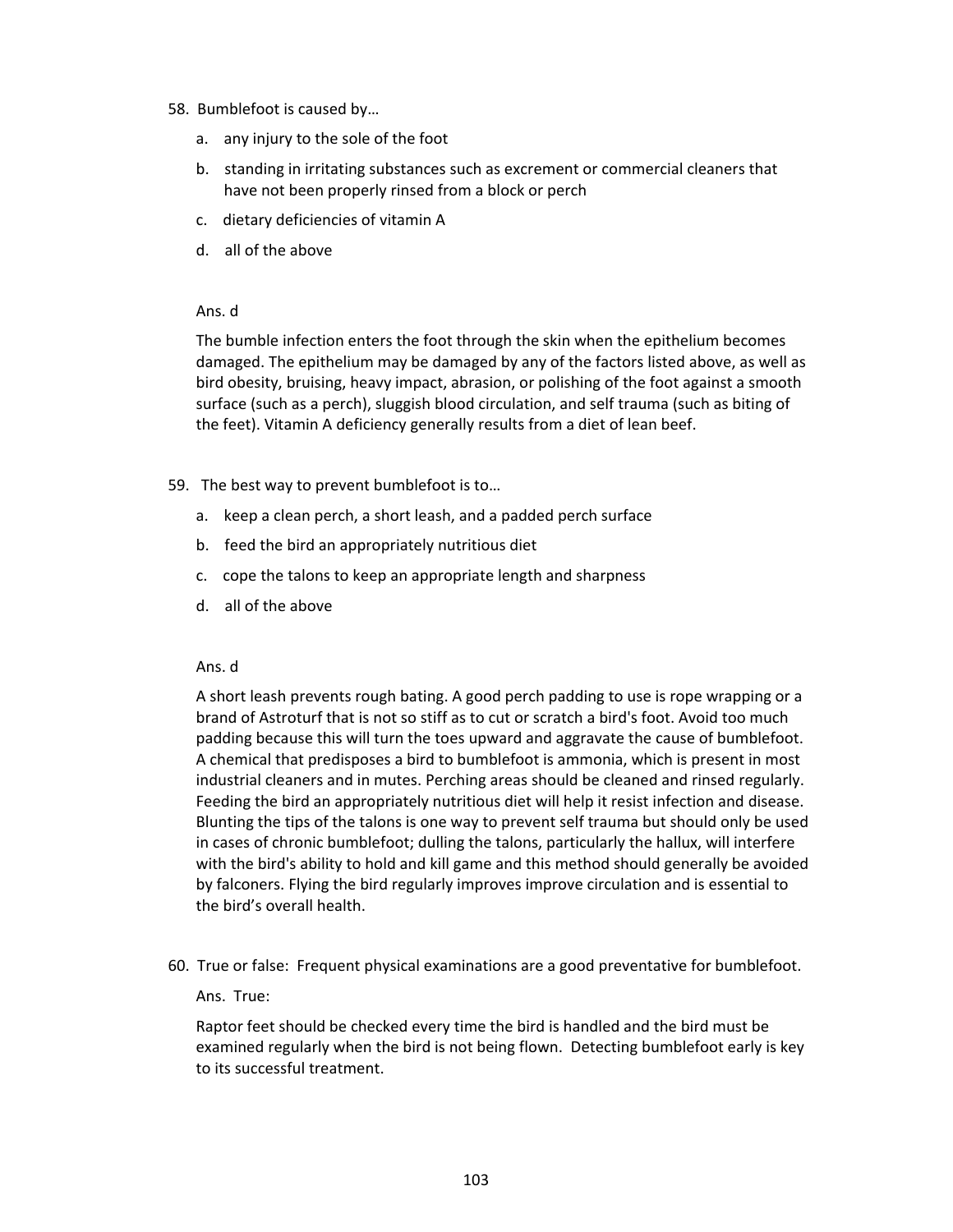58. Bumblefoot is caused by…

   a. any injury to the sole of the foot

   b. standing in irritating substances such as excrement or commercial cleaners that have not been properly rinsed from a block or perch

   c. dietary deficiencies of vitamin A

   d. all of the above

   Ans. d

   The bumble infection enters the foot through the skin when the epithelium becomes damaged. The epithelium may be damaged by any of the factors listed above, as well as bird obesity, bruising, heavy impact, abrasion, or polishing of the foot against a smooth surface (such as a perch), sluggish blood circulation, and self trauma (such as biting of the feet). Vitamin A deficiency generally results from a diet of lean beef.

59. The best way to prevent bumblefoot is to…

   a. keep a clean perch, a short leash, and a padded perch surface

   b. feed the bird an appropriately nutritious diet

   c. cope the talons to keep an appropriate length and sharpness

   d. all of the above

   Ans. d

   A short leash prevents rough bating. A good perch padding to use is rope wrapping or a brand of Astroturf that is not so stiff as to cut or scratch a bird's foot. Avoid too much padding because this will turn the toes upward and aggravate the cause of bumblefoot. A chemical that predisposes a bird to bumblefoot is ammonia, which is present in most industrial cleaners and in mutes. Perching areas should be cleaned and rinsed regularly. Feeding the bird an appropriately nutritious diet will help it resist infection and disease. Blunting the tips of the talons is one way to prevent self trauma but should only be used in cases of chronic bumblefoot; dulling the talons, particularly the hallux, will interfere with the bird's ability to hold and kill game and this method should generally be avoided by falconers. Flying the bird regularly improves improve circulation and is essential to the bird's overall health.

60. True or false: Frequent physical examinations are a good preventative for bumblefoot.

   Ans. True:

   Raptor feet should be checked every time the bird is handled and the bird must be examined regularly when the bird is not being flown. Detecting bumblefoot early is key to its successful treatment.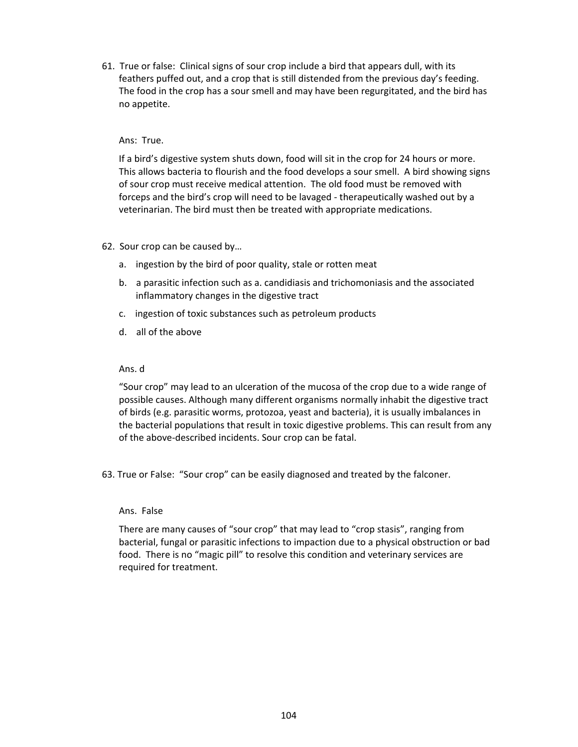61. True or false: Clinical signs of sour crop include a bird that appears dull, with its feathers puffed out, and a crop that is still distended from the previous day's feeding. The food in the crop has a sour smell and may have been regurgitated, and the bird has no appetite.

    Ans: True.

    If a bird's digestive system shuts down, food will sit in the crop for 24 hours or more. This allows bacteria to flourish and the food develops a sour smell. A bird showing signs of sour crop must receive medical attention. The old food must be removed with forceps and the bird's crop will need to be lavaged - therapeutically washed out by a veterinarian. The bird must then be treated with appropriate medications.

62. Sour crop can be caused by…

    a. ingestion by the bird of poor quality, stale or rotten meat

    b. a parasitic infection such as a. candidiasis and trichomoniasis and the associated inflammatory changes in the digestive tract

    c. ingestion of toxic substances such as petroleum products

    d. all of the above

    Ans. d

    "Sour crop" may lead to an ulceration of the mucosa of the crop due to a wide range of possible causes. Although many different organisms normally inhabit the digestive tract of birds (e.g. parasitic worms, protozoa, yeast and bacteria), it is usually imbalances in the bacterial populations that result in toxic digestive problems. This can result from any of the above-described incidents. Sour crop can be fatal.

63. True or False: "Sour crop" can be easily diagnosed and treated by the falconer.

    Ans. False

    There are many causes of "sour crop" that may lead to "crop stasis", ranging from bacterial, fungal or parasitic infections to impaction due to a physical obstruction or bad food. There is no "magic pill" to resolve this condition and veterinary services are required for treatment.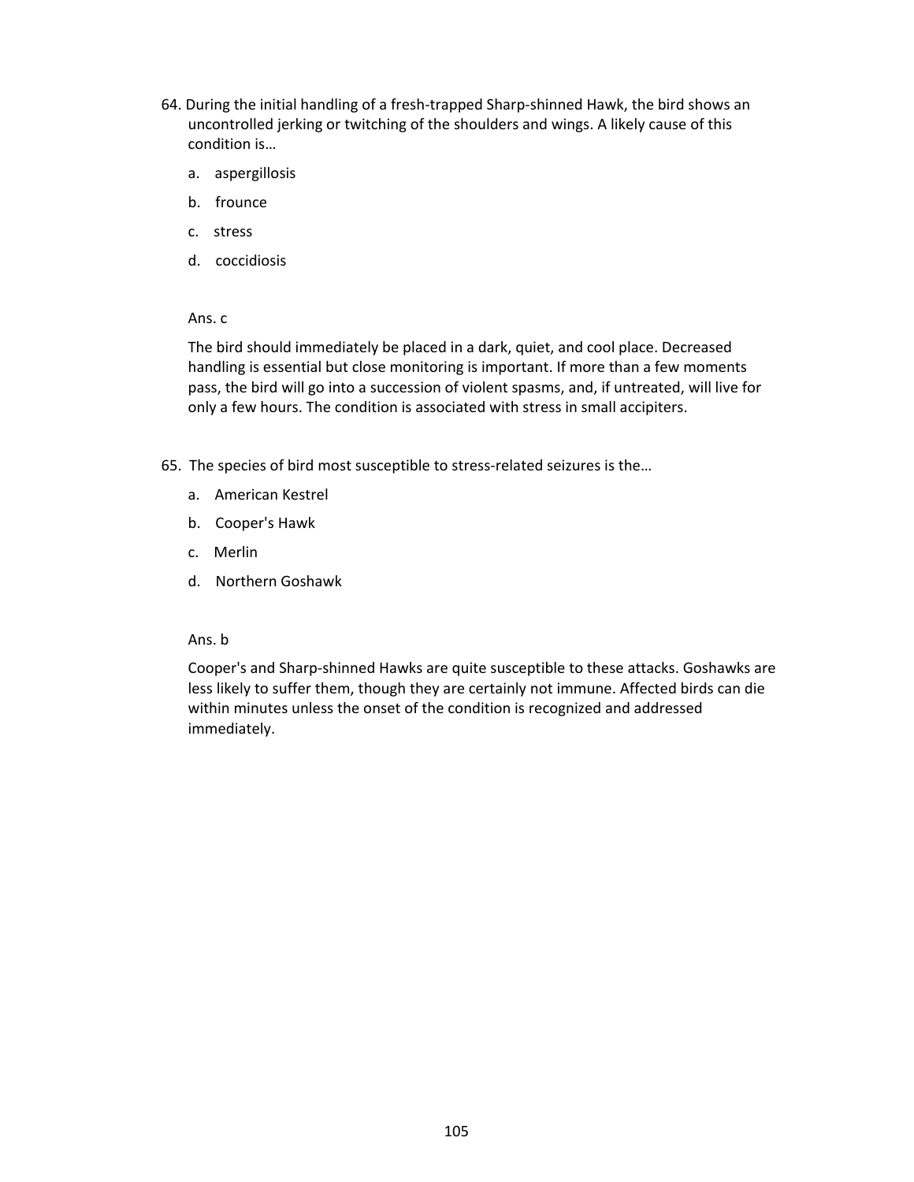64. During the initial handling of a fresh-trapped Sharp-shinned Hawk, the bird shows an uncontrolled jerking or twitching of the shoulders and wings. A likely cause of this condition is…

   a. aspergillosis

   b. frounce

   c. stress

   d. coccidiosis

   Ans. c

   The bird should immediately be placed in a dark, quiet, and cool place. Decreased handling is essential but close monitoring is important. If more than a few moments pass, the bird will go into a succession of violent spasms, and, if untreated, will live for only a few hours. The condition is associated with stress in small accipiters.

65. The species of bird most susceptible to stress-related seizures is the…

   a. American Kestrel

   b. Cooper's Hawk

   c. Merlin

   d. Northern Goshawk

   Ans. b

   Cooper's and Sharp-shinned Hawks are quite susceptible to these attacks. Goshawks are less likely to suffer them, though they are certainly not immune. Affected birds can die within minutes unless the onset of the condition is recognized and addressed immediately.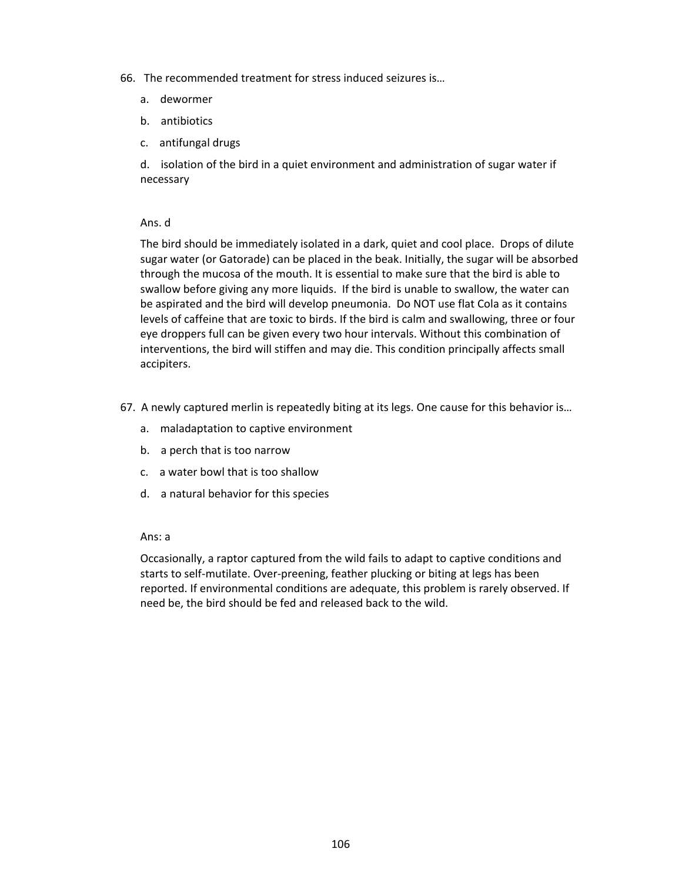66. The recommended treatment for stress induced seizures is…

    a. dewormer

    b. antibiotics

    c. antifungal drugs

    d. isolation of the bird in a quiet environment and administration of sugar water if necessary

    Ans. d

    The bird should be immediately isolated in a dark, quiet and cool place. Drops of dilute sugar water (or Gatorade) can be placed in the beak. Initially, the sugar will be absorbed through the mucosa of the mouth. It is essential to make sure that the bird is able to swallow before giving any more liquids. If the bird is unable to swallow, the water can be aspirated and the bird will develop pneumonia. Do NOT use flat Cola as it contains levels of caffeine that are toxic to birds. If the bird is calm and swallowing, three or four eye droppers full can be given every two hour intervals. Without this combination of interventions, the bird will stiffen and may die. This condition principally affects small accipiters.

67. A newly captured merlin is repeatedly biting at its legs. One cause for this behavior is…

    a. maladaptation to captive environment

    b. a perch that is too narrow

    c. a water bowl that is too shallow

    d. a natural behavior for this species

    Ans: a

    Occasionally, a raptor captured from the wild fails to adapt to captive conditions and starts to self-mutilate. Over-preening, feather plucking or biting at legs has been reported. If environmental conditions are adequate, this problem is rarely observed. If need be, the bird should be fed and released back to the wild.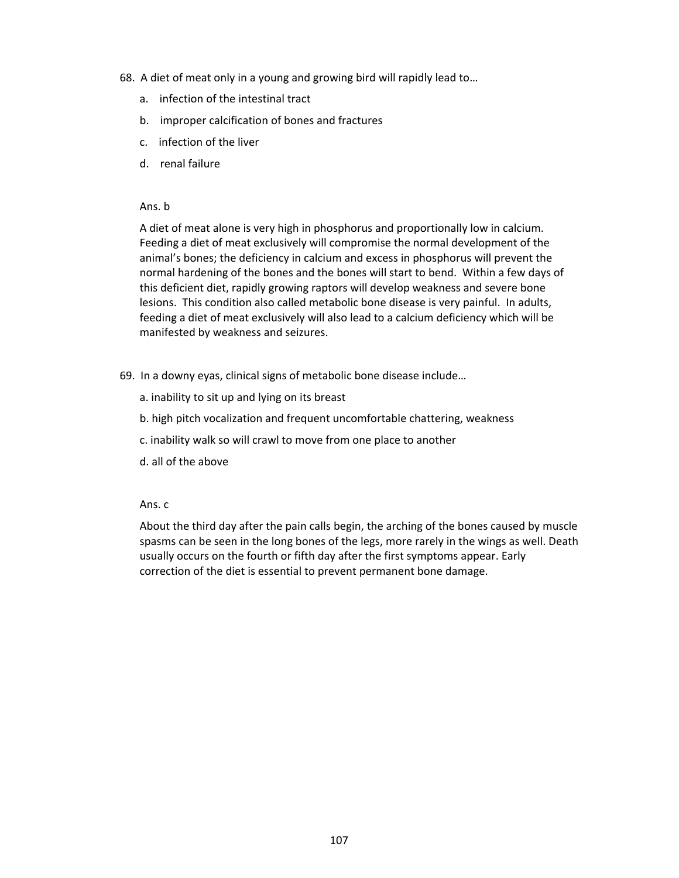68. A diet of meat only in a young and growing bird will rapidly lead to…

    a. infection of the intestinal tract

    b. improper calcification of bones and fractures

    c. infection of the liver

    d. renal failure

    Ans. b

    A diet of meat alone is very high in phosphorus and proportionally low in calcium. Feeding a diet of meat exclusively will compromise the normal development of the animal's bones; the deficiency in calcium and excess in phosphorus will prevent the normal hardening of the bones and the bones will start to bend. Within a few days of this deficient diet, rapidly growing raptors will develop weakness and severe bone lesions. This condition also called metabolic bone disease is very painful. In adults, feeding a diet of meat exclusively will also lead to a calcium deficiency which will be manifested by weakness and seizures.

69. In a downy eyas, clinical signs of metabolic bone disease include…

    a. inability to sit up and lying on its breast

    b. high pitch vocalization and frequent uncomfortable chattering, weakness

    c. inability walk so will crawl to move from one place to another

    d. all of the above

    Ans. c

    About the third day after the pain calls begin, the arching of the bones caused by muscle spasms can be seen in the long bones of the legs, more rarely in the wings as well. Death usually occurs on the fourth or fifth day after the first symptoms appear. Early correction of the diet is essential to prevent permanent bone damage.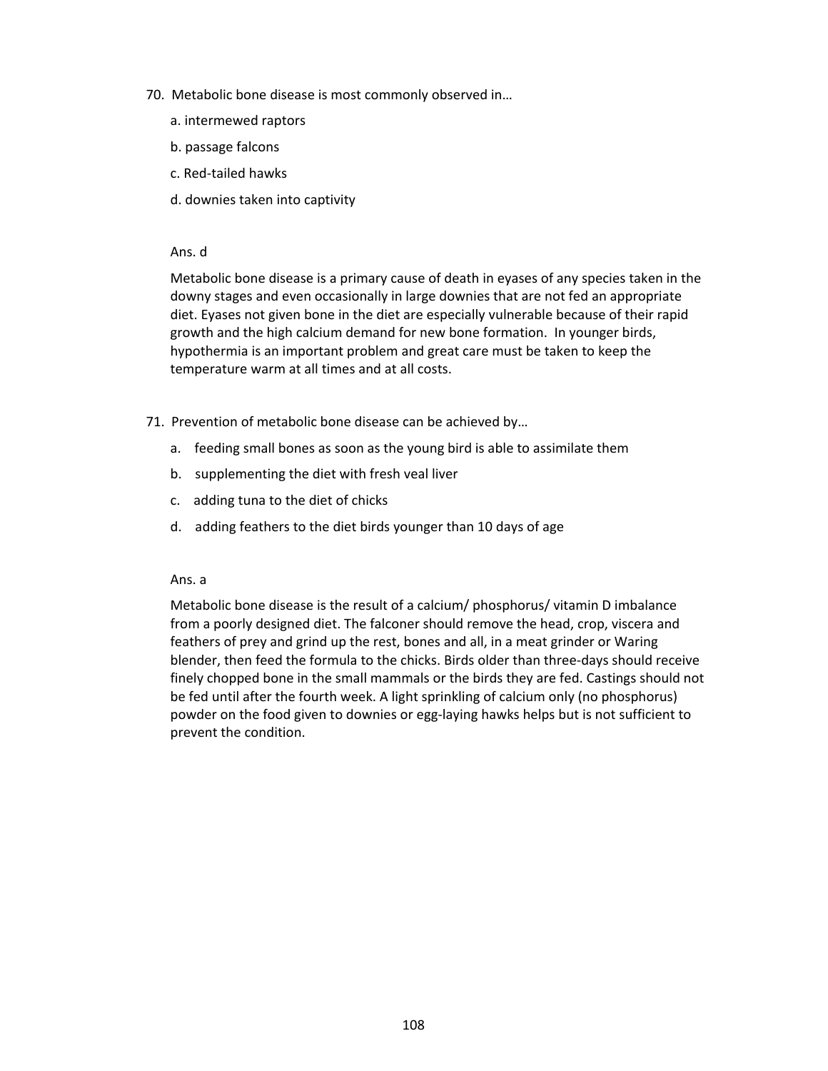70. Metabolic bone disease is most commonly observed in…

   a. intermewed raptors

   b. passage falcons

   c. Red-tailed hawks

   d. downies taken into captivity

   Ans. d

   Metabolic bone disease is a primary cause of death in eyases of any species taken in the downy stages and even occasionally in large downies that are not fed an appropriate diet. Eyases not given bone in the diet are especially vulnerable because of their rapid growth and the high calcium demand for new bone formation. In younger birds, hypothermia is an important problem and great care must be taken to keep the temperature warm at all times and at all costs.

71. Prevention of metabolic bone disease can be achieved by…

   a. feeding small bones as soon as the young bird is able to assimilate them

   b. supplementing the diet with fresh veal liver

   c. adding tuna to the diet of chicks

   d. adding feathers to the diet birds younger than 10 days of age

   Ans. a

   Metabolic bone disease is the result of a calcium/ phosphorus/ vitamin D imbalance from a poorly designed diet. The falconer should remove the head, crop, viscera and feathers of prey and grind up the rest, bones and all, in a meat grinder or Waring blender, then feed the formula to the chicks. Birds older than three-days should receive finely chopped bone in the small mammals or the birds they are fed. Castings should not be fed until after the fourth week. A light sprinkling of calcium only (no phosphorus) powder on the food given to downies or egg-laying hawks helps but is not sufficient to prevent the condition.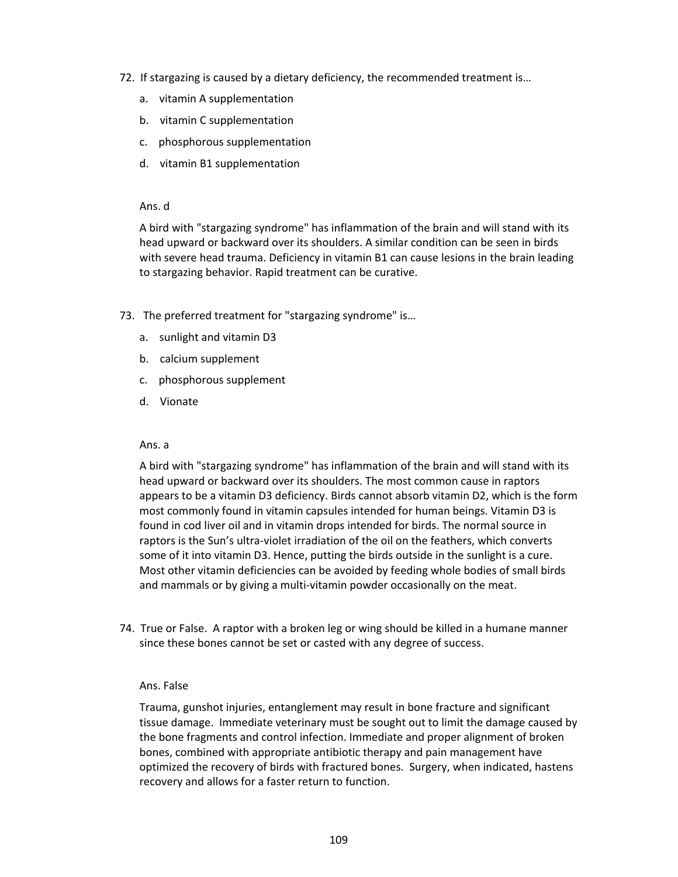72. If stargazing is caused by a dietary deficiency, the recommended treatment is…

    a. vitamin A supplementation

    b. vitamin C supplementation

    c. phosphorous supplementation

    d. vitamin B1 supplementation

    Ans. d

    A bird with "stargazing syndrome" has inflammation of the brain and will stand with its head upward or backward over its shoulders. A similar condition can be seen in birds with severe head trauma. Deficiency in vitamin B1 can cause lesions in the brain leading to stargazing behavior. Rapid treatment can be curative.

73. The preferred treatment for "stargazing syndrome" is…

    a. sunlight and vitamin D3

    b. calcium supplement

    c. phosphorous supplement

    d. Vionate

    Ans. a

    A bird with "stargazing syndrome" has inflammation of the brain and will stand with its head upward or backward over its shoulders. The most common cause in raptors appears to be a vitamin D3 deficiency. Birds cannot absorb vitamin D2, which is the form most commonly found in vitamin capsules intended for human beings. Vitamin D3 is found in cod liver oil and in vitamin drops intended for birds. The normal source in raptors is the Sun's ultra-violet irradiation of the oil on the feathers, which converts some of it into vitamin D3. Hence, putting the birds outside in the sunlight is a cure. Most other vitamin deficiencies can be avoided by feeding whole bodies of small birds and mammals or by giving a multi-vitamin powder occasionally on the meat.

74. True or False. A raptor with a broken leg or wing should be killed in a humane manner since these bones cannot be set or casted with any degree of success.

    Ans. False

    Trauma, gunshot injuries, entanglement may result in bone fracture and significant tissue damage. Immediate veterinary must be sought out to limit the damage caused by the bone fragments and control infection. Immediate and proper alignment of broken bones, combined with appropriate antibiotic therapy and pain management have optimized the recovery of birds with fractured bones. Surgery, when indicated, hastens recovery and allows for a faster return to function.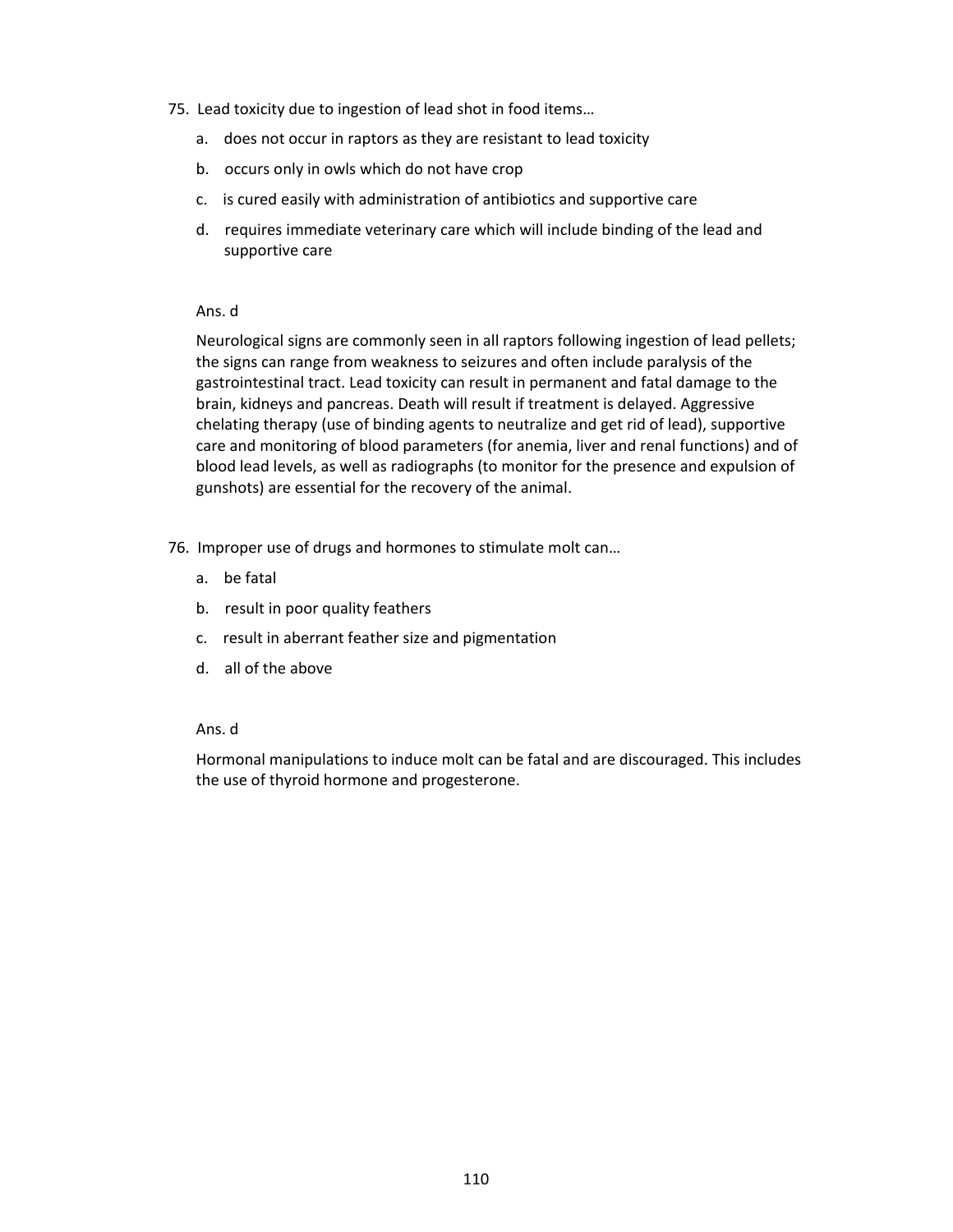75. Lead toxicity due to ingestion of lead shot in food items…

    a. does not occur in raptors as they are resistant to lead toxicity

    b. occurs only in owls which do not have crop

    c. is cured easily with administration of antibiotics and supportive care

    d. requires immediate veterinary care which will include binding of the lead and supportive care

    Ans. d

    Neurological signs are commonly seen in all raptors following ingestion of lead pellets; the signs can range from weakness to seizures and often include paralysis of the gastrointestinal tract. Lead toxicity can result in permanent and fatal damage to the brain, kidneys and pancreas. Death will result if treatment is delayed. Aggressive chelating therapy (use of binding agents to neutralize and get rid of lead), supportive care and monitoring of blood parameters (for anemia, liver and renal functions) and of blood lead levels, as well as radiographs (to monitor for the presence and expulsion of gunshots) are essential for the recovery of the animal.

76. Improper use of drugs and hormones to stimulate molt can…

    a. be fatal

    b. result in poor quality feathers

    c. result in aberrant feather size and pigmentation

    d. all of the above

    Ans. d

    Hormonal manipulations to induce molt can be fatal and are discouraged. This includes the use of thyroid hormone and progesterone.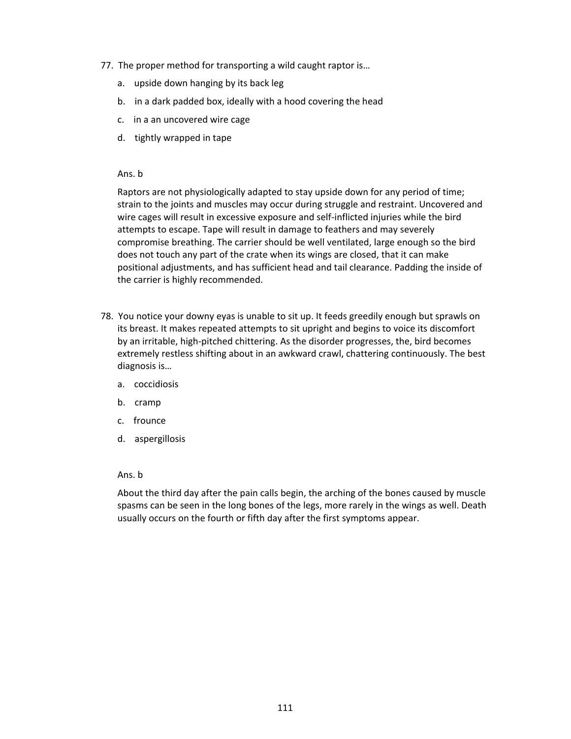77. The proper method for transporting a wild caught raptor is…

    a. upside down hanging by its back leg

    b. in a dark padded box, ideally with a hood covering the head

    c. in a an uncovered wire cage

    d. tightly wrapped in tape

    Ans. b

    Raptors are not physiologically adapted to stay upside down for any period of time; strain to the joints and muscles may occur during struggle and restraint. Uncovered and wire cages will result in excessive exposure and self-inflicted injuries while the bird attempts to escape. Tape will result in damage to feathers and may severely compromise breathing. The carrier should be well ventilated, large enough so the bird does not touch any part of the crate when its wings are closed, that it can make positional adjustments, and has sufficient head and tail clearance. Padding the inside of the carrier is highly recommended.

78. You notice your downy eyas is unable to sit up. It feeds greedily enough but sprawls on its breast. It makes repeated attempts to sit upright and begins to voice its discomfort by an irritable, high-pitched chittering. As the disorder progresses, the, bird becomes extremely restless shifting about in an awkward crawl, chattering continuously. The best diagnosis is…

    a. coccidiosis

    b. cramp

    c. frounce

    d. aspergillosis

    Ans. b

    About the third day after the pain calls begin, the arching of the bones caused by muscle spasms can be seen in the long bones of the legs, more rarely in the wings as well. Death usually occurs on the fourth or fifth day after the first symptoms appear.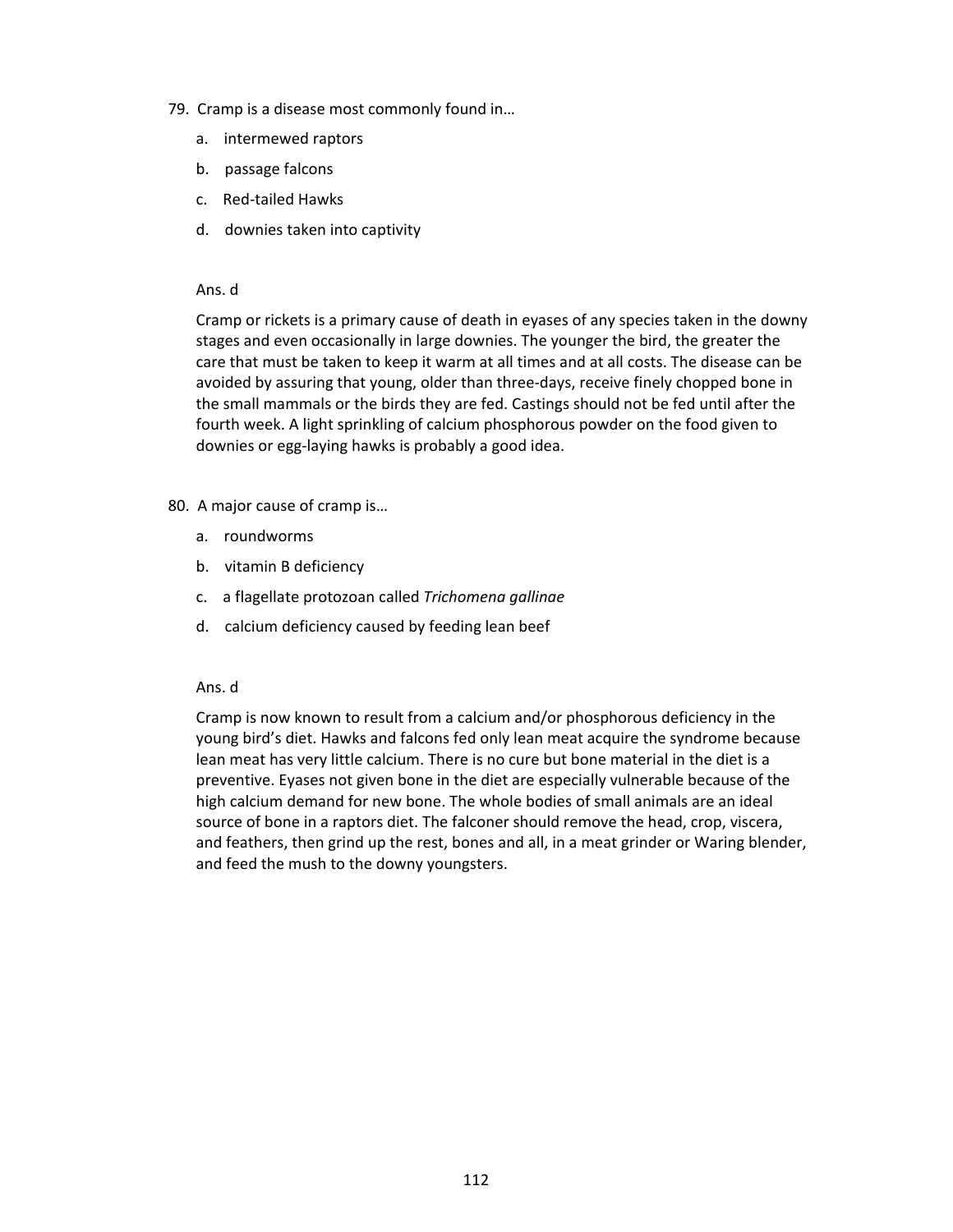79. Cramp is a disease most commonly found in…

    a. intermewed raptors
    b. passage falcons
    c. Red-tailed Hawks
    d. downies taken into captivity

    Ans. d

    Cramp or rickets is a primary cause of death in eyases of any species taken in the downy stages and even occasionally in large downies. The younger the bird, the greater the care that must be taken to keep it warm at all times and at all costs. The disease can be avoided by assuring that young, older than three-days, receive finely chopped bone in the small mammals or the birds they are fed. Castings should not be fed until after the fourth week. A light sprinkling of calcium phosphorous powder on the food given to downies or egg-laying hawks is probably a good idea.

80. A major cause of cramp is…

    a. roundworms
    b. vitamin B deficiency
    c. a flagellate protozoan called *Trichomena gallinae*
    d. calcium deficiency caused by feeding lean beef

    Ans. d

    Cramp is now known to result from a calcium and/or phosphorous deficiency in the young bird's diet. Hawks and falcons fed only lean meat acquire the syndrome because lean meat has very little calcium. There is no cure but bone material in the diet is a preventive. Eyases not given bone in the diet are especially vulnerable because of the high calcium demand for new bone. The whole bodies of small animals are an ideal source of bone in a raptors diet. The falconer should remove the head, crop, viscera, and feathers, then grind up the rest, bones and all, in a meat grinder or Waring blender, and feed the mush to the downy youngsters.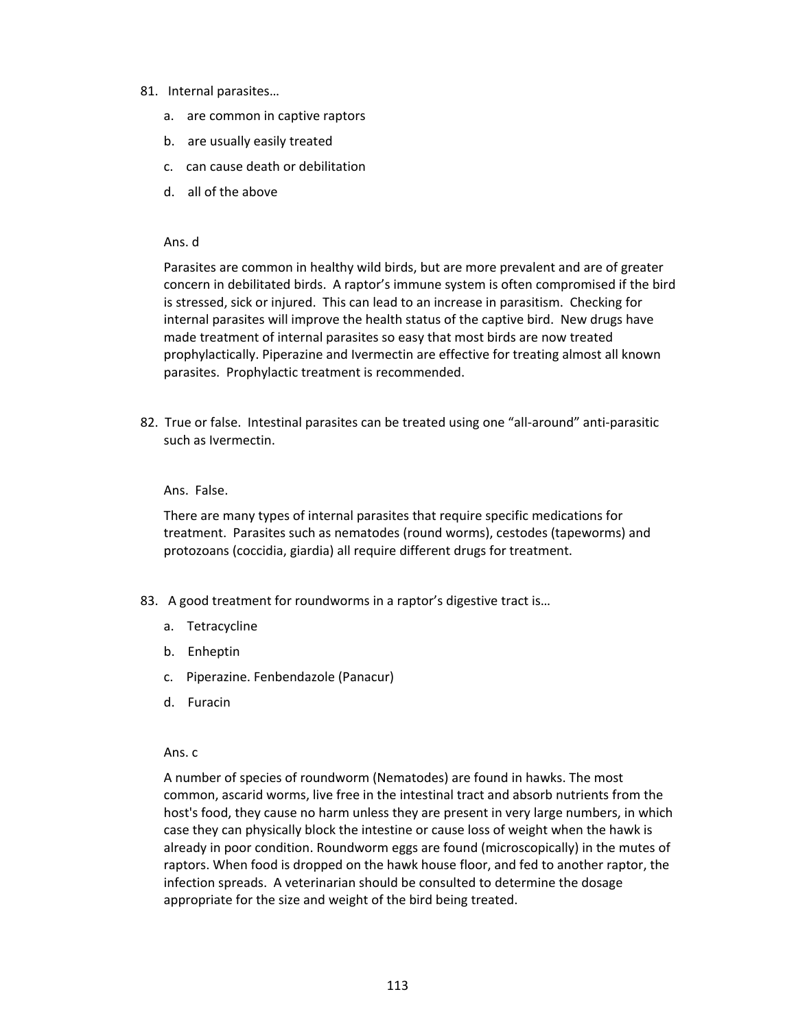81. Internal parasites…

    a. are common in captive raptors

    b. are usually easily treated

    c. can cause death or debilitation

    d. all of the above

    Ans. d

    Parasites are common in healthy wild birds, but are more prevalent and are of greater concern in debilitated birds. A raptor's immune system is often compromised if the bird is stressed, sick or injured. This can lead to an increase in parasitism. Checking for internal parasites will improve the health status of the captive bird. New drugs have made treatment of internal parasites so easy that most birds are now treated prophylactically. Piperazine and Ivermectin are effective for treating almost all known parasites. Prophylactic treatment is recommended.

82. True or false. Intestinal parasites can be treated using one "all-around" anti-parasitic such as Ivermectin.

    Ans. False.

    There are many types of internal parasites that require specific medications for treatment. Parasites such as nematodes (round worms), cestodes (tapeworms) and protozoans (coccidia, giardia) all require different drugs for treatment.

83. A good treatment for roundworms in a raptor's digestive tract is…

    a. Tetracycline

    b. Enheptin

    c. Piperazine. Fenbendazole (Panacur)

    d. Furacin

    Ans. c

    A number of species of roundworm (Nematodes) are found in hawks. The most common, ascarid worms, live free in the intestinal tract and absorb nutrients from the host's food, they cause no harm unless they are present in very large numbers, in which case they can physically block the intestine or cause loss of weight when the hawk is already in poor condition. Roundworm eggs are found (microscopically) in the mutes of raptors. When food is dropped on the hawk house floor, and fed to another raptor, the infection spreads. A veterinarian should be consulted to determine the dosage appropriate for the size and weight of the bird being treated.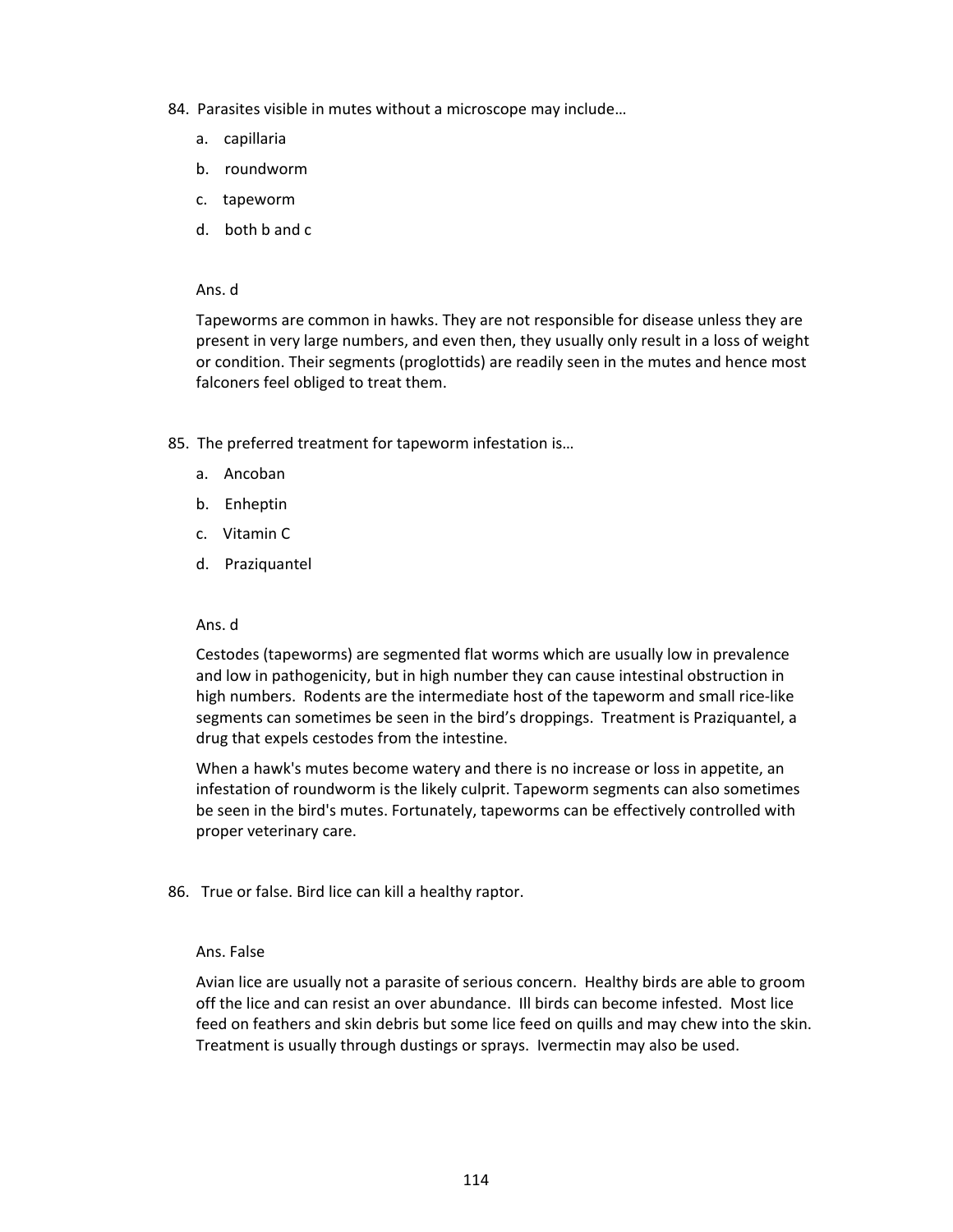84. Parasites visible in mutes without a microscope may include…

   a. capillaria

   b. roundworm

   c. tapeworm

   d. both b and c

   Ans. d

   Tapeworms are common in hawks. They are not responsible for disease unless they are present in very large numbers, and even then, they usually only result in a loss of weight or condition. Their segments (proglottids) are readily seen in the mutes and hence most falconers feel obliged to treat them.

85. The preferred treatment for tapeworm infestation is…

   a. Ancoban

   b. Enheptin

   c. Vitamin C

   d. Praziquantel

   Ans. d

   Cestodes (tapeworms) are segmented flat worms which are usually low in prevalence and low in pathogenicity, but in high number they can cause intestinal obstruction in high numbers. Rodents are the intermediate host of the tapeworm and small rice-like segments can sometimes be seen in the bird's droppings. Treatment is Praziquantel, a drug that expels cestodes from the intestine.

   When a hawk's mutes become watery and there is no increase or loss in appetite, an infestation of roundworm is the likely culprit. Tapeworm segments can also sometimes be seen in the bird's mutes. Fortunately, tapeworms can be effectively controlled with proper veterinary care.

86. True or false. Bird lice can kill a healthy raptor.

   Ans. False

   Avian lice are usually not a parasite of serious concern. Healthy birds are able to groom off the lice and can resist an over abundance. Ill birds can become infested. Most lice feed on feathers and skin debris but some lice feed on quills and may chew into the skin. Treatment is usually through dustings or sprays. Ivermectin may also be used.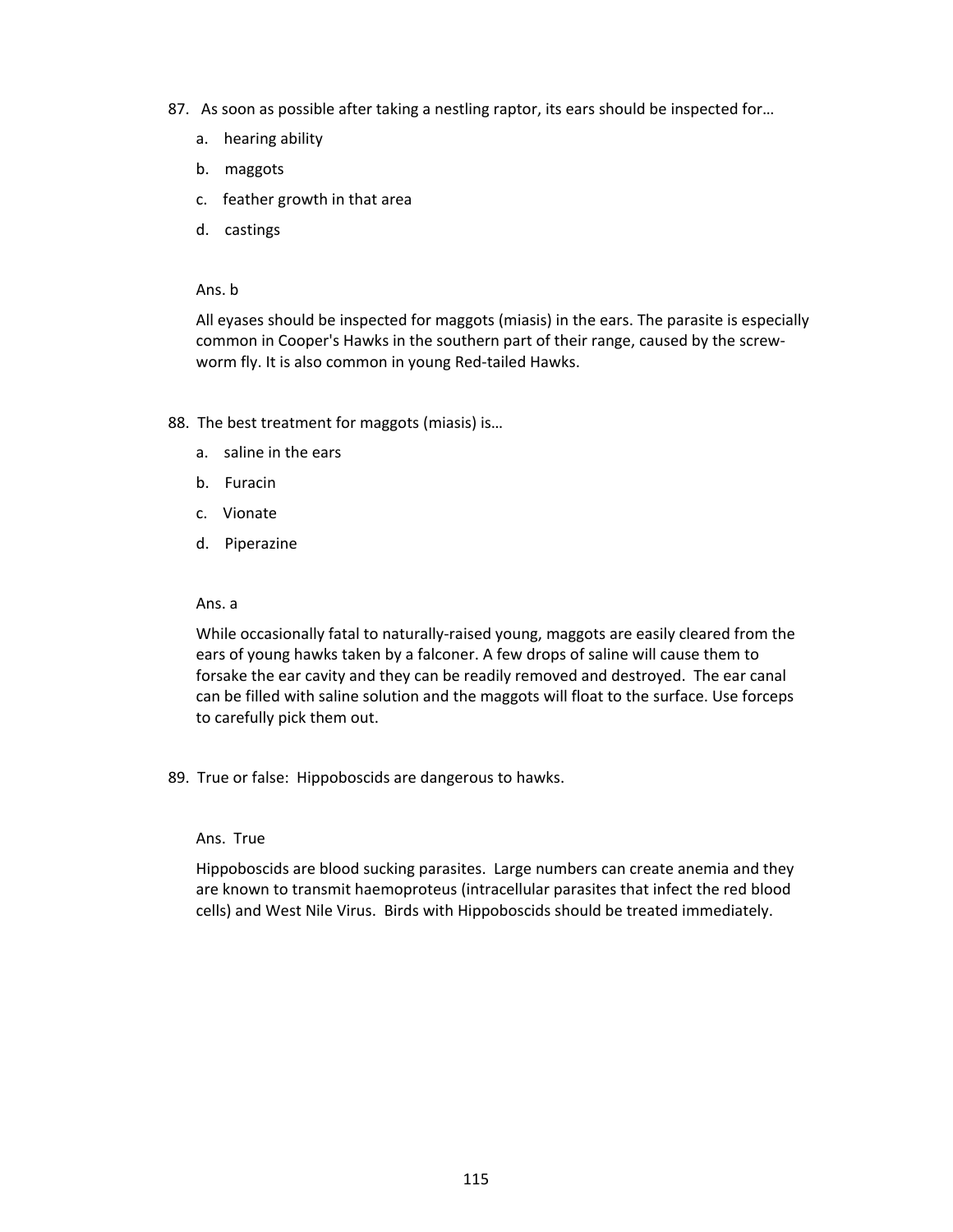87. As soon as possible after taking a nestling raptor, its ears should be inspected for…

    a. hearing ability

    b. maggots

    c. feather growth in that area

    d. castings

    Ans. b

    All eyases should be inspected for maggots (miasis) in the ears. The parasite is especially common in Cooper's Hawks in the southern part of their range, caused by the screw-worm fly. It is also common in young Red-tailed Hawks.

88. The best treatment for maggots (miasis) is…

    a. saline in the ears

    b. Furacin

    c. Vionate

    d. Piperazine

    Ans. a

    While occasionally fatal to naturally-raised young, maggots are easily cleared from the ears of young hawks taken by a falconer. A few drops of saline will cause them to forsake the ear cavity and they can be readily removed and destroyed. The ear canal can be filled with saline solution and the maggots will float to the surface. Use forceps to carefully pick them out.

89. True or false: Hippoboscids are dangerous to hawks.

    Ans. True

    Hippoboscids are blood sucking parasites. Large numbers can create anemia and they are known to transmit haemoproteus (intracellular parasites that infect the red blood cells) and West Nile Virus. Birds with Hippoboscids should be treated immediately.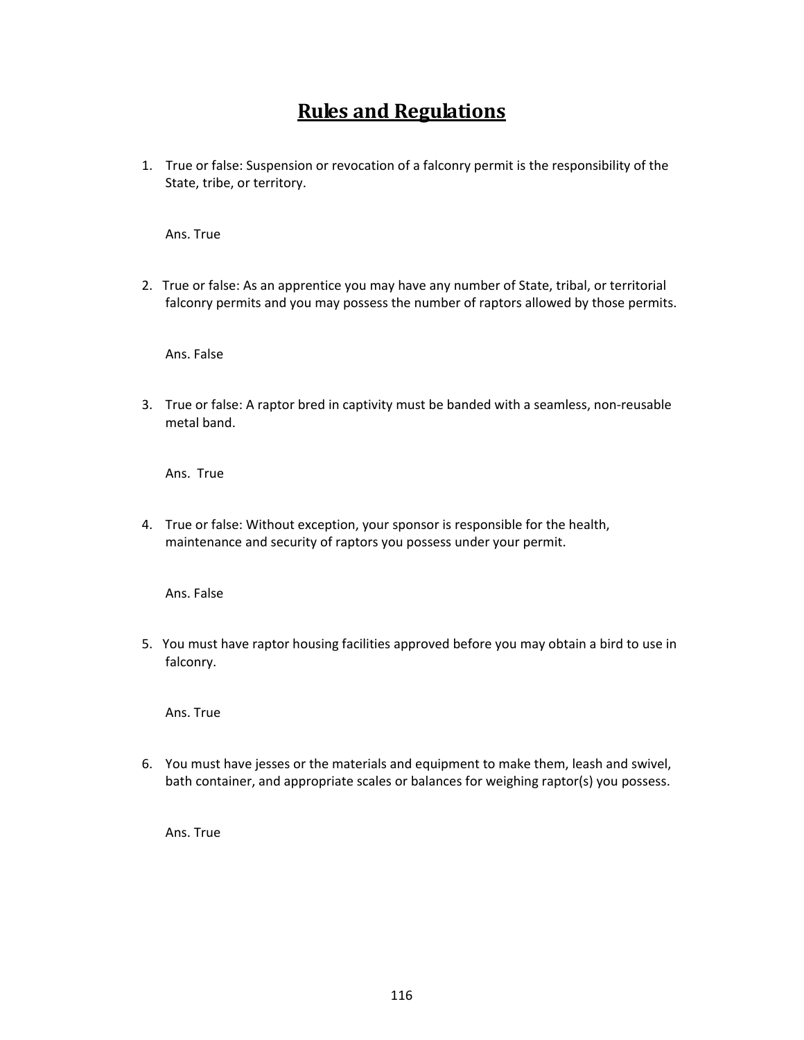# Rules and Regulations

1. True or false: Suspension or revocation of a falconry permit is the responsibility of the State, tribe, or territory.

   Ans. True

2. True or false: As an apprentice you may have any number of State, tribal, or territorial falconry permits and you may possess the number of raptors allowed by those permits.

   Ans. False

3. True or false: A raptor bred in captivity must be banded with a seamless, non-reusable metal band.

   Ans. True

4. True or false: Without exception, your sponsor is responsible for the health, maintenance and security of raptors you possess under your permit.

   Ans. False

5. You must have raptor housing facilities approved before you may obtain a bird to use in falconry.

   Ans. True

6. You must have jesses or the materials and equipment to make them, leash and swivel, bath container, and appropriate scales or balances for weighing raptor(s) you possess.

   Ans. True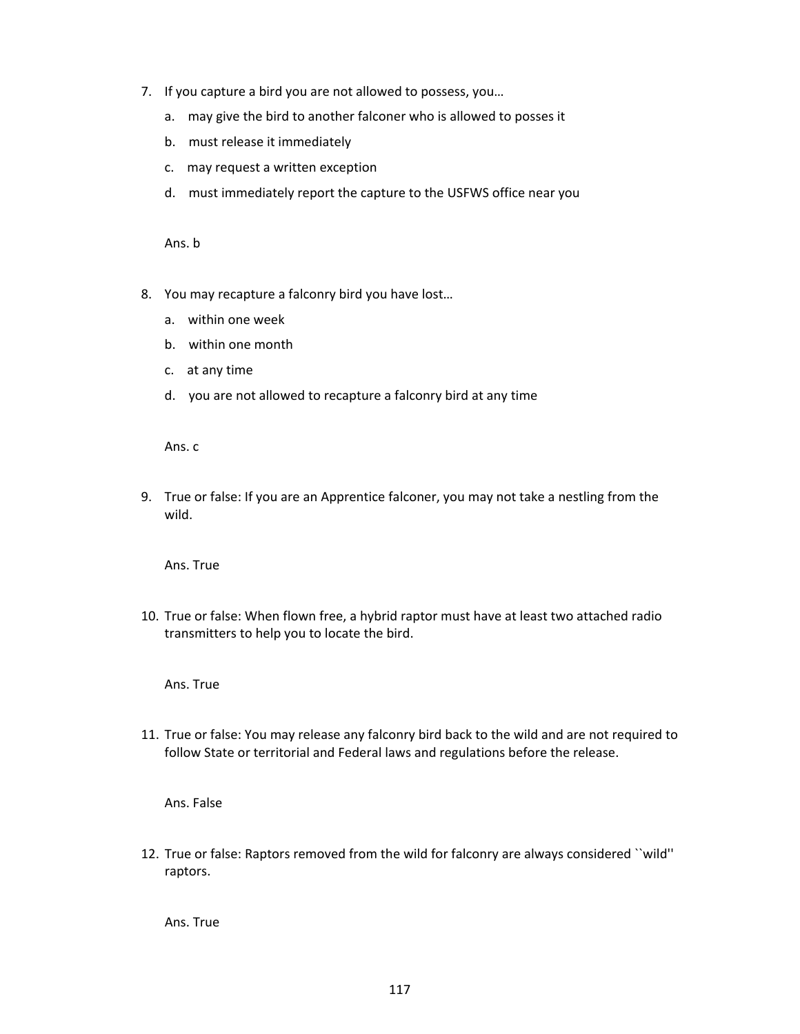7. If you capture a bird you are not allowed to possess, you…

   a. may give the bird to another falconer who is allowed to posses it

   b. must release it immediately

   c. may request a written exception

   d. must immediately report the capture to the USFWS office near you

   Ans. b

8. You may recapture a falconry bird you have lost…

   a. within one week

   b. within one month

   c. at any time

   d. you are not allowed to recapture a falconry bird at any time

   Ans. c

9. True or false: If you are an Apprentice falconer, you may not take a nestling from the wild.

   Ans. True

10. True or false: When flown free, a hybrid raptor must have at least two attached radio transmitters to help you to locate the bird.

    Ans. True

11. True or false: You may release any falconry bird back to the wild and are not required to follow State or territorial and Federal laws and regulations before the release.

    Ans. False

12. True or false: Raptors removed from the wild for falconry are always considered ``wild'' raptors.

    Ans. True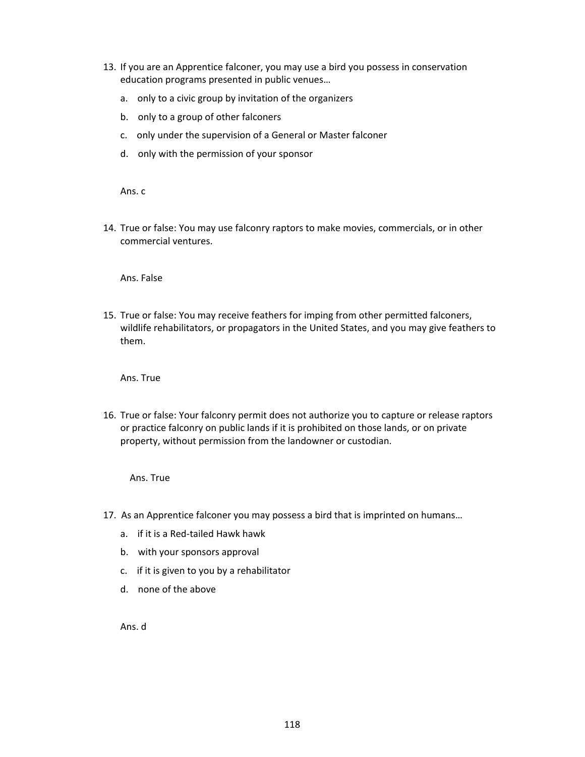13. If you are an Apprentice falconer, you may use a bird you possess in conservation education programs presented in public venues…

    a. only to a civic group by invitation of the organizers

    b. only to a group of other falconers

    c. only under the supervision of a General or Master falconer

    d. only with the permission of your sponsor

    Ans. c

14. True or false: You may use falconry raptors to make movies, commercials, or in other commercial ventures.

    Ans. False

15. True or false: You may receive feathers for imping from other permitted falconers, wildlife rehabilitators, or propagators in the United States, and you may give feathers to them.

    Ans. True

16. True or false: Your falconry permit does not authorize you to capture or release raptors or practice falconry on public lands if it is prohibited on those lands, or on private property, without permission from the landowner or custodian.

    Ans. True

17. As an Apprentice falconer you may possess a bird that is imprinted on humans…

    a. if it is a Red-tailed Hawk hawk

    b. with your sponsors approval

    c. if it is given to you by a rehabilitator

    d. none of the above

    Ans. d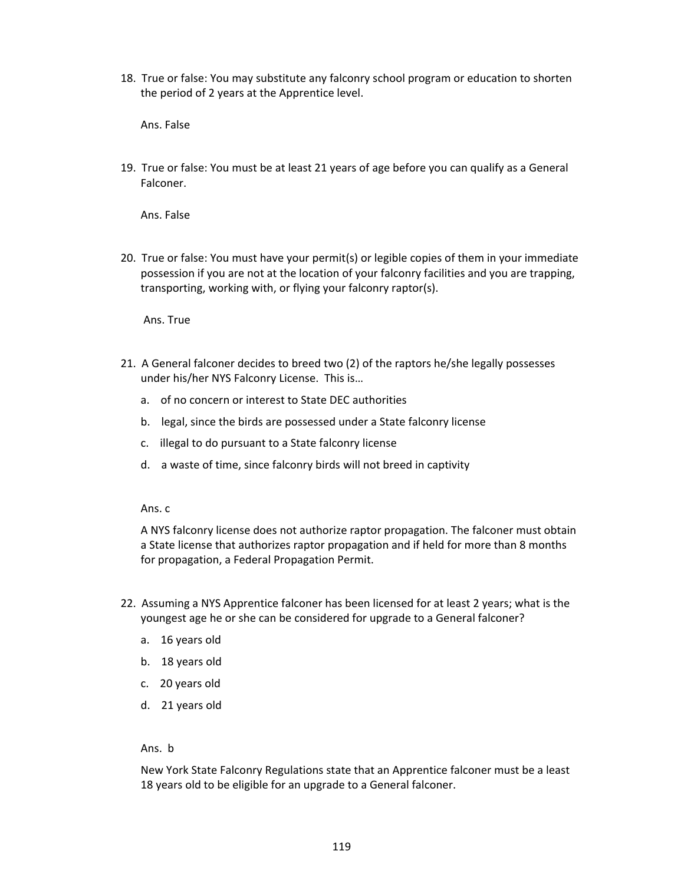18. True or false: You may substitute any falconry school program or education to shorten the period of 2 years at the Apprentice level.

    Ans. False

19. True or false: You must be at least 21 years of age before you can qualify as a General Falconer.

    Ans. False

20. True or false: You must have your permit(s) or legible copies of them in your immediate possession if you are not at the location of your falconry facilities and you are trapping, transporting, working with, or flying your falconry raptor(s).

    Ans. True

21. A General falconer decides to breed two (2) of the raptors he/she legally possesses under his/her NYS Falconry License. This is…

    a. of no concern or interest to State DEC authorities

    b. legal, since the birds are possessed under a State falconry license

    c. illegal to do pursuant to a State falconry license

    d. a waste of time, since falconry birds will not breed in captivity

    Ans. c

    A NYS falconry license does not authorize raptor propagation. The falconer must obtain a State license that authorizes raptor propagation and if held for more than 8 months for propagation, a Federal Propagation Permit.

22. Assuming a NYS Apprentice falconer has been licensed for at least 2 years; what is the youngest age he or she can be considered for upgrade to a General falconer?

    a. 16 years old

    b. 18 years old

    c. 20 years old

    d. 21 years old

    Ans. b

    New York State Falconry Regulations state that an Apprentice falconer must be a least 18 years old to be eligible for an upgrade to a General falconer.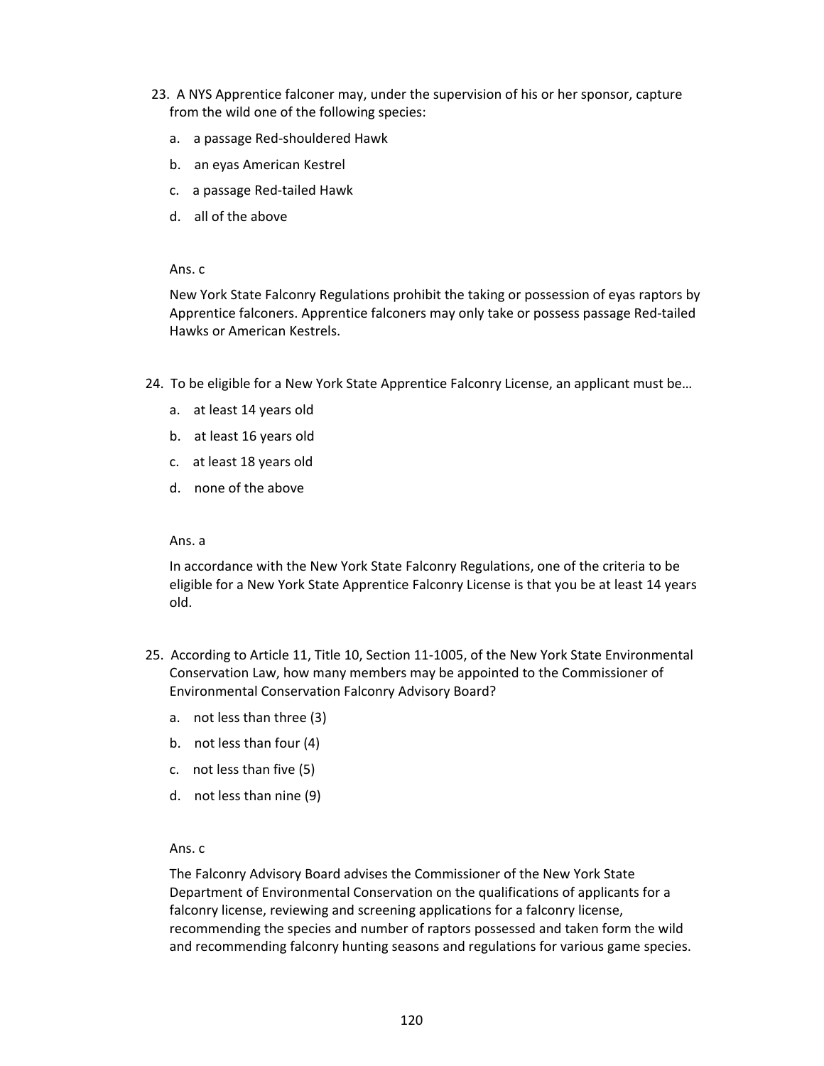23. A NYS Apprentice falconer may, under the supervision of his or her sponsor, capture from the wild one of the following species:

    a. a passage Red-shouldered Hawk

    b. an eyas American Kestrel

    c. a passage Red-tailed Hawk

    d. all of the above

    Ans. c

    New York State Falconry Regulations prohibit the taking or possession of eyas raptors by Apprentice falconers. Apprentice falconers may only take or possess passage Red-tailed Hawks or American Kestrels.

24. To be eligible for a New York State Apprentice Falconry License, an applicant must be…

    a. at least 14 years old

    b. at least 16 years old

    c. at least 18 years old

    d. none of the above

    Ans. a

    In accordance with the New York State Falconry Regulations, one of the criteria to be eligible for a New York State Apprentice Falconry License is that you be at least 14 years old.

25. According to Article 11, Title 10, Section 11-1005, of the New York State Environmental Conservation Law, how many members may be appointed to the Commissioner of Environmental Conservation Falconry Advisory Board?

    a. not less than three (3)

    b. not less than four (4)

    c. not less than five (5)

    d. not less than nine (9)

    Ans. c

    The Falconry Advisory Board advises the Commissioner of the New York State Department of Environmental Conservation on the qualifications of applicants for a falconry license, reviewing and screening applications for a falconry license, recommending the species and number of raptors possessed and taken form the wild and recommending falconry hunting seasons and regulations for various game species.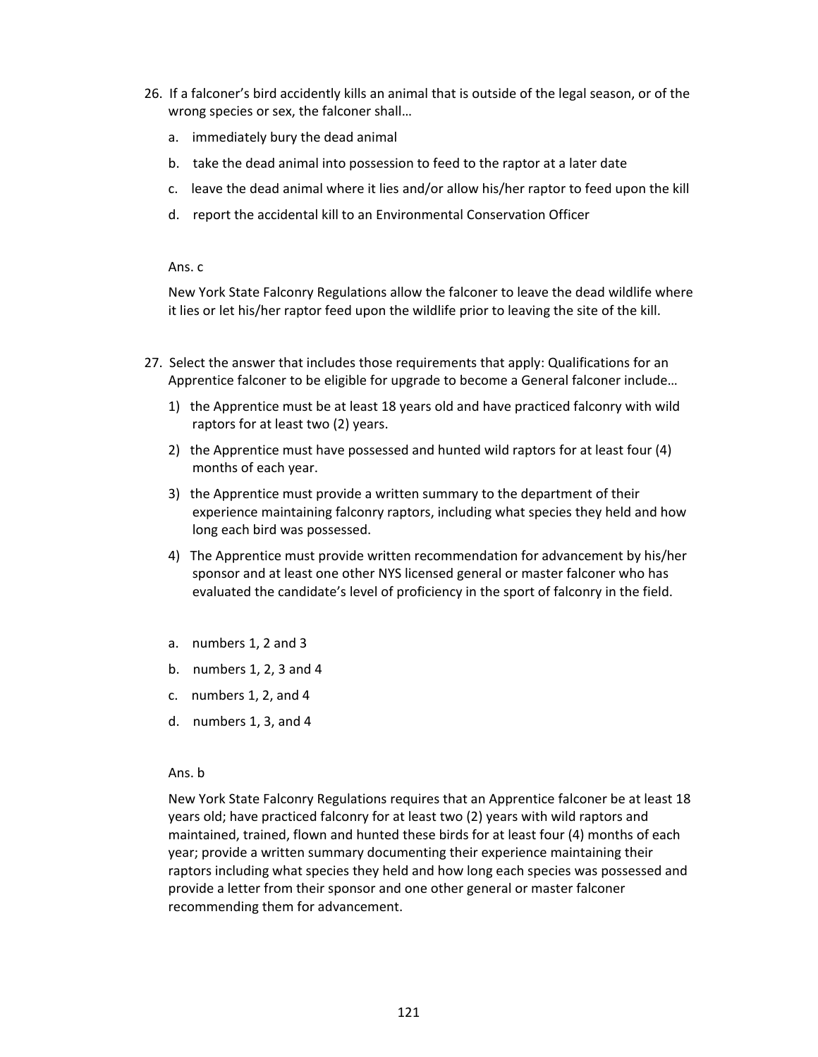26. If a falconer's bird accidently kills an animal that is outside of the legal season, or of the wrong species or sex, the falconer shall…

    a. immediately bury the dead animal

    b. take the dead animal into possession to feed to the raptor at a later date

    c. leave the dead animal where it lies and/or allow his/her raptor to feed upon the kill

    d. report the accidental kill to an Environmental Conservation Officer

    Ans. c

    New York State Falconry Regulations allow the falconer to leave the dead wildlife where it lies or let his/her raptor feed upon the wildlife prior to leaving the site of the kill.

27. Select the answer that includes those requirements that apply: Qualifications for an Apprentice falconer to be eligible for upgrade to become a General falconer include…

    1) the Apprentice must be at least 18 years old and have practiced falconry with wild raptors for at least two (2) years.

    2) the Apprentice must have possessed and hunted wild raptors for at least four (4) months of each year.

    3) the Apprentice must provide a written summary to the department of their experience maintaining falconry raptors, including what species they held and how long each bird was possessed.

    4) The Apprentice must provide written recommendation for advancement by his/her sponsor and at least one other NYS licensed general or master falconer who has evaluated the candidate's level of proficiency in the sport of falconry in the field.

    a. numbers 1, 2 and 3

    b. numbers 1, 2, 3 and 4

    c. numbers 1, 2, and 4

    d. numbers 1, 3, and 4

    Ans. b

    New York State Falconry Regulations requires that an Apprentice falconer be at least 18 years old; have practiced falconry for at least two (2) years with wild raptors and maintained, trained, flown and hunted these birds for at least four (4) months of each year; provide a written summary documenting their experience maintaining their raptors including what species they held and how long each species was possessed and provide a letter from their sponsor and one other general or master falconer recommending them for advancement.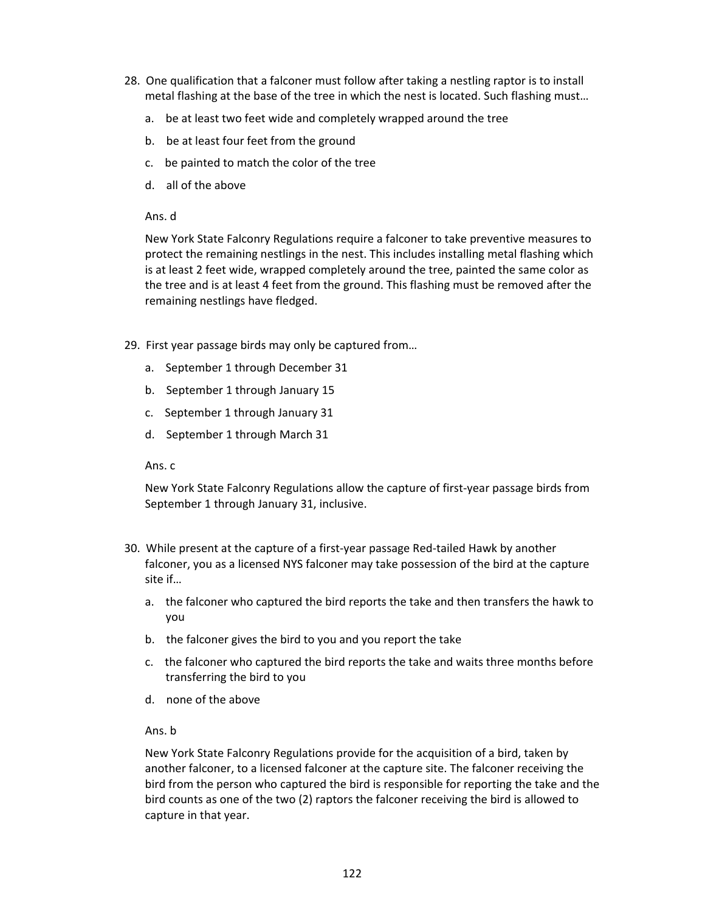28. One qualification that a falconer must follow after taking a nestling raptor is to install metal flashing at the base of the tree in which the nest is located. Such flashing must…

    a. be at least two feet wide and completely wrapped around the tree

    b. be at least four feet from the ground

    c. be painted to match the color of the tree

    d. all of the above

    Ans. d

    New York State Falconry Regulations require a falconer to take preventive measures to protect the remaining nestlings in the nest. This includes installing metal flashing which is at least 2 feet wide, wrapped completely around the tree, painted the same color as the tree and is at least 4 feet from the ground. This flashing must be removed after the remaining nestlings have fledged.

29. First year passage birds may only be captured from…

    a. September 1 through December 31

    b. September 1 through January 15

    c. September 1 through January 31

    d. September 1 through March 31

    Ans. c

    New York State Falconry Regulations allow the capture of first-year passage birds from September 1 through January 31, inclusive.

30. While present at the capture of a first-year passage Red-tailed Hawk by another falconer, you as a licensed NYS falconer may take possession of the bird at the capture site if…

    a. the falconer who captured the bird reports the take and then transfers the hawk to you

    b. the falconer gives the bird to you and you report the take

    c. the falconer who captured the bird reports the take and waits three months before transferring the bird to you

    d. none of the above

    Ans. b

    New York State Falconry Regulations provide for the acquisition of a bird, taken by another falconer, to a licensed falconer at the capture site. The falconer receiving the bird from the person who captured the bird is responsible for reporting the take and the bird counts as one of the two (2) raptors the falconer receiving the bird is allowed to capture in that year.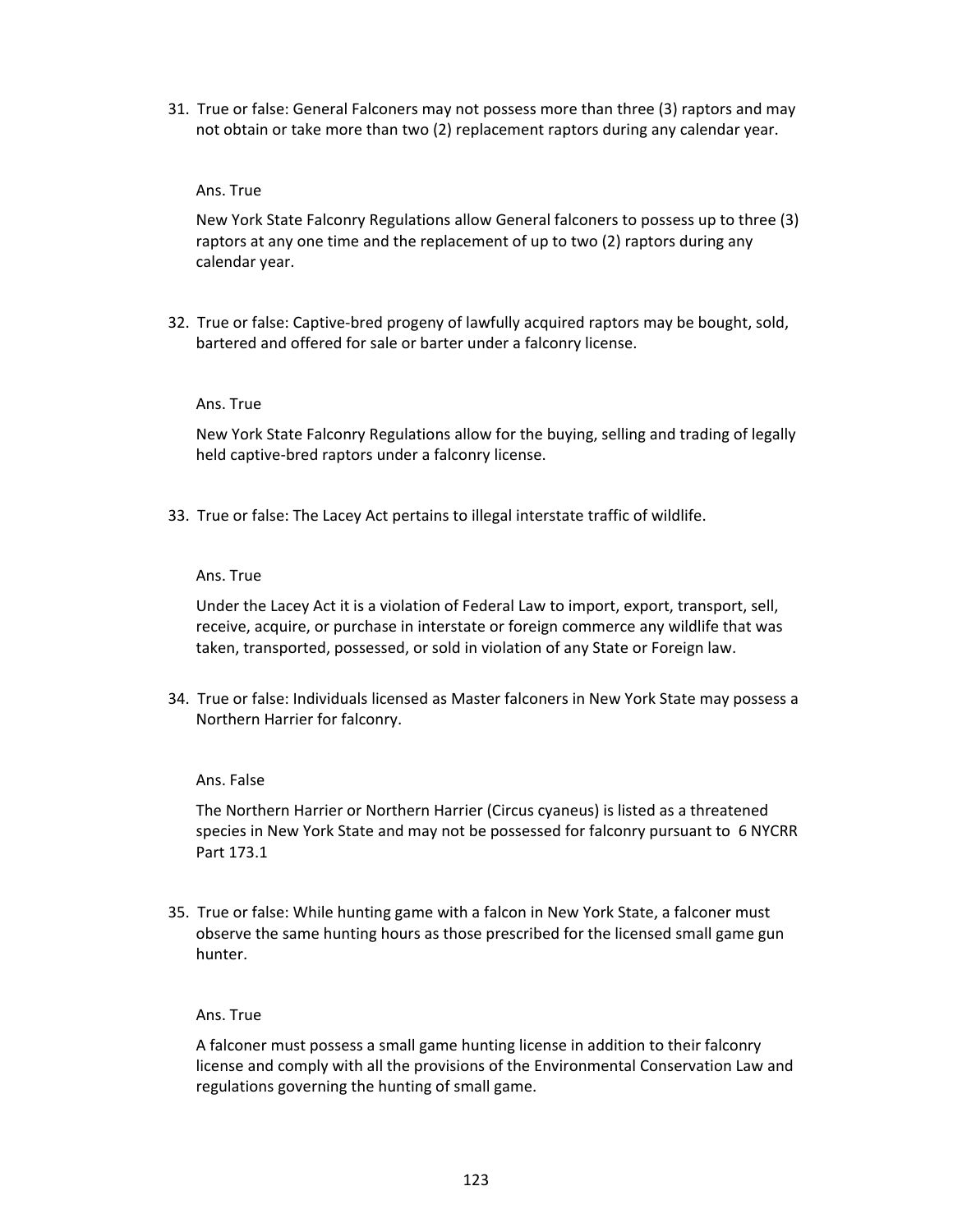31. True or false: General Falconers may not possess more than three (3) raptors and may not obtain or take more than two (2) replacement raptors during any calendar year.

    Ans. True

    New York State Falconry Regulations allow General falconers to possess up to three (3) raptors at any one time and the replacement of up to two (2) raptors during any calendar year.

32. True or false: Captive-bred progeny of lawfully acquired raptors may be bought, sold, bartered and offered for sale or barter under a falconry license.

    Ans. True

    New York State Falconry Regulations allow for the buying, selling and trading of legally held captive-bred raptors under a falconry license.

33. True or false: The Lacey Act pertains to illegal interstate traffic of wildlife.

    Ans. True

    Under the Lacey Act it is a violation of Federal Law to import, export, transport, sell, receive, acquire, or purchase in interstate or foreign commerce any wildlife that was taken, transported, possessed, or sold in violation of any State or Foreign law.

34. True or false: Individuals licensed as Master falconers in New York State may possess a Northern Harrier for falconry.

    Ans. False

    The Northern Harrier or Northern Harrier (Circus cyaneus) is listed as a threatened species in New York State and may not be possessed for falconry pursuant to 6 NYCRR Part 173.1

35. True or false: While hunting game with a falcon in New York State, a falconer must observe the same hunting hours as those prescribed for the licensed small game gun hunter.

    Ans. True

    A falconer must possess a small game hunting license in addition to their falconry license and comply with all the provisions of the Environmental Conservation Law and regulations governing the hunting of small game.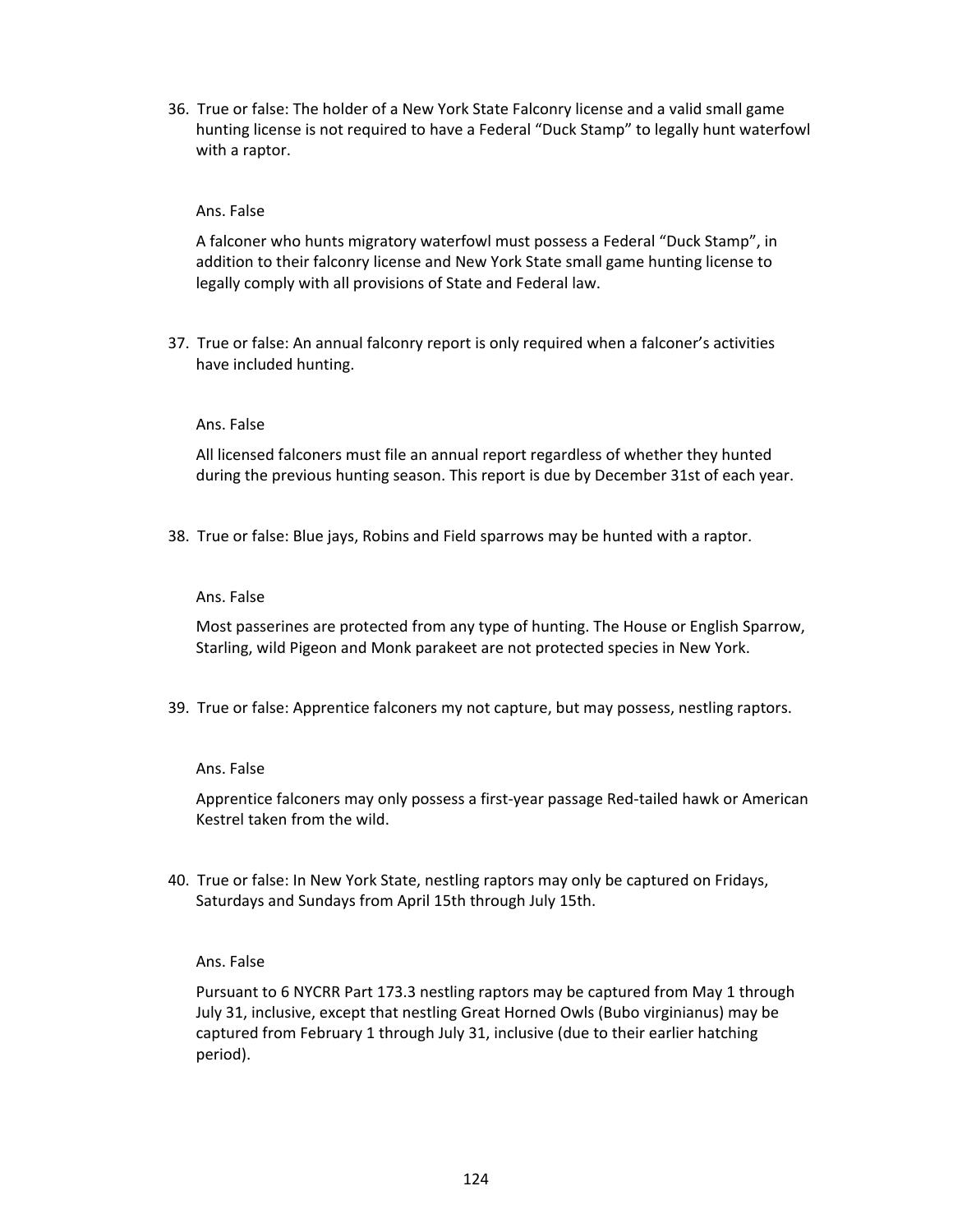36. True or false: The holder of a New York State Falconry license and a valid small game hunting license is not required to have a Federal “Duck Stamp” to legally hunt waterfowl with a raptor.

    Ans. False

    A falconer who hunts migratory waterfowl must possess a Federal “Duck Stamp”, in addition to their falconry license and New York State small game hunting license to legally comply with all provisions of State and Federal law.

37. True or false: An annual falconry report is only required when a falconer’s activities have included hunting.

    Ans. False

    All licensed falconers must file an annual report regardless of whether they hunted during the previous hunting season. This report is due by December 31st of each year.

38. True or false: Blue jays, Robins and Field sparrows may be hunted with a raptor.

    Ans. False

    Most passerines are protected from any type of hunting. The House or English Sparrow, Starling, wild Pigeon and Monk parakeet are not protected species in New York.

39. True or false: Apprentice falconers my not capture, but may possess, nestling raptors.

    Ans. False

    Apprentice falconers may only possess a first-year passage Red-tailed hawk or American Kestrel taken from the wild.

40. True or false: In New York State, nestling raptors may only be captured on Fridays, Saturdays and Sundays from April 15th through July 15th.

    Ans. False

    Pursuant to 6 NYCRR Part 173.3 nestling raptors may be captured from May 1 through July 31, inclusive, except that nestling Great Horned Owls (Bubo virginianus) may be captured from February 1 through July 31, inclusive (due to their earlier hatching period).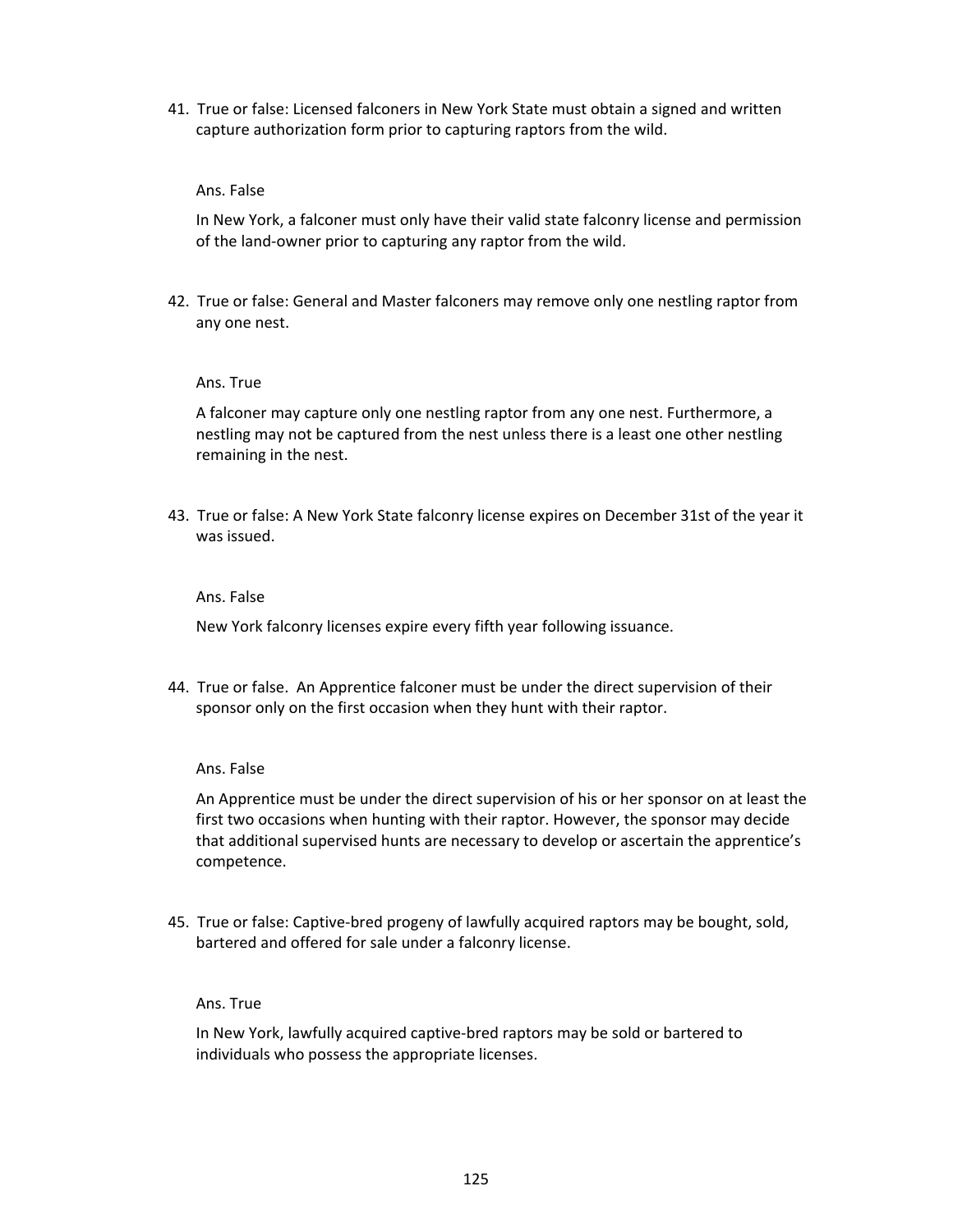41. True or false: Licensed falconers in New York State must obtain a signed and written capture authorization form prior to capturing raptors from the wild.

    Ans. False

    In New York, a falconer must only have their valid state falconry license and permission of the land-owner prior to capturing any raptor from the wild.

42. True or false: General and Master falconers may remove only one nestling raptor from any one nest.

    Ans. True

    A falconer may capture only one nestling raptor from any one nest. Furthermore, a nestling may not be captured from the nest unless there is a least one other nestling remaining in the nest.

43. True or false: A New York State falconry license expires on December 31st of the year it was issued.

    Ans. False

    New York falconry licenses expire every fifth year following issuance.

44. True or false. An Apprentice falconer must be under the direct supervision of their sponsor only on the first occasion when they hunt with their raptor.

    Ans. False

    An Apprentice must be under the direct supervision of his or her sponsor on at least the first two occasions when hunting with their raptor. However, the sponsor may decide that additional supervised hunts are necessary to develop or ascertain the apprentice's competence.

45. True or false: Captive-bred progeny of lawfully acquired raptors may be bought, sold, bartered and offered for sale under a falconry license.

    Ans. True

    In New York, lawfully acquired captive-bred raptors may be sold or bartered to individuals who possess the appropriate licenses.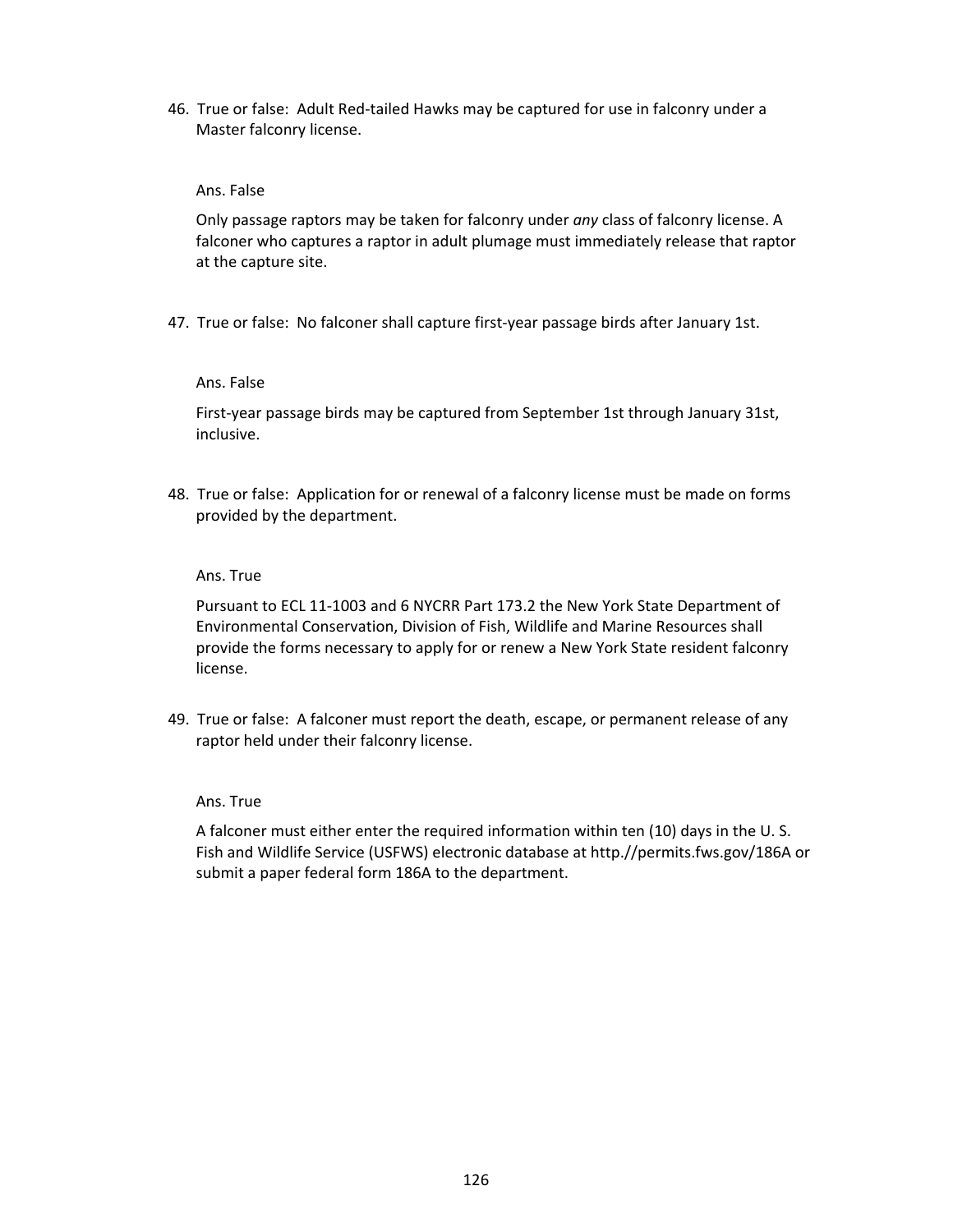46. True or false: Adult Red-tailed Hawks may be captured for use in falconry under a Master falconry license.

    Ans. False

    Only passage raptors may be taken for falconry under *any* class of falconry license. A falconer who captures a raptor in adult plumage must immediately release that raptor at the capture site.

47. True or false: No falconer shall capture first-year passage birds after January 1st.

    Ans. False

    First-year passage birds may be captured from September 1st through January 31st, inclusive.

48. True or false: Application for or renewal of a falconry license must be made on forms provided by the department.

    Ans. True

    Pursuant to ECL 11-1003 and 6 NYCRR Part 173.2 the New York State Department of Environmental Conservation, Division of Fish, Wildlife and Marine Resources shall provide the forms necessary to apply for or renew a New York State resident falconry license.

49. True or false: A falconer must report the death, escape, or permanent release of any raptor held under their falconry license.

    Ans. True

    A falconer must either enter the required information within ten (10) days in the U. S. Fish and Wildlife Service (USFWS) electronic database at http.//permits.fws.gov/186A or submit a paper federal form 186A to the department.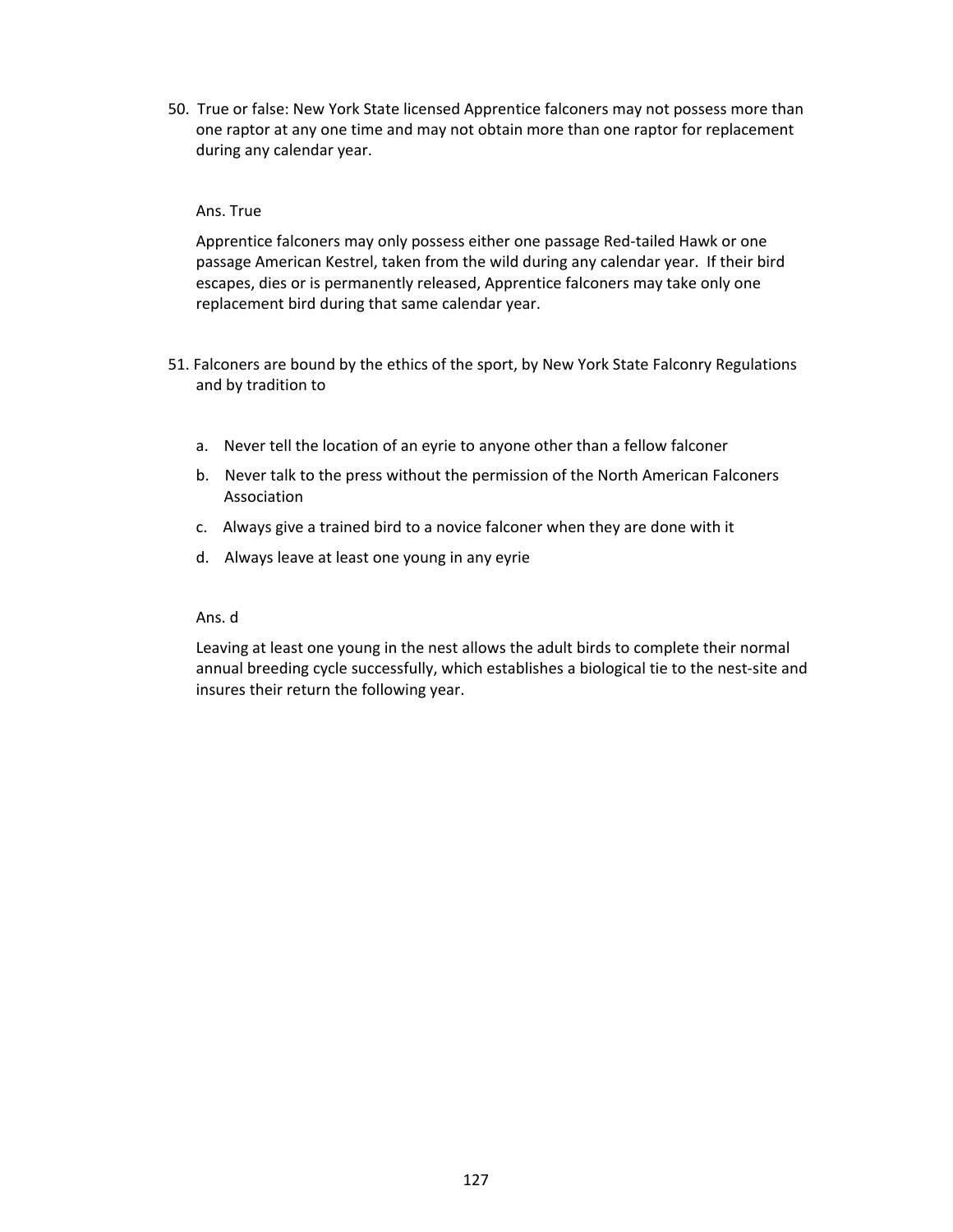50. True or false: New York State licensed Apprentice falconers may not possess more than one raptor at any one time and may not obtain more than one raptor for replacement during any calendar year.

    Ans. True

    Apprentice falconers may only possess either one passage Red-tailed Hawk or one passage American Kestrel, taken from the wild during any calendar year. If their bird escapes, dies or is permanently released, Apprentice falconers may take only one replacement bird during that same calendar year.

51. Falconers are bound by the ethics of the sport, by New York State Falconry Regulations and by tradition to

    a. Never tell the location of an eyrie to anyone other than a fellow falconer
    b. Never talk to the press without the permission of the North American Falconers Association
    c. Always give a trained bird to a novice falconer when they are done with it
    d. Always leave at least one young in any eyrie

    Ans. d

    Leaving at least one young in the nest allows the adult birds to complete their normal annual breeding cycle successfully, which establishes a biological tie to the nest-site and insures their return the following year.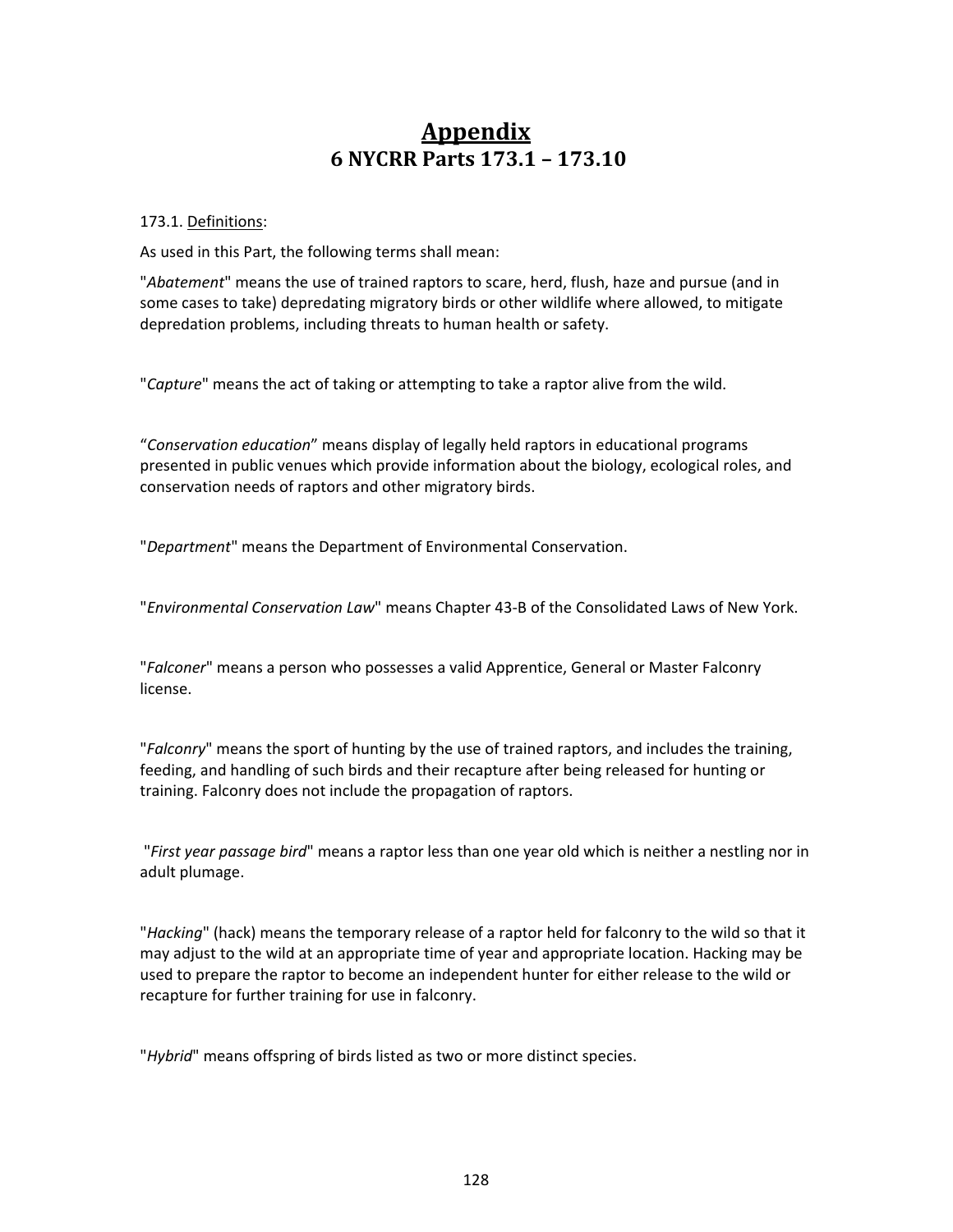# Appendix
## 6 NYCRR Parts 173.1 – 173.10

173.1. Definitions:

As used in this Part, the following terms shall mean:

"*Abatement*" means the use of trained raptors to scare, herd, flush, haze and pursue (and in some cases to take) depredating migratory birds or other wildlife where allowed, to mitigate depredation problems, including threats to human health or safety.

"*Capture*" means the act of taking or attempting to take a raptor alive from the wild.

“*Conservation education*” means display of legally held raptors in educational programs presented in public venues which provide information about the biology, ecological roles, and conservation needs of raptors and other migratory birds.

"*Department*" means the Department of Environmental Conservation.

"*Environmental Conservation Law*" means Chapter 43-B of the Consolidated Laws of New York.

"*Falconer*" means a person who possesses a valid Apprentice, General or Master Falconry license.

"*Falconry*" means the sport of hunting by the use of trained raptors, and includes the training, feeding, and handling of such birds and their recapture after being released for hunting or training. Falconry does not include the propagation of raptors.

"*First year passage bird*" means a raptor less than one year old which is neither a nestling nor in adult plumage.

"*Hacking*" (hack) means the temporary release of a raptor held for falconry to the wild so that it may adjust to the wild at an appropriate time of year and appropriate location. Hacking may be used to prepare the raptor to become an independent hunter for either release to the wild or recapture for further training for use in falconry.

"*Hybrid*" means offspring of birds listed as two or more distinct species.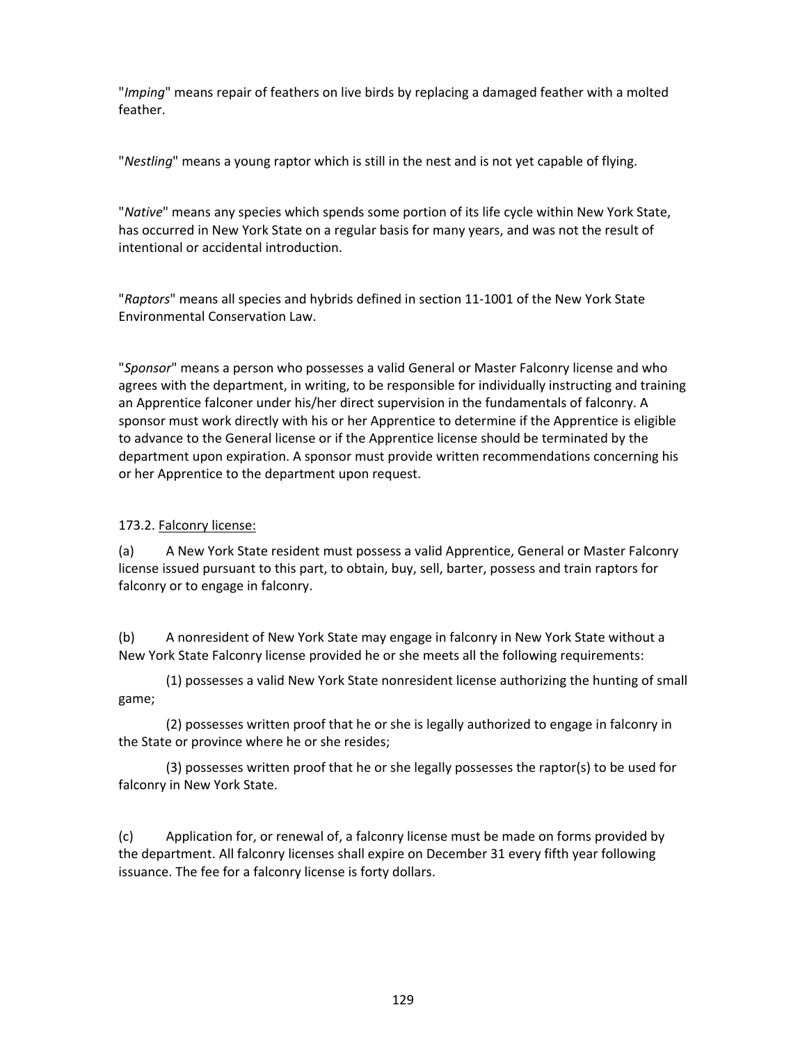"*Imping*" means repair of feathers on live birds by replacing a damaged feather with a molted feather.

"*Nestling*" means a young raptor which is still in the nest and is not yet capable of flying.

"*Native*" means any species which spends some portion of its life cycle within New York State, has occurred in New York State on a regular basis for many years, and was not the result of intentional or accidental introduction.

"*Raptors*" means all species and hybrids defined in section 11-1001 of the New York State Environmental Conservation Law.

"*Sponsor*" means a person who possesses a valid General or Master Falconry license and who agrees with the department, in writing, to be responsible for individually instructing and training an Apprentice falconer under his/her direct supervision in the fundamentals of falconry. A sponsor must work directly with his or her Apprentice to determine if the Apprentice is eligible to advance to the General license or if the Apprentice license should be terminated by the department upon expiration. A sponsor must provide written recommendations concerning his or her Apprentice to the department upon request.

173.2. <u>Falconry license:</u>

(a) A New York State resident must possess a valid Apprentice, General or Master Falconry license issued pursuant to this part, to obtain, buy, sell, barter, possess and train raptors for falconry or to engage in falconry.

(b) A nonresident of New York State may engage in falconry in New York State without a New York State Falconry license provided he or she meets all the following requirements:

(1) possesses a valid New York State nonresident license authorizing the hunting of small game;

(2) possesses written proof that he or she is legally authorized to engage in falconry in the State or province where he or she resides;

(3) possesses written proof that he or she legally possesses the raptor(s) to be used for falconry in New York State.

(c) Application for, or renewal of, a falconry license must be made on forms provided by the department. All falconry licenses shall expire on December 31 every fifth year following issuance. The fee for a falconry license is forty dollars.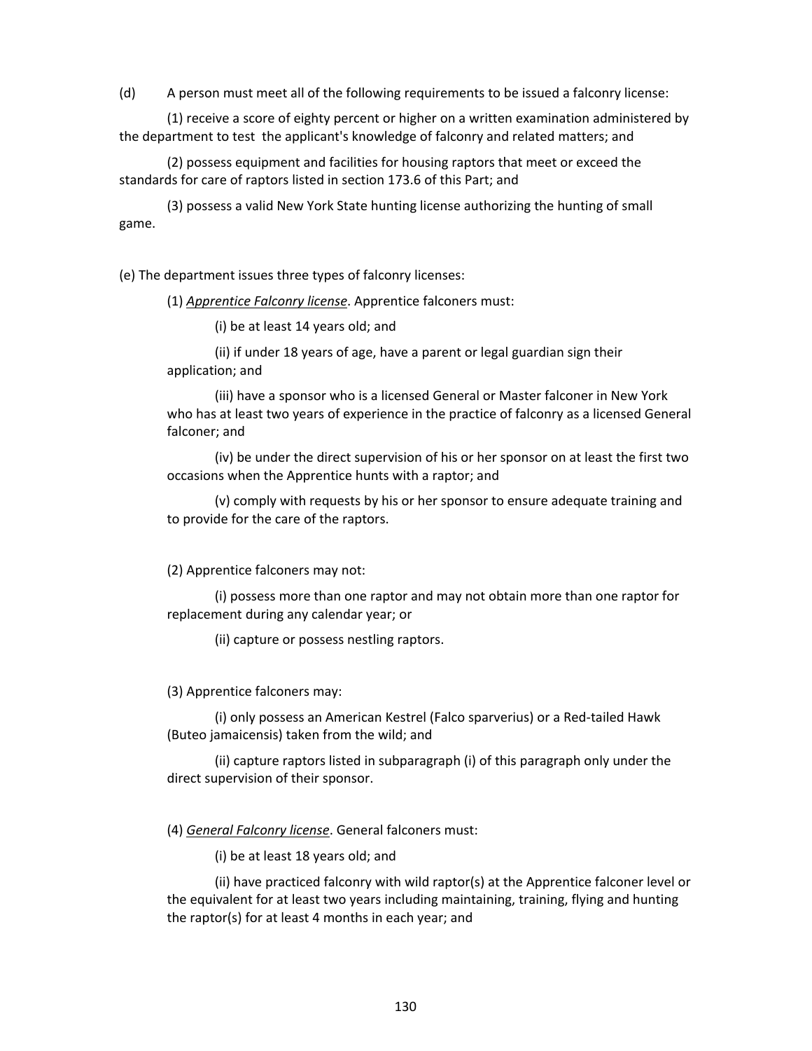(d) A person must meet all of the following requirements to be issued a falconry license:

(1) receive a score of eighty percent or higher on a written examination administered by the department to test the applicant's knowledge of falconry and related matters; and

(2) possess equipment and facilities for housing raptors that meet or exceed the standards for care of raptors listed in section 173.6 of this Part; and

(3) possess a valid New York State hunting license authorizing the hunting of small game.

(e) The department issues three types of falconry licenses:

(1) *Apprentice Falconry license*. Apprentice falconers must:

(i) be at least 14 years old; and

(ii) if under 18 years of age, have a parent or legal guardian sign their application; and

(iii) have a sponsor who is a licensed General or Master falconer in New York who has at least two years of experience in the practice of falconry as a licensed General falconer; and

(iv) be under the direct supervision of his or her sponsor on at least the first two occasions when the Apprentice hunts with a raptor; and

(v) comply with requests by his or her sponsor to ensure adequate training and to provide for the care of the raptors.

(2) Apprentice falconers may not:

(i) possess more than one raptor and may not obtain more than one raptor for replacement during any calendar year; or

(ii) capture or possess nestling raptors.

(3) Apprentice falconers may:

(i) only possess an American Kestrel (Falco sparverius) or a Red-tailed Hawk (Buteo jamaicensis) taken from the wild; and

(ii) capture raptors listed in subparagraph (i) of this paragraph only under the direct supervision of their sponsor.

(4) *General Falconry license*. General falconers must:

(i) be at least 18 years old; and

(ii) have practiced falconry with wild raptor(s) at the Apprentice falconer level or the equivalent for at least two years including maintaining, training, flying and hunting the raptor(s) for at least 4 months in each year; and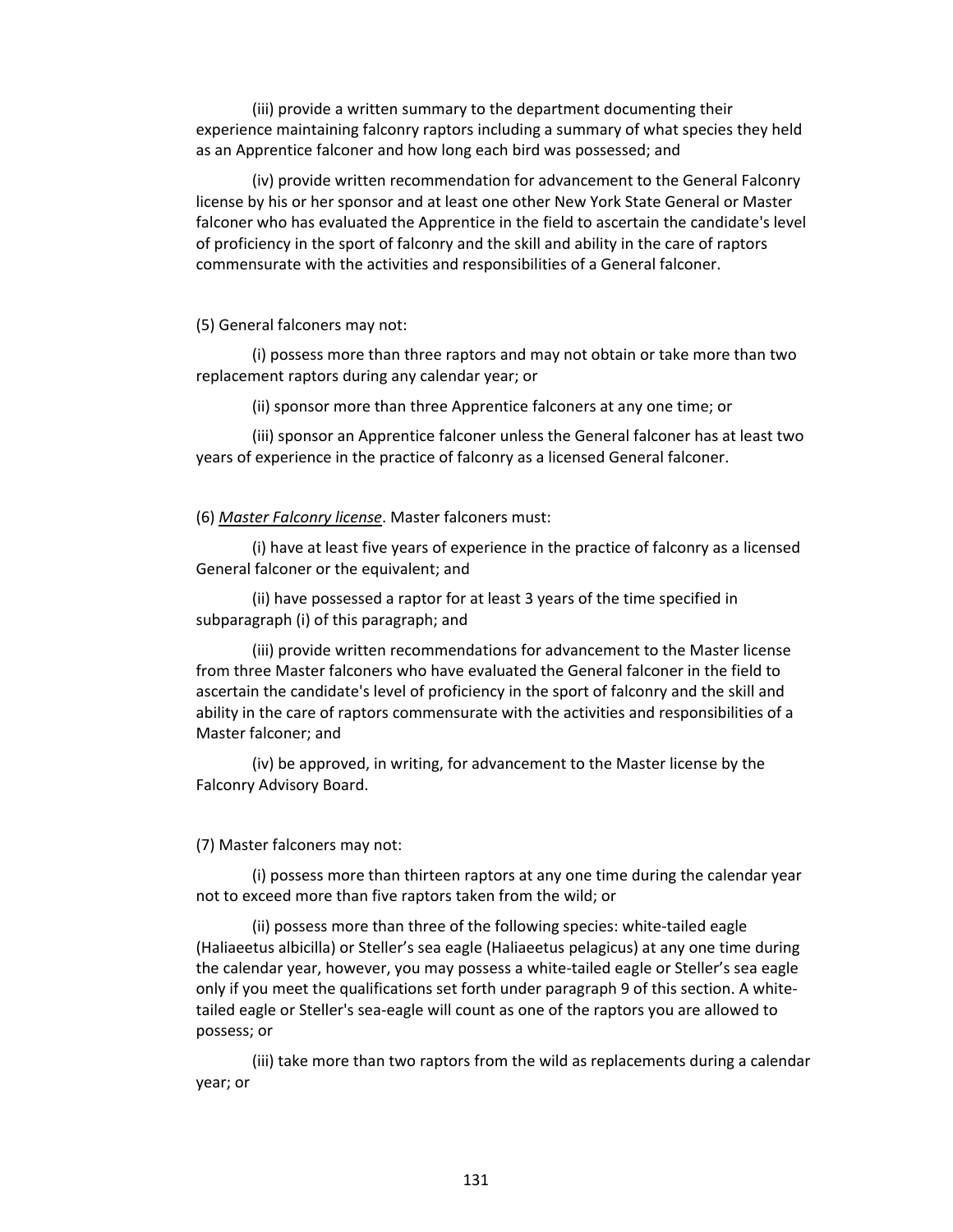(iii) provide a written summary to the department documenting their experience maintaining falconry raptors including a summary of what species they held as an Apprentice falconer and how long each bird was possessed; and

(iv) provide written recommendation for advancement to the General Falconry license by his or her sponsor and at least one other New York State General or Master falconer who has evaluated the Apprentice in the field to ascertain the candidate's level of proficiency in the sport of falconry and the skill and ability in the care of raptors commensurate with the activities and responsibilities of a General falconer.

(5) General falconers may not:

(i) possess more than three raptors and may not obtain or take more than two replacement raptors during any calendar year; or

(ii) sponsor more than three Apprentice falconers at any one time; or

(iii) sponsor an Apprentice falconer unless the General falconer has at least two years of experience in the practice of falconry as a licensed General falconer.

(6) *<u>Master Falconry license</u>*. Master falconers must:

(i) have at least five years of experience in the practice of falconry as a licensed General falconer or the equivalent; and

(ii) have possessed a raptor for at least 3 years of the time specified in subparagraph (i) of this paragraph; and

(iii) provide written recommendations for advancement to the Master license from three Master falconers who have evaluated the General falconer in the field to ascertain the candidate's level of proficiency in the sport of falconry and the skill and ability in the care of raptors commensurate with the activities and responsibilities of a Master falconer; and

(iv) be approved, in writing, for advancement to the Master license by the Falconry Advisory Board.

(7) Master falconers may not:

(i) possess more than thirteen raptors at any one time during the calendar year not to exceed more than five raptors taken from the wild; or

(ii) possess more than three of the following species: white-tailed eagle (Haliaeetus albicilla) or Steller's sea eagle (Haliaeetus pelagicus) at any one time during the calendar year, however, you may possess a white-tailed eagle or Steller's sea eagle only if you meet the qualifications set forth under paragraph 9 of this section. A white-tailed eagle or Steller's sea-eagle will count as one of the raptors you are allowed to possess; or

(iii) take more than two raptors from the wild as replacements during a calendar year; or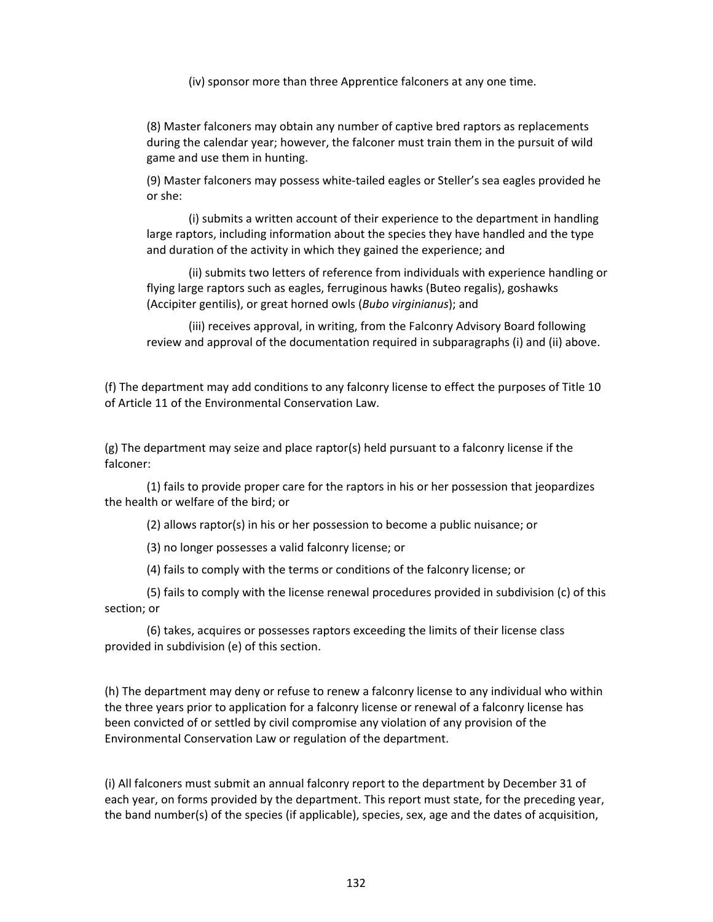(iv) sponsor more than three Apprentice falconers at any one time.

(8) Master falconers may obtain any number of captive bred raptors as replacements during the calendar year; however, the falconer must train them in the pursuit of wild game and use them in hunting.

(9) Master falconers may possess white-tailed eagles or Steller's sea eagles provided he or she:

(i) submits a written account of their experience to the department in handling large raptors, including information about the species they have handled and the type and duration of the activity in which they gained the experience; and

(ii) submits two letters of reference from individuals with experience handling or flying large raptors such as eagles, ferruginous hawks (Buteo regalis), goshawks (Accipiter gentilis), or great horned owls (*Bubo virginianus*); and

(iii) receives approval, in writing, from the Falconry Advisory Board following review and approval of the documentation required in subparagraphs (i) and (ii) above.

(f) The department may add conditions to any falconry license to effect the purposes of Title 10 of Article 11 of the Environmental Conservation Law.

(g) The department may seize and place raptor(s) held pursuant to a falconry license if the falconer:

(1) fails to provide proper care for the raptors in his or her possession that jeopardizes the health or welfare of the bird; or

(2) allows raptor(s) in his or her possession to become a public nuisance; or

(3) no longer possesses a valid falconry license; or

(4) fails to comply with the terms or conditions of the falconry license; or

(5) fails to comply with the license renewal procedures provided in subdivision (c) of this section; or

(6) takes, acquires or possesses raptors exceeding the limits of their license class provided in subdivision (e) of this section.

(h) The department may deny or refuse to renew a falconry license to any individual who within the three years prior to application for a falconry license or renewal of a falconry license has been convicted of or settled by civil compromise any violation of any provision of the Environmental Conservation Law or regulation of the department.

(i) All falconers must submit an annual falconry report to the department by December 31 of each year, on forms provided by the department. This report must state, for the preceding year, the band number(s) of the species (if applicable), species, sex, age and the dates of acquisition,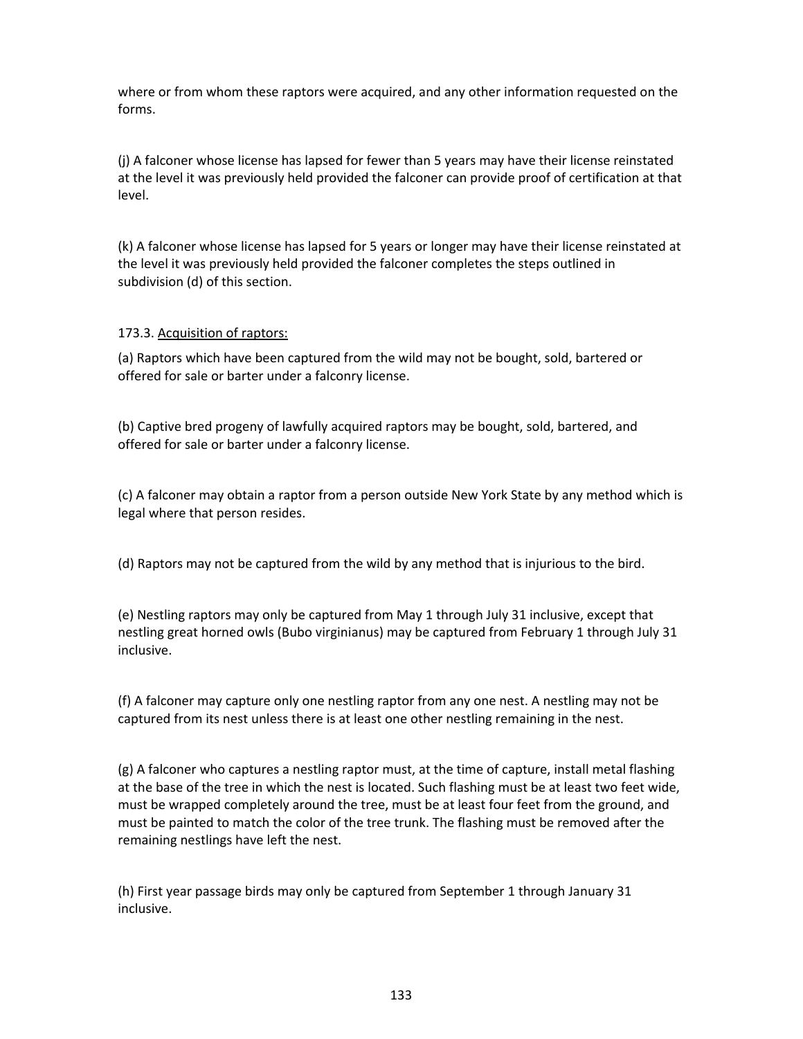where or from whom these raptors were acquired, and any other information requested on the forms.

(j) A falconer whose license has lapsed for fewer than 5 years may have their license reinstated at the level it was previously held provided the falconer can provide proof of certification at that level.

(k) A falconer whose license has lapsed for 5 years or longer may have their license reinstated at the level it was previously held provided the falconer completes the steps outlined in subdivision (d) of this section.

173.3. <u>Acquisition of raptors:</u>

(a) Raptors which have been captured from the wild may not be bought, sold, bartered or offered for sale or barter under a falconry license.

(b) Captive bred progeny of lawfully acquired raptors may be bought, sold, bartered, and offered for sale or barter under a falconry license.

(c) A falconer may obtain a raptor from a person outside New York State by any method which is legal where that person resides.

(d) Raptors may not be captured from the wild by any method that is injurious to the bird.

(e) Nestling raptors may only be captured from May 1 through July 31 inclusive, except that nestling great horned owls (Bubo virginianus) may be captured from February 1 through July 31 inclusive.

(f) A falconer may capture only one nestling raptor from any one nest. A nestling may not be captured from its nest unless there is at least one other nestling remaining in the nest.

(g) A falconer who captures a nestling raptor must, at the time of capture, install metal flashing at the base of the tree in which the nest is located. Such flashing must be at least two feet wide, must be wrapped completely around the tree, must be at least four feet from the ground, and must be painted to match the color of the tree trunk. The flashing must be removed after the remaining nestlings have left the nest.

(h) First year passage birds may only be captured from September 1 through January 31 inclusive.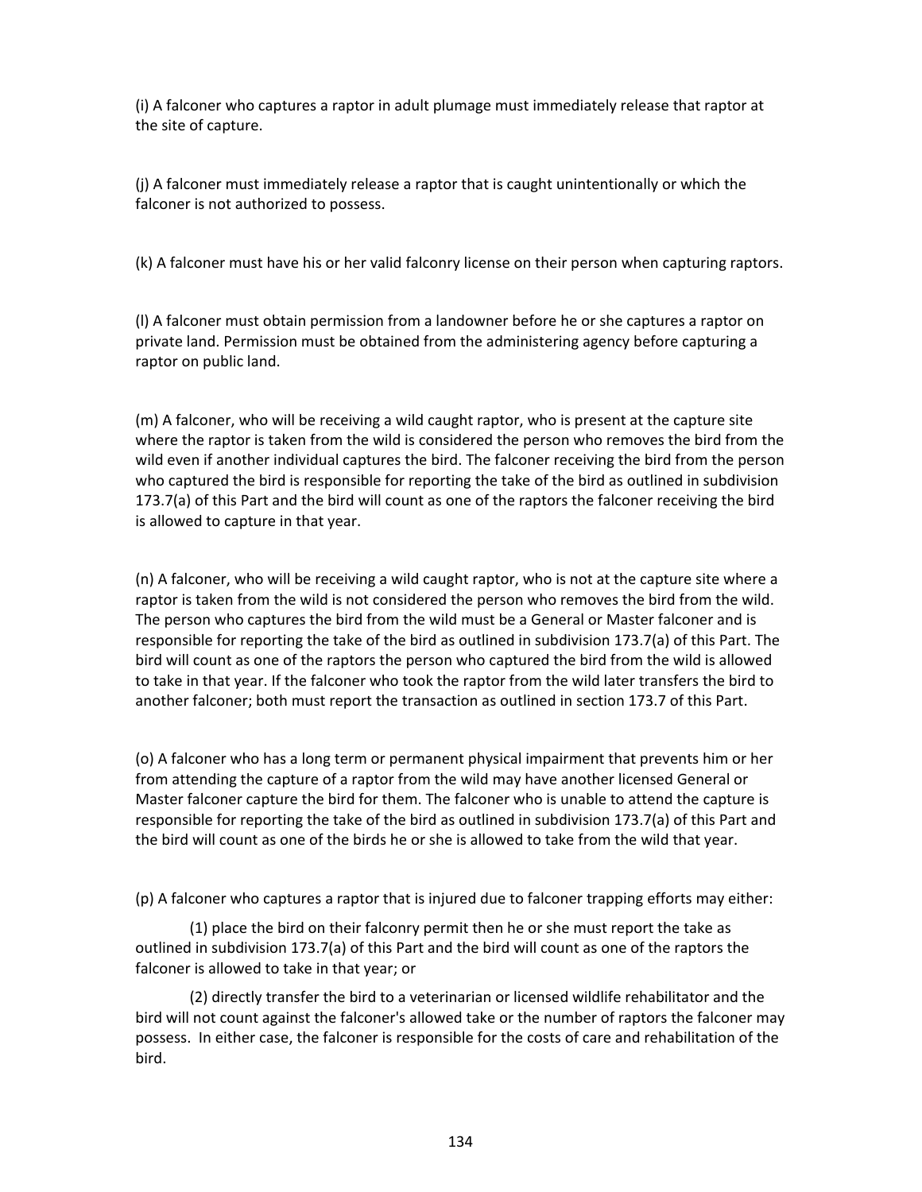(i) A falconer who captures a raptor in adult plumage must immediately release that raptor at the site of capture.

(j) A falconer must immediately release a raptor that is caught unintentionally or which the falconer is not authorized to possess.

(k) A falconer must have his or her valid falconry license on their person when capturing raptors.

(l) A falconer must obtain permission from a landowner before he or she captures a raptor on private land. Permission must be obtained from the administering agency before capturing a raptor on public land.

(m) A falconer, who will be receiving a wild caught raptor, who is present at the capture site where the raptor is taken from the wild is considered the person who removes the bird from the wild even if another individual captures the bird. The falconer receiving the bird from the person who captured the bird is responsible for reporting the take of the bird as outlined in subdivision 173.7(a) of this Part and the bird will count as one of the raptors the falconer receiving the bird is allowed to capture in that year.

(n) A falconer, who will be receiving a wild caught raptor, who is not at the capture site where a raptor is taken from the wild is not considered the person who removes the bird from the wild. The person who captures the bird from the wild must be a General or Master falconer and is responsible for reporting the take of the bird as outlined in subdivision 173.7(a) of this Part. The bird will count as one of the raptors the person who captured the bird from the wild is allowed to take in that year. If the falconer who took the raptor from the wild later transfers the bird to another falconer; both must report the transaction as outlined in section 173.7 of this Part.

(o) A falconer who has a long term or permanent physical impairment that prevents him or her from attending the capture of a raptor from the wild may have another licensed General or Master falconer capture the bird for them. The falconer who is unable to attend the capture is responsible for reporting the take of the bird as outlined in subdivision 173.7(a) of this Part and the bird will count as one of the birds he or she is allowed to take from the wild that year.

(p) A falconer who captures a raptor that is injured due to falconer trapping efforts may either:

(1) place the bird on their falconry permit then he or she must report the take as outlined in subdivision 173.7(a) of this Part and the bird will count as one of the raptors the falconer is allowed to take in that year; or

(2) directly transfer the bird to a veterinarian or licensed wildlife rehabilitator and the bird will not count against the falconer's allowed take or the number of raptors the falconer may possess. In either case, the falconer is responsible for the costs of care and rehabilitation of the bird.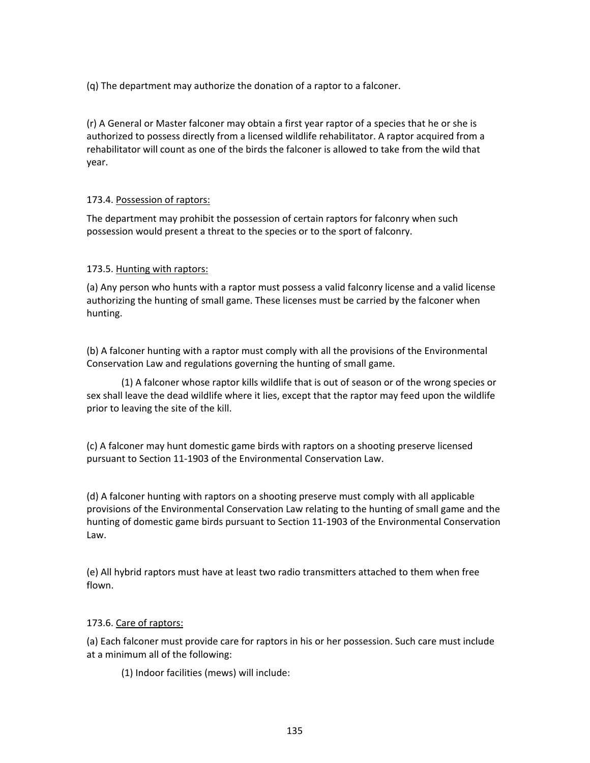(q) The department may authorize the donation of a raptor to a falconer.

(r) A General or Master falconer may obtain a first year raptor of a species that he or she is authorized to possess directly from a licensed wildlife rehabilitator. A raptor acquired from a rehabilitator will count as one of the birds the falconer is allowed to take from the wild that year.

173.4. <u>Possession of raptors:</u>

The department may prohibit the possession of certain raptors for falconry when such possession would present a threat to the species or to the sport of falconry.

173.5. <u>Hunting with raptors:</u>

(a) Any person who hunts with a raptor must possess a valid falconry license and a valid license authorizing the hunting of small game. These licenses must be carried by the falconer when hunting.

(b) A falconer hunting with a raptor must comply with all the provisions of the Environmental Conservation Law and regulations governing the hunting of small game.

(1) A falconer whose raptor kills wildlife that is out of season or of the wrong species or sex shall leave the dead wildlife where it lies, except that the raptor may feed upon the wildlife prior to leaving the site of the kill.

(c) A falconer may hunt domestic game birds with raptors on a shooting preserve licensed pursuant to Section 11-1903 of the Environmental Conservation Law.

(d) A falconer hunting with raptors on a shooting preserve must comply with all applicable provisions of the Environmental Conservation Law relating to the hunting of small game and the hunting of domestic game birds pursuant to Section 11-1903 of the Environmental Conservation Law.

(e) All hybrid raptors must have at least two radio transmitters attached to them when free flown.

173.6. <u>Care of raptors:</u>

(a) Each falconer must provide care for raptors in his or her possession. Such care must include at a minimum all of the following:

(1) Indoor facilities (mews) will include: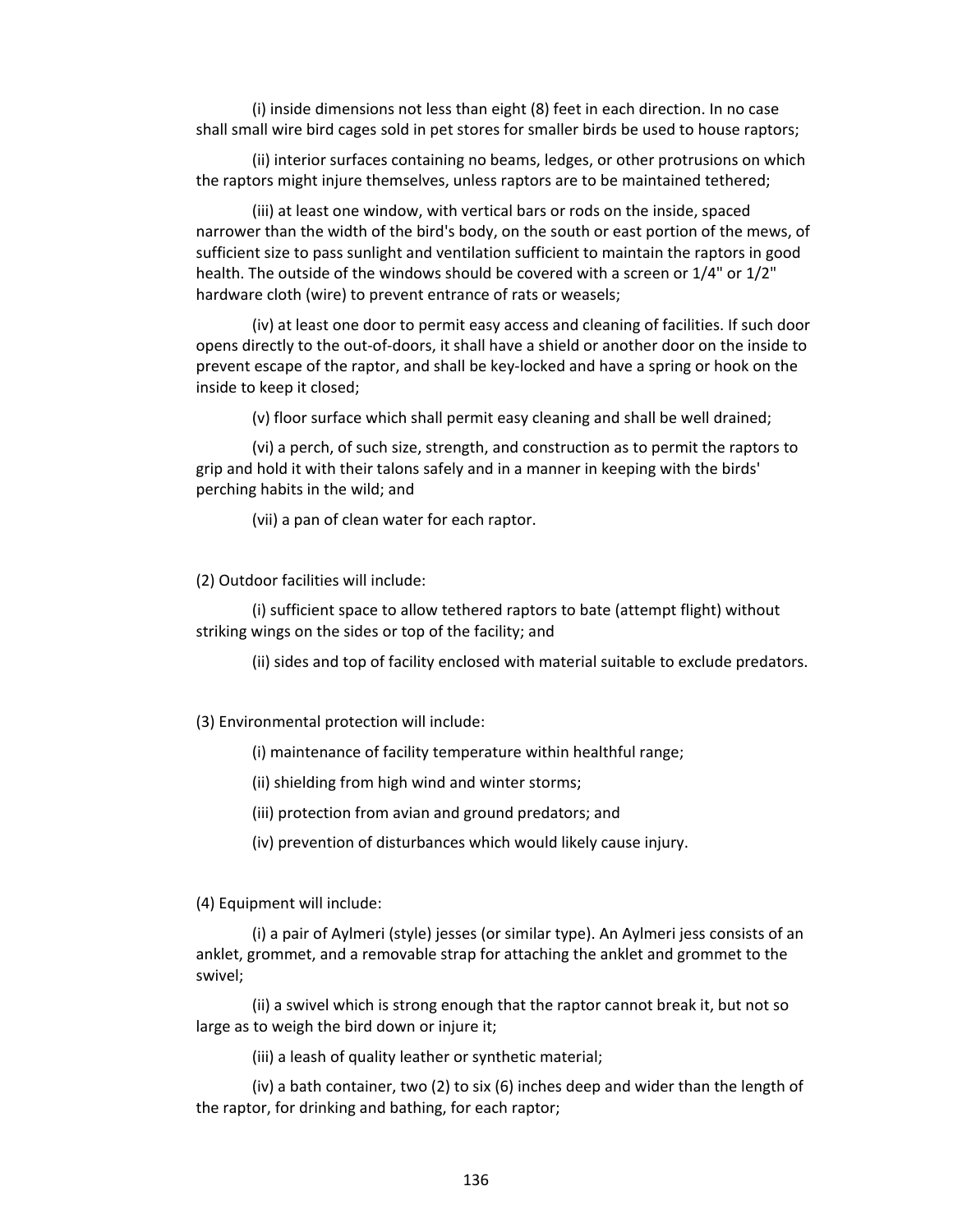(i) inside dimensions not less than eight (8) feet in each direction. In no case shall small wire bird cages sold in pet stores for smaller birds be used to house raptors;

(ii) interior surfaces containing no beams, ledges, or other protrusions on which the raptors might injure themselves, unless raptors are to be maintained tethered;

(iii) at least one window, with vertical bars or rods on the inside, spaced narrower than the width of the bird's body, on the south or east portion of the mews, of sufficient size to pass sunlight and ventilation sufficient to maintain the raptors in good health. The outside of the windows should be covered with a screen or 1/4" or 1/2" hardware cloth (wire) to prevent entrance of rats or weasels;

(iv) at least one door to permit easy access and cleaning of facilities. If such door opens directly to the out-of-doors, it shall have a shield or another door on the inside to prevent escape of the raptor, and shall be key-locked and have a spring or hook on the inside to keep it closed;

(v) floor surface which shall permit easy cleaning and shall be well drained;

(vi) a perch, of such size, strength, and construction as to permit the raptors to grip and hold it with their talons safely and in a manner in keeping with the birds' perching habits in the wild; and

(vii) a pan of clean water for each raptor.

(2) Outdoor facilities will include:

(i) sufficient space to allow tethered raptors to bate (attempt flight) without striking wings on the sides or top of the facility; and

(ii) sides and top of facility enclosed with material suitable to exclude predators.

(3) Environmental protection will include:

(i) maintenance of facility temperature within healthful range;

(ii) shielding from high wind and winter storms;

(iii) protection from avian and ground predators; and

(iv) prevention of disturbances which would likely cause injury.

(4) Equipment will include:

(i) a pair of Aylmeri (style) jesses (or similar type). An Aylmeri jess consists of an anklet, grommet, and a removable strap for attaching the anklet and grommet to the swivel;

(ii) a swivel which is strong enough that the raptor cannot break it, but not so large as to weigh the bird down or injure it;

(iii) a leash of quality leather or synthetic material;

(iv) a bath container, two (2) to six (6) inches deep and wider than the length of the raptor, for drinking and bathing, for each raptor;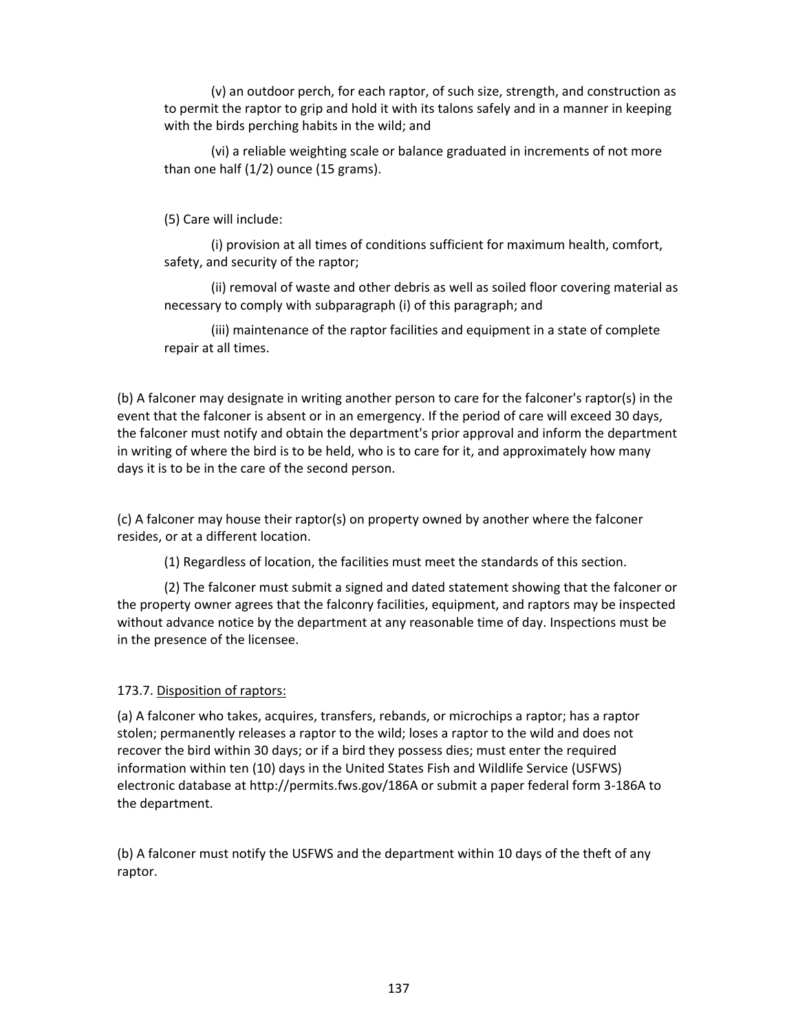(v) an outdoor perch, for each raptor, of such size, strength, and construction as to permit the raptor to grip and hold it with its talons safely and in a manner in keeping with the birds perching habits in the wild; and

(vi) a reliable weighting scale or balance graduated in increments of not more than one half (1/2) ounce (15 grams).

(5) Care will include:

(i) provision at all times of conditions sufficient for maximum health, comfort, safety, and security of the raptor;

(ii) removal of waste and other debris as well as soiled floor covering material as necessary to comply with subparagraph (i) of this paragraph; and

(iii) maintenance of the raptor facilities and equipment in a state of complete repair at all times.

(b) A falconer may designate in writing another person to care for the falconer's raptor(s) in the event that the falconer is absent or in an emergency. If the period of care will exceed 30 days, the falconer must notify and obtain the department's prior approval and inform the department in writing of where the bird is to be held, who is to care for it, and approximately how many days it is to be in the care of the second person.

(c) A falconer may house their raptor(s) on property owned by another where the falconer resides, or at a different location.

(1) Regardless of location, the facilities must meet the standards of this section.

(2) The falconer must submit a signed and dated statement showing that the falconer or the property owner agrees that the falconry facilities, equipment, and raptors may be inspected without advance notice by the department at any reasonable time of day. Inspections must be in the presence of the licensee.

173.7. Disposition of raptors:

(a) A falconer who takes, acquires, transfers, rebands, or microchips a raptor; has a raptor stolen; permanently releases a raptor to the wild; loses a raptor to the wild and does not recover the bird within 30 days; or if a bird they possess dies; must enter the required information within ten (10) days in the United States Fish and Wildlife Service (USFWS) electronic database at http://permits.fws.gov/186A or submit a paper federal form 3-186A to the department.

(b) A falconer must notify the USFWS and the department within 10 days of the theft of any raptor.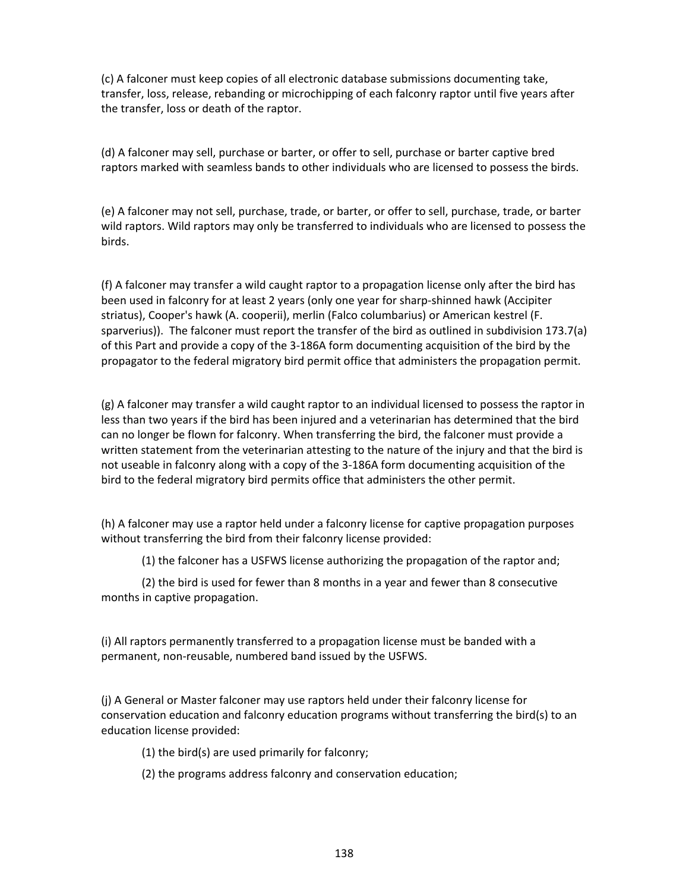(c) A falconer must keep copies of all electronic database submissions documenting take, transfer, loss, release, rebanding or microchipping of each falconry raptor until five years after the transfer, loss or death of the raptor.

(d) A falconer may sell, purchase or barter, or offer to sell, purchase or barter captive bred raptors marked with seamless bands to other individuals who are licensed to possess the birds.

(e) A falconer may not sell, purchase, trade, or barter, or offer to sell, purchase, trade, or barter wild raptors. Wild raptors may only be transferred to individuals who are licensed to possess the birds.

(f) A falconer may transfer a wild caught raptor to a propagation license only after the bird has been used in falconry for at least 2 years (only one year for sharp-shinned hawk (Accipiter striatus), Cooper's hawk (A. cooperii), merlin (Falco columbarius) or American kestrel (F. sparverius)). The falconer must report the transfer of the bird as outlined in subdivision 173.7(a) of this Part and provide a copy of the 3-186A form documenting acquisition of the bird by the propagator to the federal migratory bird permit office that administers the propagation permit.

(g) A falconer may transfer a wild caught raptor to an individual licensed to possess the raptor in less than two years if the bird has been injured and a veterinarian has determined that the bird can no longer be flown for falconry. When transferring the bird, the falconer must provide a written statement from the veterinarian attesting to the nature of the injury and that the bird is not useable in falconry along with a copy of the 3-186A form documenting acquisition of the bird to the federal migratory bird permits office that administers the other permit.

(h) A falconer may use a raptor held under a falconry license for captive propagation purposes without transferring the bird from their falconry license provided:

(1) the falconer has a USFWS license authorizing the propagation of the raptor and;

(2) the bird is used for fewer than 8 months in a year and fewer than 8 consecutive months in captive propagation.

(i) All raptors permanently transferred to a propagation license must be banded with a permanent, non-reusable, numbered band issued by the USFWS.

(j) A General or Master falconer may use raptors held under their falconry license for conservation education and falconry education programs without transferring the bird(s) to an education license provided:

(1) the bird(s) are used primarily for falconry;

(2) the programs address falconry and conservation education;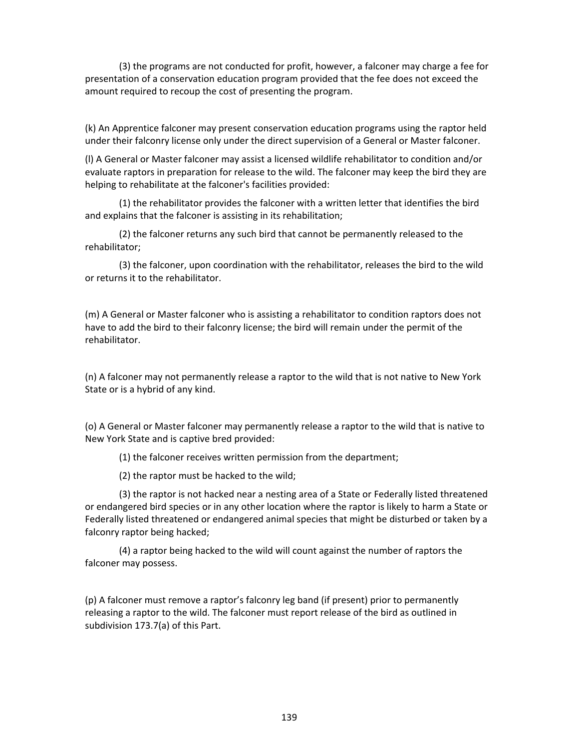(3) the programs are not conducted for profit, however, a falconer may charge a fee for presentation of a conservation education program provided that the fee does not exceed the amount required to recoup the cost of presenting the program.

(k) An Apprentice falconer may present conservation education programs using the raptor held under their falconry license only under the direct supervision of a General or Master falconer.

(l) A General or Master falconer may assist a licensed wildlife rehabilitator to condition and/or evaluate raptors in preparation for release to the wild. The falconer may keep the bird they are helping to rehabilitate at the falconer's facilities provided:

(1) the rehabilitator provides the falconer with a written letter that identifies the bird and explains that the falconer is assisting in its rehabilitation;

(2) the falconer returns any such bird that cannot be permanently released to the rehabilitator;

(3) the falconer, upon coordination with the rehabilitator, releases the bird to the wild or returns it to the rehabilitator.

(m) A General or Master falconer who is assisting a rehabilitator to condition raptors does not have to add the bird to their falconry license; the bird will remain under the permit of the rehabilitator.

(n) A falconer may not permanently release a raptor to the wild that is not native to New York State or is a hybrid of any kind.

(o) A General or Master falconer may permanently release a raptor to the wild that is native to New York State and is captive bred provided:

(1) the falconer receives written permission from the department;

(2) the raptor must be hacked to the wild;

(3) the raptor is not hacked near a nesting area of a State or Federally listed threatened or endangered bird species or in any other location where the raptor is likely to harm a State or Federally listed threatened or endangered animal species that might be disturbed or taken by a falconry raptor being hacked;

(4) a raptor being hacked to the wild will count against the number of raptors the falconer may possess.

(p) A falconer must remove a raptor's falconry leg band (if present) prior to permanently releasing a raptor to the wild. The falconer must report release of the bird as outlined in subdivision 173.7(a) of this Part.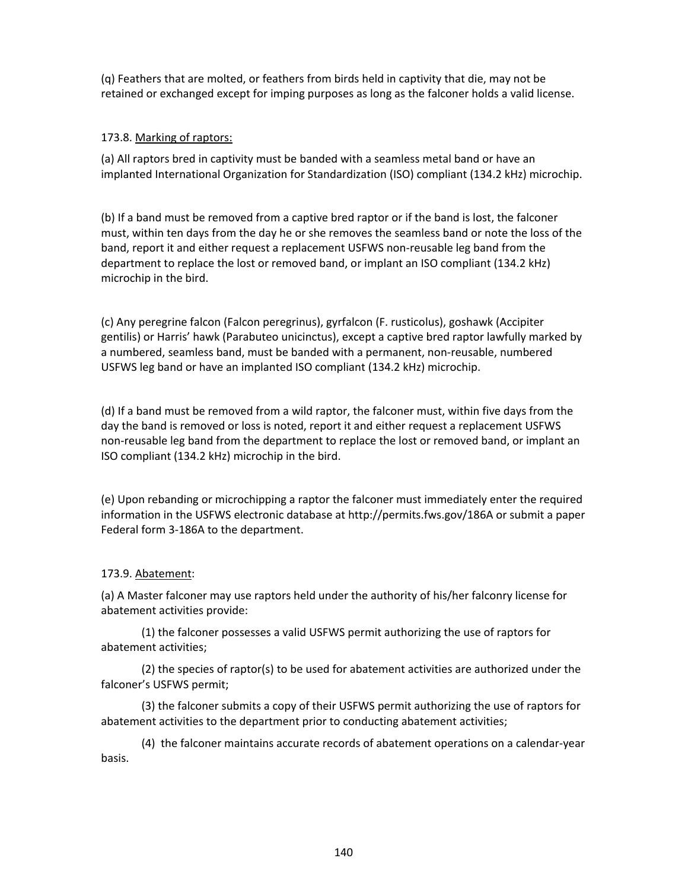(q) Feathers that are molted, or feathers from birds held in captivity that die, may not be retained or exchanged except for imping purposes as long as the falconer holds a valid license.

173.8. <u>Marking of raptors:</u>

(a) All raptors bred in captivity must be banded with a seamless metal band or have an implanted International Organization for Standardization (ISO) compliant (134.2 kHz) microchip.

(b) If a band must be removed from a captive bred raptor or if the band is lost, the falconer must, within ten days from the day he or she removes the seamless band or note the loss of the band, report it and either request a replacement USFWS non-reusable leg band from the department to replace the lost or removed band, or implant an ISO compliant (134.2 kHz) microchip in the bird.

(c) Any peregrine falcon (Falcon peregrinus), gyrfalcon (F. rusticolus), goshawk (Accipiter gentilis) or Harris' hawk (Parabuteo unicinctus), except a captive bred raptor lawfully marked by a numbered, seamless band, must be banded with a permanent, non-reusable, numbered USFWS leg band or have an implanted ISO compliant (134.2 kHz) microchip.

(d) If a band must be removed from a wild raptor, the falconer must, within five days from the day the band is removed or loss is noted, report it and either request a replacement USFWS non-reusable leg band from the department to replace the lost or removed band, or implant an ISO compliant (134.2 kHz) microchip in the bird.

(e) Upon rebanding or microchipping a raptor the falconer must immediately enter the required information in the USFWS electronic database at http://permits.fws.gov/186A or submit a paper Federal form 3-186A to the department.

173.9. <u>Abatement</u>:

(a) A Master falconer may use raptors held under the authority of his/her falconry license for abatement activities provide:

(1) the falconer possesses a valid USFWS permit authorizing the use of raptors for abatement activities;

(2) the species of raptor(s) to be used for abatement activities are authorized under the falconer's USFWS permit;

(3) the falconer submits a copy of their USFWS permit authorizing the use of raptors for abatement activities to the department prior to conducting abatement activities;

(4) the falconer maintains accurate records of abatement operations on a calendar-year basis.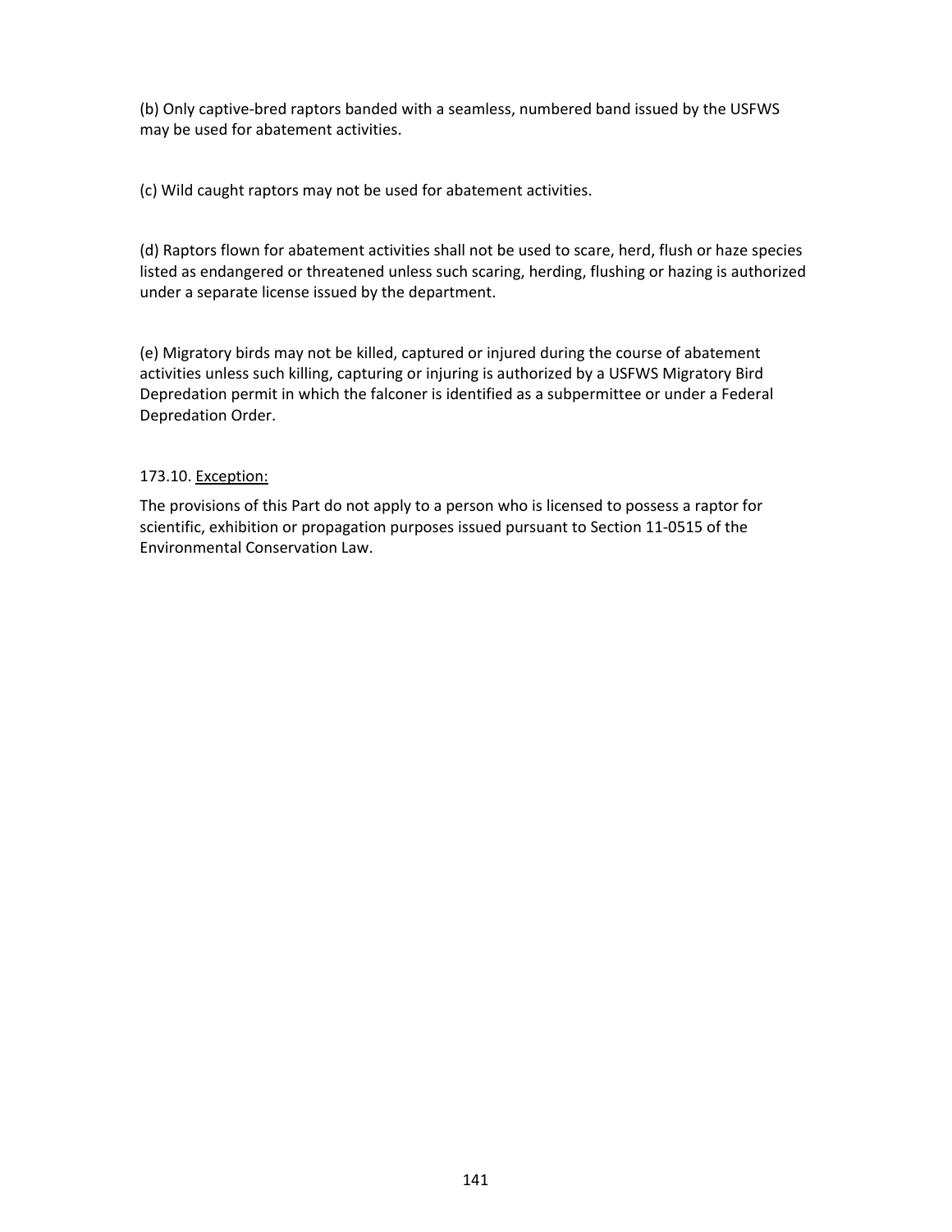(b) Only captive-bred raptors banded with a seamless, numbered band issued by the USFWS may be used for abatement activities.

(c) Wild caught raptors may not be used for abatement activities.

(d) Raptors flown for abatement activities shall not be used to scare, herd, flush or haze species listed as endangered or threatened unless such scaring, herding, flushing or hazing is authorized under a separate license issued by the department.

(e) Migratory birds may not be killed, captured or injured during the course of abatement activities unless such killing, capturing or injuring is authorized by a USFWS Migratory Bird Depredation permit in which the falconer is identified as a subpermittee or under a Federal Depredation Order.

173.10. Exception:

The provisions of this Part do not apply to a person who is licensed to possess a raptor for scientific, exhibition or propagation purposes issued pursuant to Section 11-0515 of the Environmental Conservation Law.